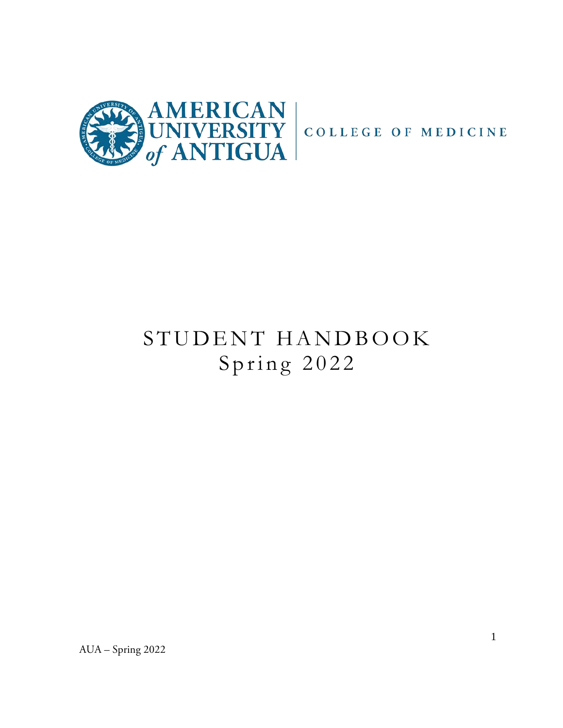AMERICAN UNIVERSITY *of* ANTIGUA | COLLEGE OF MEDICINE

# STUDENT HANDBOOK
# Spring 2022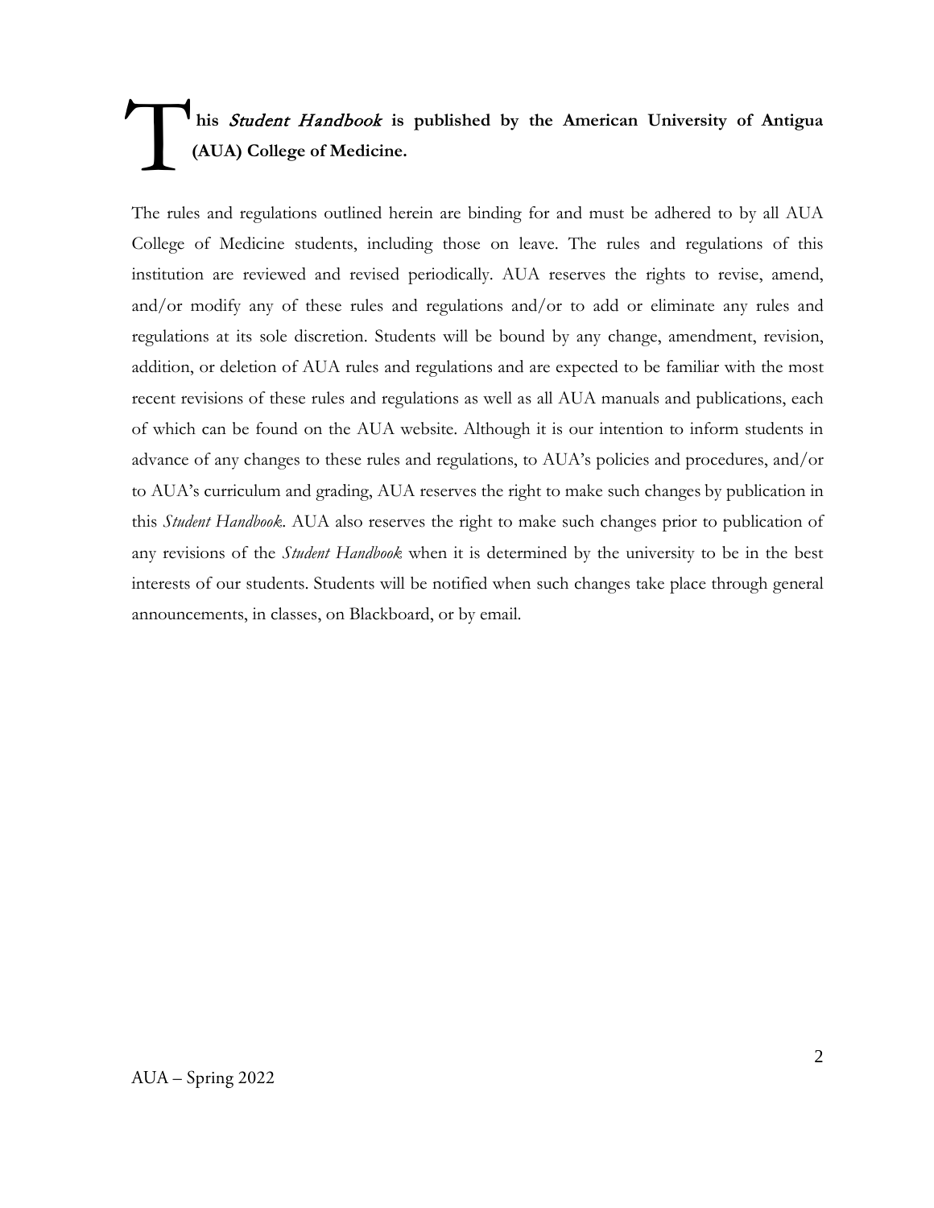**This *Student Handbook* is published by the American University of Antigua (AUA) College of Medicine.**

The rules and regulations outlined herein are binding for and must be adhered to by all AUA College of Medicine students, including those on leave. The rules and regulations of this institution are reviewed and revised periodically. AUA reserves the rights to revise, amend, and/or modify any of these rules and regulations and/or to add or eliminate any rules and regulations at its sole discretion. Students will be bound by any change, amendment, revision, addition, or deletion of AUA rules and regulations and are expected to be familiar with the most recent revisions of these rules and regulations as well as all AUA manuals and publications, each of which can be found on the AUA website. Although it is our intention to inform students in advance of any changes to these rules and regulations, to AUA's policies and procedures, and/or to AUA's curriculum and grading, AUA reserves the right to make such changes by publication in this *Student Handbook*. AUA also reserves the right to make such changes prior to publication of any revisions of the *Student Handbook* when it is determined by the university to be in the best interests of our students. Students will be notified when such changes take place through general announcements, in classes, on Blackboard, or by email.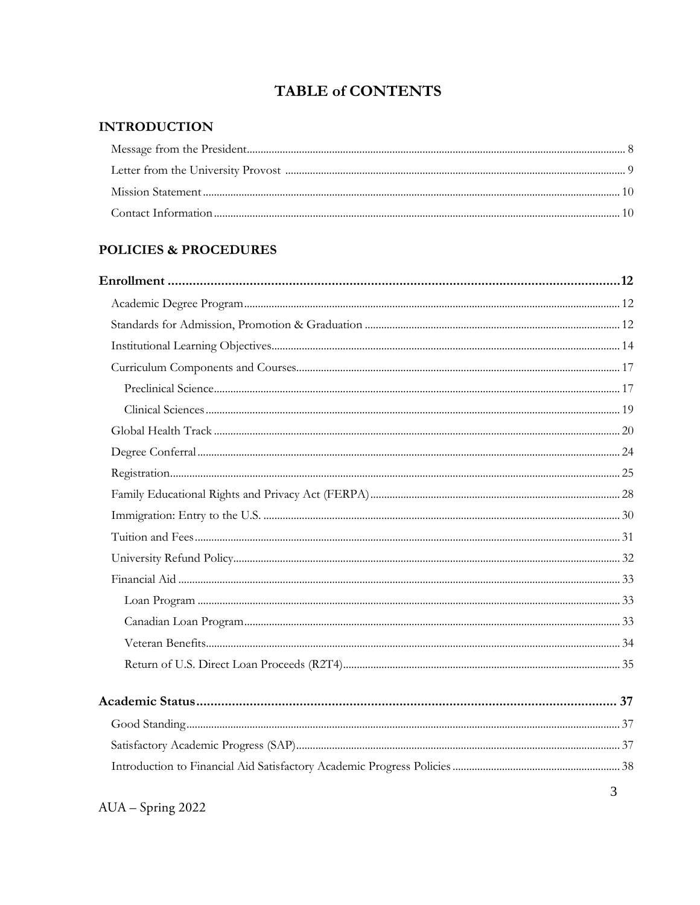# TABLE of CONTENTS

## INTRODUCTION

- Message from the President ........ 8
- Letter from the University Provost ........ 9
- Mission Statement ........ 10
- Contact Information ........ 10

## POLICIES & PROCEDURES

### Enrollment ........ 12

- Academic Degree Program ........ 12
- Standards for Admission, Promotion & Graduation ........ 12
- Institutional Learning Objectives ........ 14
- Curriculum Components and Courses ........ 17
  - Preclinical Science ........ 17
  - Clinical Sciences ........ 19
- Global Health Track ........ 20
- Degree Conferral ........ 24
- Registration ........ 25
- Family Educational Rights and Privacy Act (FERPA) ........ 28
- Immigration: Entry to the U.S. ........ 30
- Tuition and Fees ........ 31
- University Refund Policy ........ 32
- Financial Aid ........ 33
  - Loan Program ........ 33
  - Canadian Loan Program ........ 33
  - Veteran Benefits ........ 34
  - Return of U.S. Direct Loan Proceeds (R2T4) ........ 35

### Academic Status ........ 37

- Good Standing ........ 37
- Satisfactory Academic Progress (SAP) ........ 37
- Introduction to Financial Aid Satisfactory Academic Progress Policies ........ 38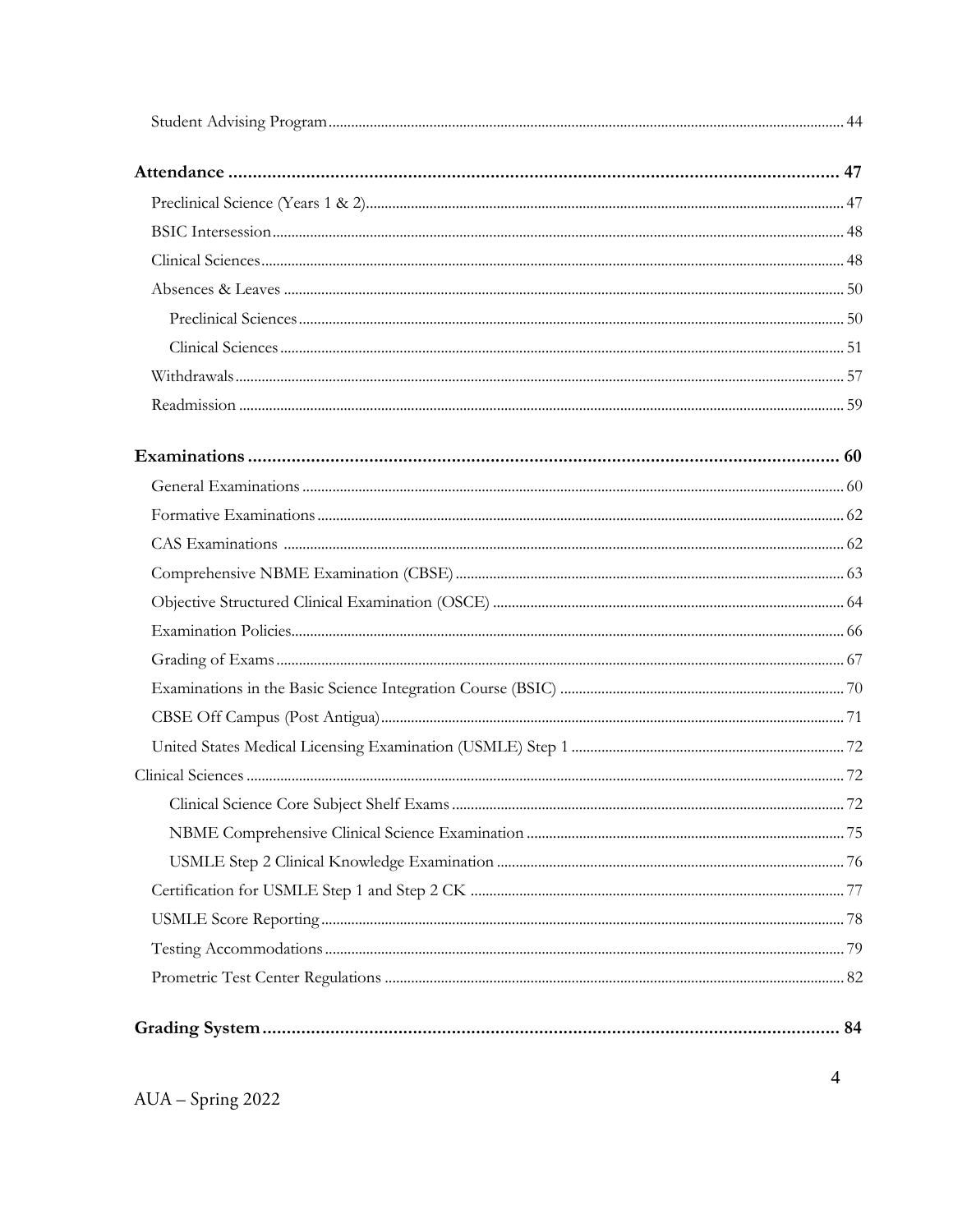Student Advising Program ........ 44

**Attendance ........ 47**

Preclinical Science (Years 1 & 2) ........ 47

BSIC Intersession ........ 48

Clinical Sciences ........ 48

Absences & Leaves ........ 50

Preclinical Sciences ........ 50

Clinical Sciences ........ 51

Withdrawals ........ 57

Readmission ........ 59

**Examinations ........ 60**

General Examinations ........ 60

Formative Examinations ........ 62

CAS Examinations ........ 62

Comprehensive NBME Examination (CBSE) ........ 63

Objective Structured Clinical Examination (OSCE) ........ 64

Examination Policies ........ 66

Grading of Exams ........ 67

Examinations in the Basic Science Integration Course (BSIC) ........ 70

CBSE Off Campus (Post Antigua) ........ 71

United States Medical Licensing Examination (USMLE) Step 1 ........ 72

Clinical Sciences ........ 72

Clinical Science Core Subject Shelf Exams ........ 72

NBME Comprehensive Clinical Science Examination ........ 75

USMLE Step 2 Clinical Knowledge Examination ........ 76

Certification for USMLE Step 1 and Step 2 CK ........ 77

USMLE Score Reporting ........ 78

Testing Accommodations ........ 79

Prometric Test Center Regulations ........ 82

**Grading System ........ 84**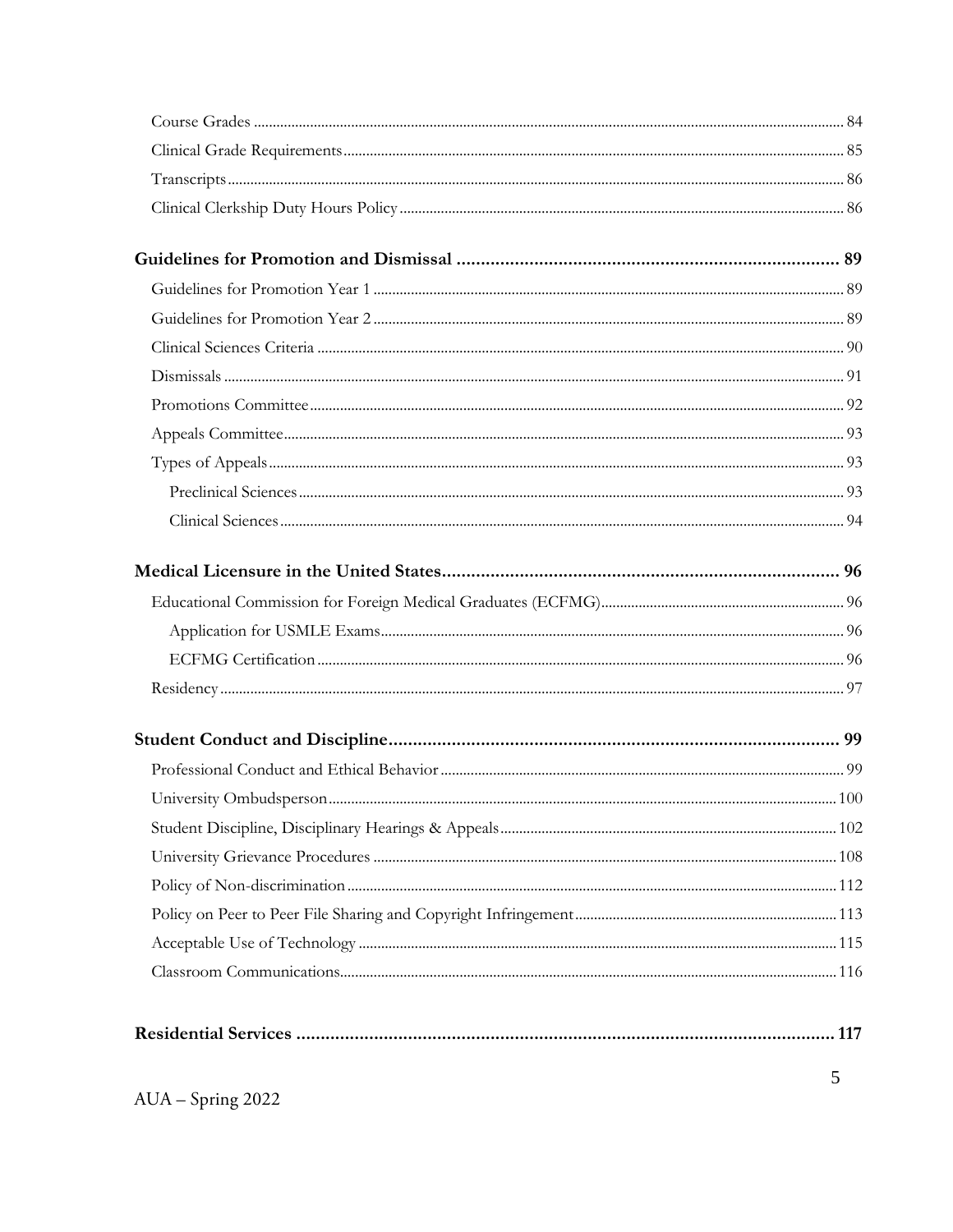Course Grades ........................................................................................................................................ 84
Clinical Grade Requirements ................................................................................................................. 85
Transcripts .............................................................................................................................................. 86
Clinical Clerkship Duty Hours Policy ..................................................................................................... 86

**Guidelines for Promotion and Dismissal ............................................................................ 89**

Guidelines for Promotion Year 1 ........................................................................................................... 89
Guidelines for Promotion Year 2 ........................................................................................................... 89
Clinical Sciences Criteria ....................................................................................................................... 90
Dismissals .............................................................................................................................................. 91
Promotions Committee .......................................................................................................................... 92
Appeals Committee ................................................................................................................................ 93
Types of Appeals .................................................................................................................................... 93
  Preclinical Sciences ............................................................................................................................... 93
  Clinical Sciences .................................................................................................................................... 94

**Medical Licensure in the United States ................................................................................ 96**

Educational Commission for Foreign Medical Graduates (ECFMG) ................................................... 96
  Application for USMLE Exams ............................................................................................................ 96
  ECFMG Certification ............................................................................................................................ 96
Residency ............................................................................................................................................... 97

**Student Conduct and Discipline ........................................................................................... 99**

Professional Conduct and Ethical Behavior .......................................................................................... 99
University Ombudsperson .................................................................................................................... 100
Student Discipline, Disciplinary Hearings & Appeals ......................................................................... 102
University Grievance Procedures ......................................................................................................... 108
Policy of Non-discrimination ............................................................................................................... 112
Policy on Peer to Peer File Sharing and Copyright Infringement ........................................................ 113
Acceptable Use of Technology ............................................................................................................. 115
Classroom Communications ................................................................................................................ 116

**Residential Services ............................................................................................................. 117**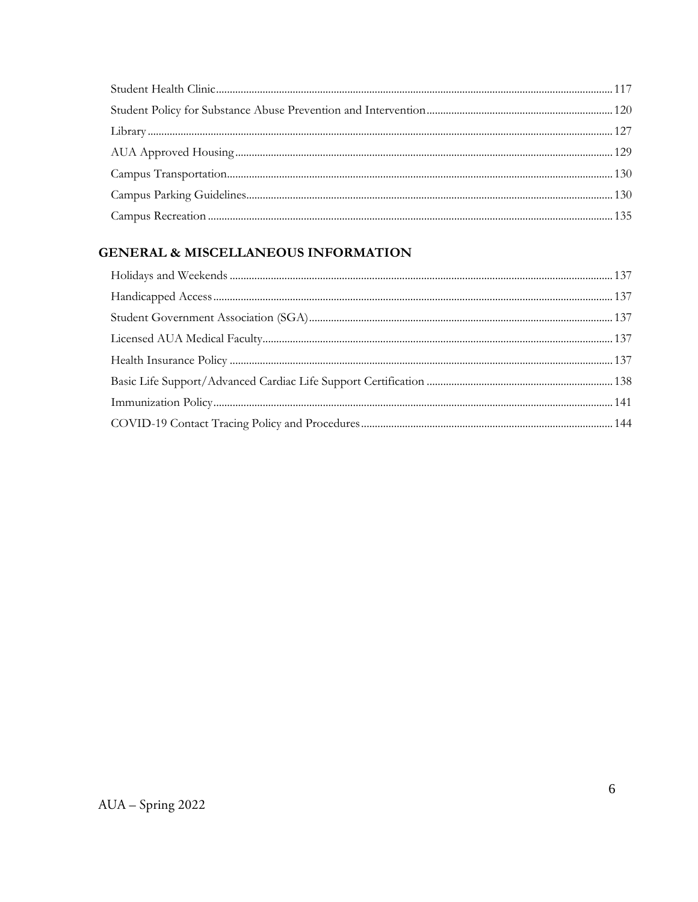Student Health Clinic ........................................ 117
Student Policy for Substance Abuse Prevention and Intervention ........................................ 120
Library ........................................ 127
AUA Approved Housing ........................................ 129
Campus Transportation ........................................ 130
Campus Parking Guidelines ........................................ 130
Campus Recreation ........................................ 135

## GENERAL & MISCELLANEOUS INFORMATION

Holidays and Weekends ........................................ 137
Handicapped Access ........................................ 137
Student Government Association (SGA) ........................................ 137
Licensed AUA Medical Faculty ........................................ 137
Health Insurance Policy ........................................ 137
Basic Life Support/Advanced Cardiac Life Support Certification ........................................ 138
Immunization Policy ........................................ 141
COVID-19 Contact Tracing Policy and Procedures ........................................ 144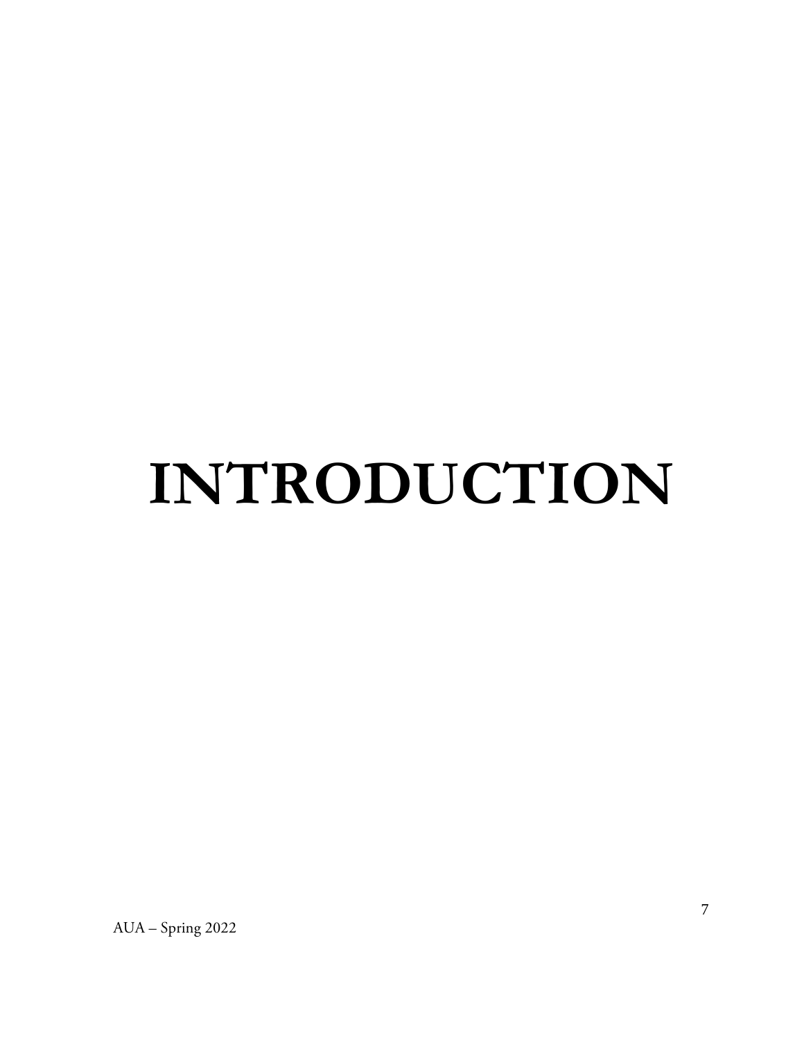# INTRODUCTION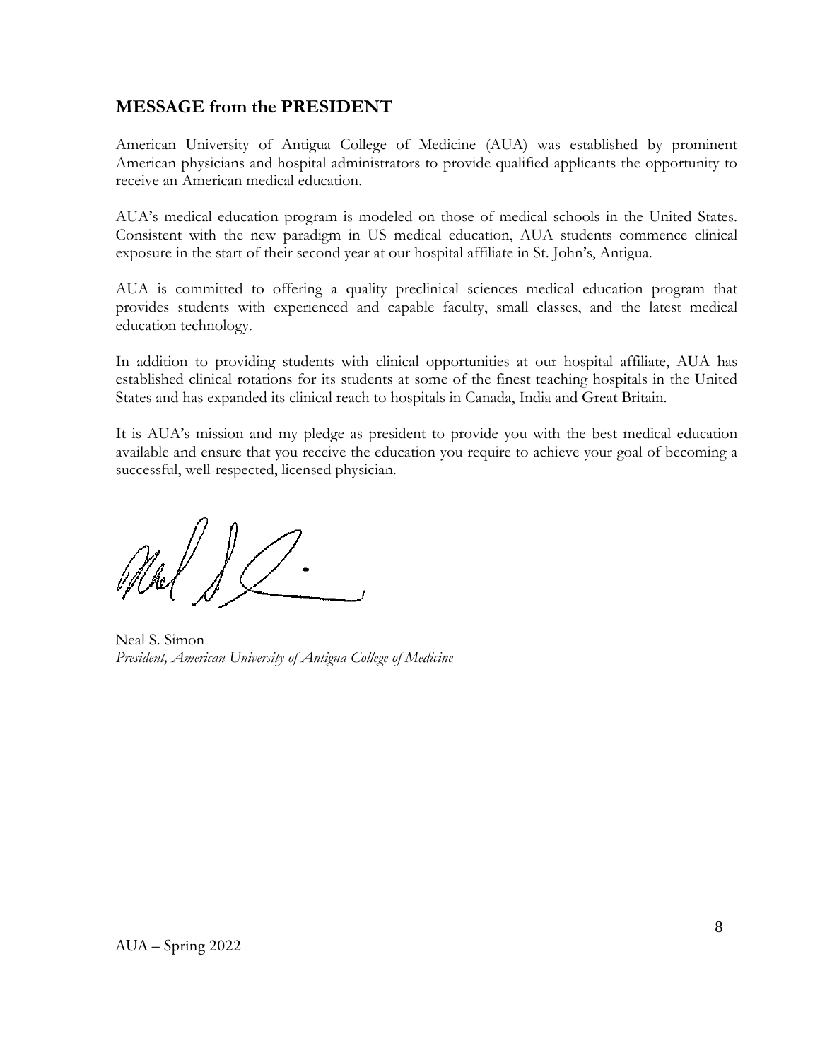## MESSAGE from the PRESIDENT

American University of Antigua College of Medicine (AUA) was established by prominent American physicians and hospital administrators to provide qualified applicants the opportunity to receive an American medical education.

AUA's medical education program is modeled on those of medical schools in the United States. Consistent with the new paradigm in US medical education, AUA students commence clinical exposure in the start of their second year at our hospital affiliate in St. John's, Antigua.

AUA is committed to offering a quality preclinical sciences medical education program that provides students with experienced and capable faculty, small classes, and the latest medical education technology.

In addition to providing students with clinical opportunities at our hospital affiliate, AUA has established clinical rotations for its students at some of the finest teaching hospitals in the United States and has expanded its clinical reach to hospitals in Canada, India and Great Britain.

It is AUA's mission and my pledge as president to provide you with the best medical education available and ensure that you receive the education you require to achieve your goal of becoming a successful, well-respected, licensed physician.

Neal S. Simon
*President, American University of Antigua College of Medicine*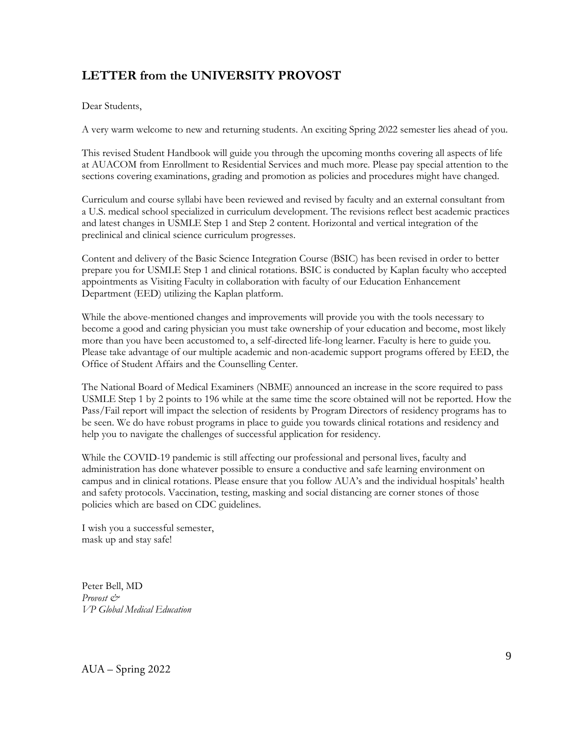## LETTER from the UNIVERSITY PROVOST

Dear Students,

A very warm welcome to new and returning students. An exciting Spring 2022 semester lies ahead of you.

This revised Student Handbook will guide you through the upcoming months covering all aspects of life at AUACOM from Enrollment to Residential Services and much more. Please pay special attention to the sections covering examinations, grading and promotion as policies and procedures might have changed.

Curriculum and course syllabi have been reviewed and revised by faculty and an external consultant from a U.S. medical school specialized in curriculum development. The revisions reflect best academic practices and latest changes in USMLE Step 1 and Step 2 content. Horizontal and vertical integration of the preclinical and clinical science curriculum progresses.

Content and delivery of the Basic Science Integration Course (BSIC) has been revised in order to better prepare you for USMLE Step 1 and clinical rotations. BSIC is conducted by Kaplan faculty who accepted appointments as Visiting Faculty in collaboration with faculty of our Education Enhancement Department (EED) utilizing the Kaplan platform.

While the above-mentioned changes and improvements will provide you with the tools necessary to become a good and caring physician you must take ownership of your education and become, most likely more than you have been accustomed to, a self-directed life-long learner. Faculty is here to guide you. Please take advantage of our multiple academic and non-academic support programs offered by EED, the Office of Student Affairs and the Counselling Center.

The National Board of Medical Examiners (NBME) announced an increase in the score required to pass USMLE Step 1 by 2 points to 196 while at the same time the score obtained will not be reported. How the Pass/Fail report will impact the selection of residents by Program Directors of residency programs has to be seen. We do have robust programs in place to guide you towards clinical rotations and residency and help you to navigate the challenges of successful application for residency.

While the COVID-19 pandemic is still affecting our professional and personal lives, faculty and administration has done whatever possible to ensure a conductive and safe learning environment on campus and in clinical rotations. Please ensure that you follow AUA's and the individual hospitals' health and safety protocols. Vaccination, testing, masking and social distancing are corner stones of those policies which are based on CDC guidelines.

I wish you a successful semester,
mask up and stay safe!

Peter Bell, MD
*Provost &*
*VP Global Medical Education*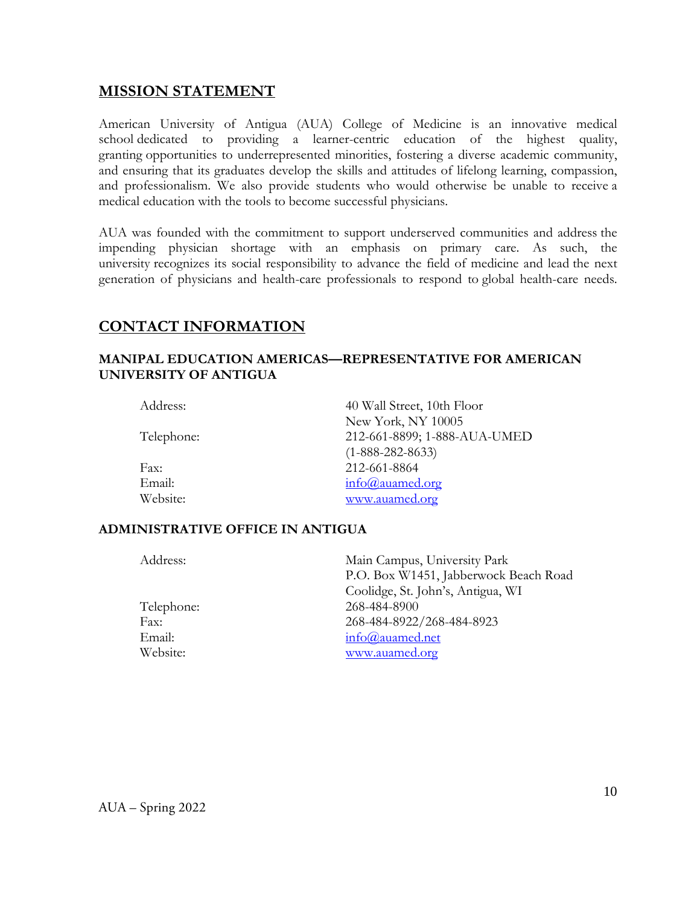## MISSION STATEMENT

American University of Antigua (AUA) College of Medicine is an innovative medical school dedicated to providing a learner-centric education of the highest quality, granting opportunities to underrepresented minorities, fostering a diverse academic community, and ensuring that its graduates develop the skills and attitudes of lifelong learning, compassion, and professionalism. We also provide students who would otherwise be unable to receive a medical education with the tools to become successful physicians.

AUA was founded with the commitment to support underserved communities and address the impending physician shortage with an emphasis on primary care. As such, the university recognizes its social responsibility to advance the field of medicine and lead the next generation of physicians and health-care professionals to respond to global health-care needs.

## CONTACT INFORMATION

### MANIPAL EDUCATION AMERICAS—REPRESENTATIVE FOR AMERICAN UNIVERSITY OF ANTIGUA

| | |
|---|---|
| Address: | 40 Wall Street, 10th Floor<br>New York, NY 10005 |
| Telephone: | 212-661-8899; 1-888-AUA-UMED<br>(1-888-282-8633) |
| Fax: | 212-661-8864 |
| Email: | info@auamed.org |
| Website: | www.auamed.org |

### ADMINISTRATIVE OFFICE IN ANTIGUA

| | |
|---|---|
| Address: | Main Campus, University Park<br>P.O. Box W1451, Jabberwock Beach Road<br>Coolidge, St. John's, Antigua, WI |
| Telephone: | 268-484-8900 |
| Fax: | 268-484-8922/268-484-8923 |
| Email: | info@auamed.net |
| Website: | www.auamed.org |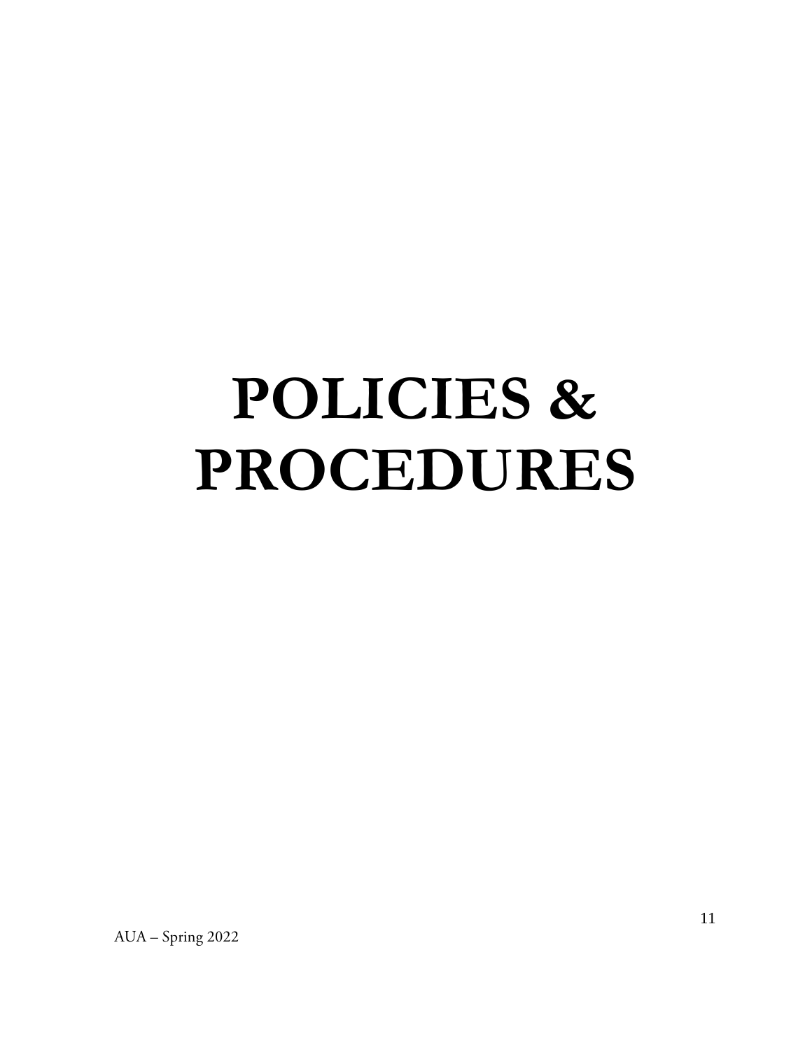# POLICIES & PROCEDURES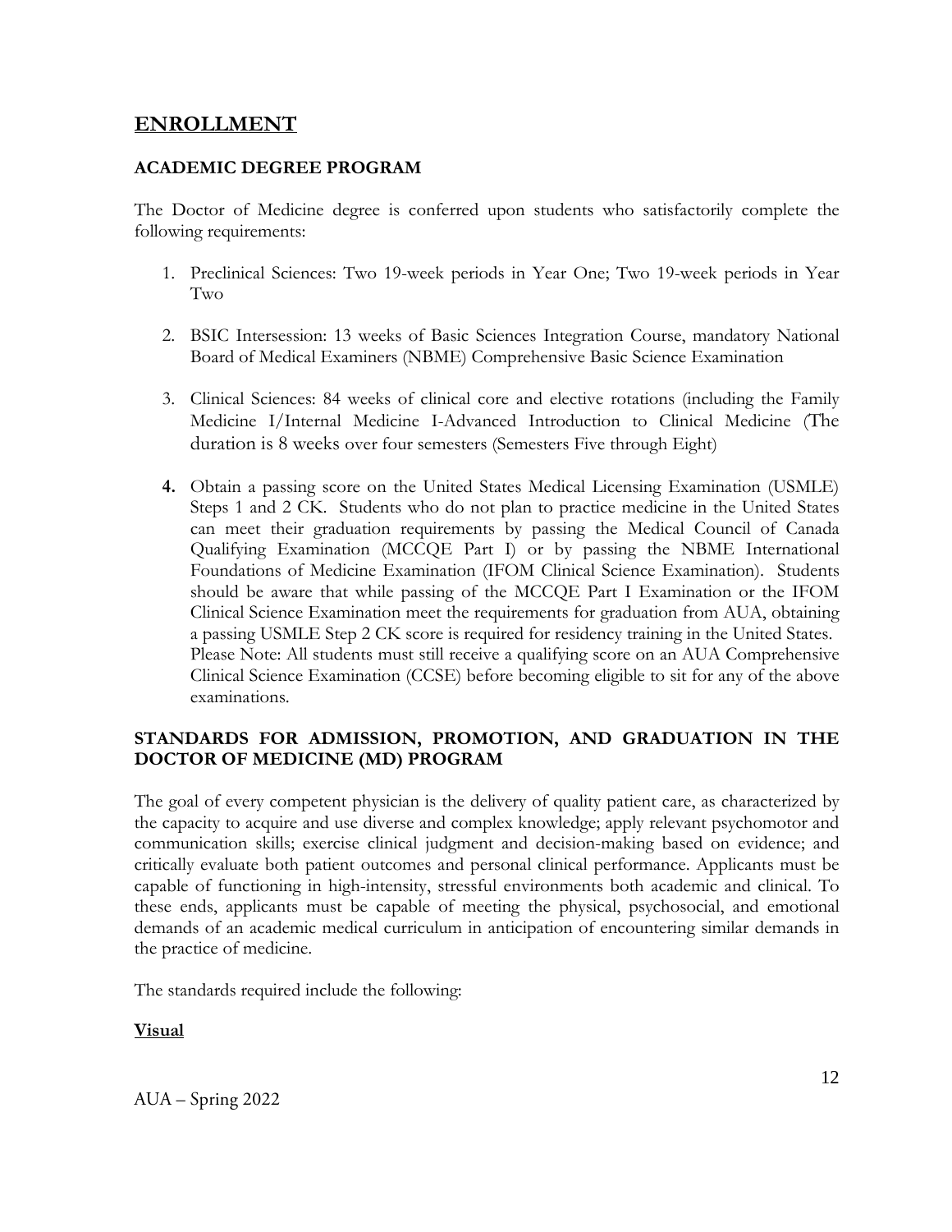# ENROLLMENT

## ACADEMIC DEGREE PROGRAM

The Doctor of Medicine degree is conferred upon students who satisfactorily complete the following requirements:

1. Preclinical Sciences: Two 19-week periods in Year One; Two 19-week periods in Year Two

2. BSIC Intersession: 13 weeks of Basic Sciences Integration Course, mandatory National Board of Medical Examiners (NBME) Comprehensive Basic Science Examination

3. Clinical Sciences: 84 weeks of clinical core and elective rotations (including the Family Medicine I/Internal Medicine I-Advanced Introduction to Clinical Medicine (The duration is 8 weeks over four semesters (Semesters Five through Eight)

4. Obtain a passing score on the United States Medical Licensing Examination (USMLE) Steps 1 and 2 CK. Students who do not plan to practice medicine in the United States can meet their graduation requirements by passing the Medical Council of Canada Qualifying Examination (MCCQE Part I) or by passing the NBME International Foundations of Medicine Examination (IFOM Clinical Science Examination). Students should be aware that while passing of the MCCQE Part I Examination or the IFOM Clinical Science Examination meet the requirements for graduation from AUA, obtaining a passing USMLE Step 2 CK score is required for residency training in the United States. Please Note: All students must still receive a qualifying score on an AUA Comprehensive Clinical Science Examination (CCSE) before becoming eligible to sit for any of the above examinations.

## STANDARDS FOR ADMISSION, PROMOTION, AND GRADUATION IN THE DOCTOR OF MEDICINE (MD) PROGRAM

The goal of every competent physician is the delivery of quality patient care, as characterized by the capacity to acquire and use diverse and complex knowledge; apply relevant psychomotor and communication skills; exercise clinical judgment and decision-making based on evidence; and critically evaluate both patient outcomes and personal clinical performance. Applicants must be capable of functioning in high-intensity, stressful environments both academic and clinical. To these ends, applicants must be capable of meeting the physical, psychosocial, and emotional demands of an academic medical curriculum in anticipation of encountering similar demands in the practice of medicine.

The standards required include the following:

**Visual**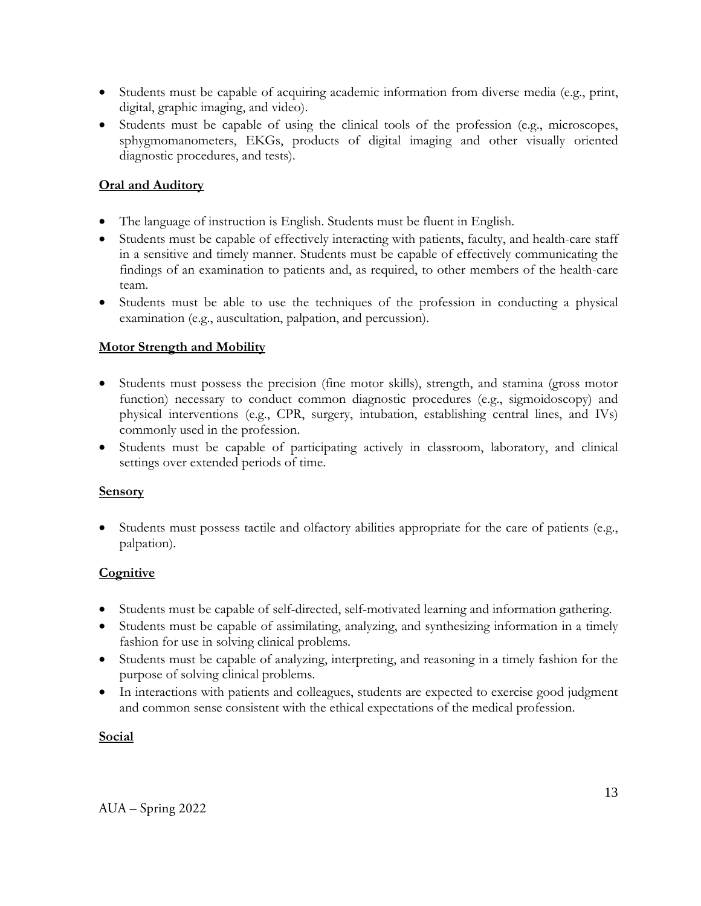- Students must be capable of acquiring academic information from diverse media (e.g., print, digital, graphic imaging, and video).
- Students must be capable of using the clinical tools of the profession (e.g., microscopes, sphygmomanometers, EKGs, products of digital imaging and other visually oriented diagnostic procedures, and tests).

**Oral and Auditory**

- The language of instruction is English. Students must be fluent in English.
- Students must be capable of effectively interacting with patients, faculty, and health-care staff in a sensitive and timely manner. Students must be capable of effectively communicating the findings of an examination to patients and, as required, to other members of the health-care team.
- Students must be able to use the techniques of the profession in conducting a physical examination (e.g., auscultation, palpation, and percussion).

**Motor Strength and Mobility**

- Students must possess the precision (fine motor skills), strength, and stamina (gross motor function) necessary to conduct common diagnostic procedures (e.g., sigmoidoscopy) and physical interventions (e.g., CPR, surgery, intubation, establishing central lines, and IVs) commonly used in the profession.
- Students must be capable of participating actively in classroom, laboratory, and clinical settings over extended periods of time.

**Sensory**

- Students must possess tactile and olfactory abilities appropriate for the care of patients (e.g., palpation).

**Cognitive**

- Students must be capable of self-directed, self-motivated learning and information gathering.
- Students must be capable of assimilating, analyzing, and synthesizing information in a timely fashion for use in solving clinical problems.
- Students must be capable of analyzing, interpreting, and reasoning in a timely fashion for the purpose of solving clinical problems.
- In interactions with patients and colleagues, students are expected to exercise good judgment and common sense consistent with the ethical expectations of the medical profession.

**Social**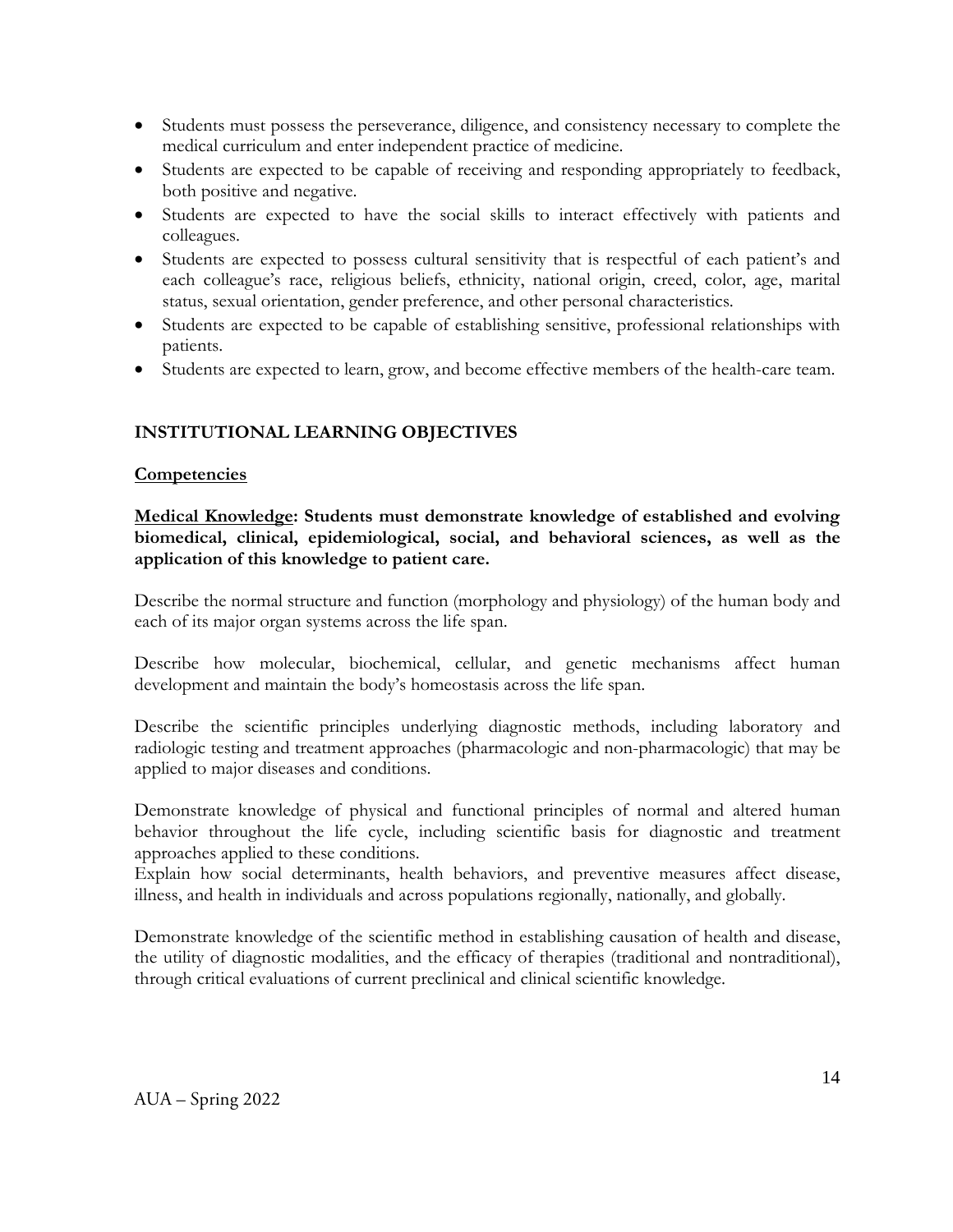- Students must possess the perseverance, diligence, and consistency necessary to complete the medical curriculum and enter independent practice of medicine.
- Students are expected to be capable of receiving and responding appropriately to feedback, both positive and negative.
- Students are expected to have the social skills to interact effectively with patients and colleagues.
- Students are expected to possess cultural sensitivity that is respectful of each patient's and each colleague's race, religious beliefs, ethnicity, national origin, creed, color, age, marital status, sexual orientation, gender preference, and other personal characteristics.
- Students are expected to be capable of establishing sensitive, professional relationships with patients.
- Students are expected to learn, grow, and become effective members of the health-care team.

## INSTITUTIONAL LEARNING OBJECTIVES

### Competencies

**Medical Knowledge: Students must demonstrate knowledge of established and evolving biomedical, clinical, epidemiological, social, and behavioral sciences, as well as the application of this knowledge to patient care.**

Describe the normal structure and function (morphology and physiology) of the human body and each of its major organ systems across the life span.

Describe how molecular, biochemical, cellular, and genetic mechanisms affect human development and maintain the body's homeostasis across the life span.

Describe the scientific principles underlying diagnostic methods, including laboratory and radiologic testing and treatment approaches (pharmacologic and non-pharmacologic) that may be applied to major diseases and conditions.

Demonstrate knowledge of physical and functional principles of normal and altered human behavior throughout the life cycle, including scientific basis for diagnostic and treatment approaches applied to these conditions.

Explain how social determinants, health behaviors, and preventive measures affect disease, illness, and health in individuals and across populations regionally, nationally, and globally.

Demonstrate knowledge of the scientific method in establishing causation of health and disease, the utility of diagnostic modalities, and the efficacy of therapies (traditional and nontraditional), through critical evaluations of current preclinical and clinical scientific knowledge.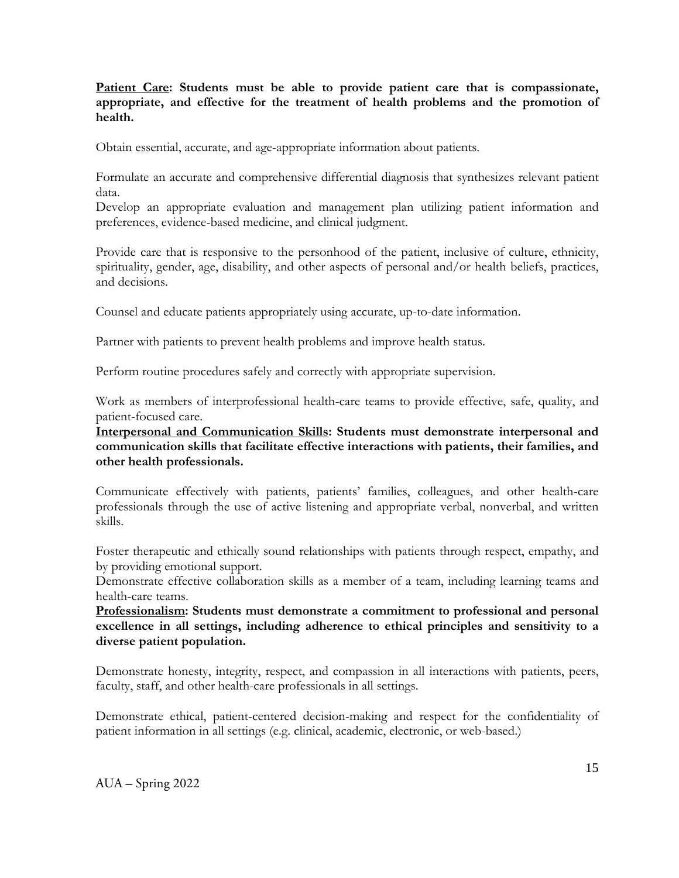<u>**Patient Care**</u>**: Students must be able to provide patient care that is compassionate, appropriate, and effective for the treatment of health problems and the promotion of health.**

Obtain essential, accurate, and age-appropriate information about patients.

Formulate an accurate and comprehensive differential diagnosis that synthesizes relevant patient data.

Develop an appropriate evaluation and management plan utilizing patient information and preferences, evidence-based medicine, and clinical judgment.

Provide care that is responsive to the personhood of the patient, inclusive of culture, ethnicity, spirituality, gender, age, disability, and other aspects of personal and/or health beliefs, practices, and decisions.

Counsel and educate patients appropriately using accurate, up-to-date information.

Partner with patients to prevent health problems and improve health status.

Perform routine procedures safely and correctly with appropriate supervision.

Work as members of interprofessional health-care teams to provide effective, safe, quality, and patient-focused care.

<u>**Interpersonal and Communication Skills**</u>**: Students must demonstrate interpersonal and communication skills that facilitate effective interactions with patients, their families, and other health professionals.**

Communicate effectively with patients, patients' families, colleagues, and other health-care professionals through the use of active listening and appropriate verbal, nonverbal, and written skills.

Foster therapeutic and ethically sound relationships with patients through respect, empathy, and by providing emotional support.

Demonstrate effective collaboration skills as a member of a team, including learning teams and health-care teams.

<u>**Professionalism**</u>**: Students must demonstrate a commitment to professional and personal excellence in all settings, including adherence to ethical principles and sensitivity to a diverse patient population.**

Demonstrate honesty, integrity, respect, and compassion in all interactions with patients, peers, faculty, staff, and other health-care professionals in all settings.

Demonstrate ethical, patient-centered decision-making and respect for the confidentiality of patient information in all settings (e.g. clinical, academic, electronic, or web-based.)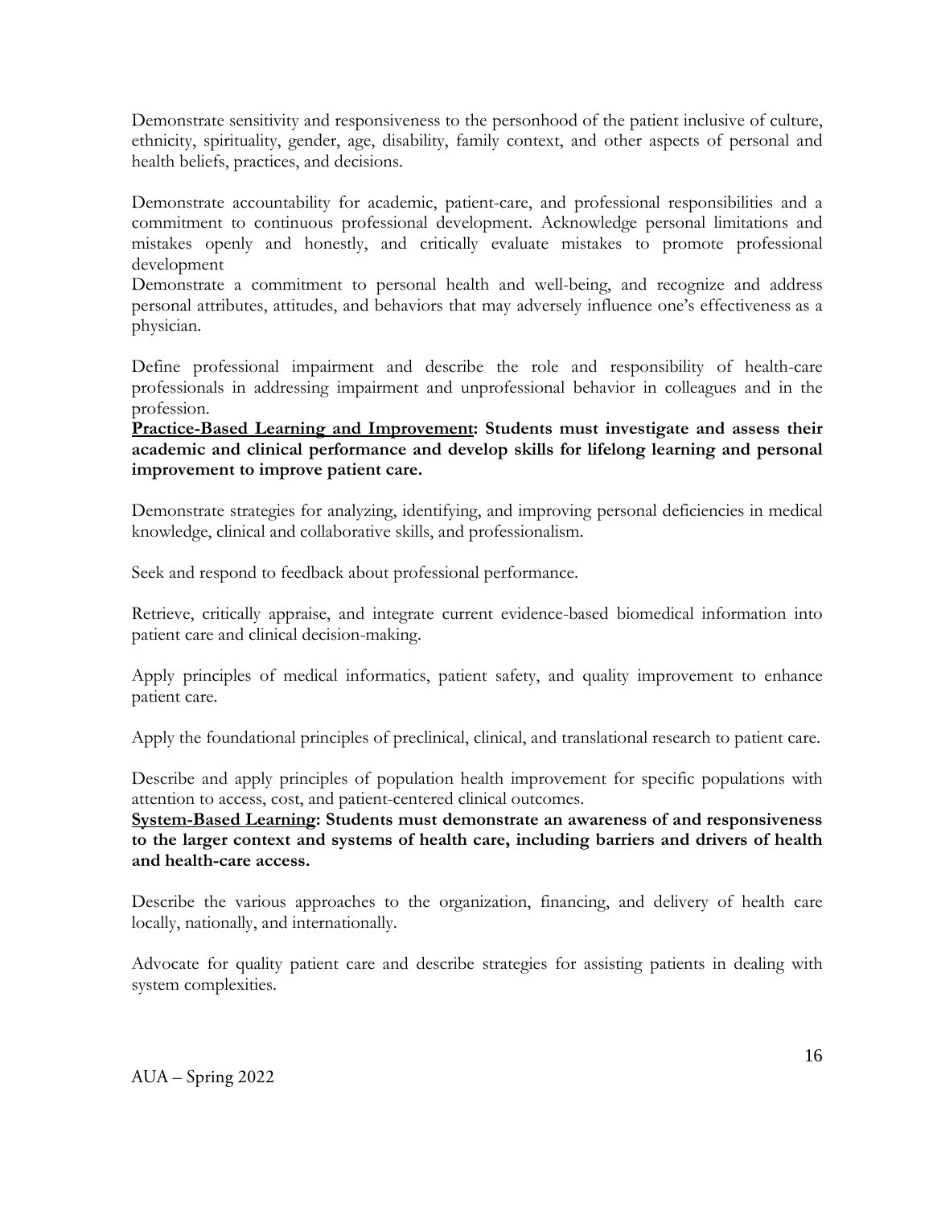Demonstrate sensitivity and responsiveness to the personhood of the patient inclusive of culture, ethnicity, spirituality, gender, age, disability, family context, and other aspects of personal and health beliefs, practices, and decisions.

Demonstrate accountability for academic, patient-care, and professional responsibilities and a commitment to continuous professional development. Acknowledge personal limitations and mistakes openly and honestly, and critically evaluate mistakes to promote professional development

Demonstrate a commitment to personal health and well-being, and recognize and address personal attributes, attitudes, and behaviors that may adversely influence one's effectiveness as a physician.

Define professional impairment and describe the role and responsibility of health-care professionals in addressing impairment and unprofessional behavior in colleagues and in the profession.

**<u>Practice-Based Learning and Improvement</u>: Students must investigate and assess their academic and clinical performance and develop skills for lifelong learning and personal improvement to improve patient care.**

Demonstrate strategies for analyzing, identifying, and improving personal deficiencies in medical knowledge, clinical and collaborative skills, and professionalism.

Seek and respond to feedback about professional performance.

Retrieve, critically appraise, and integrate current evidence-based biomedical information into patient care and clinical decision-making.

Apply principles of medical informatics, patient safety, and quality improvement to enhance patient care.

Apply the foundational principles of preclinical, clinical, and translational research to patient care.

Describe and apply principles of population health improvement for specific populations with attention to access, cost, and patient-centered clinical outcomes.

**<u>System-Based Learning</u>: Students must demonstrate an awareness of and responsiveness to the larger context and systems of health care, including barriers and drivers of health and health-care access.**

Describe the various approaches to the organization, financing, and delivery of health care locally, nationally, and internationally.

Advocate for quality patient care and describe strategies for assisting patients in dealing with system complexities.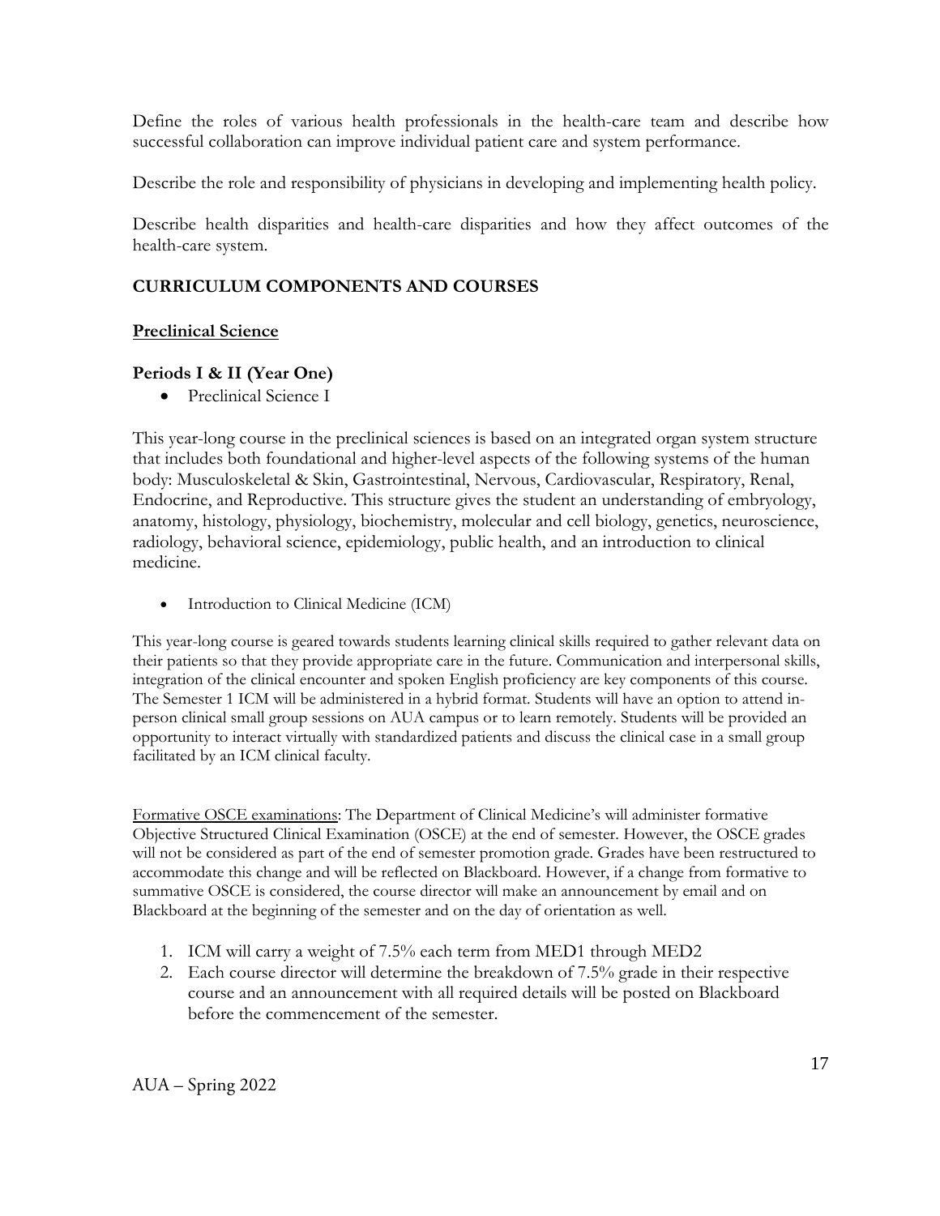Define the roles of various health professionals in the health-care team and describe how successful collaboration can improve individual patient care and system performance.

Describe the role and responsibility of physicians in developing and implementing health policy.

Describe health disparities and health-care disparities and how they affect outcomes of the health-care system.

## CURRICULUM COMPONENTS AND COURSES

### Preclinical Science

#### Periods I & II (Year One)

- Preclinical Science I

This year-long course in the preclinical sciences is based on an integrated organ system structure that includes both foundational and higher-level aspects of the following systems of the human body: Musculoskeletal & Skin, Gastrointestinal, Nervous, Cardiovascular, Respiratory, Renal, Endocrine, and Reproductive. This structure gives the student an understanding of embryology, anatomy, histology, physiology, biochemistry, molecular and cell biology, genetics, neuroscience, radiology, behavioral science, epidemiology, public health, and an introduction to clinical medicine.

- Introduction to Clinical Medicine (ICM)

This year-long course is geared towards students learning clinical skills required to gather relevant data on their patients so that they provide appropriate care in the future. Communication and interpersonal skills, integration of the clinical encounter and spoken English proficiency are key components of this course. The Semester 1 ICM will be administered in a hybrid format. Students will have an option to attend in-person clinical small group sessions on AUA campus or to learn remotely. Students will be provided an opportunity to interact virtually with standardized patients and discuss the clinical case in a small group facilitated by an ICM clinical faculty.

Formative OSCE examinations: The Department of Clinical Medicine's will administer formative Objective Structured Clinical Examination (OSCE) at the end of semester. However, the OSCE grades will not be considered as part of the end of semester promotion grade. Grades have been restructured to accommodate this change and will be reflected on Blackboard. However, if a change from formative to summative OSCE is considered, the course director will make an announcement by email and on Blackboard at the beginning of the semester and on the day of orientation as well.

1. ICM will carry a weight of 7.5% each term from MED1 through MED2
2. Each course director will determine the breakdown of 7.5% grade in their respective course and an announcement with all required details will be posted on Blackboard before the commencement of the semester.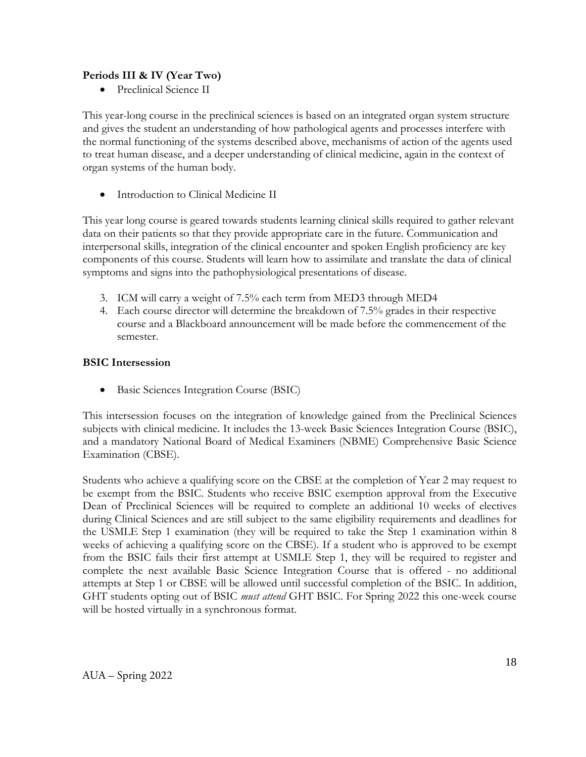**Periods III & IV (Year Two)**

- Preclinical Science II

This year-long course in the preclinical sciences is based on an integrated organ system structure and gives the student an understanding of how pathological agents and processes interfere with the normal functioning of the systems described above, mechanisms of action of the agents used to treat human disease, and a deeper understanding of clinical medicine, again in the context of organ systems of the human body.

- Introduction to Clinical Medicine II

This year long course is geared towards students learning clinical skills required to gather relevant data on their patients so that they provide appropriate care in the future. Communication and interpersonal skills, integration of the clinical encounter and spoken English proficiency are key components of this course. Students will learn how to assimilate and translate the data of clinical symptoms and signs into the pathophysiological presentations of disease.

3. ICM will carry a weight of 7.5% each term from MED3 through MED4
4. Each course director will determine the breakdown of 7.5% grades in their respective course and a Blackboard announcement will be made before the commencement of the semester.

**BSIC Intersession**

- Basic Sciences Integration Course (BSIC)

This intersession focuses on the integration of knowledge gained from the Preclinical Sciences subjects with clinical medicine. It includes the 13-week Basic Sciences Integration Course (BSIC), and a mandatory National Board of Medical Examiners (NBME) Comprehensive Basic Science Examination (CBSE).

Students who achieve a qualifying score on the CBSE at the completion of Year 2 may request to be exempt from the BSIC. Students who receive BSIC exemption approval from the Executive Dean of Preclinical Sciences will be required to complete an additional 10 weeks of electives during Clinical Sciences and are still subject to the same eligibility requirements and deadlines for the USMLE Step 1 examination (they will be required to take the Step 1 examination within 8 weeks of achieving a qualifying score on the CBSE). If a student who is approved to be exempt from the BSIC fails their first attempt at USMLE Step 1, they will be required to register and complete the next available Basic Science Integration Course that is offered - no additional attempts at Step 1 or CBSE will be allowed until successful completion of the BSIC. In addition, GHT students opting out of BSIC *must attend* GHT BSIC. For Spring 2022 this one-week course will be hosted virtually in a synchronous format.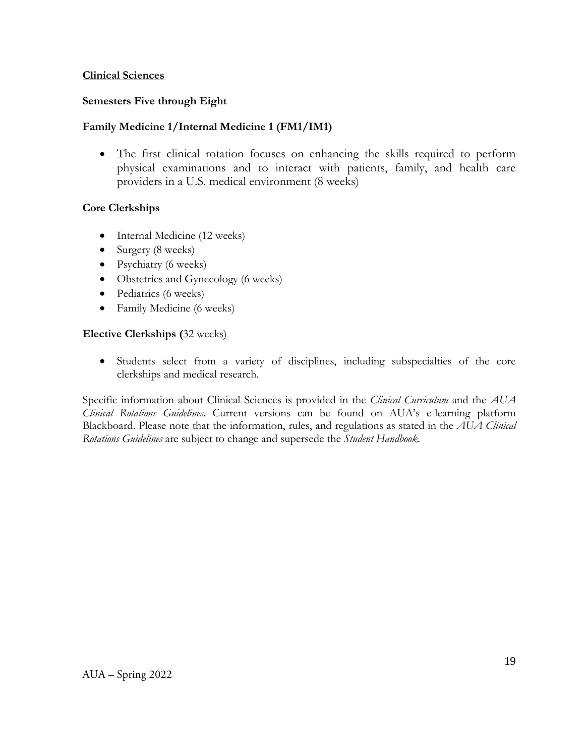## Clinical Sciences

### Semesters Five through Eight

### Family Medicine 1/Internal Medicine 1 (FM1/IM1)

- The first clinical rotation focuses on enhancing the skills required to perform physical examinations and to interact with patients, family, and health care providers in a U.S. medical environment (8 weeks)

### Core Clerkships

- Internal Medicine (12 weeks)
- Surgery (8 weeks)
- Psychiatry (6 weeks)
- Obstetrics and Gynecology (6 weeks)
- Pediatrics (6 weeks)
- Family Medicine (6 weeks)

### Elective Clerkships (32 weeks)

- Students select from a variety of disciplines, including subspecialties of the core clerkships and medical research.

Specific information about Clinical Sciences is provided in the *Clinical Curriculum* and the *AUA Clinical Rotations Guidelines*. Current versions can be found on AUA's e-learning platform Blackboard. Please note that the information, rules, and regulations as stated in the *AUA Clinical Rotations Guidelines* are subject to change and supersede the *Student Handbook*.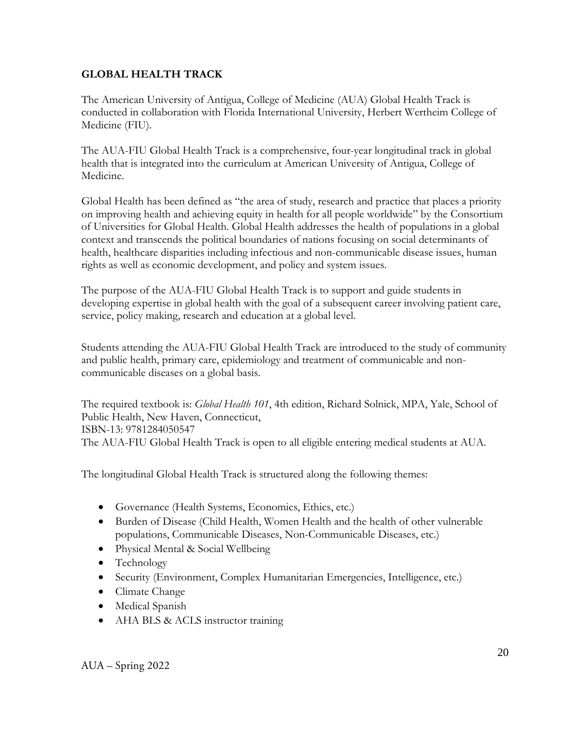## GLOBAL HEALTH TRACK

The American University of Antigua, College of Medicine (AUA) Global Health Track is conducted in collaboration with Florida International University, Herbert Wertheim College of Medicine (FIU).

The AUA-FIU Global Health Track is a comprehensive, four-year longitudinal track in global health that is integrated into the curriculum at American University of Antigua, College of Medicine.

Global Health has been defined as "the area of study, research and practice that places a priority on improving health and achieving equity in health for all people worldwide" by the Consortium of Universities for Global Health. Global Health addresses the health of populations in a global context and transcends the political boundaries of nations focusing on social determinants of health, healthcare disparities including infectious and non-communicable disease issues, human rights as well as economic development, and policy and system issues.

The purpose of the AUA-FIU Global Health Track is to support and guide students in developing expertise in global health with the goal of a subsequent career involving patient care, service, policy making, research and education at a global level.

Students attending the AUA-FIU Global Health Track are introduced to the study of community and public health, primary care, epidemiology and treatment of communicable and non-communicable diseases on a global basis.

The required textbook is: *Global Health 101*, 4th edition, Richard Solnick, MPA, Yale, School of Public Health, New Haven, Connecticut,
ISBN-13: 9781284050547
The AUA-FIU Global Health Track is open to all eligible entering medical students at AUA.

The longitudinal Global Health Track is structured along the following themes:

- Governance (Health Systems, Economics, Ethics, etc.)
- Burden of Disease (Child Health, Women Health and the health of other vulnerable populations, Communicable Diseases, Non-Communicable Diseases, etc.)
- Physical Mental & Social Wellbeing
- Technology
- Security (Environment, Complex Humanitarian Emergencies, Intelligence, etc.)
- Climate Change
- Medical Spanish
- AHA BLS & ACLS instructor training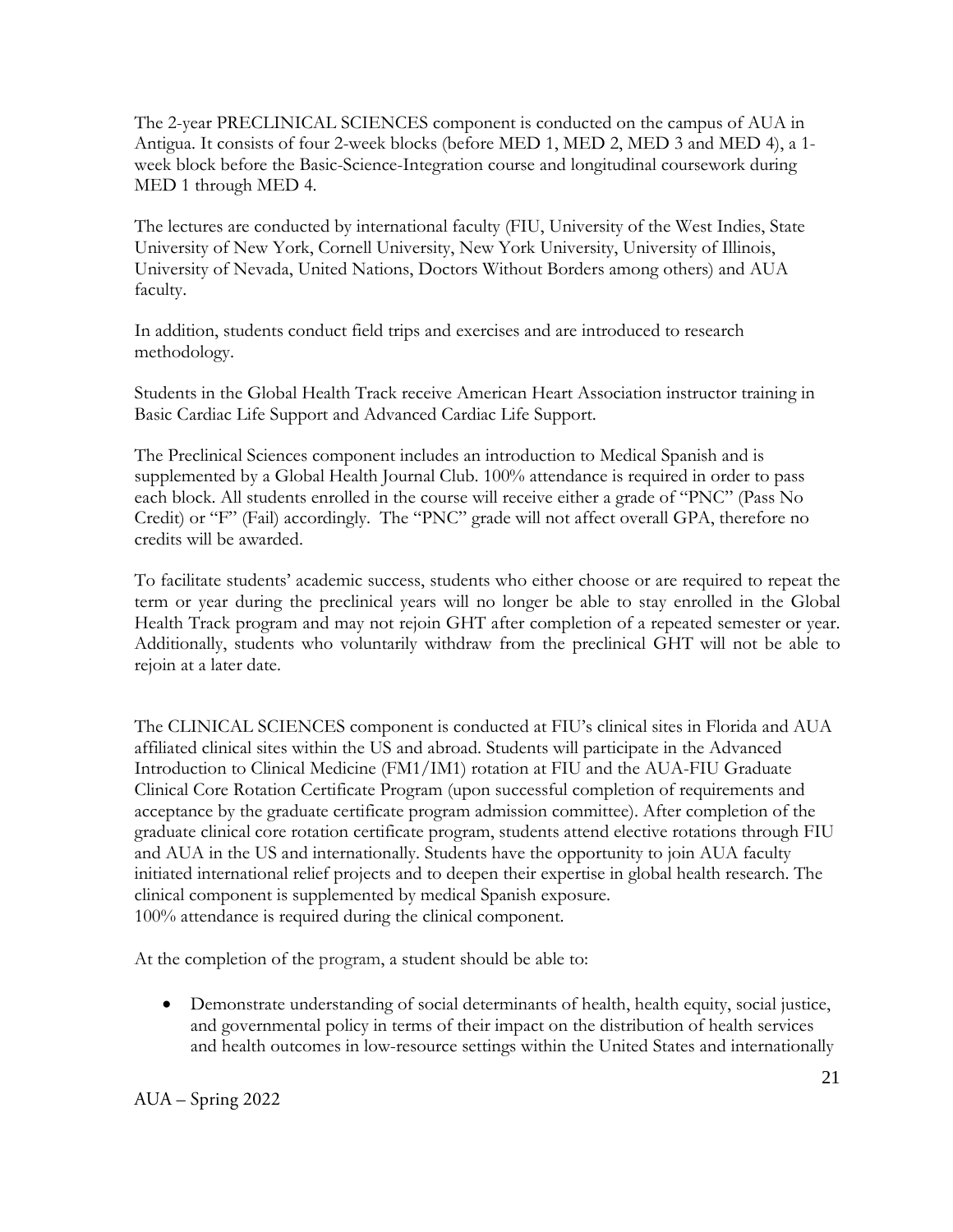The 2-year PRECLINICAL SCIENCES component is conducted on the campus of AUA in Antigua. It consists of four 2-week blocks (before MED 1, MED 2, MED 3 and MED 4), a 1-week block before the Basic-Science-Integration course and longitudinal coursework during MED 1 through MED 4.

The lectures are conducted by international faculty (FIU, University of the West Indies, State University of New York, Cornell University, New York University, University of Illinois, University of Nevada, United Nations, Doctors Without Borders among others) and AUA faculty.

In addition, students conduct field trips and exercises and are introduced to research methodology.

Students in the Global Health Track receive American Heart Association instructor training in Basic Cardiac Life Support and Advanced Cardiac Life Support.

The Preclinical Sciences component includes an introduction to Medical Spanish and is supplemented by a Global Health Journal Club. 100% attendance is required in order to pass each block. All students enrolled in the course will receive either a grade of "PNC" (Pass No Credit) or "F" (Fail) accordingly. The "PNC" grade will not affect overall GPA, therefore no credits will be awarded.

To facilitate students' academic success, students who either choose or are required to repeat the term or year during the preclinical years will no longer be able to stay enrolled in the Global Health Track program and may not rejoin GHT after completion of a repeated semester or year. Additionally, students who voluntarily withdraw from the preclinical GHT will not be able to rejoin at a later date.

The CLINICAL SCIENCES component is conducted at FIU's clinical sites in Florida and AUA affiliated clinical sites within the US and abroad. Students will participate in the Advanced Introduction to Clinical Medicine (FM1/IM1) rotation at FIU and the AUA-FIU Graduate Clinical Core Rotation Certificate Program (upon successful completion of requirements and acceptance by the graduate certificate program admission committee). After completion of the graduate clinical core rotation certificate program, students attend elective rotations through FIU and AUA in the US and internationally. Students have the opportunity to join AUA faculty initiated international relief projects and to deepen their expertise in global health research. The clinical component is supplemented by medical Spanish exposure.
100% attendance is required during the clinical component.

At the completion of the program, a student should be able to:

- Demonstrate understanding of social determinants of health, health equity, social justice, and governmental policy in terms of their impact on the distribution of health services and health outcomes in low-resource settings within the United States and internationally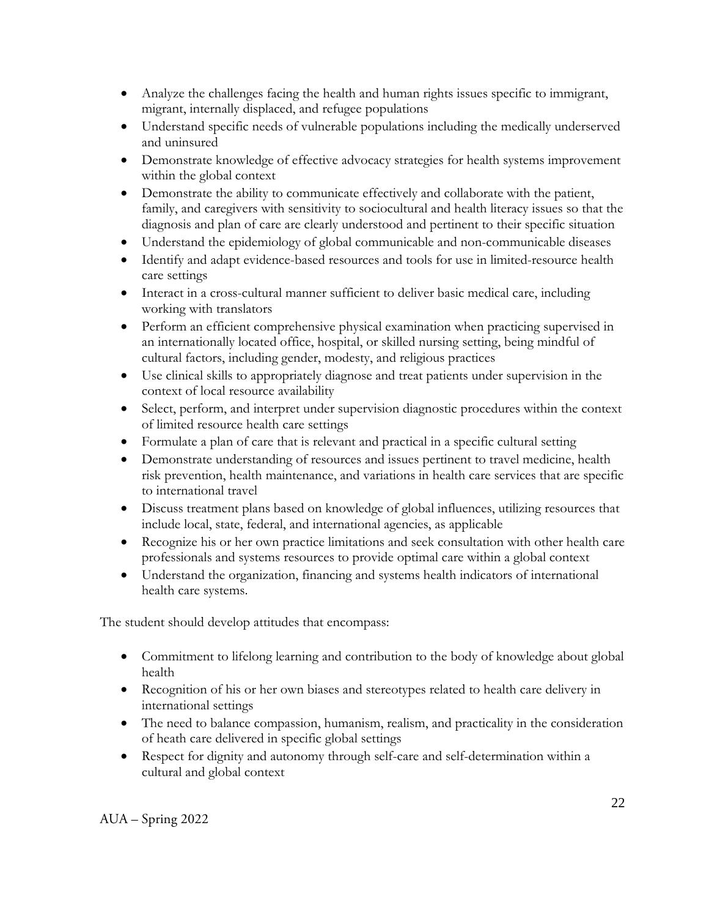- Analyze the challenges facing the health and human rights issues specific to immigrant, migrant, internally displaced, and refugee populations
- Understand specific needs of vulnerable populations including the medically underserved and uninsured
- Demonstrate knowledge of effective advocacy strategies for health systems improvement within the global context
- Demonstrate the ability to communicate effectively and collaborate with the patient, family, and caregivers with sensitivity to sociocultural and health literacy issues so that the diagnosis and plan of care are clearly understood and pertinent to their specific situation
- Understand the epidemiology of global communicable and non-communicable diseases
- Identify and adapt evidence-based resources and tools for use in limited-resource health care settings
- Interact in a cross-cultural manner sufficient to deliver basic medical care, including working with translators
- Perform an efficient comprehensive physical examination when practicing supervised in an internationally located office, hospital, or skilled nursing setting, being mindful of cultural factors, including gender, modesty, and religious practices
- Use clinical skills to appropriately diagnose and treat patients under supervision in the context of local resource availability
- Select, perform, and interpret under supervision diagnostic procedures within the context of limited resource health care settings
- Formulate a plan of care that is relevant and practical in a specific cultural setting
- Demonstrate understanding of resources and issues pertinent to travel medicine, health risk prevention, health maintenance, and variations in health care services that are specific to international travel
- Discuss treatment plans based on knowledge of global influences, utilizing resources that include local, state, federal, and international agencies, as applicable
- Recognize his or her own practice limitations and seek consultation with other health care professionals and systems resources to provide optimal care within a global context
- Understand the organization, financing and systems health indicators of international health care systems.

The student should develop attitudes that encompass:

- Commitment to lifelong learning and contribution to the body of knowledge about global health
- Recognition of his or her own biases and stereotypes related to health care delivery in international settings
- The need to balance compassion, humanism, realism, and practicality in the consideration of heath care delivered in specific global settings
- Respect for dignity and autonomy through self-care and self-determination within a cultural and global context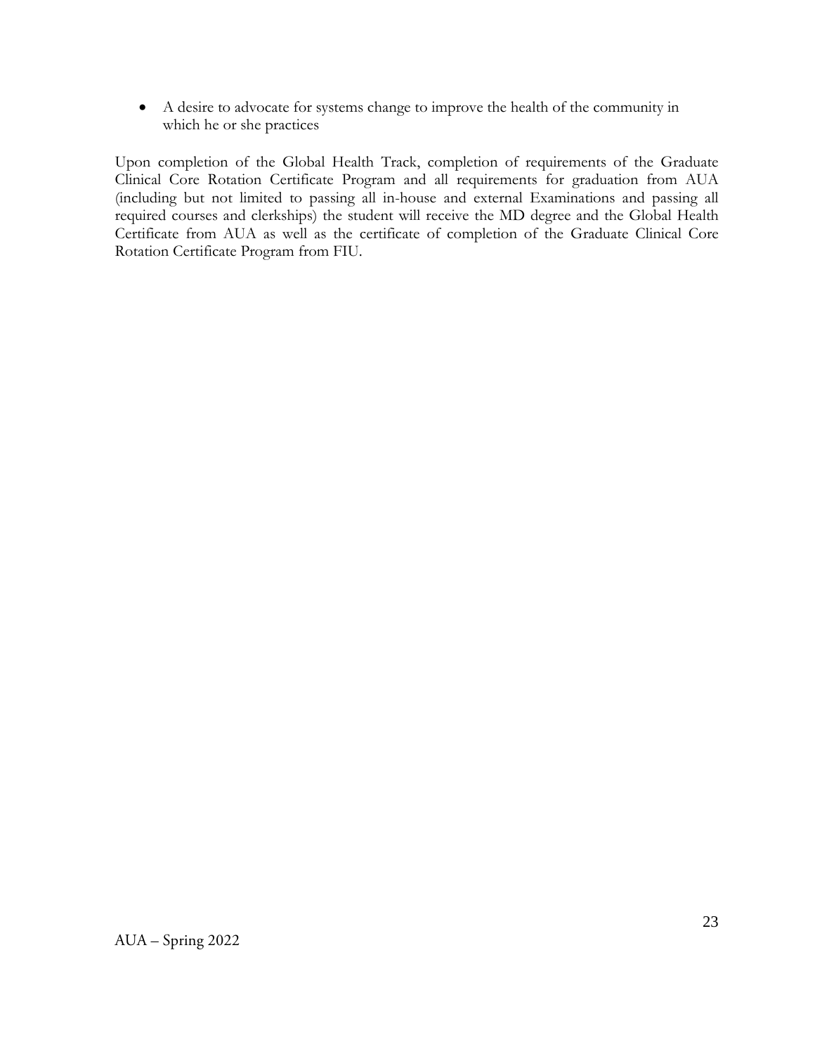- A desire to advocate for systems change to improve the health of the community in which he or she practices

Upon completion of the Global Health Track, completion of requirements of the Graduate Clinical Core Rotation Certificate Program and all requirements for graduation from AUA (including but not limited to passing all in-house and external Examinations and passing all required courses and clerkships) the student will receive the MD degree and the Global Health Certificate from AUA as well as the certificate of completion of the Graduate Clinical Core Rotation Certificate Program from FIU.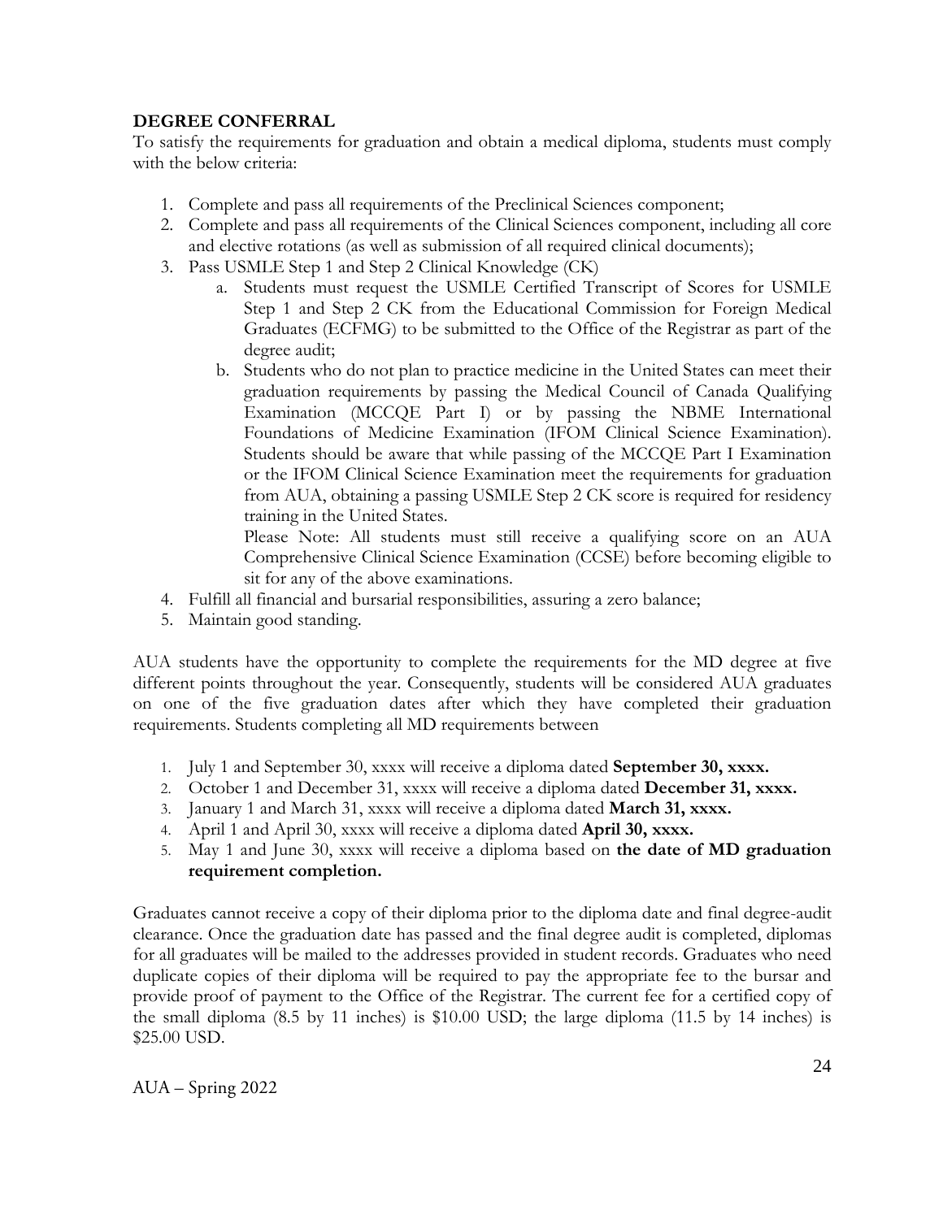**DEGREE CONFERRAL**

To satisfy the requirements for graduation and obtain a medical diploma, students must comply with the below criteria:

1. Complete and pass all requirements of the Preclinical Sciences component;
2. Complete and pass all requirements of the Clinical Sciences component, including all core and elective rotations (as well as submission of all required clinical documents);
3. Pass USMLE Step 1 and Step 2 Clinical Knowledge (CK)
    a. Students must request the USMLE Certified Transcript of Scores for USMLE Step 1 and Step 2 CK from the Educational Commission for Foreign Medical Graduates (ECFMG) to be submitted to the Office of the Registrar as part of the degree audit;
    b. Students who do not plan to practice medicine in the United States can meet their graduation requirements by passing the Medical Council of Canada Qualifying Examination (MCCQE Part I) or by passing the NBME International Foundations of Medicine Examination (IFOM Clinical Science Examination). Students should be aware that while passing of the MCCQE Part I Examination or the IFOM Clinical Science Examination meet the requirements for graduation from AUA, obtaining a passing USMLE Step 2 CK score is required for residency training in the United States.

       Please Note: All students must still receive a qualifying score on an AUA Comprehensive Clinical Science Examination (CCSE) before becoming eligible to sit for any of the above examinations.
4. Fulfill all financial and bursarial responsibilities, assuring a zero balance;
5. Maintain good standing.

AUA students have the opportunity to complete the requirements for the MD degree at five different points throughout the year. Consequently, students will be considered AUA graduates on one of the five graduation dates after which they have completed their graduation requirements. Students completing all MD requirements between

1. July 1 and September 30, xxxx will receive a diploma dated **September 30, xxxx.**
2. October 1 and December 31, xxxx will receive a diploma dated **December 31, xxxx.**
3. January 1 and March 31, xxxx will receive a diploma dated **March 31, xxxx.**
4. April 1 and April 30, xxxx will receive a diploma dated **April 30, xxxx.**
5. May 1 and June 30, xxxx will receive a diploma based on **the date of MD graduation requirement completion.**

Graduates cannot receive a copy of their diploma prior to the diploma date and final degree-audit clearance. Once the graduation date has passed and the final degree audit is completed, diplomas for all graduates will be mailed to the addresses provided in student records. Graduates who need duplicate copies of their diploma will be required to pay the appropriate fee to the bursar and provide proof of payment to the Office of the Registrar. The current fee for a certified copy of the small diploma (8.5 by 11 inches) is $10.00 USD; the large diploma (11.5 by 14 inches) is $25.00 USD.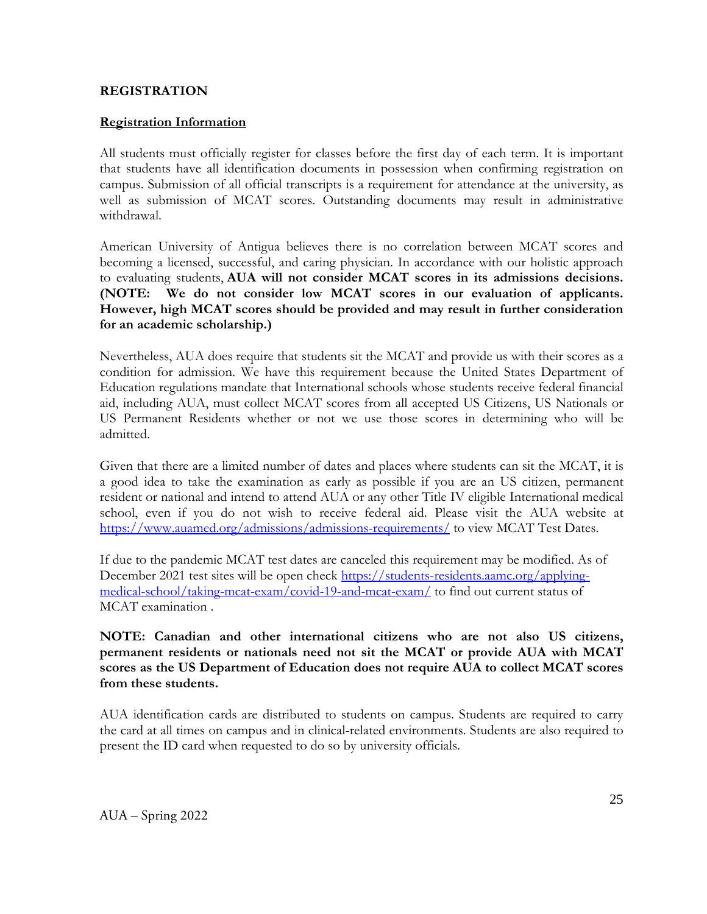## REGISTRATION

### Registration Information

All students must officially register for classes before the first day of each term. It is important that students have all identification documents in possession when confirming registration on campus. Submission of all official transcripts is a requirement for attendance at the university, as well as submission of MCAT scores. Outstanding documents may result in administrative withdrawal.

American University of Antigua believes there is no correlation between MCAT scores and becoming a licensed, successful, and caring physician. In accordance with our holistic approach to evaluating students, **AUA will not consider MCAT scores in its admissions decisions. (NOTE: We do not consider low MCAT scores in our evaluation of applicants. However, high MCAT scores should be provided and may result in further consideration for an academic scholarship.)**

Nevertheless, AUA does require that students sit the MCAT and provide us with their scores as a condition for admission. We have this requirement because the United States Department of Education regulations mandate that International schools whose students receive federal financial aid, including AUA, must collect MCAT scores from all accepted US Citizens, US Nationals or US Permanent Residents whether or not we use those scores in determining who will be admitted.

Given that there are a limited number of dates and places where students can sit the MCAT, it is a good idea to take the examination as early as possible if you are an US citizen, permanent resident or national and intend to attend AUA or any other Title IV eligible International medical school, even if you do not wish to receive federal aid. Please visit the AUA website at [https://www.auamed.org/admissions/admissions-requirements/](https://www.auamed.org/admissions/admissions-requirements/) to view MCAT Test Dates.

If due to the pandemic MCAT test dates are canceled this requirement may be modified. As of December 2021 test sites will be open check [https://students-residents.aamc.org/applying-medical-school/taking-mcat-exam/covid-19-and-mcat-exam/](https://students-residents.aamc.org/applying-medical-school/taking-mcat-exam/covid-19-and-mcat-exam/) to find out current status of MCAT examination .

**NOTE: Canadian and other international citizens who are not also US citizens, permanent residents or nationals need not sit the MCAT or provide AUA with MCAT scores as the US Department of Education does not require AUA to collect MCAT scores from these students.**

AUA identification cards are distributed to students on campus. Students are required to carry the card at all times on campus and in clinical-related environments. Students are also required to present the ID card when requested to do so by university officials.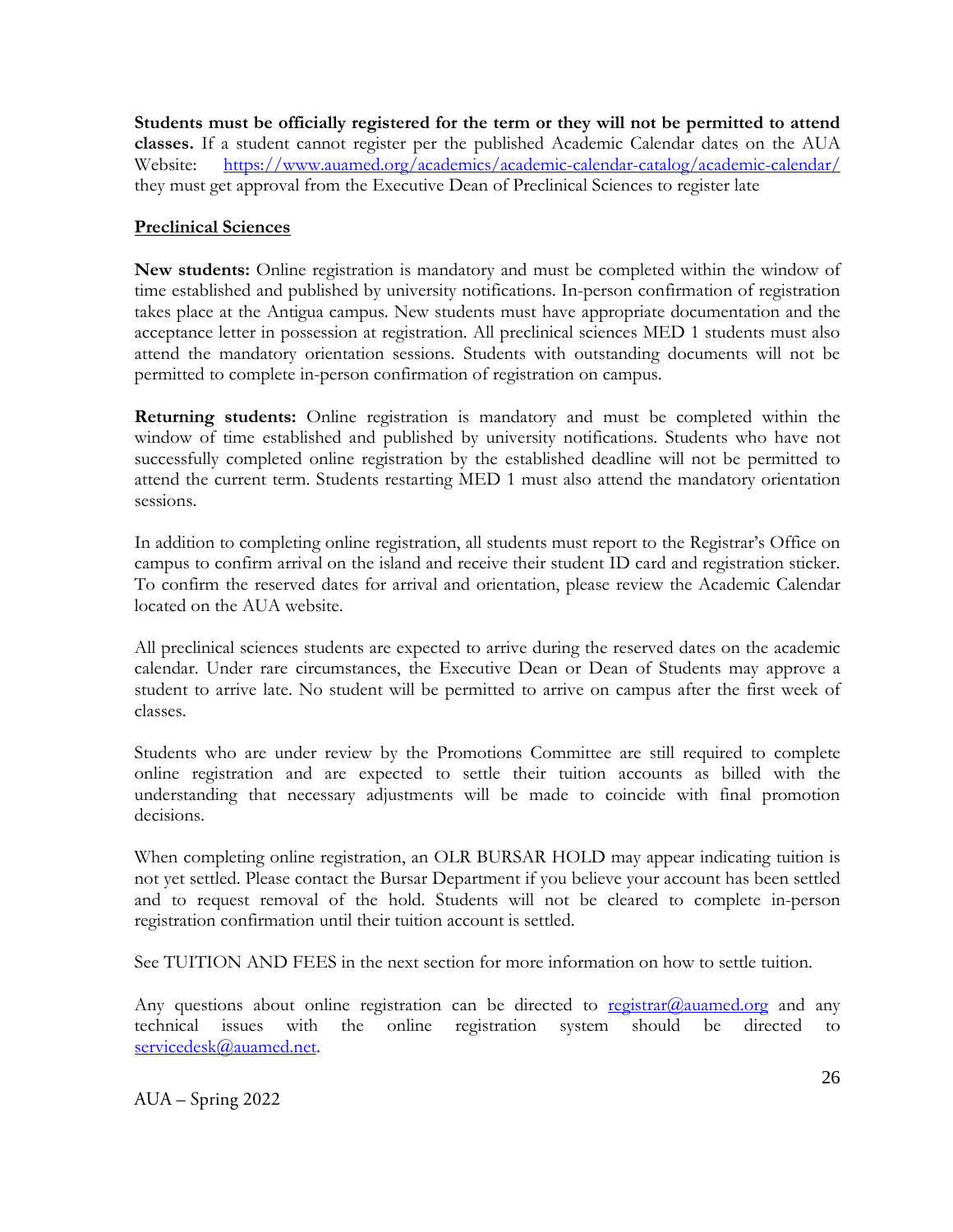**Students must be officially registered for the term or they will not be permitted to attend classes.** If a student cannot register per the published Academic Calendar dates on the AUA Website: https://www.auamed.org/academics/academic-calendar-catalog/academic-calendar/ they must get approval from the Executive Dean of Preclinical Sciences to register late

**Preclinical Sciences**

**New students:** Online registration is mandatory and must be completed within the window of time established and published by university notifications. In-person confirmation of registration takes place at the Antigua campus. New students must have appropriate documentation and the acceptance letter in possession at registration. All preclinical sciences MED 1 students must also attend the mandatory orientation sessions. Students with outstanding documents will not be permitted to complete in-person confirmation of registration on campus.

**Returning students:** Online registration is mandatory and must be completed within the window of time established and published by university notifications. Students who have not successfully completed online registration by the established deadline will not be permitted to attend the current term. Students restarting MED 1 must also attend the mandatory orientation sessions.

In addition to completing online registration, all students must report to the Registrar's Office on campus to confirm arrival on the island and receive their student ID card and registration sticker. To confirm the reserved dates for arrival and orientation, please review the Academic Calendar located on the AUA website.

All preclinical sciences students are expected to arrive during the reserved dates on the academic calendar. Under rare circumstances, the Executive Dean or Dean of Students may approve a student to arrive late. No student will be permitted to arrive on campus after the first week of classes.

Students who are under review by the Promotions Committee are still required to complete online registration and are expected to settle their tuition accounts as billed with the understanding that necessary adjustments will be made to coincide with final promotion decisions.

When completing online registration, an OLR BURSAR HOLD may appear indicating tuition is not yet settled. Please contact the Bursar Department if you believe your account has been settled and to request removal of the hold. Students will not be cleared to complete in-person registration confirmation until their tuition account is settled.

See TUITION AND FEES in the next section for more information on how to settle tuition.

Any questions about online registration can be directed to registrar@auamed.org and any technical issues with the online registration system should be directed to servicedesk@auamed.net.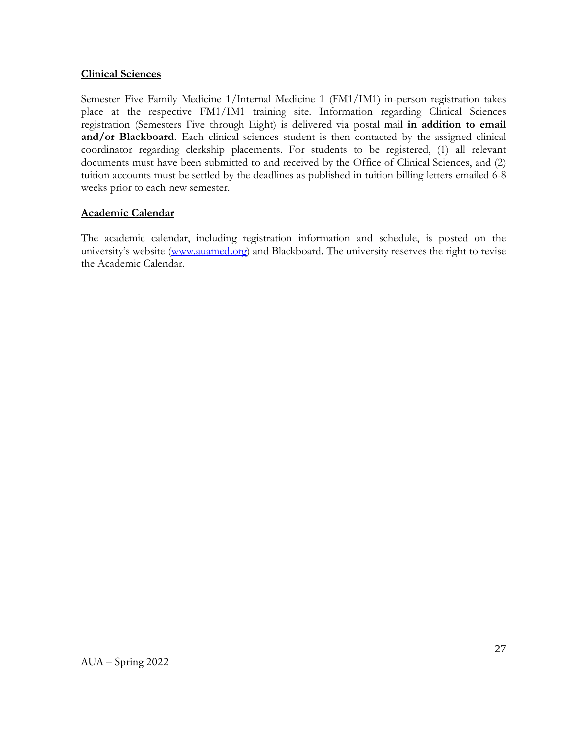**Clinical Sciences**

Semester Five Family Medicine 1/Internal Medicine 1 (FM1/IM1) in-person registration takes place at the respective FM1/IM1 training site. Information regarding Clinical Sciences registration (Semesters Five through Eight) is delivered via postal mail **in addition to email and/or Blackboard.** Each clinical sciences student is then contacted by the assigned clinical coordinator regarding clerkship placements. For students to be registered, (1) all relevant documents must have been submitted to and received by the Office of Clinical Sciences, and (2) tuition accounts must be settled by the deadlines as published in tuition billing letters emailed 6-8 weeks prior to each new semester.

**Academic Calendar**

The academic calendar, including registration information and schedule, is posted on the university's website ([www.auamed.org](http://www.auamed.org)) and Blackboard. The university reserves the right to revise the Academic Calendar.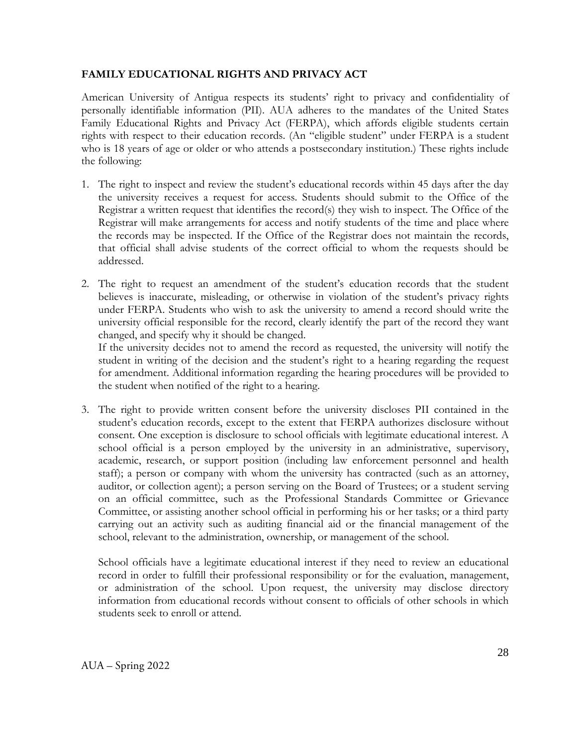**FAMILY EDUCATIONAL RIGHTS AND PRIVACY ACT**

American University of Antigua respects its students' right to privacy and confidentiality of personally identifiable information (PII). AUA adheres to the mandates of the United States Family Educational Rights and Privacy Act (FERPA), which affords eligible students certain rights with respect to their education records. (An "eligible student" under FERPA is a student who is 18 years of age or older or who attends a postsecondary institution.) These rights include the following:

1. The right to inspect and review the student's educational records within 45 days after the day the university receives a request for access. Students should submit to the Office of the Registrar a written request that identifies the record(s) they wish to inspect. The Office of the Registrar will make arrangements for access and notify students of the time and place where the records may be inspected. If the Office of the Registrar does not maintain the records, that official shall advise students of the correct official to whom the requests should be addressed.

2. The right to request an amendment of the student's education records that the student believes is inaccurate, misleading, or otherwise in violation of the student's privacy rights under FERPA. Students who wish to ask the university to amend a record should write the university official responsible for the record, clearly identify the part of the record they want changed, and specify why it should be changed.
   If the university decides not to amend the record as requested, the university will notify the student in writing of the decision and the student's right to a hearing regarding the request for amendment. Additional information regarding the hearing procedures will be provided to the student when notified of the right to a hearing.

3. The right to provide written consent before the university discloses PII contained in the student's education records, except to the extent that FERPA authorizes disclosure without consent. One exception is disclosure to school officials with legitimate educational interest. A school official is a person employed by the university in an administrative, supervisory, academic, research, or support position (including law enforcement personnel and health staff); a person or company with whom the university has contracted (such as an attorney, auditor, or collection agent); a person serving on the Board of Trustees; or a student serving on an official committee, such as the Professional Standards Committee or Grievance Committee, or assisting another school official in performing his or her tasks; or a third party carrying out an activity such as auditing financial aid or the financial management of the school, relevant to the administration, ownership, or management of the school.

   School officials have a legitimate educational interest if they need to review an educational record in order to fulfill their professional responsibility or for the evaluation, management, or administration of the school. Upon request, the university may disclose directory information from educational records without consent to officials of other schools in which students seek to enroll or attend.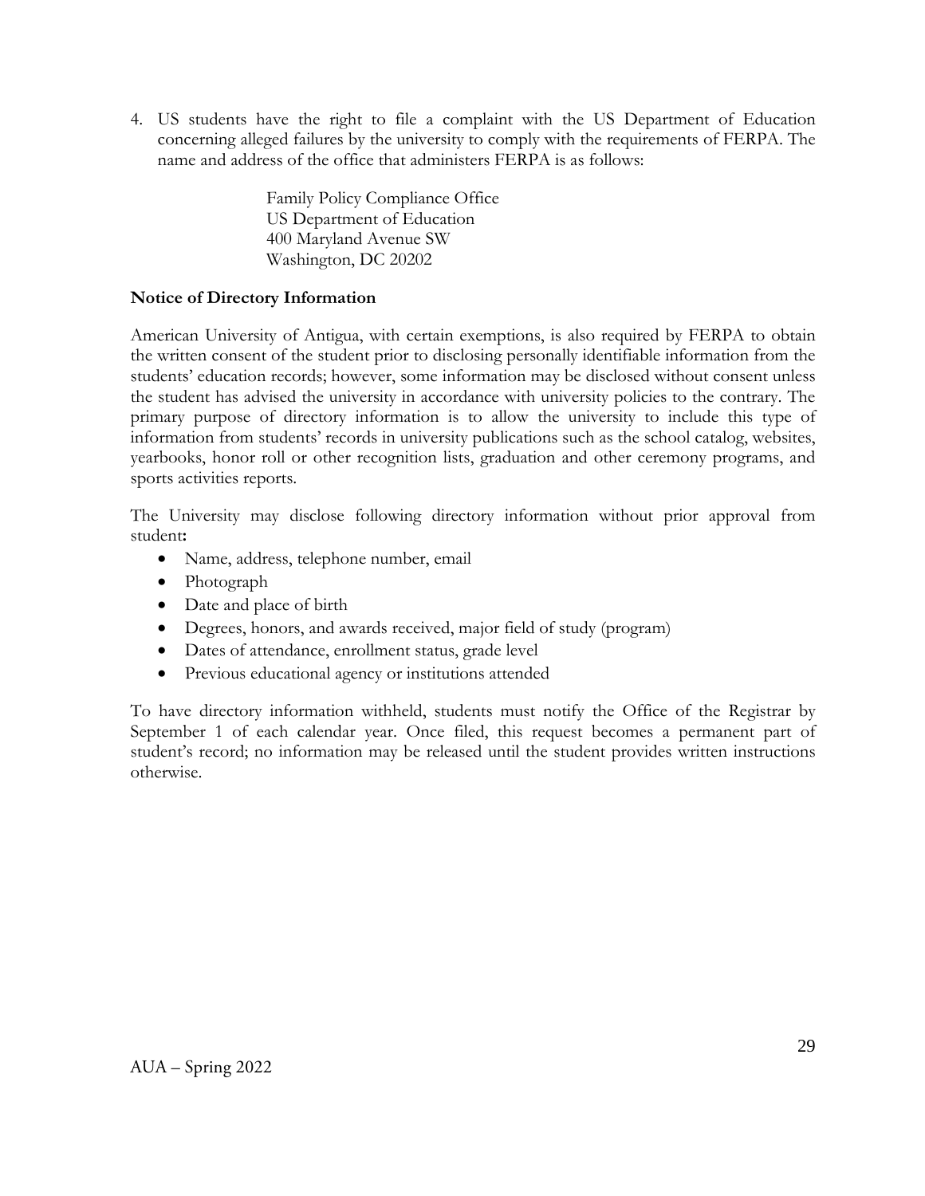4. US students have the right to file a complaint with the US Department of Education concerning alleged failures by the university to comply with the requirements of FERPA. The name and address of the office that administers FERPA is as follows:

   Family Policy Compliance Office
   US Department of Education
   400 Maryland Avenue SW
   Washington, DC 20202

**Notice of Directory Information**

American University of Antigua, with certain exemptions, is also required by FERPA to obtain the written consent of the student prior to disclosing personally identifiable information from the students' education records; however, some information may be disclosed without consent unless the student has advised the university in accordance with university policies to the contrary. The primary purpose of directory information is to allow the university to include this type of information from students' records in university publications such as the school catalog, websites, yearbooks, honor roll or other recognition lists, graduation and other ceremony programs, and sports activities reports.

The University may disclose following directory information without prior approval from student**:**

- Name, address, telephone number, email
- Photograph
- Date and place of birth
- Degrees, honors, and awards received, major field of study (program)
- Dates of attendance, enrollment status, grade level
- Previous educational agency or institutions attended

To have directory information withheld, students must notify the Office of the Registrar by September 1 of each calendar year. Once filed, this request becomes a permanent part of student's record; no information may be released until the student provides written instructions otherwise.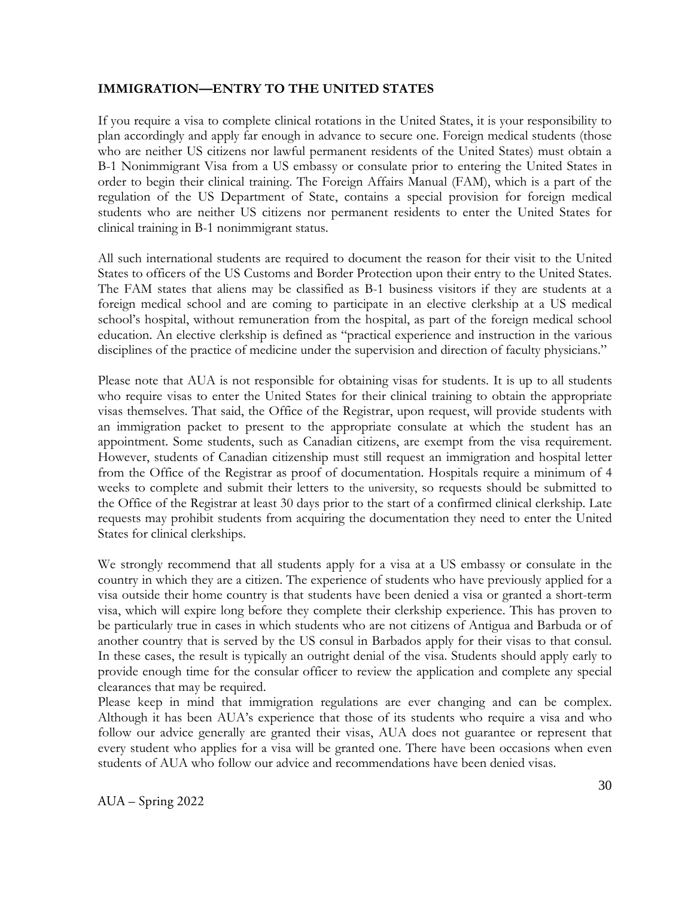**IMMIGRATION—ENTRY TO THE UNITED STATES**

If you require a visa to complete clinical rotations in the United States, it is your responsibility to plan accordingly and apply far enough in advance to secure one. Foreign medical students (those who are neither US citizens nor lawful permanent residents of the United States) must obtain a B-1 Nonimmigrant Visa from a US embassy or consulate prior to entering the United States in order to begin their clinical training. The Foreign Affairs Manual (FAM), which is a part of the regulation of the US Department of State, contains a special provision for foreign medical students who are neither US citizens nor permanent residents to enter the United States for clinical training in B-1 nonimmigrant status.

All such international students are required to document the reason for their visit to the United States to officers of the US Customs and Border Protection upon their entry to the United States. The FAM states that aliens may be classified as B-1 business visitors if they are students at a foreign medical school and are coming to participate in an elective clerkship at a US medical school's hospital, without remuneration from the hospital, as part of the foreign medical school education. An elective clerkship is defined as "practical experience and instruction in the various disciplines of the practice of medicine under the supervision and direction of faculty physicians."

Please note that AUA is not responsible for obtaining visas for students. It is up to all students who require visas to enter the United States for their clinical training to obtain the appropriate visas themselves. That said, the Office of the Registrar, upon request, will provide students with an immigration packet to present to the appropriate consulate at which the student has an appointment. Some students, such as Canadian citizens, are exempt from the visa requirement. However, students of Canadian citizenship must still request an immigration and hospital letter from the Office of the Registrar as proof of documentation. Hospitals require a minimum of 4 weeks to complete and submit their letters to the university, so requests should be submitted to the Office of the Registrar at least 30 days prior to the start of a confirmed clinical clerkship. Late requests may prohibit students from acquiring the documentation they need to enter the United States for clinical clerkships.

We strongly recommend that all students apply for a visa at a US embassy or consulate in the country in which they are a citizen. The experience of students who have previously applied for a visa outside their home country is that students have been denied a visa or granted a short-term visa, which will expire long before they complete their clerkship experience. This has proven to be particularly true in cases in which students who are not citizens of Antigua and Barbuda or of another country that is served by the US consul in Barbados apply for their visas to that consul. In these cases, the result is typically an outright denial of the visa. Students should apply early to provide enough time for the consular officer to review the application and complete any special clearances that may be required.

Please keep in mind that immigration regulations are ever changing and can be complex. Although it has been AUA's experience that those of its students who require a visa and who follow our advice generally are granted their visas, AUA does not guarantee or represent that every student who applies for a visa will be granted one. There have been occasions when even students of AUA who follow our advice and recommendations have been denied visas.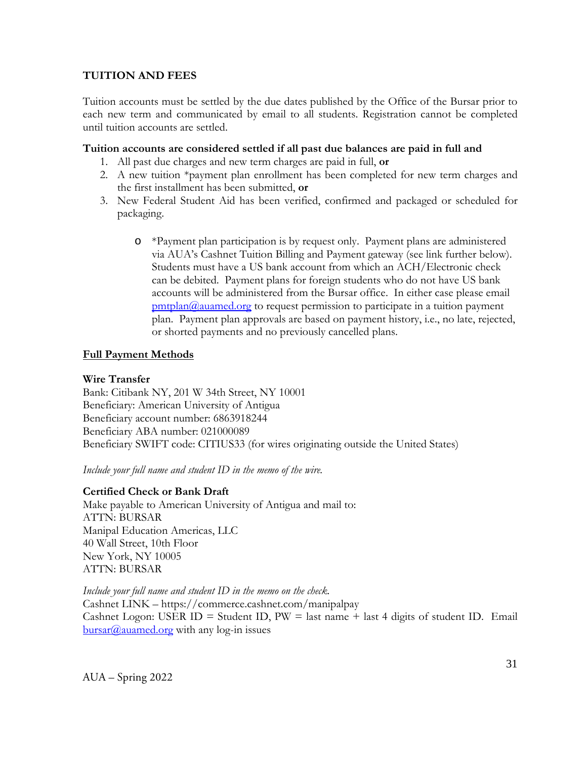## TUITION AND FEES

Tuition accounts must be settled by the due dates published by the Office of the Bursar prior to each new term and communicated by email to all students. Registration cannot be completed until tuition accounts are settled.

**Tuition accounts are considered settled if all past due balances are paid in full and**

1. All past due charges and new term charges are paid in full, **or**
2. A new tuition *payment plan enrollment has been completed for new term charges and the first installment has been submitted, **or**
3. New Federal Student Aid has been verified, confirmed and packaged or scheduled for packaging.

    - *Payment plan participation is by request only. Payment plans are administered via AUA's Cashnet Tuition Billing and Payment gateway (see link further below). Students must have a US bank account from which an ACH/Electronic check can be debited. Payment plans for foreign students who do not have US bank accounts will be administered from the Bursar office. In either case please email pmtplan@auamed.org to request permission to participate in a tuition payment plan. Payment plan approvals are based on payment history, i.e., no late, rejected, or shorted payments and no previously cancelled plans.

### Full Payment Methods

**Wire Transfer**
Bank: Citibank NY, 201 W 34th Street, NY 10001
Beneficiary: American University of Antigua
Beneficiary account number: 6863918244
Beneficiary ABA number: 021000089
Beneficiary SWIFT code: CITIUS33 (for wires originating outside the United States)

*Include your full name and student ID in the memo of the wire.*

**Certified Check or Bank Draft**
Make payable to American University of Antigua and mail to:
ATTN: BURSAR
Manipal Education Americas, LLC
40 Wall Street, 10th Floor
New York, NY 10005
ATTN: BURSAR

*Include your full name and student ID in the memo on the check.*
Cashnet LINK – https://commerce.cashnet.com/manipalpay
Cashnet Logon: USER ID = Student ID, PW = last name + last 4 digits of student ID. Email bursar@auamed.org with any log-in issues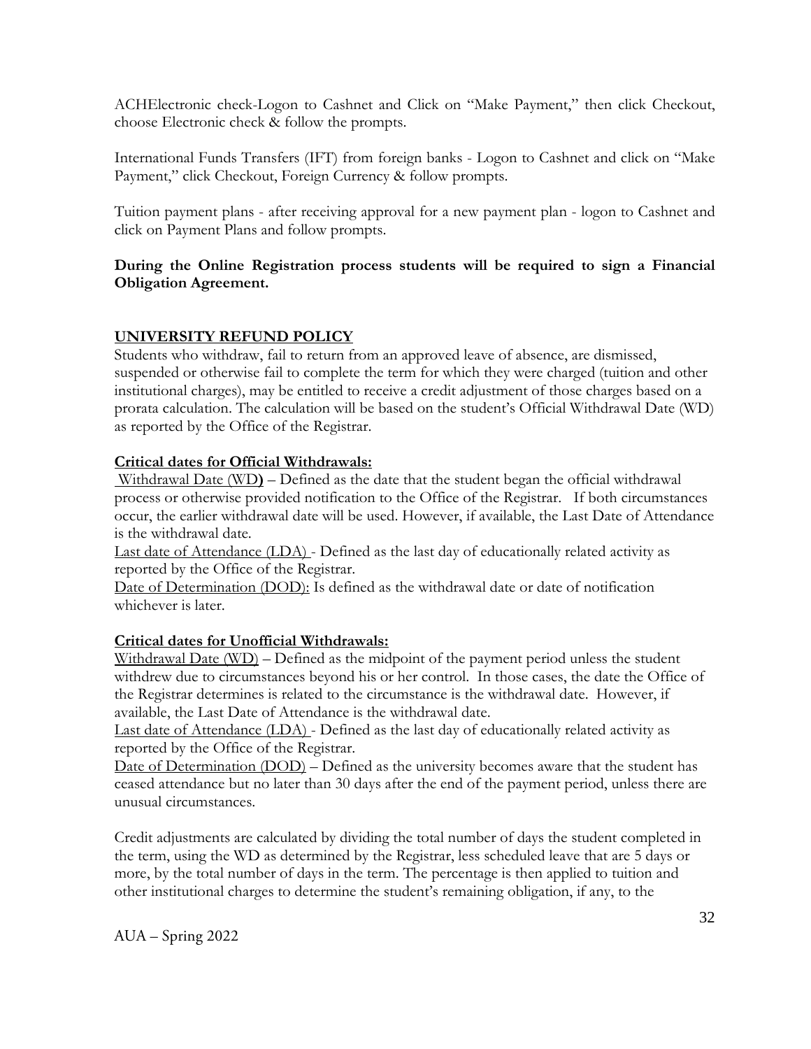ACHElectronic check-Logon to Cashnet and Click on "Make Payment," then click Checkout, choose Electronic check & follow the prompts.

International Funds Transfers (IFT) from foreign banks - Logon to Cashnet and click on "Make Payment," click Checkout, Foreign Currency & follow prompts.

Tuition payment plans - after receiving approval for a new payment plan - logon to Cashnet and click on Payment Plans and follow prompts.

**During the Online Registration process students will be required to sign a Financial Obligation Agreement.**

## UNIVERSITY REFUND POLICY

Students who withdraw, fail to return from an approved leave of absence, are dismissed, suspended or otherwise fail to complete the term for which they were charged (tuition and other institutional charges), may be entitled to receive a credit adjustment of those charges based on a prorata calculation. The calculation will be based on the student's Official Withdrawal Date (WD) as reported by the Office of the Registrar.

### Critical dates for Official Withdrawals:

Withdrawal Date (WD**)** – Defined as the date that the student began the official withdrawal process or otherwise provided notification to the Office of the Registrar. If both circumstances occur, the earlier withdrawal date will be used. However, if available, the Last Date of Attendance is the withdrawal date.

Last date of Attendance (LDA) - Defined as the last day of educationally related activity as reported by the Office of the Registrar.

Date of Determination (DOD): Is defined as the withdrawal date or date of notification whichever is later.

### Critical dates for Unofficial Withdrawals:

Withdrawal Date (WD) – Defined as the midpoint of the payment period unless the student withdrew due to circumstances beyond his or her control. In those cases, the date the Office of the Registrar determines is related to the circumstance is the withdrawal date. However, if available, the Last Date of Attendance is the withdrawal date.

Last date of Attendance (LDA) - Defined as the last day of educationally related activity as reported by the Office of the Registrar.

Date of Determination (DOD) – Defined as the university becomes aware that the student has ceased attendance but no later than 30 days after the end of the payment period, unless there are unusual circumstances.

Credit adjustments are calculated by dividing the total number of days the student completed in the term, using the WD as determined by the Registrar, less scheduled leave that are 5 days or more, by the total number of days in the term. The percentage is then applied to tuition and other institutional charges to determine the student's remaining obligation, if any, to the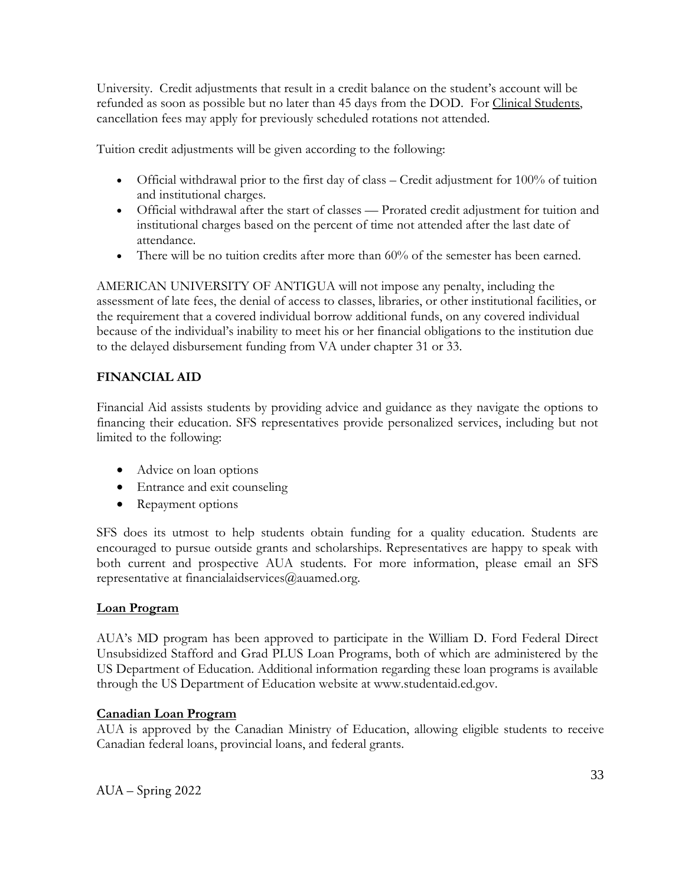University. Credit adjustments that result in a credit balance on the student's account will be refunded as soon as possible but no later than 45 days from the DOD. For Clinical Students, cancellation fees may apply for previously scheduled rotations not attended.

Tuition credit adjustments will be given according to the following:

- Official withdrawal prior to the first day of class – Credit adjustment for 100% of tuition and institutional charges.
- Official withdrawal after the start of classes — Prorated credit adjustment for tuition and institutional charges based on the percent of time not attended after the last date of attendance.
- There will be no tuition credits after more than 60% of the semester has been earned.

AMERICAN UNIVERSITY OF ANTIGUA will not impose any penalty, including the assessment of late fees, the denial of access to classes, libraries, or other institutional facilities, or the requirement that a covered individual borrow additional funds, on any covered individual because of the individual's inability to meet his or her financial obligations to the institution due to the delayed disbursement funding from VA under chapter 31 or 33.

## FINANCIAL AID

Financial Aid assists students by providing advice and guidance as they navigate the options to financing their education. SFS representatives provide personalized services, including but not limited to the following:

- Advice on loan options
- Entrance and exit counseling
- Repayment options

SFS does its utmost to help students obtain funding for a quality education. Students are encouraged to pursue outside grants and scholarships. Representatives are happy to speak with both current and prospective AUA students. For more information, please email an SFS representative at financialaidservices@auamed.org.

### Loan Program

AUA's MD program has been approved to participate in the William D. Ford Federal Direct Unsubsidized Stafford and Grad PLUS Loan Programs, both of which are administered by the US Department of Education. Additional information regarding these loan programs is available through the US Department of Education website at www.studentaid.ed.gov.

### Canadian Loan Program

AUA is approved by the Canadian Ministry of Education, allowing eligible students to receive Canadian federal loans, provincial loans, and federal grants.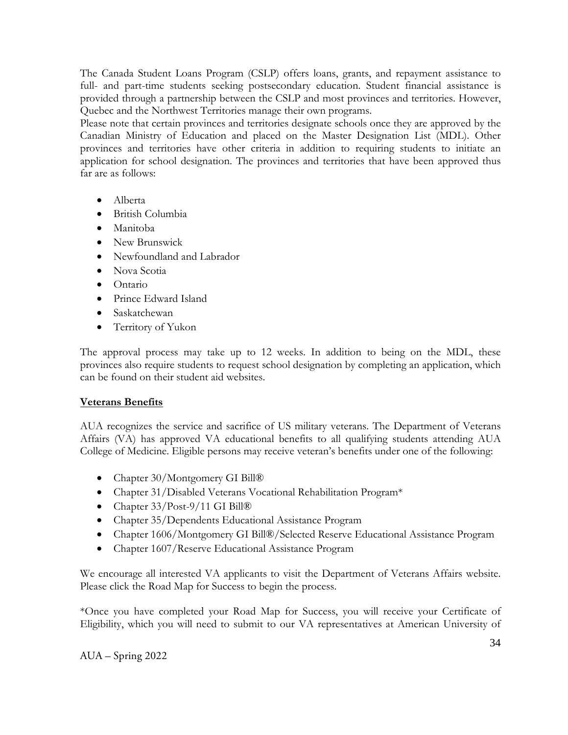The Canada Student Loans Program (CSLP) offers loans, grants, and repayment assistance to full- and part-time students seeking postsecondary education. Student financial assistance is provided through a partnership between the CSLP and most provinces and territories. However, Quebec and the Northwest Territories manage their own programs.

Please note that certain provinces and territories designate schools once they are approved by the Canadian Ministry of Education and placed on the Master Designation List (MDL). Other provinces and territories have other criteria in addition to requiring students to initiate an application for school designation. The provinces and territories that have been approved thus far are as follows:

- Alberta
- British Columbia
- Manitoba
- New Brunswick
- Newfoundland and Labrador
- Nova Scotia
- Ontario
- Prince Edward Island
- Saskatchewan
- Territory of Yukon

The approval process may take up to 12 weeks. In addition to being on the MDL, these provinces also require students to request school designation by completing an application, which can be found on their student aid websites.

**Veterans Benefits**

AUA recognizes the service and sacrifice of US military veterans. The Department of Veterans Affairs (VA) has approved VA educational benefits to all qualifying students attending AUA College of Medicine. Eligible persons may receive veteran's benefits under one of the following:

- Chapter 30/Montgomery GI Bill®
- Chapter 31/Disabled Veterans Vocational Rehabilitation Program*
- Chapter 33/Post-9/11 GI Bill®
- Chapter 35/Dependents Educational Assistance Program
- Chapter 1606/Montgomery GI Bill®/Selected Reserve Educational Assistance Program
- Chapter 1607/Reserve Educational Assistance Program

We encourage all interested VA applicants to visit the Department of Veterans Affairs website. Please click the Road Map for Success to begin the process.

*Once you have completed your Road Map for Success, you will receive your Certificate of Eligibility, which you will need to submit to our VA representatives at American University of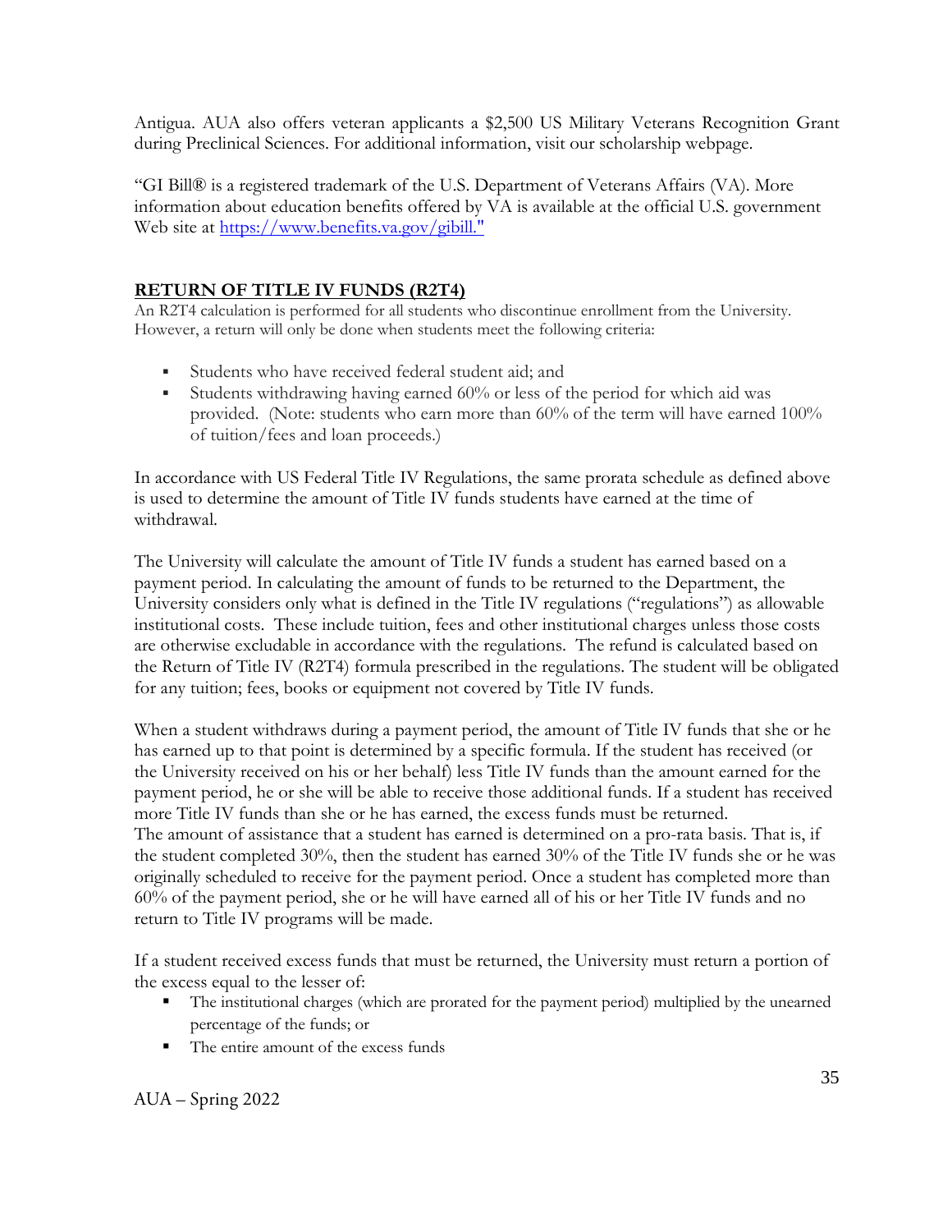Antigua. AUA also offers veteran applicants a $2,500 US Military Veterans Recognition Grant during Preclinical Sciences. For additional information, visit our scholarship webpage.

"GI Bill® is a registered trademark of the U.S. Department of Veterans Affairs (VA). More information about education benefits offered by VA is available at the official U.S. government Web site at https://www.benefits.va.gov/gibill."

## RETURN OF TITLE IV FUNDS (R2T4)

An R2T4 calculation is performed for all students who discontinue enrollment from the University. However, a return will only be done when students meet the following criteria:

- Students who have received federal student aid; and
- Students withdrawing having earned 60% or less of the period for which aid was provided. (Note: students who earn more than 60% of the term will have earned 100% of tuition/fees and loan proceeds.)

In accordance with US Federal Title IV Regulations, the same prorata schedule as defined above is used to determine the amount of Title IV funds students have earned at the time of withdrawal.

The University will calculate the amount of Title IV funds a student has earned based on a payment period. In calculating the amount of funds to be returned to the Department, the University considers only what is defined in the Title IV regulations ("regulations") as allowable institutional costs. These include tuition, fees and other institutional charges unless those costs are otherwise excludable in accordance with the regulations. The refund is calculated based on the Return of Title IV (R2T4) formula prescribed in the regulations. The student will be obligated for any tuition; fees, books or equipment not covered by Title IV funds.

When a student withdraws during a payment period, the amount of Title IV funds that she or he has earned up to that point is determined by a specific formula. If the student has received (or the University received on his or her behalf) less Title IV funds than the amount earned for the payment period, he or she will be able to receive those additional funds. If a student has received more Title IV funds than she or he has earned, the excess funds must be returned.
The amount of assistance that a student has earned is determined on a pro-rata basis. That is, if the student completed 30%, then the student has earned 30% of the Title IV funds she or he was originally scheduled to receive for the payment period. Once a student has completed more than 60% of the payment period, she or he will have earned all of his or her Title IV funds and no return to Title IV programs will be made.

If a student received excess funds that must be returned, the University must return a portion of the excess equal to the lesser of:

- The institutional charges (which are prorated for the payment period) multiplied by the unearned percentage of the funds; or
- The entire amount of the excess funds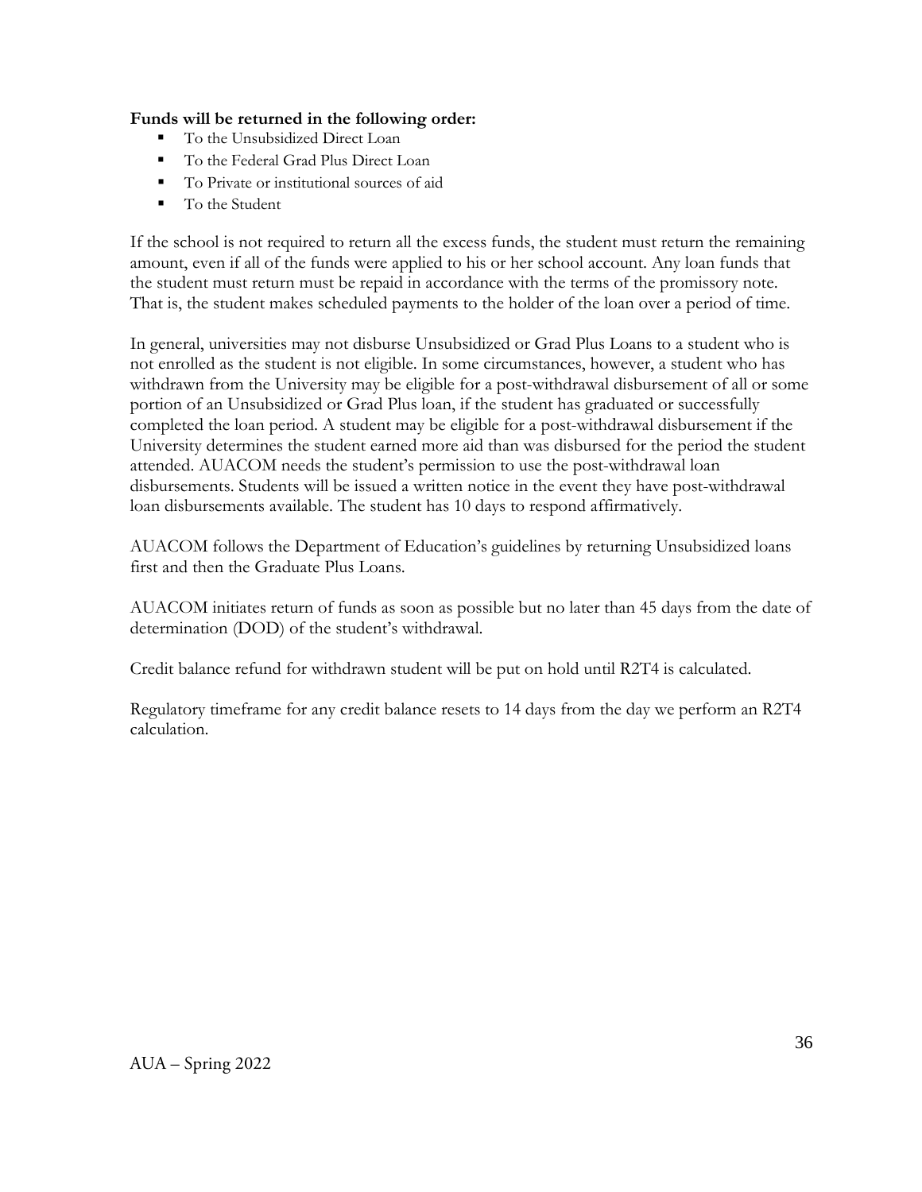**Funds will be returned in the following order:**

- To the Unsubsidized Direct Loan
- To the Federal Grad Plus Direct Loan
- To Private or institutional sources of aid
- To the Student

If the school is not required to return all the excess funds, the student must return the remaining amount, even if all of the funds were applied to his or her school account. Any loan funds that the student must return must be repaid in accordance with the terms of the promissory note. That is, the student makes scheduled payments to the holder of the loan over a period of time.

In general, universities may not disburse Unsubsidized or Grad Plus Loans to a student who is not enrolled as the student is not eligible. In some circumstances, however, a student who has withdrawn from the University may be eligible for a post-withdrawal disbursement of all or some portion of an Unsubsidized or Grad Plus loan, if the student has graduated or successfully completed the loan period. A student may be eligible for a post-withdrawal disbursement if the University determines the student earned more aid than was disbursed for the period the student attended. AUACOM needs the student's permission to use the post-withdrawal loan disbursements. Students will be issued a written notice in the event they have post-withdrawal loan disbursements available. The student has 10 days to respond affirmatively.

AUACOM follows the Department of Education's guidelines by returning Unsubsidized loans first and then the Graduate Plus Loans.

AUACOM initiates return of funds as soon as possible but no later than 45 days from the date of determination (DOD) of the student's withdrawal.

Credit balance refund for withdrawn student will be put on hold until R2T4 is calculated.

Regulatory timeframe for any credit balance resets to 14 days from the day we perform an R2T4 calculation.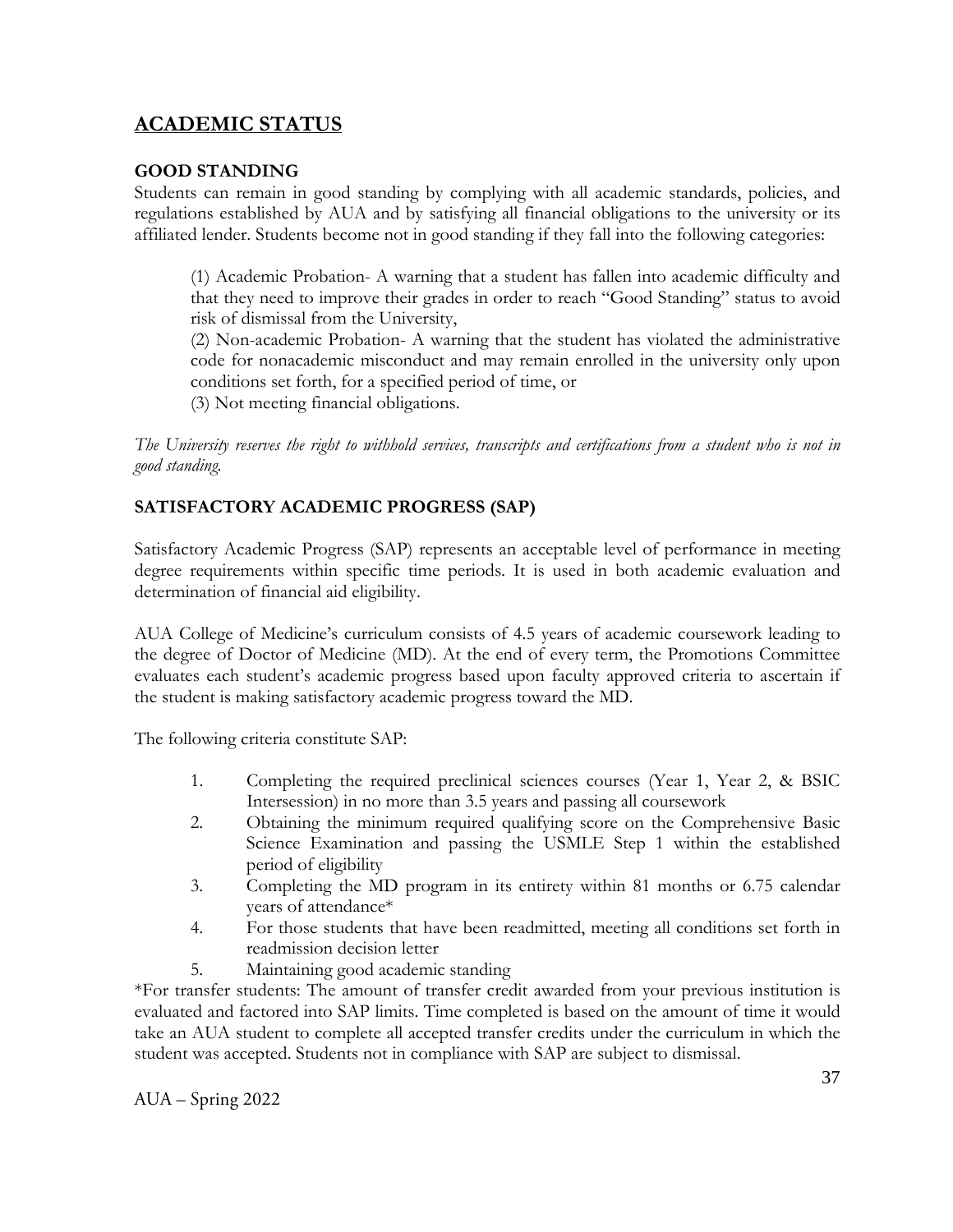## ACADEMIC STATUS

### GOOD STANDING

Students can remain in good standing by complying with all academic standards, policies, and regulations established by AUA and by satisfying all financial obligations to the university or its affiliated lender. Students become not in good standing if they fall into the following categories:

> (1) Academic Probation- A warning that a student has fallen into academic difficulty and that they need to improve their grades in order to reach "Good Standing" status to avoid risk of dismissal from the University,
> (2) Non-academic Probation- A warning that the student has violated the administrative code for nonacademic misconduct and may remain enrolled in the university only upon conditions set forth, for a specified period of time, or
> (3) Not meeting financial obligations.

*The University reserves the right to withhold services, transcripts and certifications from a student who is not in good standing.*

### SATISFACTORY ACADEMIC PROGRESS (SAP)

Satisfactory Academic Progress (SAP) represents an acceptable level of performance in meeting degree requirements within specific time periods. It is used in both academic evaluation and determination of financial aid eligibility.

AUA College of Medicine's curriculum consists of 4.5 years of academic coursework leading to the degree of Doctor of Medicine (MD). At the end of every term, the Promotions Committee evaluates each student's academic progress based upon faculty approved criteria to ascertain if the student is making satisfactory academic progress toward the MD.

The following criteria constitute SAP:

1. Completing the required preclinical sciences courses (Year 1, Year 2, & BSIC Intersession) in no more than 3.5 years and passing all coursework
2. Obtaining the minimum required qualifying score on the Comprehensive Basic Science Examination and passing the USMLE Step 1 within the established period of eligibility
3. Completing the MD program in its entirety within 81 months or 6.75 calendar years of attendance*
4. For those students that have been readmitted, meeting all conditions set forth in readmission decision letter
5. Maintaining good academic standing

*For transfer students: The amount of transfer credit awarded from your previous institution is evaluated and factored into SAP limits. Time completed is based on the amount of time it would take an AUA student to complete all accepted transfer credits under the curriculum in which the student was accepted. Students not in compliance with SAP are subject to dismissal.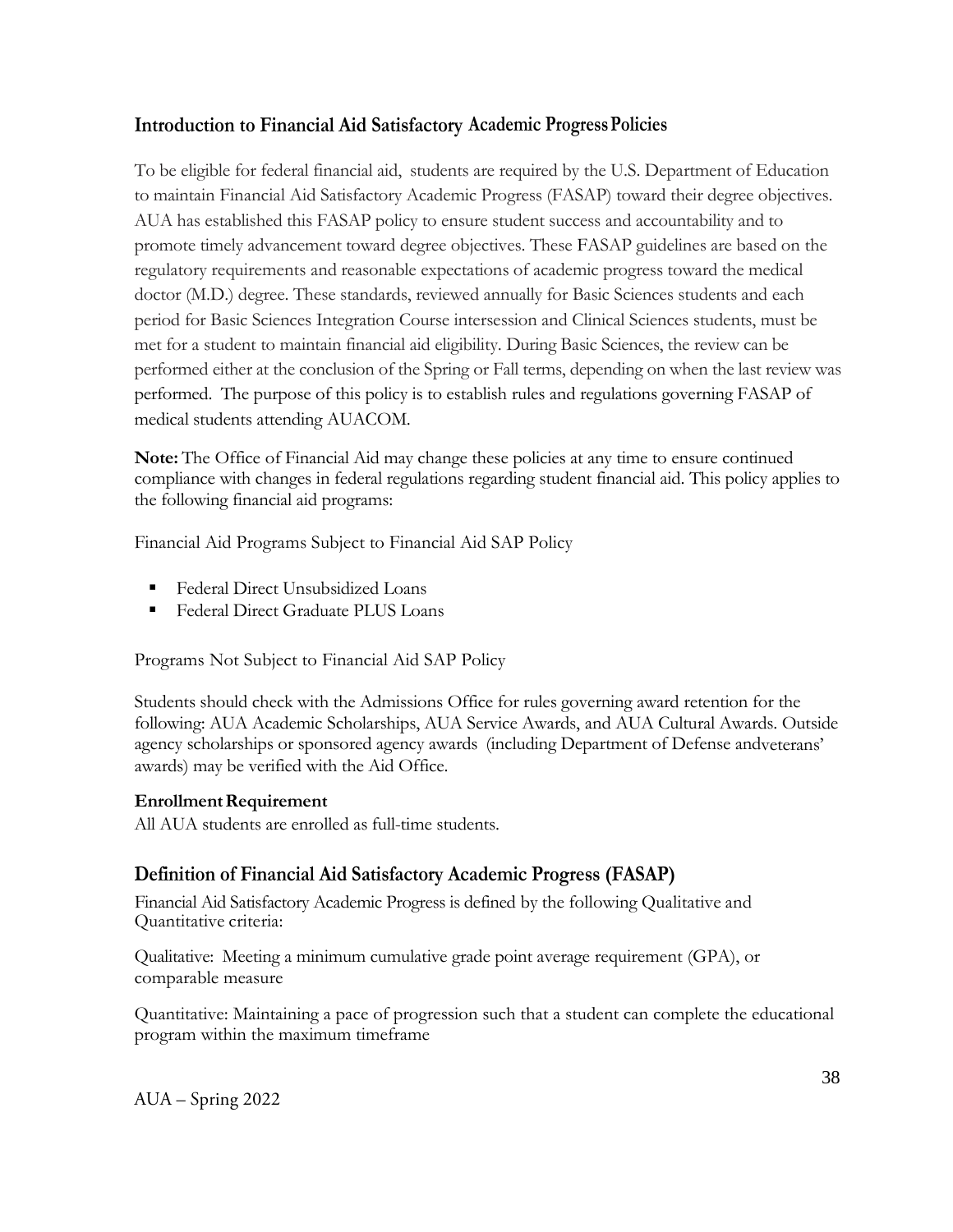## Introduction to Financial Aid Satisfactory Academic Progress Policies

To be eligible for federal financial aid, students are required by the U.S. Department of Education to maintain Financial Aid Satisfactory Academic Progress (FASAP) toward their degree objectives. AUA has established this FASAP policy to ensure student success and accountability and to promote timely advancement toward degree objectives. These FASAP guidelines are based on the regulatory requirements and reasonable expectations of academic progress toward the medical doctor (M.D.) degree. These standards, reviewed annually for Basic Sciences students and each period for Basic Sciences Integration Course intersession and Clinical Sciences students, must be met for a student to maintain financial aid eligibility. During Basic Sciences, the review can be performed either at the conclusion of the Spring or Fall terms, depending on when the last review was performed. The purpose of this policy is to establish rules and regulations governing FASAP of medical students attending AUACOM.

**Note:** The Office of Financial Aid may change these policies at any time to ensure continued compliance with changes in federal regulations regarding student financial aid. This policy applies to the following financial aid programs:

Financial Aid Programs Subject to Financial Aid SAP Policy

- Federal Direct Unsubsidized Loans
- Federal Direct Graduate PLUS Loans

Programs Not Subject to Financial Aid SAP Policy

Students should check with the Admissions Office for rules governing award retention for the following: AUA Academic Scholarships, AUA Service Awards, and AUA Cultural Awards. Outside agency scholarships or sponsored agency awards (including Department of Defense andveterans' awards) may be verified with the Aid Office.

**Enrollment Requirement**
All AUA students are enrolled as full-time students.

## Definition of Financial Aid Satisfactory Academic Progress (FASAP)

Financial Aid Satisfactory Academic Progress is defined by the following Qualitative and Quantitative criteria:

Qualitative: Meeting a minimum cumulative grade point average requirement (GPA), or comparable measure

Quantitative: Maintaining a pace of progression such that a student can complete the educational program within the maximum timeframe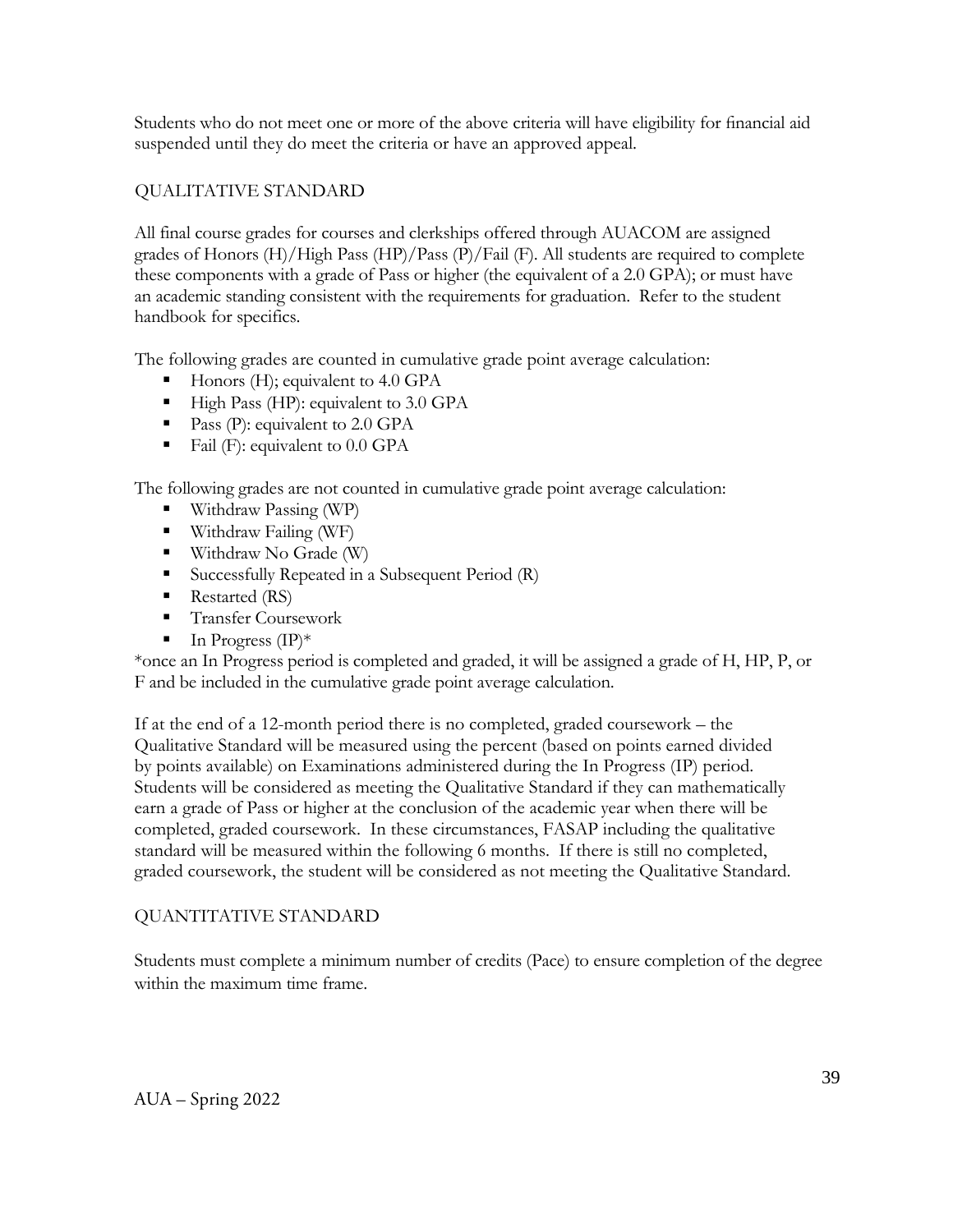Students who do not meet one or more of the above criteria will have eligibility for financial aid suspended until they do meet the criteria or have an approved appeal.

## QUALITATIVE STANDARD

All final course grades for courses and clerkships offered through AUACOM are assigned grades of Honors (H)/High Pass (HP)/Pass (P)/Fail (F). All students are required to complete these components with a grade of Pass or higher (the equivalent of a 2.0 GPA); or must have an academic standing consistent with the requirements for graduation. Refer to the student handbook for specifics.

The following grades are counted in cumulative grade point average calculation:

- Honors (H); equivalent to 4.0 GPA
- High Pass (HP): equivalent to 3.0 GPA
- Pass (P): equivalent to 2.0 GPA
- Fail (F): equivalent to 0.0 GPA

The following grades are not counted in cumulative grade point average calculation:

- Withdraw Passing (WP)
- Withdraw Failing (WF)
- Withdraw No Grade (W)
- Successfully Repeated in a Subsequent Period (R)
- Restarted (RS)
- Transfer Coursework
- In Progress (IP)*

*once an In Progress period is completed and graded, it will be assigned a grade of H, HP, P, or F and be included in the cumulative grade point average calculation.

If at the end of a 12-month period there is no completed, graded coursework – the Qualitative Standard will be measured using the percent (based on points earned divided by points available) on Examinations administered during the In Progress (IP) period. Students will be considered as meeting the Qualitative Standard if they can mathematically earn a grade of Pass or higher at the conclusion of the academic year when there will be completed, graded coursework. In these circumstances, FASAP including the qualitative standard will be measured within the following 6 months. If there is still no completed, graded coursework, the student will be considered as not meeting the Qualitative Standard.

## QUANTITATIVE STANDARD

Students must complete a minimum number of credits (Pace) to ensure completion of the degree within the maximum time frame.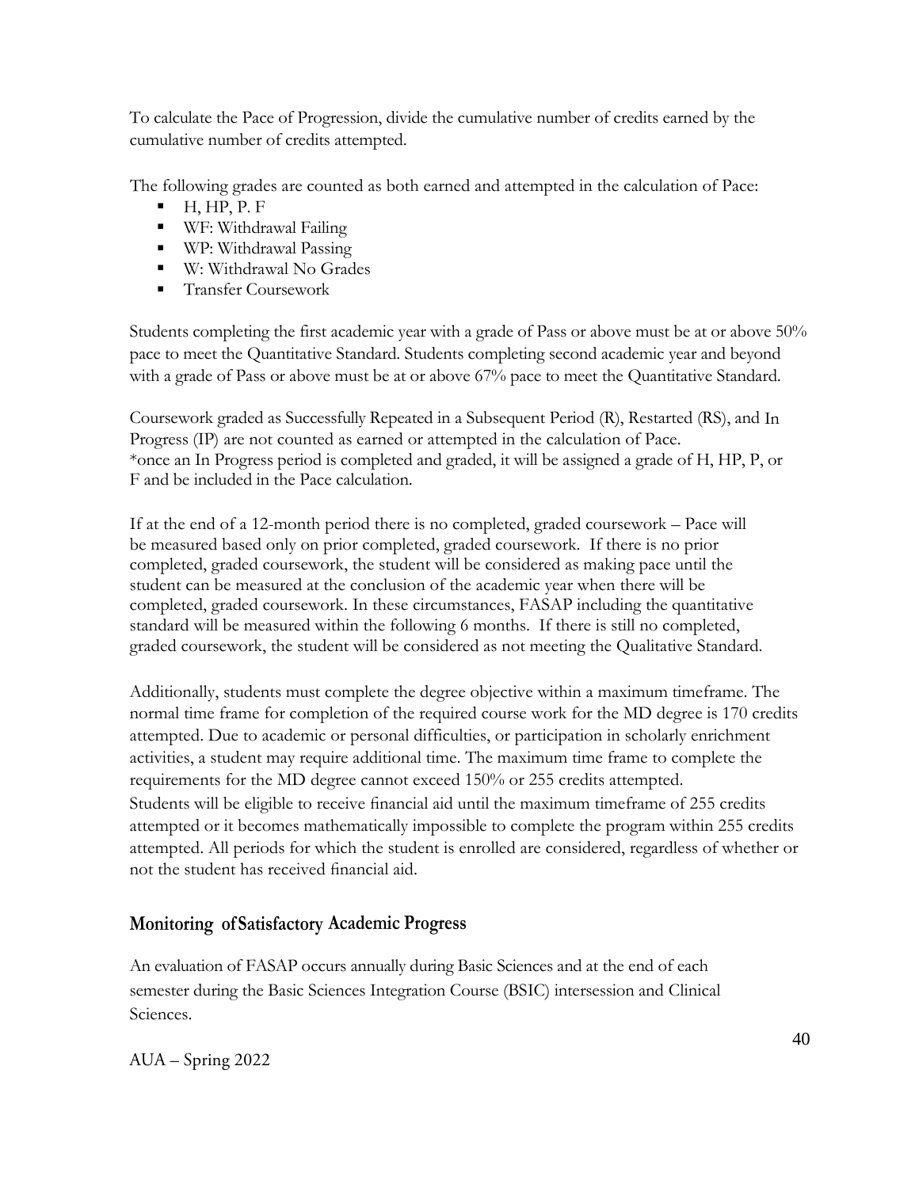To calculate the Pace of Progression, divide the cumulative number of credits earned by the cumulative number of credits attempted.

The following grades are counted as both earned and attempted in the calculation of Pace:

- H, HP, P. F
- WF: Withdrawal Failing
- WP: Withdrawal Passing
- W: Withdrawal No Grades
- Transfer Coursework

Students completing the first academic year with a grade of Pass or above must be at or above 50% pace to meet the Quantitative Standard. Students completing second academic year and beyond with a grade of Pass or above must be at or above 67% pace to meet the Quantitative Standard.

Coursework graded as Successfully Repeated in a Subsequent Period (R), Restarted (RS), and In Progress (IP) are not counted as earned or attempted in the calculation of Pace.
*once an In Progress period is completed and graded, it will be assigned a grade of H, HP, P, or F and be included in the Pace calculation.

If at the end of a 12-month period there is no completed, graded coursework – Pace will be measured based only on prior completed, graded coursework. If there is no prior completed, graded coursework, the student will be considered as making pace until the student can be measured at the conclusion of the academic year when there will be completed, graded coursework. In these circumstances, FASAP including the quantitative standard will be measured within the following 6 months. If there is still no completed, graded coursework, the student will be considered as not meeting the Qualitative Standard.

Additionally, students must complete the degree objective within a maximum timeframe. The normal time frame for completion of the required course work for the MD degree is 170 credits attempted. Due to academic or personal difficulties, or participation in scholarly enrichment activities, a student may require additional time. The maximum time frame to complete the requirements for the MD degree cannot exceed 150% or 255 credits attempted.
Students will be eligible to receive financial aid until the maximum timeframe of 255 credits attempted or it becomes mathematically impossible to complete the program within 255 credits attempted. All periods for which the student is enrolled are considered, regardless of whether or not the student has received financial aid.

## Monitoring of Satisfactory Academic Progress

An evaluation of FASAP occurs annually during Basic Sciences and at the end of each semester during the Basic Sciences Integration Course (BSIC) intersession and Clinical Sciences.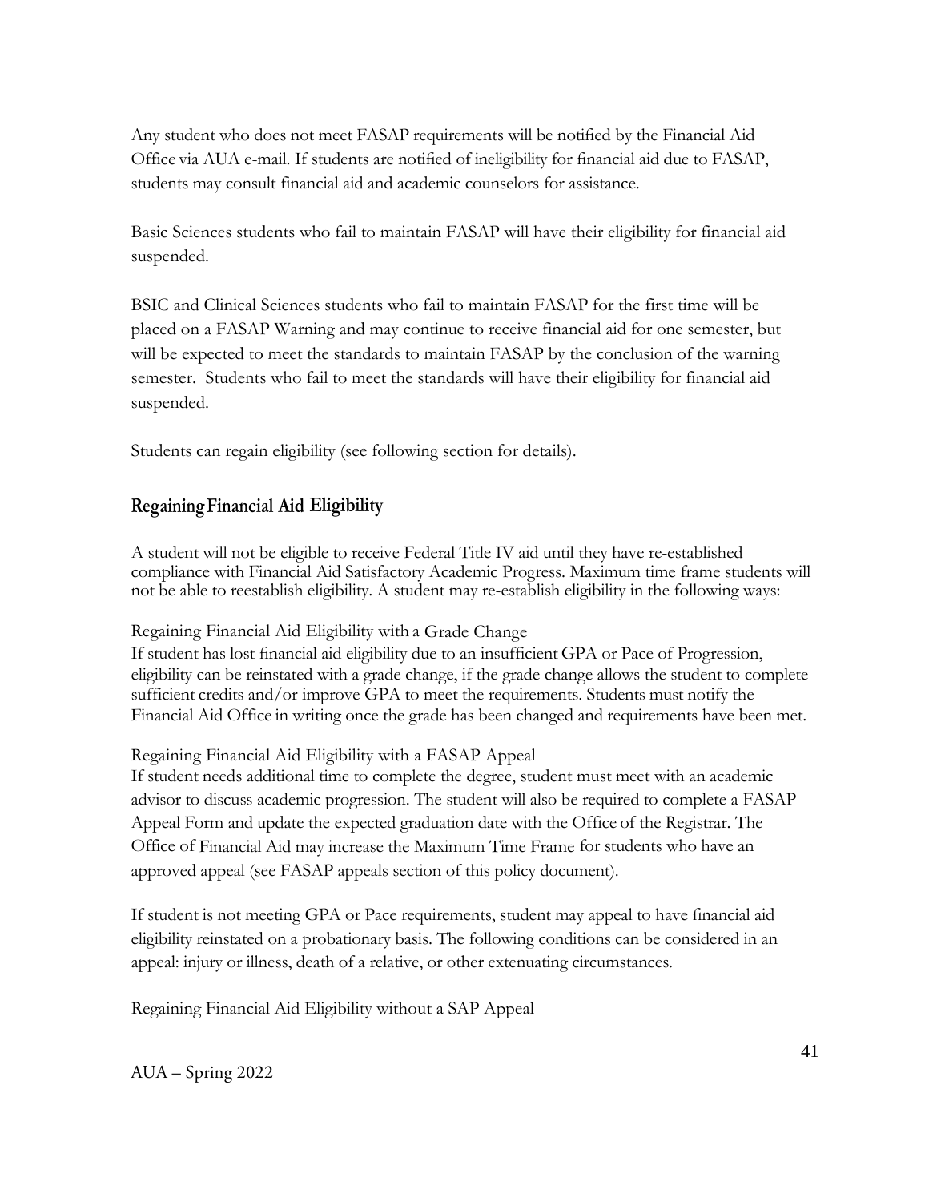Any student who does not meet FASAP requirements will be notified by the Financial Aid Office via AUA e-mail. If students are notified of ineligibility for financial aid due to FASAP, students may consult financial aid and academic counselors for assistance.

Basic Sciences students who fail to maintain FASAP will have their eligibility for financial aid suspended.

BSIC and Clinical Sciences students who fail to maintain FASAP for the first time will be placed on a FASAP Warning and may continue to receive financial aid for one semester, but will be expected to meet the standards to maintain FASAP by the conclusion of the warning semester. Students who fail to meet the standards will have their eligibility for financial aid suspended.

Students can regain eligibility (see following section for details).

## Regaining Financial Aid Eligibility

A student will not be eligible to receive Federal Title IV aid until they have re-established compliance with Financial Aid Satisfactory Academic Progress. Maximum time frame students will not be able to reestablish eligibility. A student may re-establish eligibility in the following ways:

Regaining Financial Aid Eligibility with a Grade Change

If student has lost financial aid eligibility due to an insufficient GPA or Pace of Progression, eligibility can be reinstated with a grade change, if the grade change allows the student to complete sufficient credits and/or improve GPA to meet the requirements. Students must notify the Financial Aid Office in writing once the grade has been changed and requirements have been met.

Regaining Financial Aid Eligibility with a FASAP Appeal

If student needs additional time to complete the degree, student must meet with an academic advisor to discuss academic progression. The student will also be required to complete a FASAP Appeal Form and update the expected graduation date with the Office of the Registrar. The Office of Financial Aid may increase the Maximum Time Frame for students who have an approved appeal (see FASAP appeals section of this policy document).

If student is not meeting GPA or Pace requirements, student may appeal to have financial aid eligibility reinstated on a probationary basis. The following conditions can be considered in an appeal: injury or illness, death of a relative, or other extenuating circumstances.

Regaining Financial Aid Eligibility without a SAP Appeal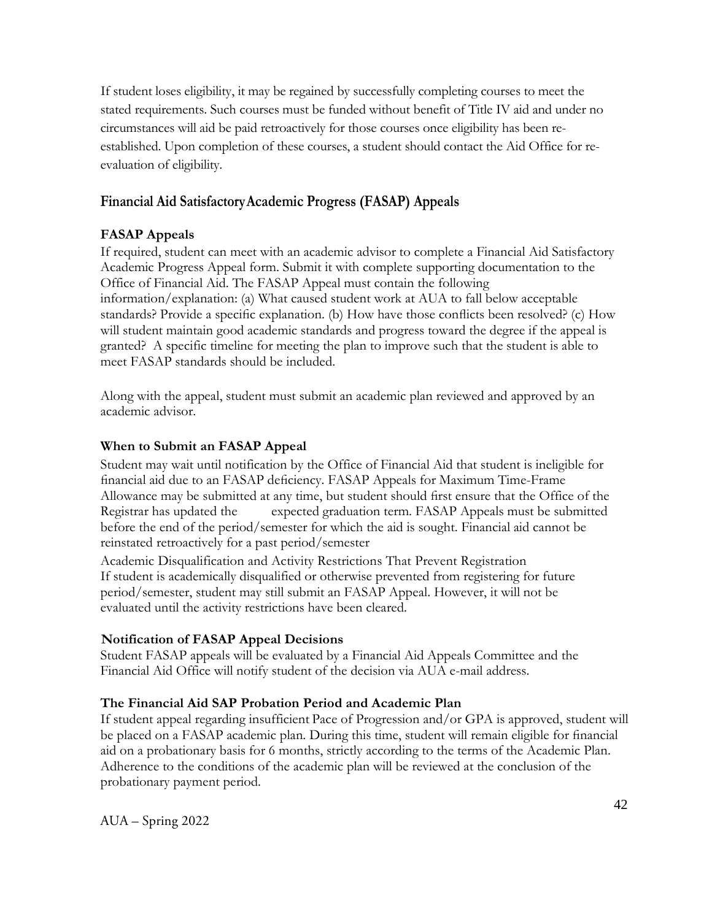If student loses eligibility, it may be regained by successfully completing courses to meet the stated requirements. Such courses must be funded without benefit of Title IV aid and under no circumstances will aid be paid retroactively for those courses once eligibility has been re-established. Upon completion of these courses, a student should contact the Aid Office for re-evaluation of eligibility.

## Financial Aid Satisfactory Academic Progress (FASAP) Appeals

### FASAP Appeals

If required, student can meet with an academic advisor to complete a Financial Aid Satisfactory Academic Progress Appeal form. Submit it with complete supporting documentation to the Office of Financial Aid. The FASAP Appeal must contain the following information/explanation: (a) What caused student work at AUA to fall below acceptable standards? Provide a specific explanation. (b) How have those conflicts been resolved? (c) How will student maintain good academic standards and progress toward the degree if the appeal is granted? A specific timeline for meeting the plan to improve such that the student is able to meet FASAP standards should be included.

Along with the appeal, student must submit an academic plan reviewed and approved by an academic advisor.

### When to Submit an FASAP Appeal

Student may wait until notification by the Office of Financial Aid that student is ineligible for financial aid due to an FASAP deficiency. FASAP Appeals for Maximum Time-Frame Allowance may be submitted at any time, but student should first ensure that the Office of the Registrar has updated the expected graduation term. FASAP Appeals must be submitted before the end of the period/semester for which the aid is sought. Financial aid cannot be reinstated retroactively for a past period/semester

Academic Disqualification and Activity Restrictions That Prevent Registration
If student is academically disqualified or otherwise prevented from registering for future period/semester, student may still submit an FASAP Appeal. However, it will not be evaluated until the activity restrictions have been cleared.

### Notification of FASAP Appeal Decisions

Student FASAP appeals will be evaluated by a Financial Aid Appeals Committee and the Financial Aid Office will notify student of the decision via AUA e-mail address.

### The Financial Aid SAP Probation Period and Academic Plan

If student appeal regarding insufficient Pace of Progression and/or GPA is approved, student will be placed on a FASAP academic plan. During this time, student will remain eligible for financial aid on a probationary basis for 6 months, strictly according to the terms of the Academic Plan. Adherence to the conditions of the academic plan will be reviewed at the conclusion of the probationary payment period.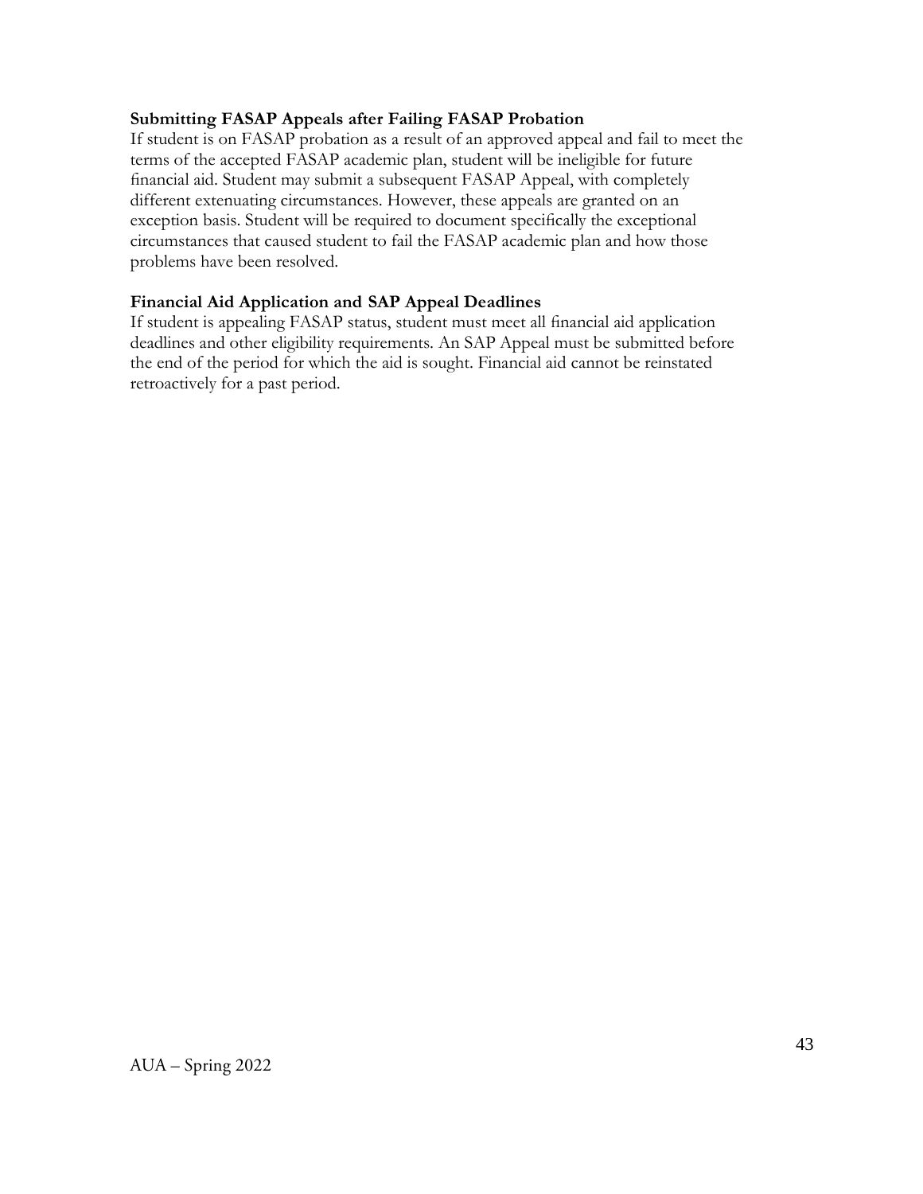**Submitting FASAP Appeals after Failing FASAP Probation**

If student is on FASAP probation as a result of an approved appeal and fail to meet the terms of the accepted FASAP academic plan, student will be ineligible for future financial aid. Student may submit a subsequent FASAP Appeal, with completely different extenuating circumstances. However, these appeals are granted on an exception basis. Student will be required to document specifically the exceptional circumstances that caused student to fail the FASAP academic plan and how those problems have been resolved.

**Financial Aid Application and SAP Appeal Deadlines**

If student is appealing FASAP status, student must meet all financial aid application deadlines and other eligibility requirements. An SAP Appeal must be submitted before the end of the period for which the aid is sought. Financial aid cannot be reinstated retroactively for a past period.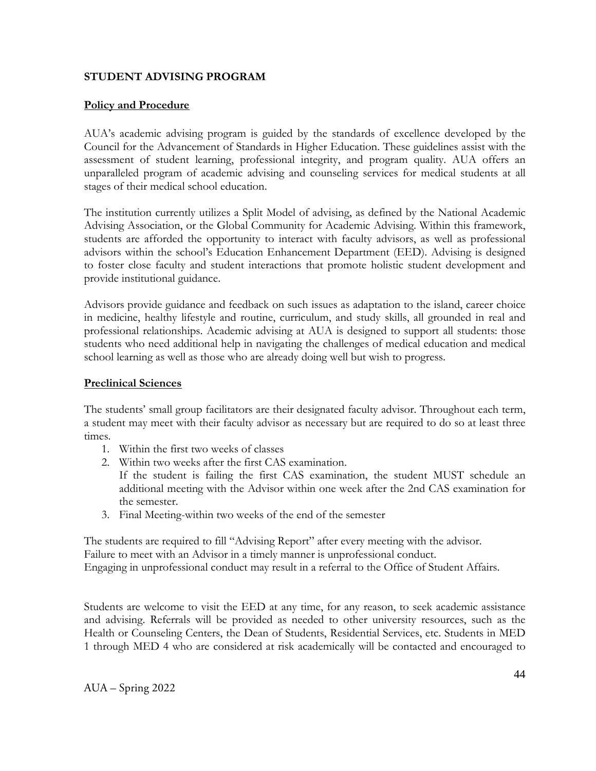## STUDENT ADVISING PROGRAM

### Policy and Procedure

AUA's academic advising program is guided by the standards of excellence developed by the Council for the Advancement of Standards in Higher Education. These guidelines assist with the assessment of student learning, professional integrity, and program quality. AUA offers an unparalleled program of academic advising and counseling services for medical students at all stages of their medical school education.

The institution currently utilizes a Split Model of advising, as defined by the National Academic Advising Association, or the Global Community for Academic Advising. Within this framework, students are afforded the opportunity to interact with faculty advisors, as well as professional advisors within the school's Education Enhancement Department (EED). Advising is designed to foster close faculty and student interactions that promote holistic student development and provide institutional guidance.

Advisors provide guidance and feedback on such issues as adaptation to the island, career choice in medicine, healthy lifestyle and routine, curriculum, and study skills, all grounded in real and professional relationships. Academic advising at AUA is designed to support all students: those students who need additional help in navigating the challenges of medical education and medical school learning as well as those who are already doing well but wish to progress.

### Preclinical Sciences

The students' small group facilitators are their designated faculty advisor. Throughout each term, a student may meet with their faculty advisor as necessary but are required to do so at least three times.

1. Within the first two weeks of classes
2. Within two weeks after the first CAS examination.
   If the student is failing the first CAS examination, the student MUST schedule an additional meeting with the Advisor within one week after the 2nd CAS examination for the semester.
3. Final Meeting-within two weeks of the end of the semester

The students are required to fill "Advising Report" after every meeting with the advisor.
Failure to meet with an Advisor in a timely manner is unprofessional conduct.
Engaging in unprofessional conduct may result in a referral to the Office of Student Affairs.

Students are welcome to visit the EED at any time, for any reason, to seek academic assistance and advising. Referrals will be provided as needed to other university resources, such as the Health or Counseling Centers, the Dean of Students, Residential Services, etc. Students in MED 1 through MED 4 who are considered at risk academically will be contacted and encouraged to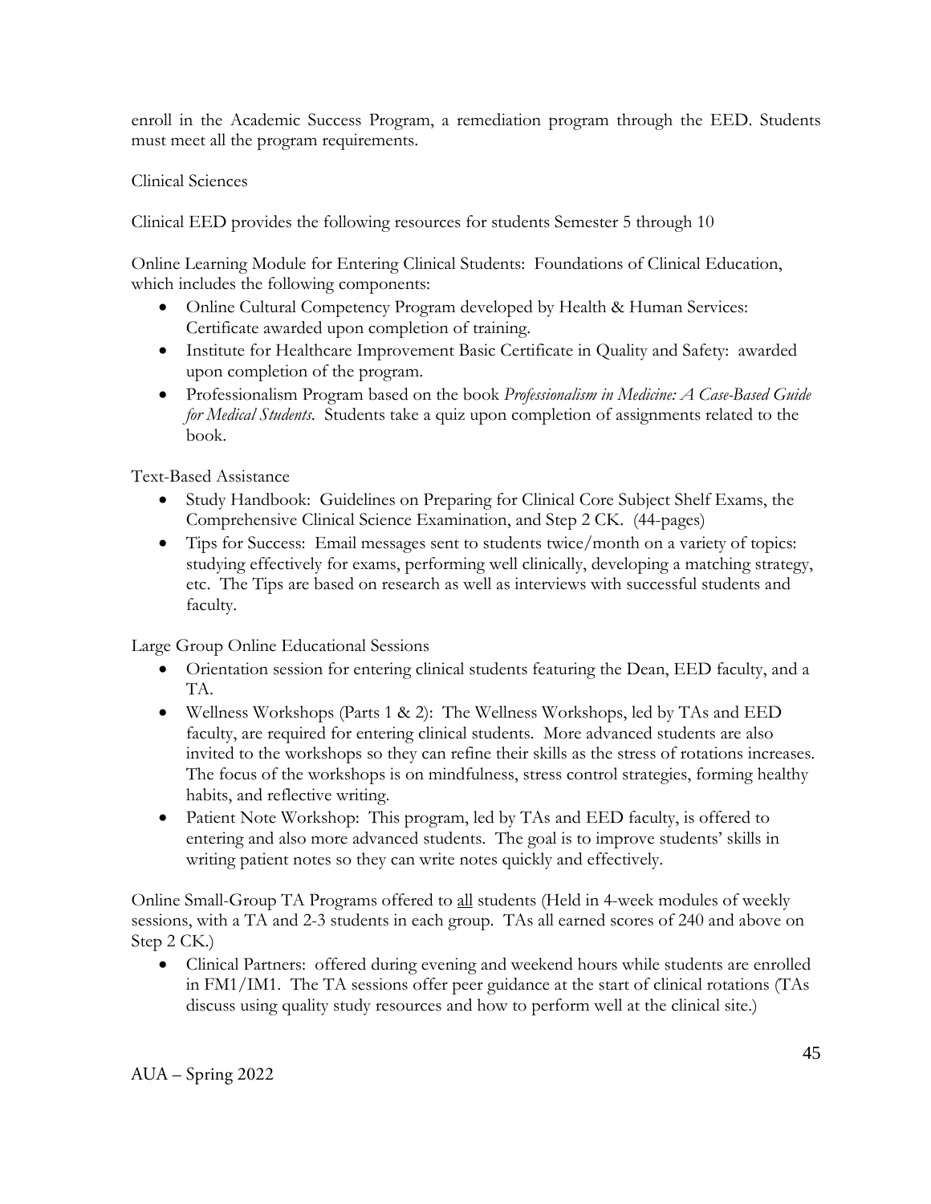enroll in the Academic Success Program, a remediation program through the EED. Students must meet all the program requirements.

Clinical Sciences

Clinical EED provides the following resources for students Semester 5 through 10

Online Learning Module for Entering Clinical Students: Foundations of Clinical Education, which includes the following components:

- Online Cultural Competency Program developed by Health & Human Services: Certificate awarded upon completion of training.
- Institute for Healthcare Improvement Basic Certificate in Quality and Safety: awarded upon completion of the program.
- Professionalism Program based on the book *Professionalism in Medicine: A Case-Based Guide for Medical Students*. Students take a quiz upon completion of assignments related to the book.

Text-Based Assistance

- Study Handbook: Guidelines on Preparing for Clinical Core Subject Shelf Exams, the Comprehensive Clinical Science Examination, and Step 2 CK. (44-pages)
- Tips for Success: Email messages sent to students twice/month on a variety of topics: studying effectively for exams, performing well clinically, developing a matching strategy, etc. The Tips are based on research as well as interviews with successful students and faculty.

Large Group Online Educational Sessions

- Orientation session for entering clinical students featuring the Dean, EED faculty, and a TA.
- Wellness Workshops (Parts 1 & 2): The Wellness Workshops, led by TAs and EED faculty, are required for entering clinical students. More advanced students are also invited to the workshops so they can refine their skills as the stress of rotations increases. The focus of the workshops is on mindfulness, stress control strategies, forming healthy habits, and reflective writing.
- Patient Note Workshop: This program, led by TAs and EED faculty, is offered to entering and also more advanced students. The goal is to improve students' skills in writing patient notes so they can write notes quickly and effectively.

Online Small-Group TA Programs offered to <u>all</u> students (Held in 4-week modules of weekly sessions, with a TA and 2-3 students in each group. TAs all earned scores of 240 and above on Step 2 CK.)

- Clinical Partners: offered during evening and weekend hours while students are enrolled in FM1/IM1. The TA sessions offer peer guidance at the start of clinical rotations (TAs discuss using quality study resources and how to perform well at the clinical site.)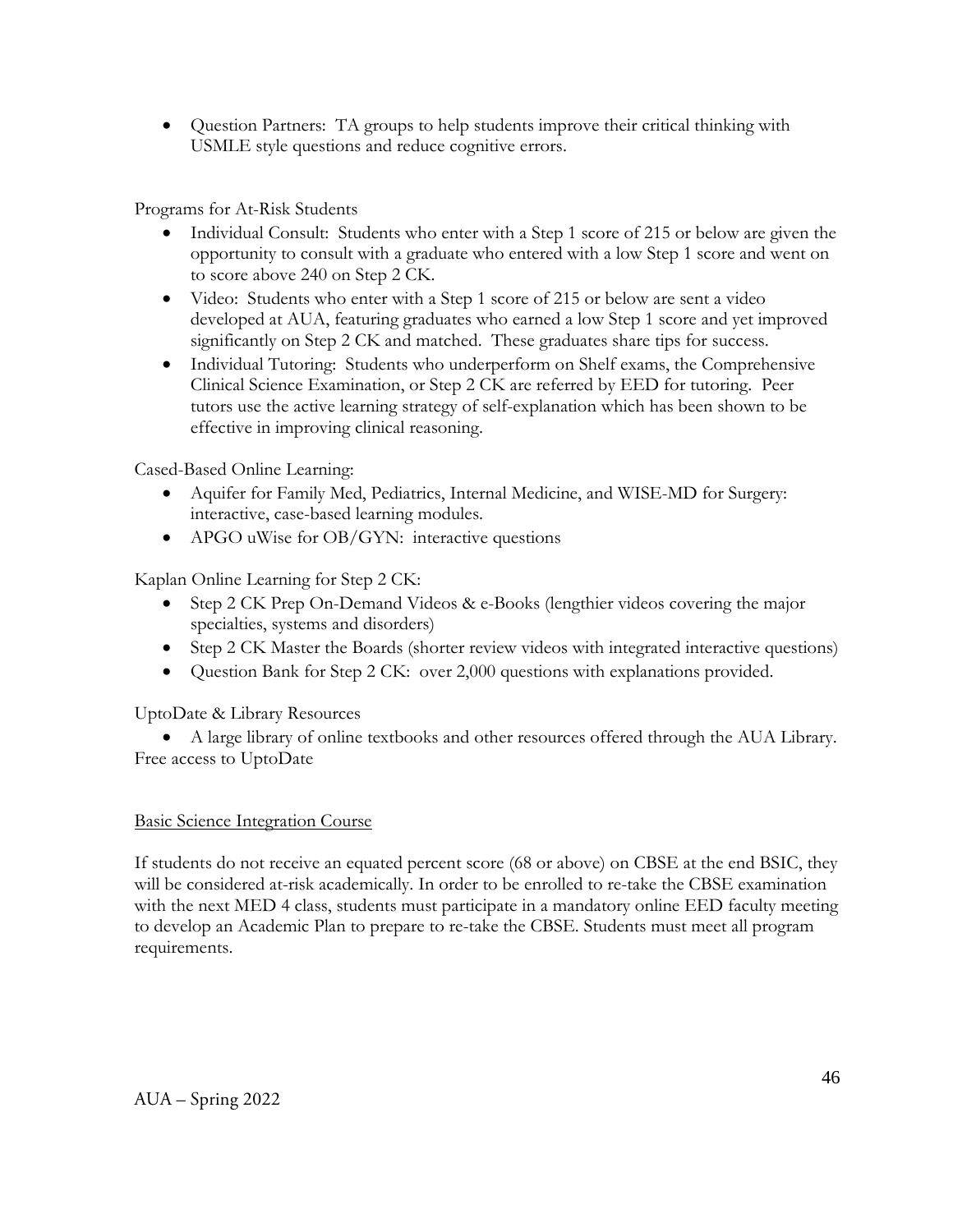- Question Partners: TA groups to help students improve their critical thinking with USMLE style questions and reduce cognitive errors.

Programs for At-Risk Students

- Individual Consult: Students who enter with a Step 1 score of 215 or below are given the opportunity to consult with a graduate who entered with a low Step 1 score and went on to score above 240 on Step 2 CK.
- Video: Students who enter with a Step 1 score of 215 or below are sent a video developed at AUA, featuring graduates who earned a low Step 1 score and yet improved significantly on Step 2 CK and matched. These graduates share tips for success.
- Individual Tutoring: Students who underperform on Shelf exams, the Comprehensive Clinical Science Examination, or Step 2 CK are referred by EED for tutoring. Peer tutors use the active learning strategy of self-explanation which has been shown to be effective in improving clinical reasoning.

Cased-Based Online Learning:

- Aquifer for Family Med, Pediatrics, Internal Medicine, and WISE-MD for Surgery: interactive, case-based learning modules.
- APGO uWise for OB/GYN: interactive questions

Kaplan Online Learning for Step 2 CK:

- Step 2 CK Prep On-Demand Videos & e-Books (lengthier videos covering the major specialties, systems and disorders)
- Step 2 CK Master the Boards (shorter review videos with integrated interactive questions)
- Question Bank for Step 2 CK: over 2,000 questions with explanations provided.

UptoDate & Library Resources

- A large library of online textbooks and other resources offered through the AUA Library. Free access to UptoDate

<u>Basic Science Integration Course</u>

If students do not receive an equated percent score (68 or above) on CBSE at the end BSIC, they will be considered at-risk academically. In order to be enrolled to re-take the CBSE examination with the next MED 4 class, students must participate in a mandatory online EED faculty meeting to develop an Academic Plan to prepare to re-take the CBSE. Students must meet all program requirements.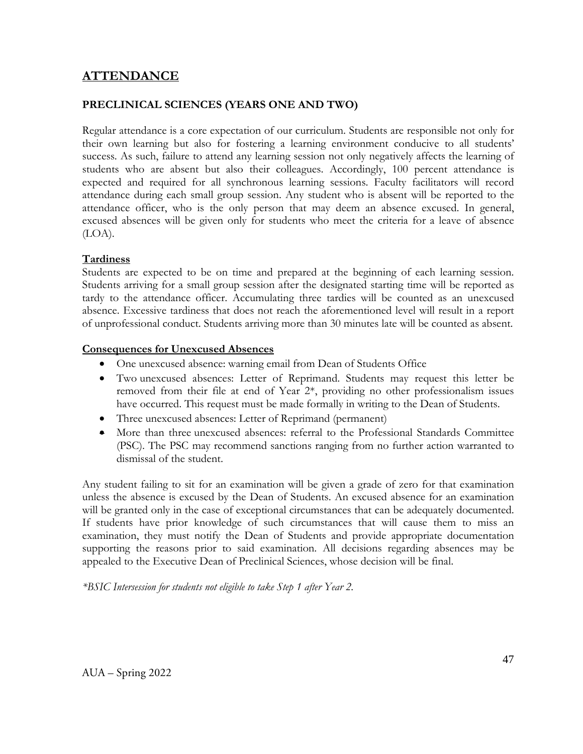## ATTENDANCE

### PRECLINICAL SCIENCES (YEARS ONE AND TWO)

Regular attendance is a core expectation of our curriculum. Students are responsible not only for their own learning but also for fostering a learning environment conducive to all students' success. As such, failure to attend any learning session not only negatively affects the learning of students who are absent but also their colleagues. Accordingly, 100 percent attendance is expected and required for all synchronous learning sessions. Faculty facilitators will record attendance during each small group session. Any student who is absent will be reported to the attendance officer, who is the only person that may deem an absence excused. In general, excused absences will be given only for students who meet the criteria for a leave of absence (LOA).

**Tardiness**

Students are expected to be on time and prepared at the beginning of each learning session. Students arriving for a small group session after the designated starting time will be reported as tardy to the attendance officer. Accumulating three tardies will be counted as an unexcused absence. Excessive tardiness that does not reach the aforementioned level will result in a report of unprofessional conduct. Students arriving more than 30 minutes late will be counted as absent.

**Consequences for Unexcused Absences**

- One unexcused absence: warning email from Dean of Students Office
- Two unexcused absences: Letter of Reprimand. Students may request this letter be removed from their file at end of Year 2*, providing no other professionalism issues have occurred. This request must be made formally in writing to the Dean of Students.
- Three unexcused absences: Letter of Reprimand (permanent)
- More than three unexcused absences: referral to the Professional Standards Committee (PSC). The PSC may recommend sanctions ranging from no further action warranted to dismissal of the student.

Any student failing to sit for an examination will be given a grade of zero for that examination unless the absence is excused by the Dean of Students. An excused absence for an examination will be granted only in the case of exceptional circumstances that can be adequately documented. If students have prior knowledge of such circumstances that will cause them to miss an examination, they must notify the Dean of Students and provide appropriate documentation supporting the reasons prior to said examination. All decisions regarding absences may be appealed to the Executive Dean of Preclinical Sciences, whose decision will be final.

*\*BSIC Intersession for students not eligible to take Step 1 after Year 2.*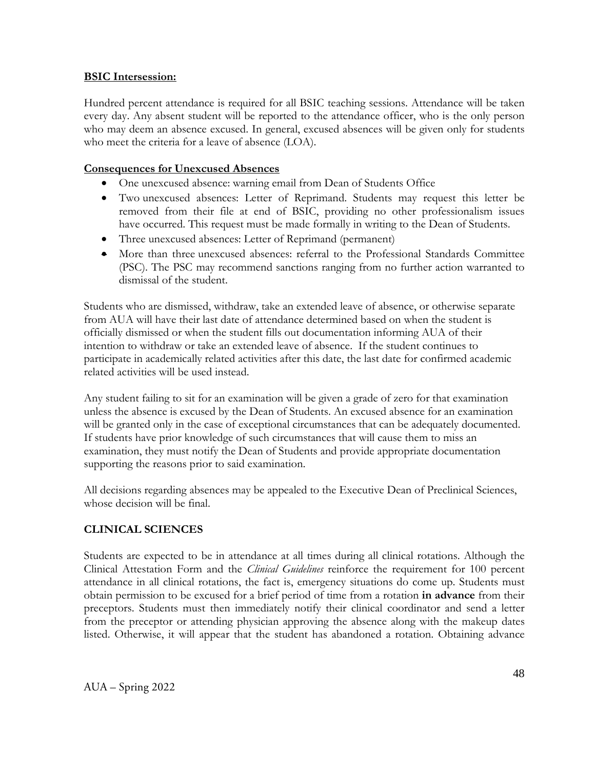**BSIC Intersession:**

Hundred percent attendance is required for all BSIC teaching sessions. Attendance will be taken every day. Any absent student will be reported to the attendance officer, who is the only person who may deem an absence excused. In general, excused absences will be given only for students who meet the criteria for a leave of absence (LOA).

**Consequences for Unexcused Absences**

- One unexcused absence: warning email from Dean of Students Office
- Two unexcused absences: Letter of Reprimand. Students may request this letter be removed from their file at end of BSIC, providing no other professionalism issues have occurred. This request must be made formally in writing to the Dean of Students.
- Three unexcused absences: Letter of Reprimand (permanent)
- More than three unexcused absences: referral to the Professional Standards Committee (PSC). The PSC may recommend sanctions ranging from no further action warranted to dismissal of the student.

Students who are dismissed, withdraw, take an extended leave of absence, or otherwise separate from AUA will have their last date of attendance determined based on when the student is officially dismissed or when the student fills out documentation informing AUA of their intention to withdraw or take an extended leave of absence. If the student continues to participate in academically related activities after this date, the last date for confirmed academic related activities will be used instead.

Any student failing to sit for an examination will be given a grade of zero for that examination unless the absence is excused by the Dean of Students. An excused absence for an examination will be granted only in the case of exceptional circumstances that can be adequately documented. If students have prior knowledge of such circumstances that will cause them to miss an examination, they must notify the Dean of Students and provide appropriate documentation supporting the reasons prior to said examination.

All decisions regarding absences may be appealed to the Executive Dean of Preclinical Sciences, whose decision will be final.

## CLINICAL SCIENCES

Students are expected to be in attendance at all times during all clinical rotations. Although the Clinical Attestation Form and the *Clinical Guidelines* reinforce the requirement for 100 percent attendance in all clinical rotations, the fact is, emergency situations do come up. Students must obtain permission to be excused for a brief period of time from a rotation **in advance** from their preceptors. Students must then immediately notify their clinical coordinator and send a letter from the preceptor or attending physician approving the absence along with the makeup dates listed. Otherwise, it will appear that the student has abandoned a rotation. Obtaining advance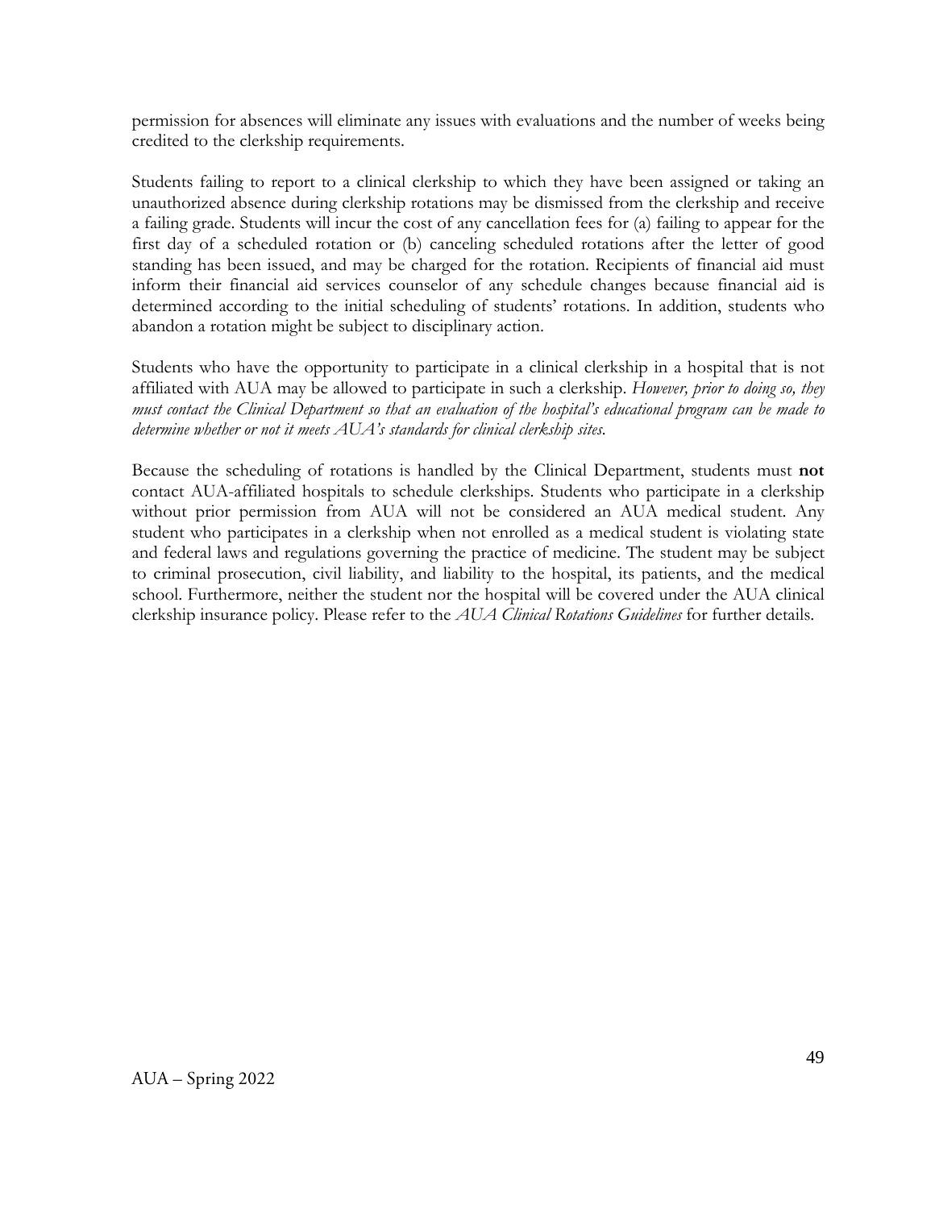permission for absences will eliminate any issues with evaluations and the number of weeks being credited to the clerkship requirements.

Students failing to report to a clinical clerkship to which they have been assigned or taking an unauthorized absence during clerkship rotations may be dismissed from the clerkship and receive a failing grade. Students will incur the cost of any cancellation fees for (a) failing to appear for the first day of a scheduled rotation or (b) canceling scheduled rotations after the letter of good standing has been issued, and may be charged for the rotation. Recipients of financial aid must inform their financial aid services counselor of any schedule changes because financial aid is determined according to the initial scheduling of students' rotations. In addition, students who abandon a rotation might be subject to disciplinary action.

Students who have the opportunity to participate in a clinical clerkship in a hospital that is not affiliated with AUA may be allowed to participate in such a clerkship. *However, prior to doing so, they must contact the Clinical Department so that an evaluation of the hospital's educational program can be made to determine whether or not it meets AUA's standards for clinical clerkship sites.*

Because the scheduling of rotations is handled by the Clinical Department, students must **not** contact AUA-affiliated hospitals to schedule clerkships. Students who participate in a clerkship without prior permission from AUA will not be considered an AUA medical student. Any student who participates in a clerkship when not enrolled as a medical student is violating state and federal laws and regulations governing the practice of medicine. The student may be subject to criminal prosecution, civil liability, and liability to the hospital, its patients, and the medical school. Furthermore, neither the student nor the hospital will be covered under the AUA clinical clerkship insurance policy. Please refer to the *AUA Clinical Rotations Guidelines* for further details.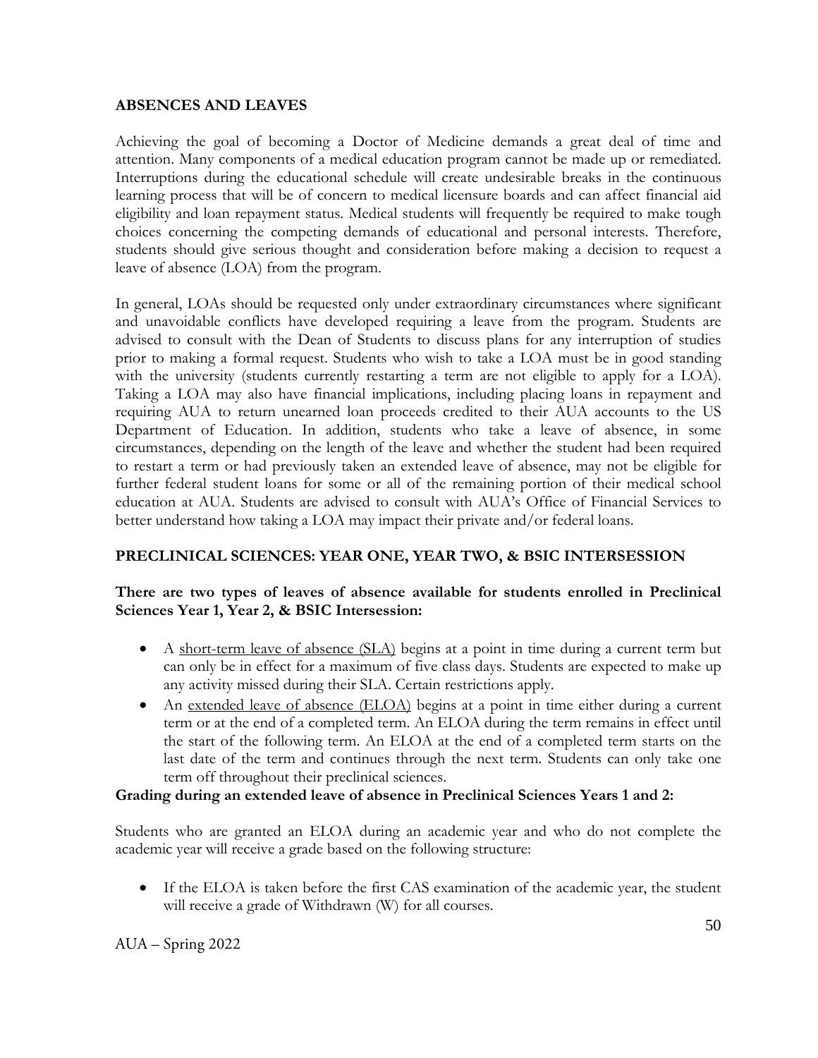**ABSENCES AND LEAVES**

Achieving the goal of becoming a Doctor of Medicine demands a great deal of time and attention. Many components of a medical education program cannot be made up or remediated. Interruptions during the educational schedule will create undesirable breaks in the continuous learning process that will be of concern to medical licensure boards and can affect financial aid eligibility and loan repayment status. Medical students will frequently be required to make tough choices concerning the competing demands of educational and personal interests. Therefore, students should give serious thought and consideration before making a decision to request a leave of absence (LOA) from the program.

In general, LOAs should be requested only under extraordinary circumstances where significant and unavoidable conflicts have developed requiring a leave from the program. Students are advised to consult with the Dean of Students to discuss plans for any interruption of studies prior to making a formal request. Students who wish to take a LOA must be in good standing with the university (students currently restarting a term are not eligible to apply for a LOA). Taking a LOA may also have financial implications, including placing loans in repayment and requiring AUA to return unearned loan proceeds credited to their AUA accounts to the US Department of Education. In addition, students who take a leave of absence, in some circumstances, depending on the length of the leave and whether the student had been required to restart a term or had previously taken an extended leave of absence, may not be eligible for further federal student loans for some or all of the remaining portion of their medical school education at AUA. Students are advised to consult with AUA's Office of Financial Services to better understand how taking a LOA may impact their private and/or federal loans.

**PRECLINICAL SCIENCES: YEAR ONE, YEAR TWO, & BSIC INTERSESSION**

**There are two types of leaves of absence available for students enrolled in Preclinical Sciences Year 1, Year 2, & BSIC Intersession:**

- A short-term leave of absence (SLA) begins at a point in time during a current term but can only be in effect for a maximum of five class days. Students are expected to make up any activity missed during their SLA. Certain restrictions apply.
- An extended leave of absence (ELOA) begins at a point in time either during a current term or at the end of a completed term. An ELOA during the term remains in effect until the start of the following term. An ELOA at the end of a completed term starts on the last date of the term and continues through the next term. Students can only take one term off throughout their preclinical sciences.

**Grading during an extended leave of absence in Preclinical Sciences Years 1 and 2:**

Students who are granted an ELOA during an academic year and who do not complete the academic year will receive a grade based on the following structure:

- If the ELOA is taken before the first CAS examination of the academic year, the student will receive a grade of Withdrawn (W) for all courses.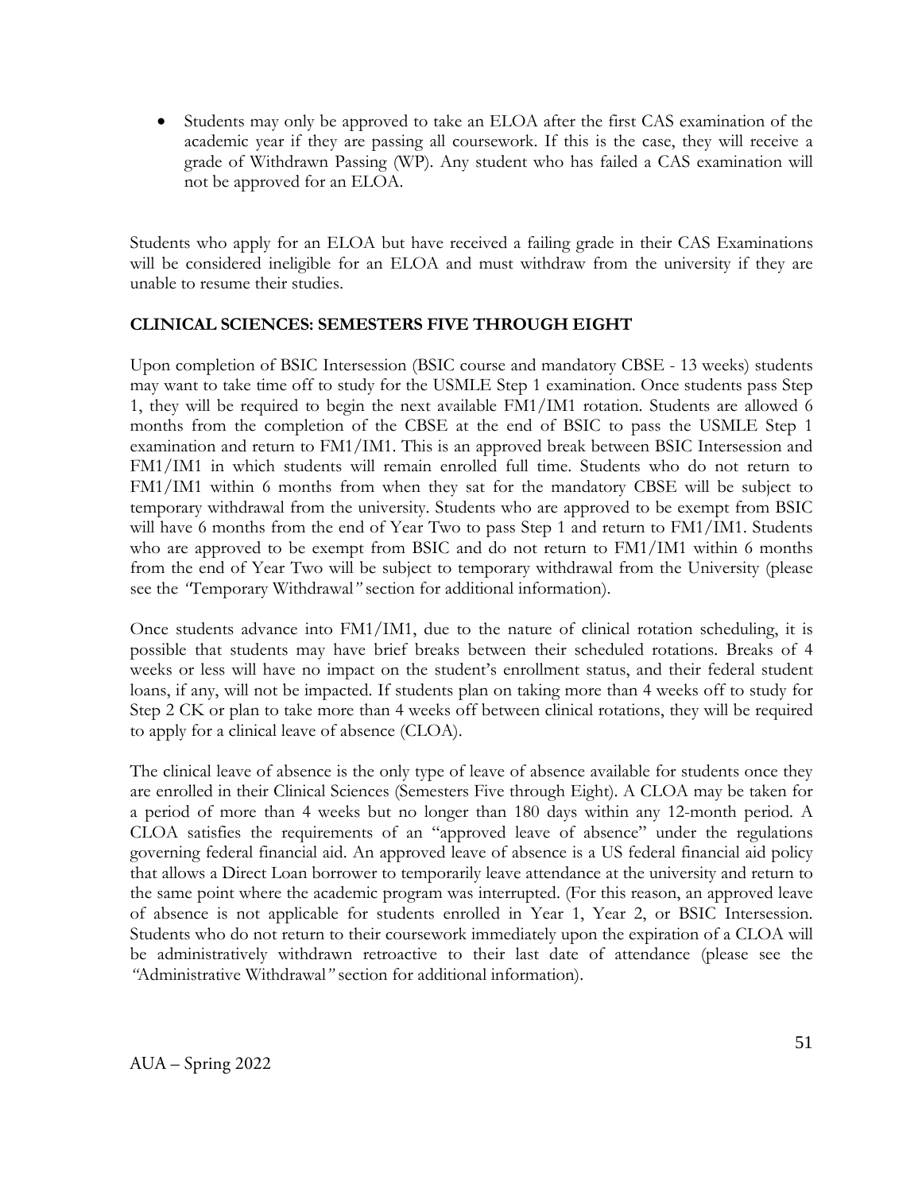- Students may only be approved to take an ELOA after the first CAS examination of the academic year if they are passing all coursework. If this is the case, they will receive a grade of Withdrawn Passing (WP). Any student who has failed a CAS examination will not be approved for an ELOA.

Students who apply for an ELOA but have received a failing grade in their CAS Examinations will be considered ineligible for an ELOA and must withdraw from the university if they are unable to resume their studies.

**CLINICAL SCIENCES: SEMESTERS FIVE THROUGH EIGHT**

Upon completion of BSIC Intersession (BSIC course and mandatory CBSE - 13 weeks) students may want to take time off to study for the USMLE Step 1 examination. Once students pass Step 1, they will be required to begin the next available FM1/IM1 rotation. Students are allowed 6 months from the completion of the CBSE at the end of BSIC to pass the USMLE Step 1 examination and return to FM1/IM1. This is an approved break between BSIC Intersession and FM1/IM1 in which students will remain enrolled full time. Students who do not return to FM1/IM1 within 6 months from when they sat for the mandatory CBSE will be subject to temporary withdrawal from the university. Students who are approved to be exempt from BSIC will have 6 months from the end of Year Two to pass Step 1 and return to FM1/IM1. Students who are approved to be exempt from BSIC and do not return to FM1/IM1 within 6 months from the end of Year Two will be subject to temporary withdrawal from the University (please see the *"Temporary Withdrawal"* section for additional information).

Once students advance into FM1/IM1, due to the nature of clinical rotation scheduling, it is possible that students may have brief breaks between their scheduled rotations. Breaks of 4 weeks or less will have no impact on the student's enrollment status, and their federal student loans, if any, will not be impacted. If students plan on taking more than 4 weeks off to study for Step 2 CK or plan to take more than 4 weeks off between clinical rotations, they will be required to apply for a clinical leave of absence (CLOA).

The clinical leave of absence is the only type of leave of absence available for students once they are enrolled in their Clinical Sciences (Semesters Five through Eight). A CLOA may be taken for a period of more than 4 weeks but no longer than 180 days within any 12-month period. A CLOA satisfies the requirements of an "approved leave of absence" under the regulations governing federal financial aid. An approved leave of absence is a US federal financial aid policy that allows a Direct Loan borrower to temporarily leave attendance at the university and return to the same point where the academic program was interrupted. (For this reason, an approved leave of absence is not applicable for students enrolled in Year 1, Year 2, or BSIC Intersession. Students who do not return to their coursework immediately upon the expiration of a CLOA will be administratively withdrawn retroactive to their last date of attendance (please see the *"Administrative Withdrawal"* section for additional information).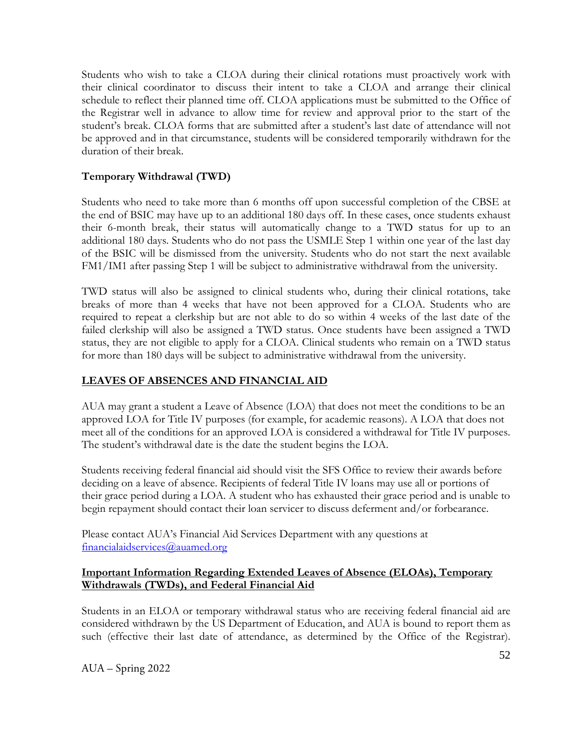Students who wish to take a CLOA during their clinical rotations must proactively work with their clinical coordinator to discuss their intent to take a CLOA and arrange their clinical schedule to reflect their planned time off. CLOA applications must be submitted to the Office of the Registrar well in advance to allow time for review and approval prior to the start of the student's break. CLOA forms that are submitted after a student's last date of attendance will not be approved and in that circumstance, students will be considered temporarily withdrawn for the duration of their break.

**Temporary Withdrawal (TWD)**

Students who need to take more than 6 months off upon successful completion of the CBSE at the end of BSIC may have up to an additional 180 days off. In these cases, once students exhaust their 6-month break, their status will automatically change to a TWD status for up to an additional 180 days. Students who do not pass the USMLE Step 1 within one year of the last day of the BSIC will be dismissed from the university. Students who do not start the next available FM1/IM1 after passing Step 1 will be subject to administrative withdrawal from the university.

TWD status will also be assigned to clinical students who, during their clinical rotations, take breaks of more than 4 weeks that have not been approved for a CLOA. Students who are required to repeat a clerkship but are not able to do so within 4 weeks of the last date of the failed clerkship will also be assigned a TWD status. Once students have been assigned a TWD status, they are not eligible to apply for a CLOA. Clinical students who remain on a TWD status for more than 180 days will be subject to administrative withdrawal from the university.

## LEAVES OF ABSENCES AND FINANCIAL AID

AUA may grant a student a Leave of Absence (LOA) that does not meet the conditions to be an approved LOA for Title IV purposes (for example, for academic reasons). A LOA that does not meet all of the conditions for an approved LOA is considered a withdrawal for Title IV purposes. The student's withdrawal date is the date the student begins the LOA.

Students receiving federal financial aid should visit the SFS Office to review their awards before deciding on a leave of absence. Recipients of federal Title IV loans may use all or portions of their grace period during a LOA. A student who has exhausted their grace period and is unable to begin repayment should contact their loan servicer to discuss deferment and/or forbearance.

Please contact AUA's Financial Aid Services Department with any questions at financialaidservices@auamed.org

### Important Information Regarding Extended Leaves of Absence (ELOAs), Temporary Withdrawals (TWDs), and Federal Financial Aid

Students in an ELOA or temporary withdrawal status who are receiving federal financial aid are considered withdrawn by the US Department of Education, and AUA is bound to report them as such (effective their last date of attendance, as determined by the Office of the Registrar).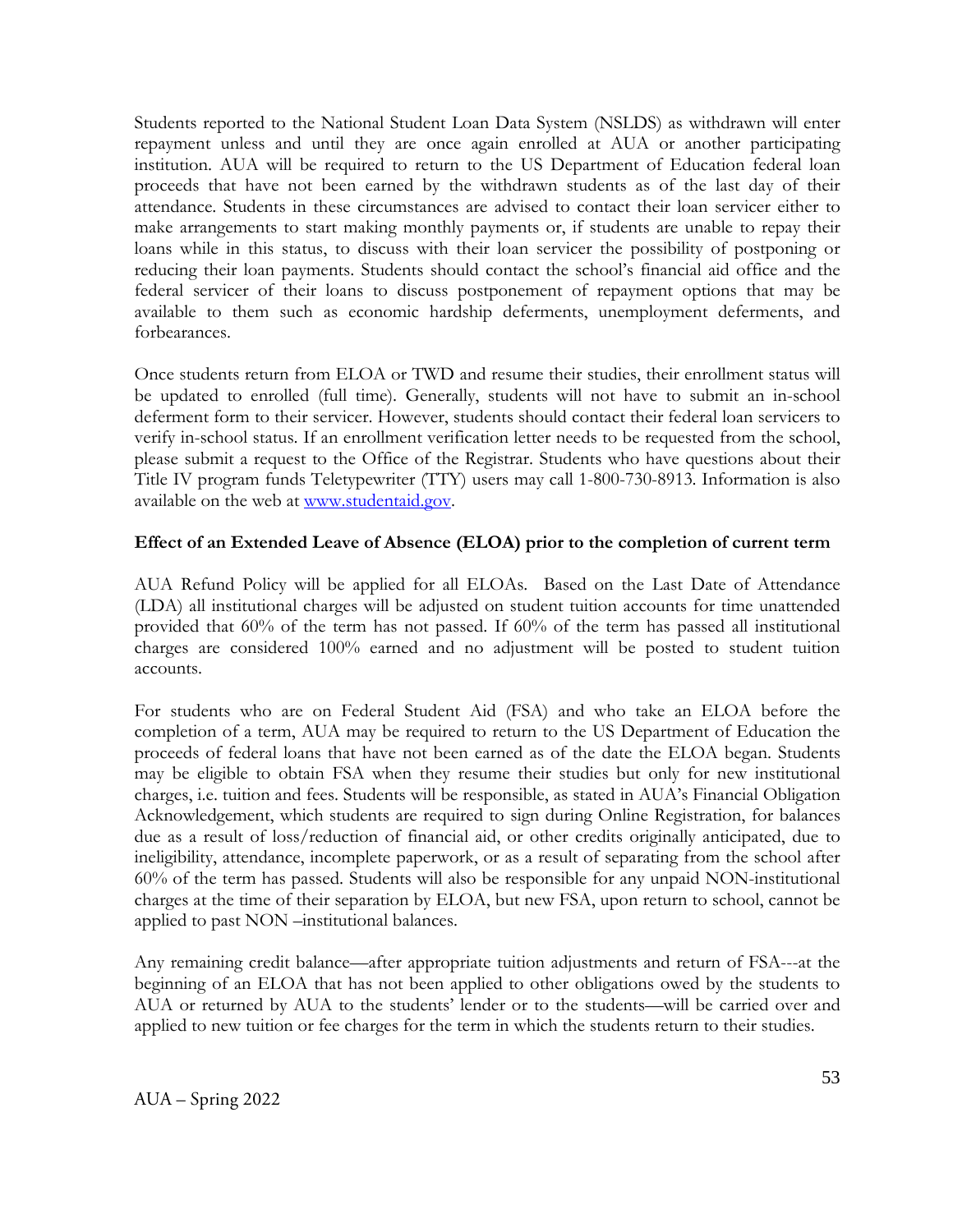Students reported to the National Student Loan Data System (NSLDS) as withdrawn will enter repayment unless and until they are once again enrolled at AUA or another participating institution. AUA will be required to return to the US Department of Education federal loan proceeds that have not been earned by the withdrawn students as of the last day of their attendance. Students in these circumstances are advised to contact their loan servicer either to make arrangements to start making monthly payments or, if students are unable to repay their loans while in this status, to discuss with their loan servicer the possibility of postponing or reducing their loan payments. Students should contact the school's financial aid office and the federal servicer of their loans to discuss postponement of repayment options that may be available to them such as economic hardship deferments, unemployment deferments, and forbearances.

Once students return from ELOA or TWD and resume their studies, their enrollment status will be updated to enrolled (full time). Generally, students will not have to submit an in-school deferment form to their servicer. However, students should contact their federal loan servicers to verify in-school status. If an enrollment verification letter needs to be requested from the school, please submit a request to the Office of the Registrar. Students who have questions about their Title IV program funds Teletypewriter (TTY) users may call 1-800-730-8913. Information is also available on the web at [www.studentaid.gov](www.studentaid.gov).

**Effect of an Extended Leave of Absence (ELOA) prior to the completion of current term**

AUA Refund Policy will be applied for all ELOAs. Based on the Last Date of Attendance (LDA) all institutional charges will be adjusted on student tuition accounts for time unattended provided that 60% of the term has not passed. If 60% of the term has passed all institutional charges are considered 100% earned and no adjustment will be posted to student tuition accounts.

For students who are on Federal Student Aid (FSA) and who take an ELOA before the completion of a term, AUA may be required to return to the US Department of Education the proceeds of federal loans that have not been earned as of the date the ELOA began. Students may be eligible to obtain FSA when they resume their studies but only for new institutional charges, i.e. tuition and fees. Students will be responsible, as stated in AUA's Financial Obligation Acknowledgement, which students are required to sign during Online Registration, for balances due as a result of loss/reduction of financial aid, or other credits originally anticipated, due to ineligibility, attendance, incomplete paperwork, or as a result of separating from the school after 60% of the term has passed. Students will also be responsible for any unpaid NON-institutional charges at the time of their separation by ELOA, but new FSA, upon return to school, cannot be applied to past NON –institutional balances.

Any remaining credit balance—after appropriate tuition adjustments and return of FSA---at the beginning of an ELOA that has not been applied to other obligations owed by the students to AUA or returned by AUA to the students' lender or to the students—will be carried over and applied to new tuition or fee charges for the term in which the students return to their studies.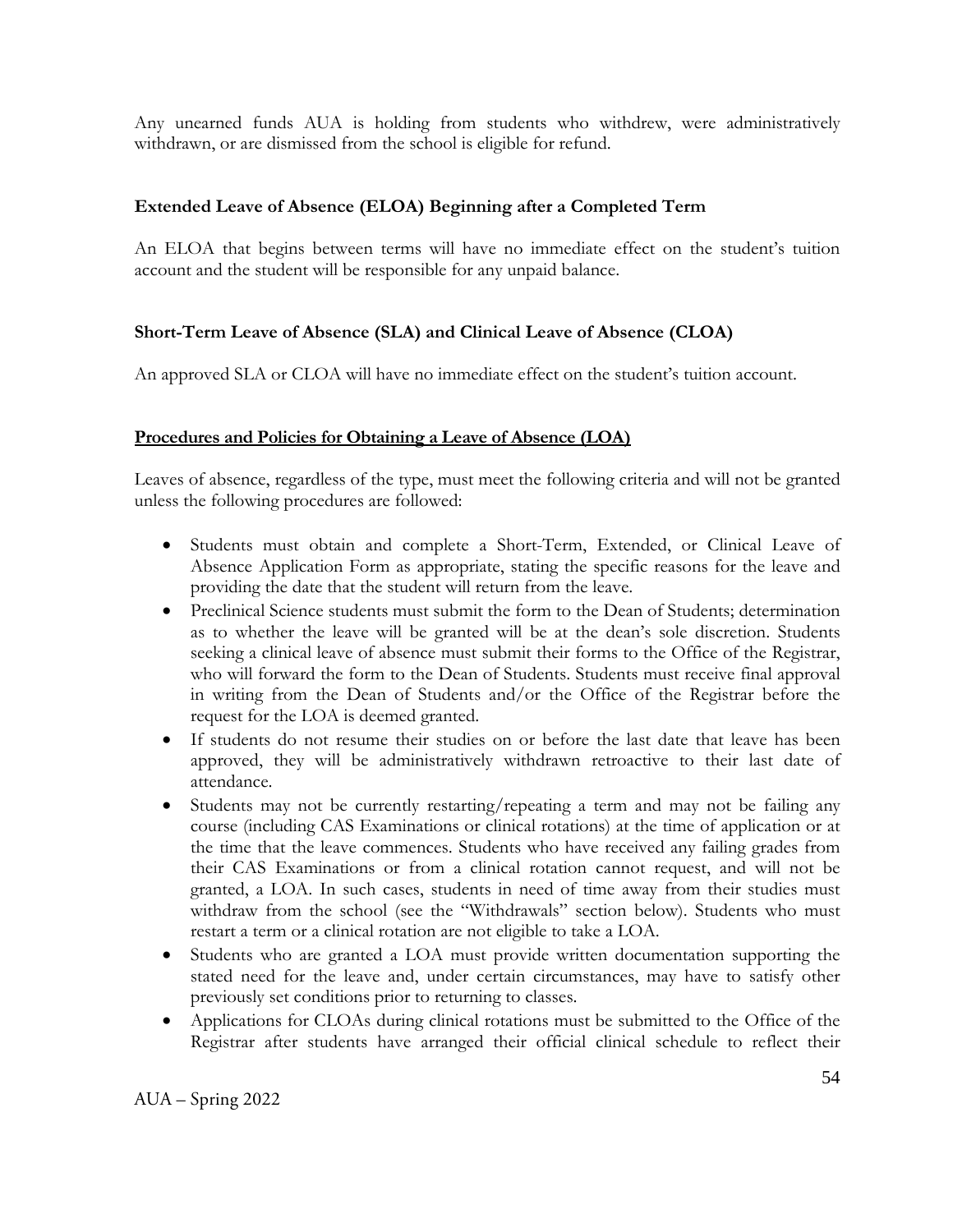Any unearned funds AUA is holding from students who withdrew, were administratively withdrawn, or are dismissed from the school is eligible for refund.

**Extended Leave of Absence (ELOA) Beginning after a Completed Term**

An ELOA that begins between terms will have no immediate effect on the student's tuition account and the student will be responsible for any unpaid balance.

**Short-Term Leave of Absence (SLA) and Clinical Leave of Absence (CLOA)**

An approved SLA or CLOA will have no immediate effect on the student's tuition account.

**<u>Procedures and Policies for Obtaining a Leave of Absence (LOA)</u>**

Leaves of absence, regardless of the type, must meet the following criteria and will not be granted unless the following procedures are followed:

- Students must obtain and complete a Short-Term, Extended, or Clinical Leave of Absence Application Form as appropriate, stating the specific reasons for the leave and providing the date that the student will return from the leave.
- Preclinical Science students must submit the form to the Dean of Students; determination as to whether the leave will be granted will be at the dean's sole discretion. Students seeking a clinical leave of absence must submit their forms to the Office of the Registrar, who will forward the form to the Dean of Students. Students must receive final approval in writing from the Dean of Students and/or the Office of the Registrar before the request for the LOA is deemed granted.
- If students do not resume their studies on or before the last date that leave has been approved, they will be administratively withdrawn retroactive to their last date of attendance.
- Students may not be currently restarting/repeating a term and may not be failing any course (including CAS Examinations or clinical rotations) at the time of application or at the time that the leave commences. Students who have received any failing grades from their CAS Examinations or from a clinical rotation cannot request, and will not be granted, a LOA. In such cases, students in need of time away from their studies must withdraw from the school (see the "Withdrawals" section below). Students who must restart a term or a clinical rotation are not eligible to take a LOA.
- Students who are granted a LOA must provide written documentation supporting the stated need for the leave and, under certain circumstances, may have to satisfy other previously set conditions prior to returning to classes.
- Applications for CLOAs during clinical rotations must be submitted to the Office of the Registrar after students have arranged their official clinical schedule to reflect their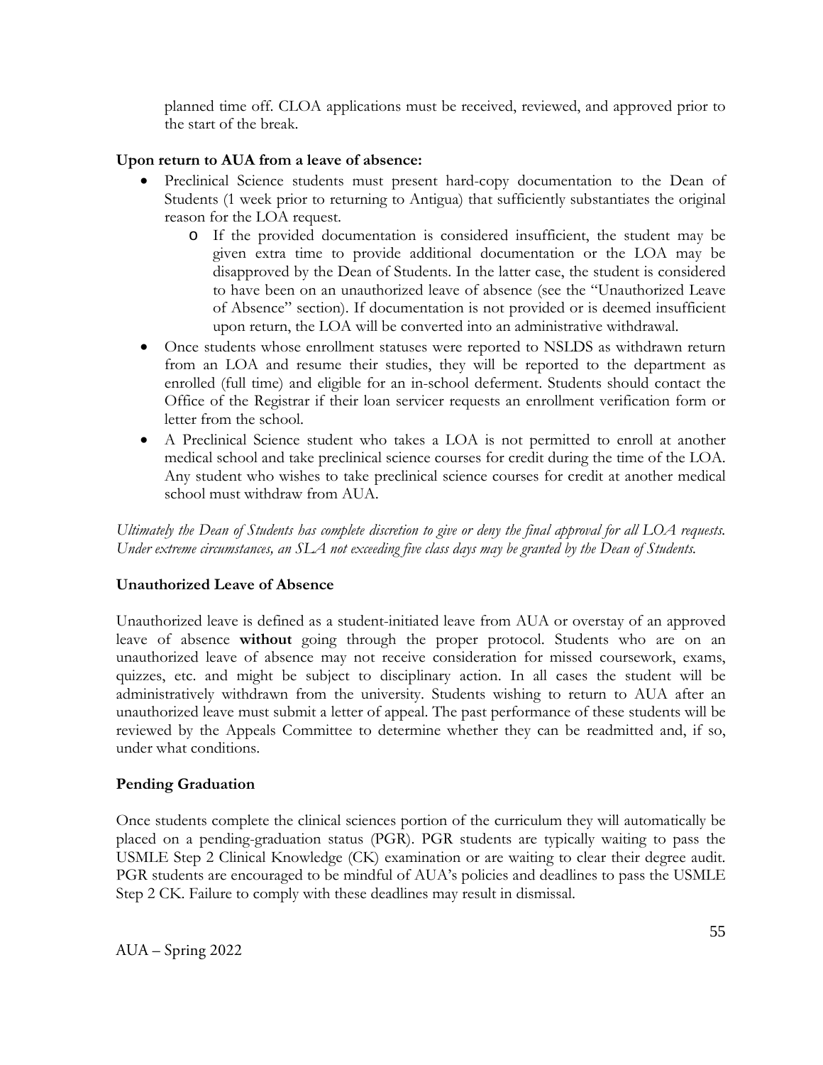planned time off. CLOA applications must be received, reviewed, and approved prior to the start of the break.

**Upon return to AUA from a leave of absence:**

- Preclinical Science students must present hard-copy documentation to the Dean of Students (1 week prior to returning to Antigua) that sufficiently substantiates the original reason for the LOA request.
  - If the provided documentation is considered insufficient, the student may be given extra time to provide additional documentation or the LOA may be disapproved by the Dean of Students. In the latter case, the student is considered to have been on an unauthorized leave of absence (see the "Unauthorized Leave of Absence" section). If documentation is not provided or is deemed insufficient upon return, the LOA will be converted into an administrative withdrawal.
- Once students whose enrollment statuses were reported to NSLDS as withdrawn return from an LOA and resume their studies, they will be reported to the department as enrolled (full time) and eligible for an in-school deferment. Students should contact the Office of the Registrar if their loan servicer requests an enrollment verification form or letter from the school.
- A Preclinical Science student who takes a LOA is not permitted to enroll at another medical school and take preclinical science courses for credit during the time of the LOA. Any student who wishes to take preclinical science courses for credit at another medical school must withdraw from AUA.

*Ultimately the Dean of Students has complete discretion to give or deny the final approval for all LOA requests. Under extreme circumstances, an SLA not exceeding five class days may be granted by the Dean of Students.*

### Unauthorized Leave of Absence

Unauthorized leave is defined as a student-initiated leave from AUA or overstay of an approved leave of absence **without** going through the proper protocol. Students who are on an unauthorized leave of absence may not receive consideration for missed coursework, exams, quizzes, etc. and might be subject to disciplinary action. In all cases the student will be administratively withdrawn from the university. Students wishing to return to AUA after an unauthorized leave must submit a letter of appeal. The past performance of these students will be reviewed by the Appeals Committee to determine whether they can be readmitted and, if so, under what conditions.

### Pending Graduation

Once students complete the clinical sciences portion of the curriculum they will automatically be placed on a pending-graduation status (PGR). PGR students are typically waiting to pass the USMLE Step 2 Clinical Knowledge (CK) examination or are waiting to clear their degree audit. PGR students are encouraged to be mindful of AUA's policies and deadlines to pass the USMLE Step 2 CK. Failure to comply with these deadlines may result in dismissal.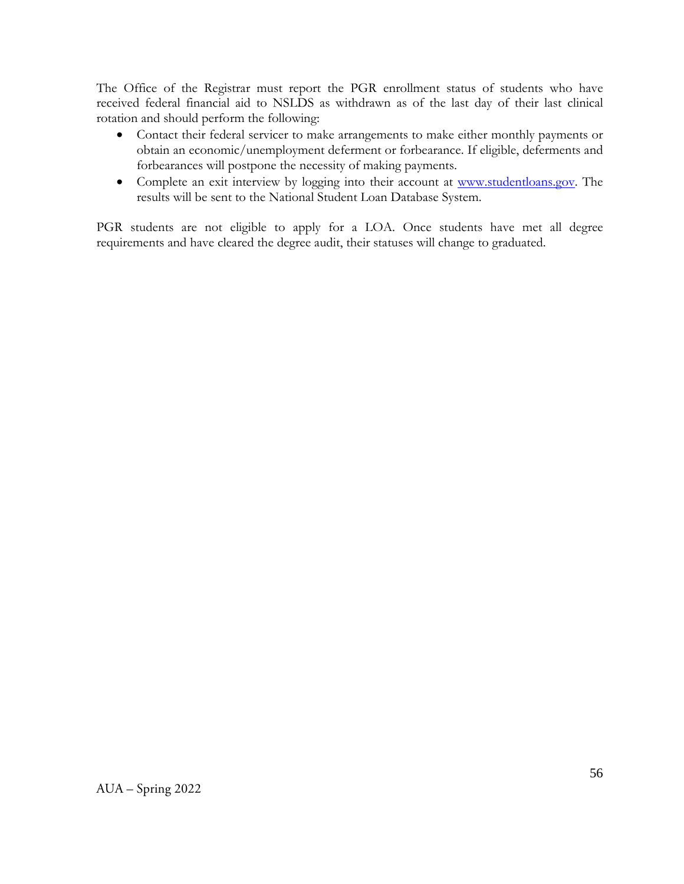The Office of the Registrar must report the PGR enrollment status of students who have received federal financial aid to NSLDS as withdrawn as of the last day of their last clinical rotation and should perform the following:

- Contact their federal servicer to make arrangements to make either monthly payments or obtain an economic/unemployment deferment or forbearance. If eligible, deferments and forbearances will postpone the necessity of making payments.
- Complete an exit interview by logging into their account at [www.studentloans.gov](www.studentloans.gov). The results will be sent to the National Student Loan Database System.

PGR students are not eligible to apply for a LOA. Once students have met all degree requirements and have cleared the degree audit, their statuses will change to graduated.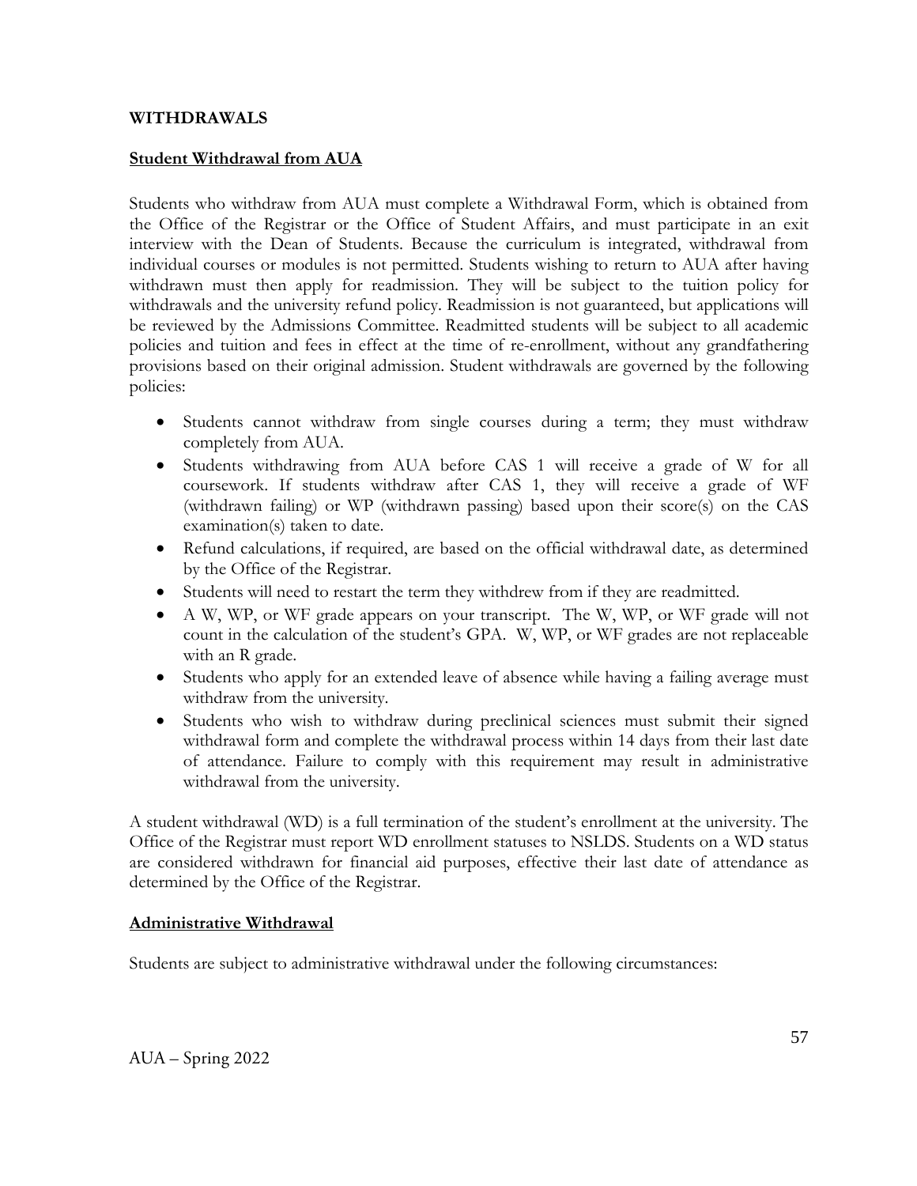**WITHDRAWALS**

**Student Withdrawal from AUA**

Students who withdraw from AUA must complete a Withdrawal Form, which is obtained from the Office of the Registrar or the Office of Student Affairs, and must participate in an exit interview with the Dean of Students. Because the curriculum is integrated, withdrawal from individual courses or modules is not permitted. Students wishing to return to AUA after having withdrawn must then apply for readmission. They will be subject to the tuition policy for withdrawals and the university refund policy. Readmission is not guaranteed, but applications will be reviewed by the Admissions Committee. Readmitted students will be subject to all academic policies and tuition and fees in effect at the time of re-enrollment, without any grandfathering provisions based on their original admission. Student withdrawals are governed by the following policies:

- Students cannot withdraw from single courses during a term; they must withdraw completely from AUA.
- Students withdrawing from AUA before CAS 1 will receive a grade of W for all coursework. If students withdraw after CAS 1, they will receive a grade of WF (withdrawn failing) or WP (withdrawn passing) based upon their score(s) on the CAS examination(s) taken to date.
- Refund calculations, if required, are based on the official withdrawal date, as determined by the Office of the Registrar.
- Students will need to restart the term they withdrew from if they are readmitted.
- A W, WP, or WF grade appears on your transcript. The W, WP, or WF grade will not count in the calculation of the student's GPA. W, WP, or WF grades are not replaceable with an R grade.
- Students who apply for an extended leave of absence while having a failing average must withdraw from the university.
- Students who wish to withdraw during preclinical sciences must submit their signed withdrawal form and complete the withdrawal process within 14 days from their last date of attendance. Failure to comply with this requirement may result in administrative withdrawal from the university.

A student withdrawal (WD) is a full termination of the student's enrollment at the university. The Office of the Registrar must report WD enrollment statuses to NSLDS. Students on a WD status are considered withdrawn for financial aid purposes, effective their last date of attendance as determined by the Office of the Registrar.

**Administrative Withdrawal**

Students are subject to administrative withdrawal under the following circumstances: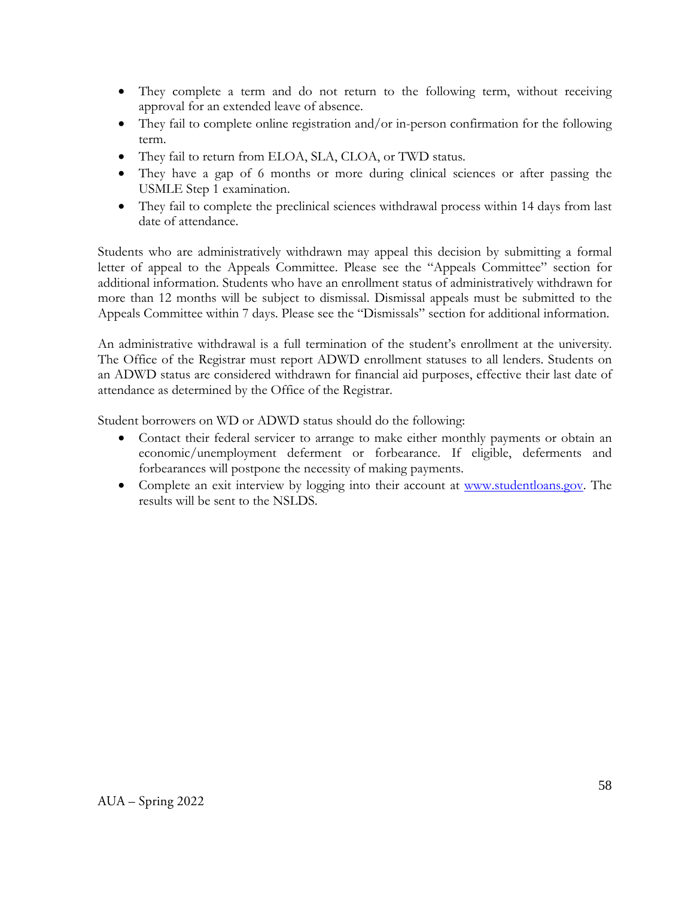- They complete a term and do not return to the following term, without receiving approval for an extended leave of absence.
- They fail to complete online registration and/or in-person confirmation for the following term.
- They fail to return from ELOA, SLA, CLOA, or TWD status.
- They have a gap of 6 months or more during clinical sciences or after passing the USMLE Step 1 examination.
- They fail to complete the preclinical sciences withdrawal process within 14 days from last date of attendance.

Students who are administratively withdrawn may appeal this decision by submitting a formal letter of appeal to the Appeals Committee. Please see the "Appeals Committee" section for additional information. Students who have an enrollment status of administratively withdrawn for more than 12 months will be subject to dismissal. Dismissal appeals must be submitted to the Appeals Committee within 7 days. Please see the "Dismissals" section for additional information.

An administrative withdrawal is a full termination of the student's enrollment at the university. The Office of the Registrar must report ADWD enrollment statuses to all lenders. Students on an ADWD status are considered withdrawn for financial aid purposes, effective their last date of attendance as determined by the Office of the Registrar.

Student borrowers on WD or ADWD status should do the following:

- Contact their federal servicer to arrange to make either monthly payments or obtain an economic/unemployment deferment or forbearance. If eligible, deferments and forbearances will postpone the necessity of making payments.
- Complete an exit interview by logging into their account at [www.studentloans.gov](http://www.studentloans.gov). The results will be sent to the NSLDS.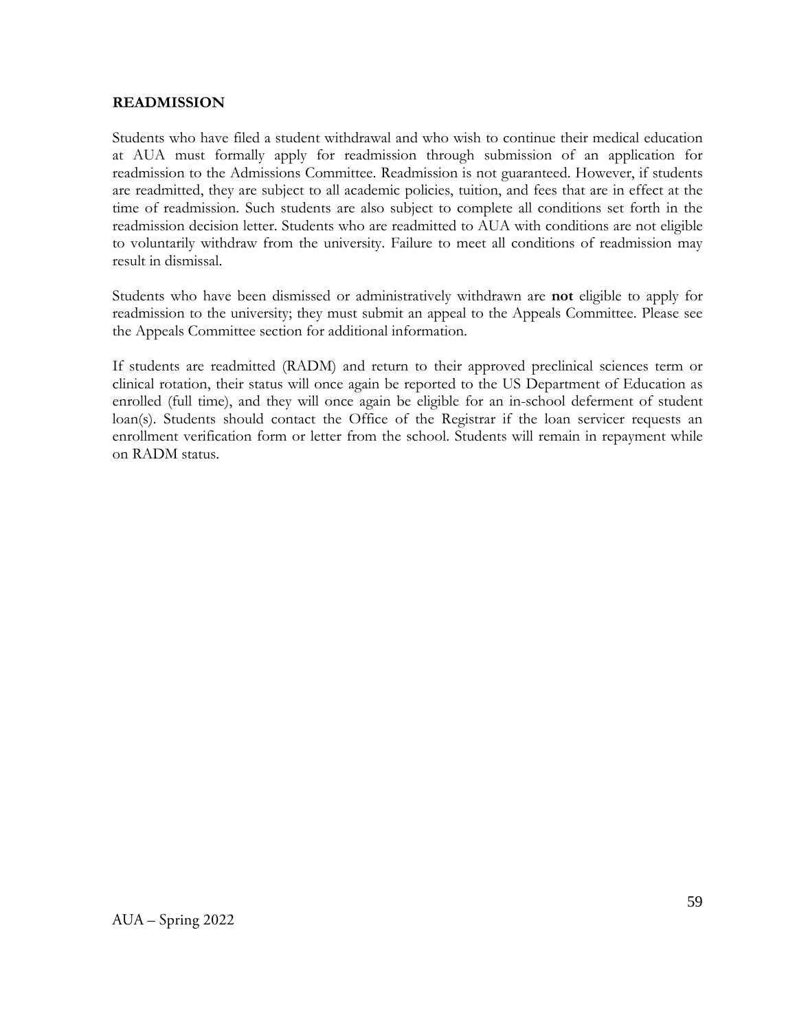## READMISSION

Students who have filed a student withdrawal and who wish to continue their medical education at AUA must formally apply for readmission through submission of an application for readmission to the Admissions Committee. Readmission is not guaranteed. However, if students are readmitted, they are subject to all academic policies, tuition, and fees that are in effect at the time of readmission. Such students are also subject to complete all conditions set forth in the readmission decision letter. Students who are readmitted to AUA with conditions are not eligible to voluntarily withdraw from the university. Failure to meet all conditions of readmission may result in dismissal.

Students who have been dismissed or administratively withdrawn are **not** eligible to apply for readmission to the university; they must submit an appeal to the Appeals Committee. Please see the Appeals Committee section for additional information.

If students are readmitted (RADM) and return to their approved preclinical sciences term or clinical rotation, their status will once again be reported to the US Department of Education as enrolled (full time), and they will once again be eligible for an in-school deferment of student loan(s). Students should contact the Office of the Registrar if the loan servicer requests an enrollment verification form or letter from the school. Students will remain in repayment while on RADM status.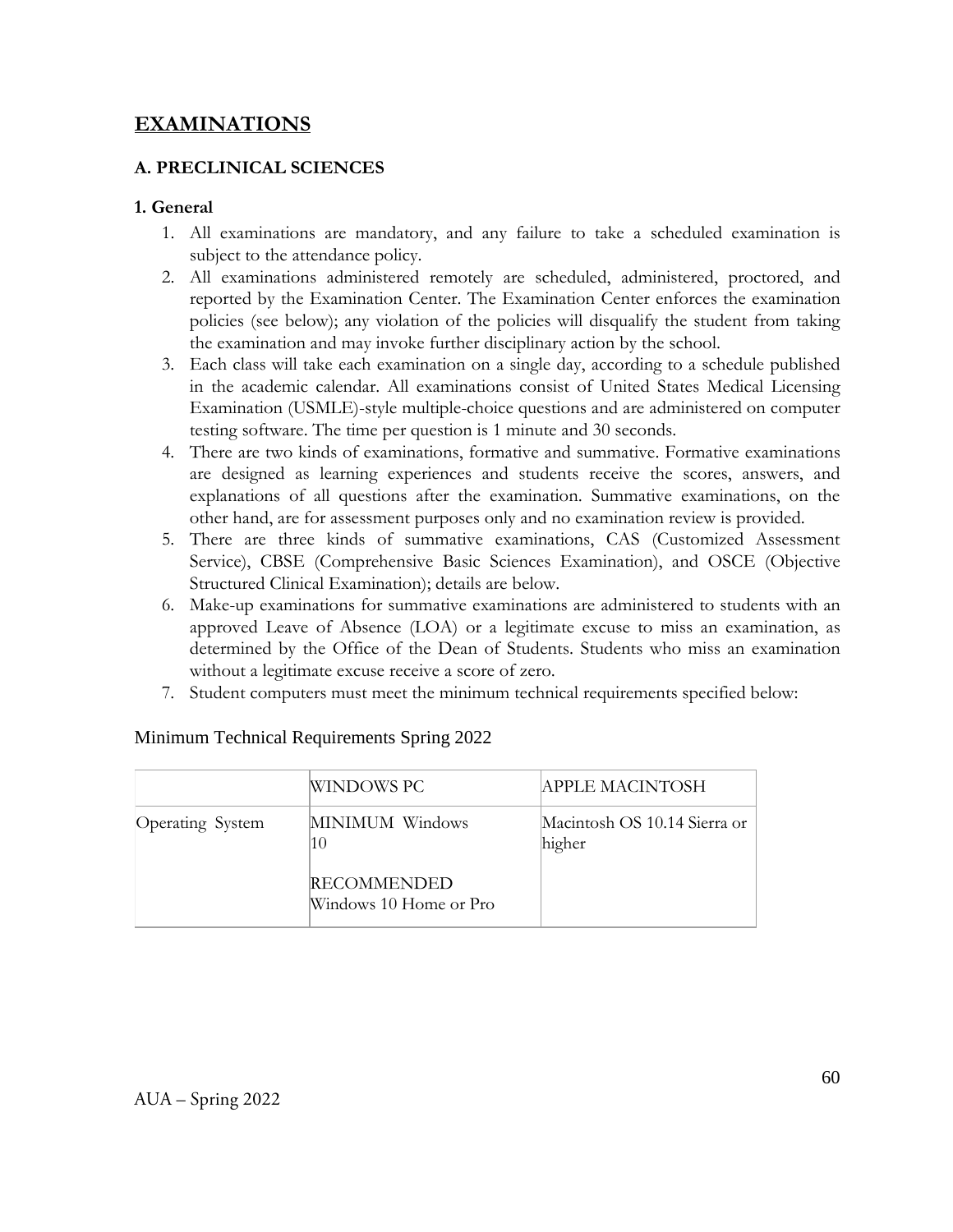# EXAMINATIONS

## A. PRECLINICAL SCIENCES

### 1. General

1. All examinations are mandatory, and any failure to take a scheduled examination is subject to the attendance policy.
2. All examinations administered remotely are scheduled, administered, proctored, and reported by the Examination Center. The Examination Center enforces the examination policies (see below); any violation of the policies will disqualify the student from taking the examination and may invoke further disciplinary action by the school.
3. Each class will take each examination on a single day, according to a schedule published in the academic calendar. All examinations consist of United States Medical Licensing Examination (USMLE)-style multiple-choice questions and are administered on computer testing software. The time per question is 1 minute and 30 seconds.
4. There are two kinds of examinations, formative and summative. Formative examinations are designed as learning experiences and students receive the scores, answers, and explanations of all questions after the examination. Summative examinations, on the other hand, are for assessment purposes only and no examination review is provided.
5. There are three kinds of summative examinations, CAS (Customized Assessment Service), CBSE (Comprehensive Basic Sciences Examination), and OSCE (Objective Structured Clinical Examination); details are below.
6. Make-up examinations for summative examinations are administered to students with an approved Leave of Absence (LOA) or a legitimate excuse to miss an examination, as determined by the Office of the Dean of Students. Students who miss an examination without a legitimate excuse receive a score of zero.
7. Student computers must meet the minimum technical requirements specified below:

Minimum Technical Requirements Spring 2022

| | WINDOWS PC | APPLE MACINTOSH |
|---|---|---|
| Operating System | MINIMUM Windows 10<br><br>RECOMMENDED Windows 10 Home or Pro | Macintosh OS 10.14 Sierra or higher |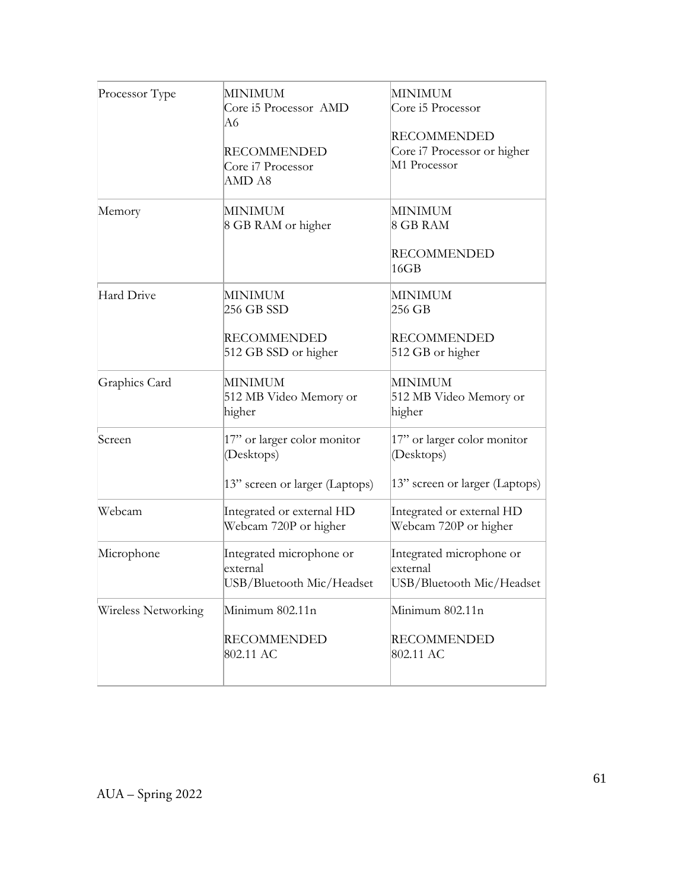| | | |
|---|---|---|
| Processor Type | MINIMUM<br>Core i5 Processor AMD A6<br><br>RECOMMENDED<br>Core i7 Processor<br>AMD A8 | MINIMUM<br>Core i5 Processor<br><br>RECOMMENDED<br>Core i7 Processor or higher<br>M1 Processor |
| Memory | MINIMUM<br>8 GB RAM or higher | MINIMUM<br>8 GB RAM<br><br>RECOMMENDED<br>16GB |
| Hard Drive | MINIMUM<br>256 GB SSD<br><br>RECOMMENDED<br>512 GB SSD or higher | MINIMUM<br>256 GB<br><br>RECOMMENDED<br>512 GB or higher |
| Graphics Card | MINIMUM<br>512 MB Video Memory or higher | MINIMUM<br>512 MB Video Memory or higher |
| Screen | 17" or larger color monitor (Desktops)<br><br>13" screen or larger (Laptops) | 17" or larger color monitor (Desktops)<br><br>13" screen or larger (Laptops) |
| Webcam | Integrated or external HD Webcam 720P or higher | Integrated or external HD Webcam 720P or higher |
| Microphone | Integrated microphone or external USB/Bluetooth Mic/Headset | Integrated microphone or external USB/Bluetooth Mic/Headset |
| Wireless Networking | Minimum 802.11n<br><br>RECOMMENDED<br>802.11 AC | Minimum 802.11n<br><br>RECOMMENDED<br>802.11 AC |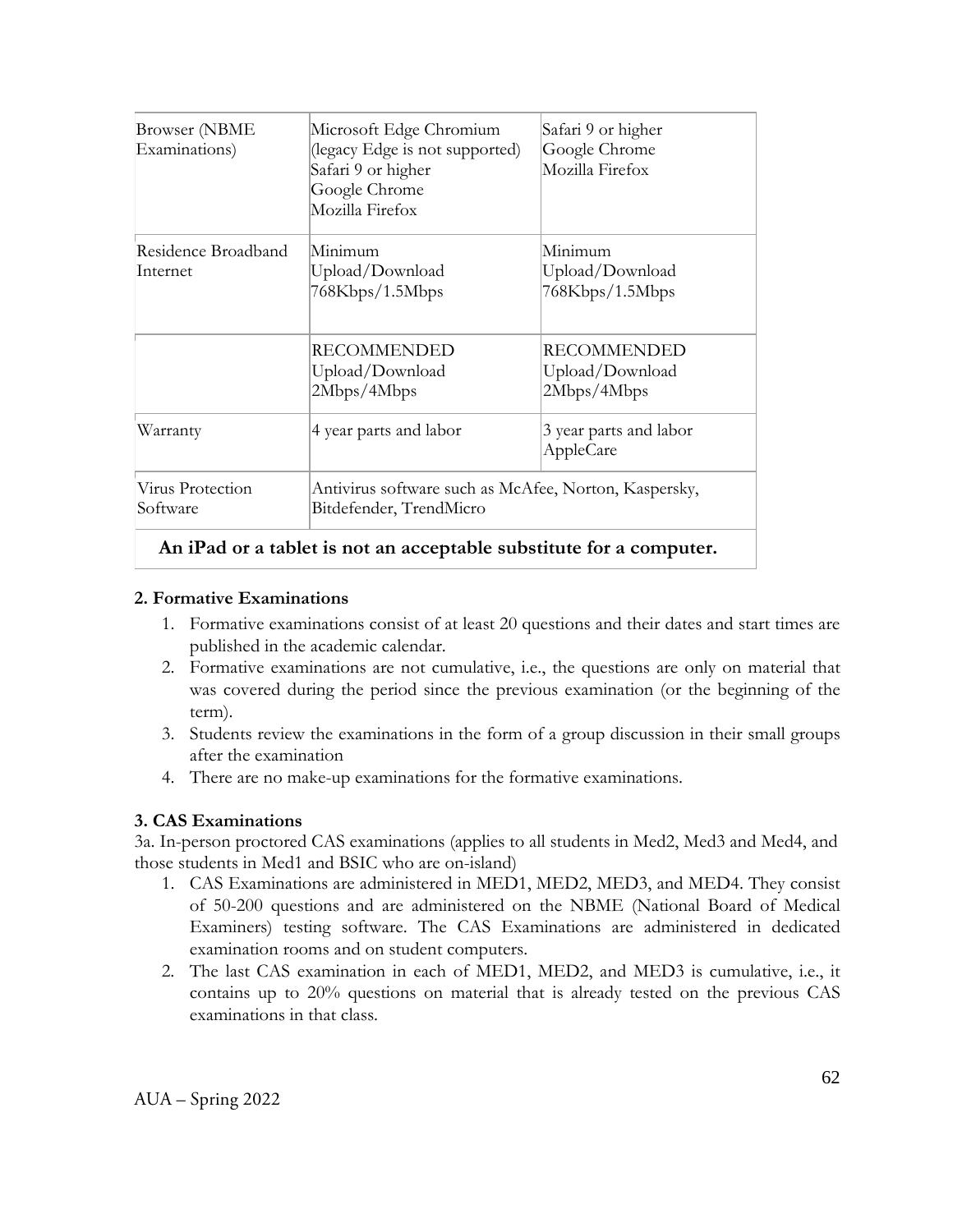| Browser (NBME Examinations) | Microsoft Edge Chromium (legacy Edge is not supported) Safari 9 or higher Google Chrome Mozilla Firefox | Safari 9 or higher Google Chrome Mozilla Firefox |
|---|---|---|
| Residence Broadband Internet | Minimum Upload/Download 768Kbps/1.5Mbps | Minimum Upload/Download 768Kbps/1.5Mbps |
| | RECOMMENDED Upload/Download 2Mbps/4Mbps | RECOMMENDED Upload/Download 2Mbps/4Mbps |
| Warranty | 4 year parts and labor | 3 year parts and labor AppleCare |
| Virus Protection Software | Antivirus software such as McAfee, Norton, Kaspersky, Bitdefender, TrendMicro | |
| **An iPad or a tablet is not an acceptable substitute for a computer.** | | |

**2. Formative Examinations**

1. Formative examinations consist of at least 20 questions and their dates and start times are published in the academic calendar.
2. Formative examinations are not cumulative, i.e., the questions are only on material that was covered during the period since the previous examination (or the beginning of the term).
3. Students review the examinations in the form of a group discussion in their small groups after the examination
4. There are no make-up examinations for the formative examinations.

**3. CAS Examinations**

3a. In-person proctored CAS examinations (applies to all students in Med2, Med3 and Med4, and those students in Med1 and BSIC who are on-island)

1. CAS Examinations are administered in MED1, MED2, MED3, and MED4. They consist of 50-200 questions and are administered on the NBME (National Board of Medical Examiners) testing software. The CAS Examinations are administered in dedicated examination rooms and on student computers.
2. The last CAS examination in each of MED1, MED2, and MED3 is cumulative, i.e., it contains up to 20% questions on material that is already tested on the previous CAS examinations in that class.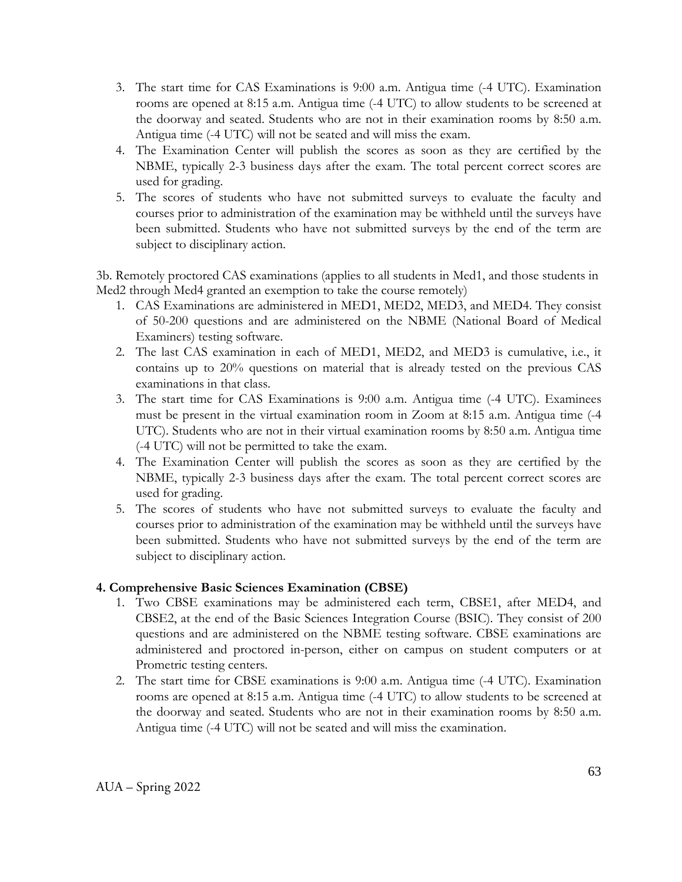3. The start time for CAS Examinations is 9:00 a.m. Antigua time (-4 UTC). Examination rooms are opened at 8:15 a.m. Antigua time (-4 UTC) to allow students to be screened at the doorway and seated. Students who are not in their examination rooms by 8:50 a.m. Antigua time (-4 UTC) will not be seated and will miss the exam.
4. The Examination Center will publish the scores as soon as they are certified by the NBME, typically 2-3 business days after the exam. The total percent correct scores are used for grading.
5. The scores of students who have not submitted surveys to evaluate the faculty and courses prior to administration of the examination may be withheld until the surveys have been submitted. Students who have not submitted surveys by the end of the term are subject to disciplinary action.

3b. Remotely proctored CAS examinations (applies to all students in Med1, and those students in Med2 through Med4 granted an exemption to take the course remotely)

1. CAS Examinations are administered in MED1, MED2, MED3, and MED4. They consist of 50-200 questions and are administered on the NBME (National Board of Medical Examiners) testing software.
2. The last CAS examination in each of MED1, MED2, and MED3 is cumulative, i.e., it contains up to 20% questions on material that is already tested on the previous CAS examinations in that class.
3. The start time for CAS Examinations is 9:00 a.m. Antigua time (-4 UTC). Examinees must be present in the virtual examination room in Zoom at 8:15 a.m. Antigua time (-4 UTC). Students who are not in their virtual examination rooms by 8:50 a.m. Antigua time (-4 UTC) will not be permitted to take the exam.
4. The Examination Center will publish the scores as soon as they are certified by the NBME, typically 2-3 business days after the exam. The total percent correct scores are used for grading.
5. The scores of students who have not submitted surveys to evaluate the faculty and courses prior to administration of the examination may be withheld until the surveys have been submitted. Students who have not submitted surveys by the end of the term are subject to disciplinary action.

**4. Comprehensive Basic Sciences Examination (CBSE)**

1. Two CBSE examinations may be administered each term, CBSE1, after MED4, and CBSE2, at the end of the Basic Sciences Integration Course (BSIC). They consist of 200 questions and are administered on the NBME testing software. CBSE examinations are administered and proctored in-person, either on campus on student computers or at Prometric testing centers.
2. The start time for CBSE examinations is 9:00 a.m. Antigua time (-4 UTC). Examination rooms are opened at 8:15 a.m. Antigua time (-4 UTC) to allow students to be screened at the doorway and seated. Students who are not in their examination rooms by 8:50 a.m. Antigua time (-4 UTC) will not be seated and will miss the examination.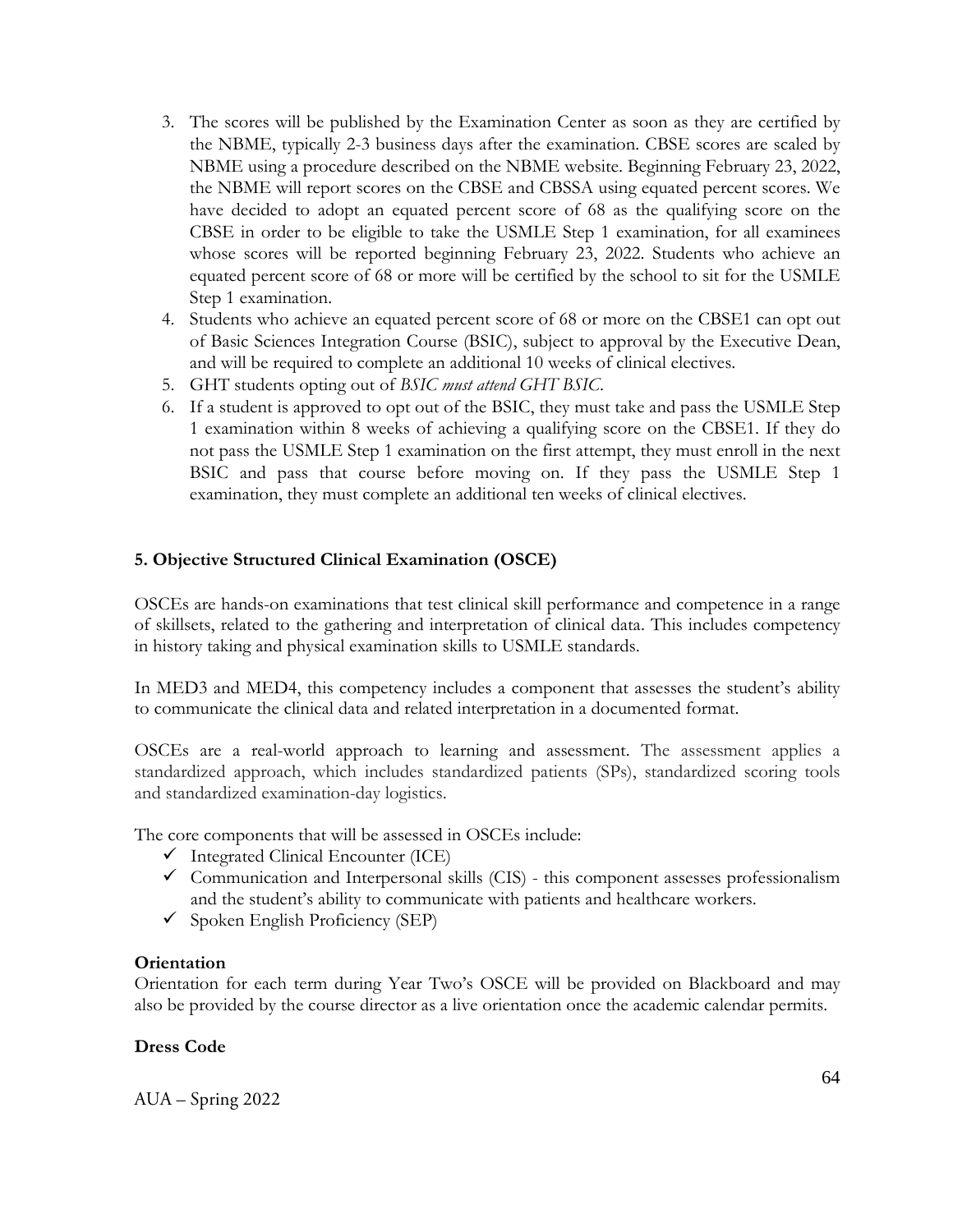3. The scores will be published by the Examination Center as soon as they are certified by the NBME, typically 2-3 business days after the examination. CBSE scores are scaled by NBME using a procedure described on the NBME website. Beginning February 23, 2022, the NBME will report scores on the CBSE and CBSSA using equated percent scores. We have decided to adopt an equated percent score of 68 as the qualifying score on the CBSE in order to be eligible to take the USMLE Step 1 examination, for all examinees whose scores will be reported beginning February 23, 2022. Students who achieve an equated percent score of 68 or more will be certified by the school to sit for the USMLE Step 1 examination.
4. Students who achieve an equated percent score of 68 or more on the CBSE1 can opt out of Basic Sciences Integration Course (BSIC), subject to approval by the Executive Dean, and will be required to complete an additional 10 weeks of clinical electives.
5. GHT students opting out of *BSIC must attend GHT BSIC*.
6. If a student is approved to opt out of the BSIC, they must take and pass the USMLE Step 1 examination within 8 weeks of achieving a qualifying score on the CBSE1. If they do not pass the USMLE Step 1 examination on the first attempt, they must enroll in the next BSIC and pass that course before moving on. If they pass the USMLE Step 1 examination, they must complete an additional ten weeks of clinical electives.

### 5. Objective Structured Clinical Examination (OSCE)

OSCEs are hands-on examinations that test clinical skill performance and competence in a range of skillsets, related to the gathering and interpretation of clinical data. This includes competency in history taking and physical examination skills to USMLE standards.

In MED3 and MED4, this competency includes a component that assesses the student's ability to communicate the clinical data and related interpretation in a documented format.

OSCEs are a real-world approach to learning and assessment. The assessment applies a standardized approach, which includes standardized patients (SPs), standardized scoring tools and standardized examination-day logistics.

The core components that will be assessed in OSCEs include:

- ✓ Integrated Clinical Encounter (ICE)
- ✓ Communication and Interpersonal skills (CIS) - this component assesses professionalism and the student's ability to communicate with patients and healthcare workers.
- ✓ Spoken English Proficiency (SEP)

**Orientation**

Orientation for each term during Year Two's OSCE will be provided on Blackboard and may also be provided by the course director as a live orientation once the academic calendar permits.

**Dress Code**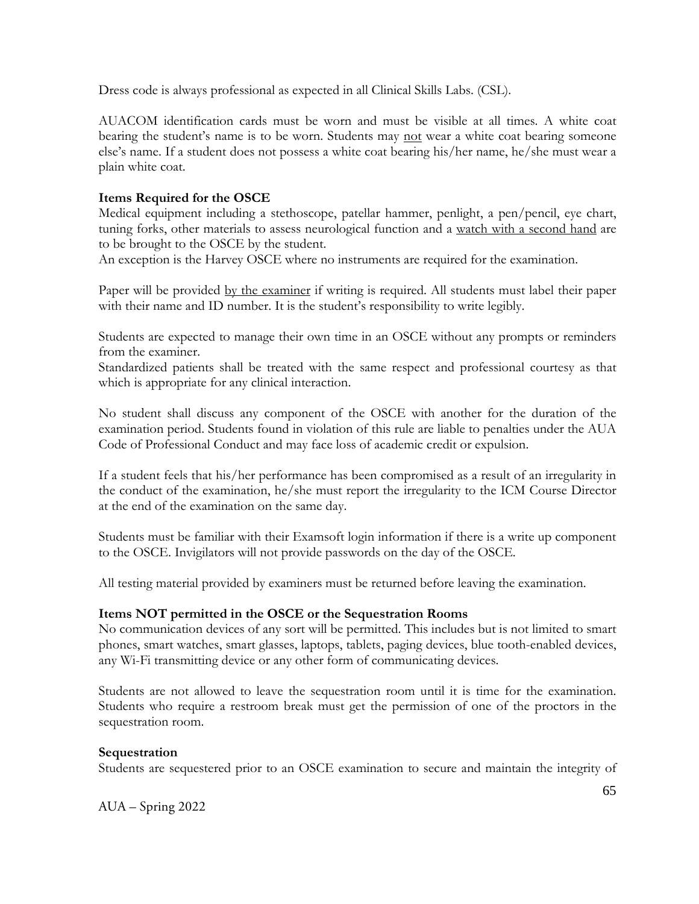Dress code is always professional as expected in all Clinical Skills Labs. (CSL).

AUACOM identification cards must be worn and must be visible at all times. A white coat bearing the student's name is to be worn. Students may <u>not</u> wear a white coat bearing someone else's name. If a student does not possess a white coat bearing his/her name, he/she must wear a plain white coat.

**Items Required for the OSCE**

Medical equipment including a stethoscope, patellar hammer, penlight, a pen/pencil, eye chart, tuning forks, other materials to assess neurological function and a <u>watch with a second hand</u> are to be brought to the OSCE by the student.

An exception is the Harvey OSCE where no instruments are required for the examination.

Paper will be provided <u>by the examiner</u> if writing is required. All students must label their paper with their name and ID number. It is the student's responsibility to write legibly.

Students are expected to manage their own time in an OSCE without any prompts or reminders from the examiner.

Standardized patients shall be treated with the same respect and professional courtesy as that which is appropriate for any clinical interaction.

No student shall discuss any component of the OSCE with another for the duration of the examination period. Students found in violation of this rule are liable to penalties under the AUA Code of Professional Conduct and may face loss of academic credit or expulsion.

If a student feels that his/her performance has been compromised as a result of an irregularity in the conduct of the examination, he/she must report the irregularity to the ICM Course Director at the end of the examination on the same day.

Students must be familiar with their Examsoft login information if there is a write up component to the OSCE. Invigilators will not provide passwords on the day of the OSCE.

All testing material provided by examiners must be returned before leaving the examination.

**Items NOT permitted in the OSCE or the Sequestration Rooms**

No communication devices of any sort will be permitted. This includes but is not limited to smart phones, smart watches, smart glasses, laptops, tablets, paging devices, blue tooth-enabled devices, any Wi-Fi transmitting device or any other form of communicating devices.

Students are not allowed to leave the sequestration room until it is time for the examination. Students who require a restroom break must get the permission of one of the proctors in the sequestration room.

**Sequestration**

Students are sequestered prior to an OSCE examination to secure and maintain the integrity of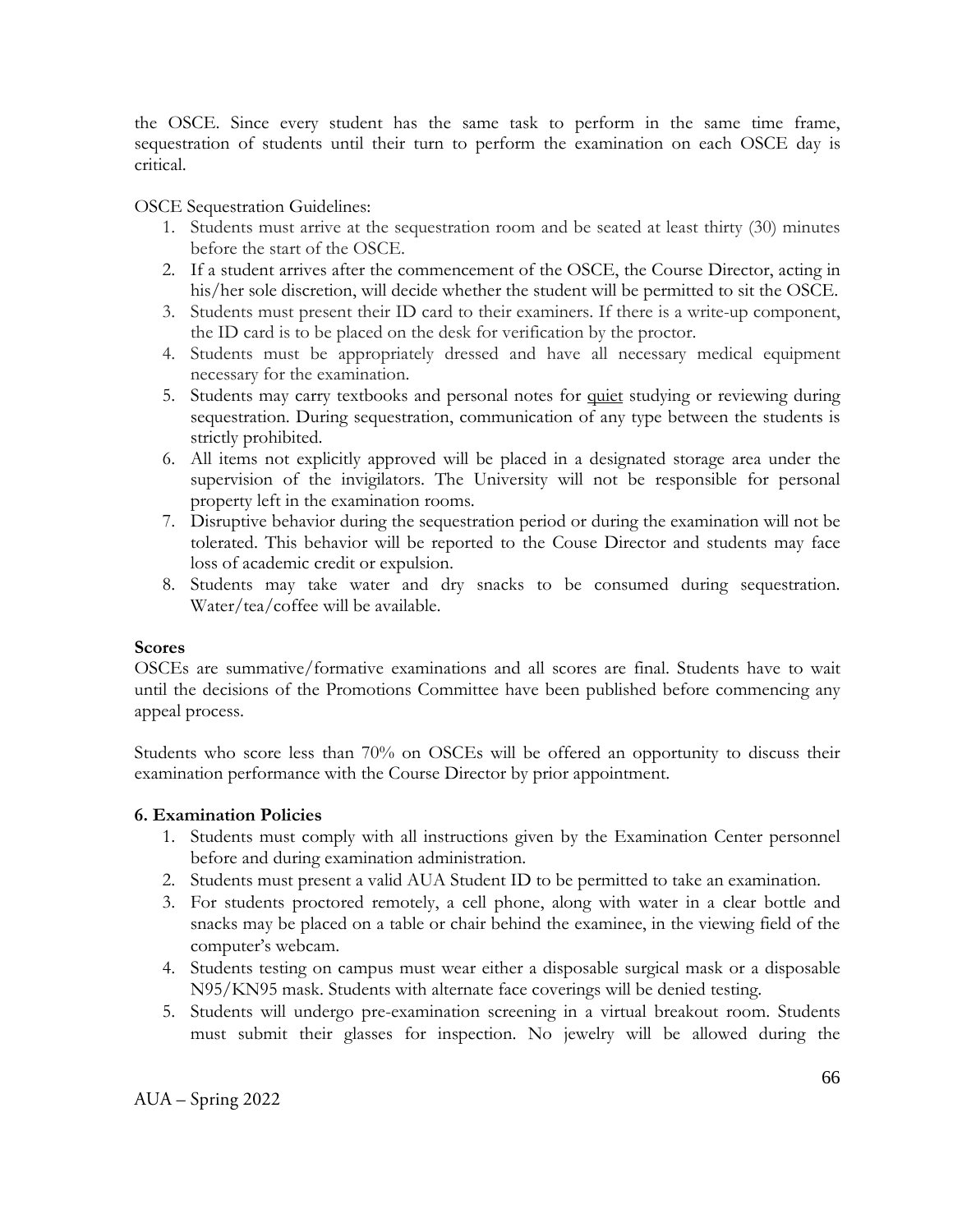the OSCE. Since every student has the same task to perform in the same time frame, sequestration of students until their turn to perform the examination on each OSCE day is critical.

OSCE Sequestration Guidelines:

1. Students must arrive at the sequestration room and be seated at least thirty (30) minutes before the start of the OSCE.
2. If a student arrives after the commencement of the OSCE, the Course Director, acting in his/her sole discretion, will decide whether the student will be permitted to sit the OSCE.
3. Students must present their ID card to their examiners. If there is a write-up component, the ID card is to be placed on the desk for verification by the proctor.
4. Students must be appropriately dressed and have all necessary medical equipment necessary for the examination.
5. Students may carry textbooks and personal notes for quiet studying or reviewing during sequestration. During sequestration, communication of any type between the students is strictly prohibited.
6. All items not explicitly approved will be placed in a designated storage area under the supervision of the invigilators. The University will not be responsible for personal property left in the examination rooms.
7. Disruptive behavior during the sequestration period or during the examination will not be tolerated. This behavior will be reported to the Couse Director and students may face loss of academic credit or expulsion.
8. Students may take water and dry snacks to be consumed during sequestration. Water/tea/coffee will be available.

**Scores**

OSCEs are summative/formative examinations and all scores are final. Students have to wait until the decisions of the Promotions Committee have been published before commencing any appeal process.

Students who score less than 70% on OSCEs will be offered an opportunity to discuss their examination performance with the Course Director by prior appointment.

**6. Examination Policies**

1. Students must comply with all instructions given by the Examination Center personnel before and during examination administration.
2. Students must present a valid AUA Student ID to be permitted to take an examination.
3. For students proctored remotely, a cell phone, along with water in a clear bottle and snacks may be placed on a table or chair behind the examinee, in the viewing field of the computer's webcam.
4. Students testing on campus must wear either a disposable surgical mask or a disposable N95/KN95 mask. Students with alternate face coverings will be denied testing.
5. Students will undergo pre-examination screening in a virtual breakout room. Students must submit their glasses for inspection. No jewelry will be allowed during the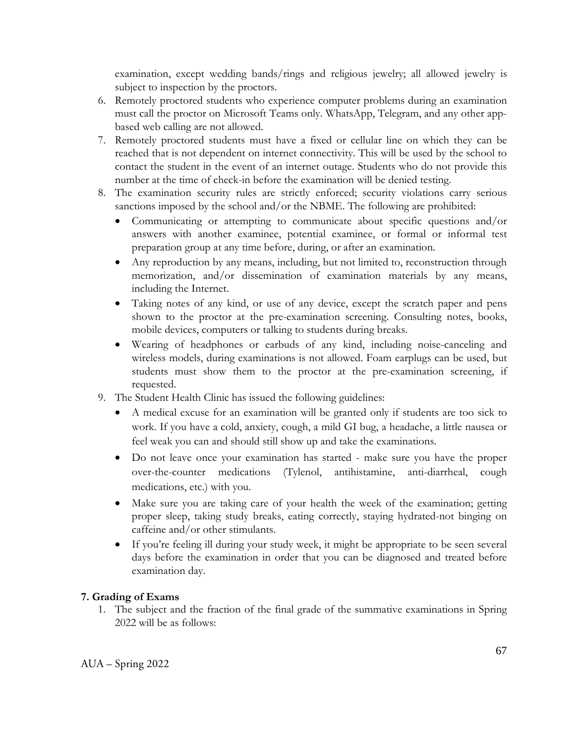examination, except wedding bands/rings and religious jewelry; all allowed jewelry is subject to inspection by the proctors.

6. Remotely proctored students who experience computer problems during an examination must call the proctor on Microsoft Teams only. WhatsApp, Telegram, and any other app-based web calling are not allowed.
7. Remotely proctored students must have a fixed or cellular line on which they can be reached that is not dependent on internet connectivity. This will be used by the school to contact the student in the event of an internet outage. Students who do not provide this number at the time of check-in before the examination will be denied testing.
8. The examination security rules are strictly enforced; security violations carry serious sanctions imposed by the school and/or the NBME. The following are prohibited:
   - Communicating or attempting to communicate about specific questions and/or answers with another examinee, potential examinee, or formal or informal test preparation group at any time before, during, or after an examination.
   - Any reproduction by any means, including, but not limited to, reconstruction through memorization, and/or dissemination of examination materials by any means, including the Internet.
   - Taking notes of any kind, or use of any device, except the scratch paper and pens shown to the proctor at the pre-examination screening. Consulting notes, books, mobile devices, computers or talking to students during breaks.
   - Wearing of headphones or earbuds of any kind, including noise-canceling and wireless models, during examinations is not allowed. Foam earplugs can be used, but students must show them to the proctor at the pre-examination screening, if requested.
9. The Student Health Clinic has issued the following guidelines:
   - A medical excuse for an examination will be granted only if students are too sick to work. If you have a cold, anxiety, cough, a mild GI bug, a headache, a little nausea or feel weak you can and should still show up and take the examinations.
   - Do not leave once your examination has started - make sure you have the proper over-the-counter medications (Tylenol, antihistamine, anti-diarrheal, cough medications, etc.) with you.
   - Make sure you are taking care of your health the week of the examination; getting proper sleep, taking study breaks, eating correctly, staying hydrated-not binging on caffeine and/or other stimulants.
   - If you're feeling ill during your study week, it might be appropriate to be seen several days before the examination in order that you can be diagnosed and treated before examination day.

**7. Grading of Exams**

1. The subject and the fraction of the final grade of the summative examinations in Spring 2022 will be as follows: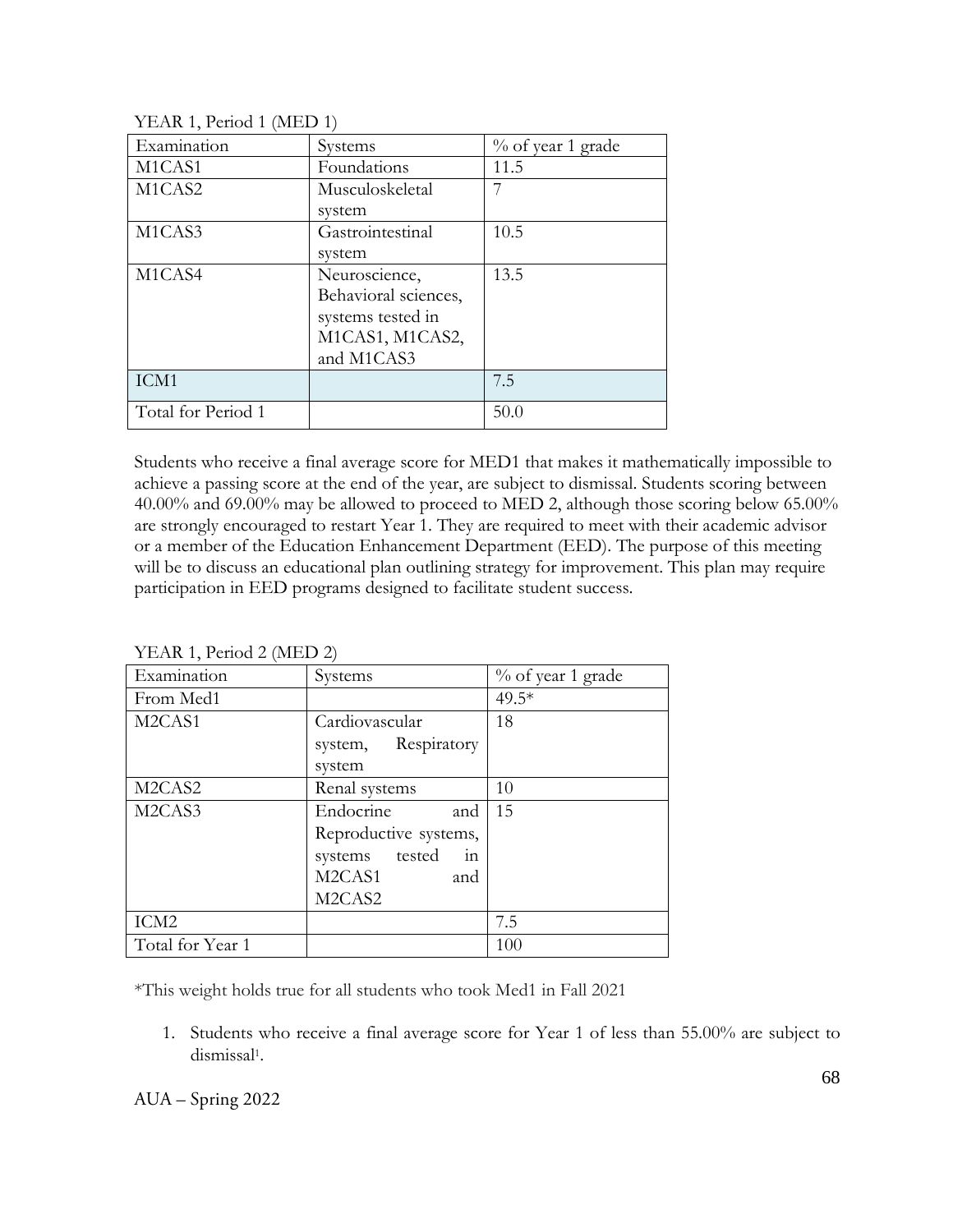YEAR 1, Period 1 (MED 1)

| Examination | Systems | % of year 1 grade |
|---|---|---|
| M1CAS1 | Foundations | 11.5 |
| M1CAS2 | Musculoskeletal system | 7 |
| M1CAS3 | Gastrointestinal system | 10.5 |
| M1CAS4 | Neuroscience, Behavioral sciences, systems tested in M1CAS1, M1CAS2, and M1CAS3 | 13.5 |
| ICM1 | | 7.5 |
| Total for Period 1 | | 50.0 |

Students who receive a final average score for MED1 that makes it mathematically impossible to achieve a passing score at the end of the year, are subject to dismissal. Students scoring between 40.00% and 69.00% may be allowed to proceed to MED 2, although those scoring below 65.00% are strongly encouraged to restart Year 1. They are required to meet with their academic advisor or a member of the Education Enhancement Department (EED). The purpose of this meeting will be to discuss an educational plan outlining strategy for improvement. This plan may require participation in EED programs designed to facilitate student success.

YEAR 1, Period 2 (MED 2)

| Examination | Systems | % of year 1 grade |
|---|---|---|
| From Med1 | | 49.5* |
| M2CAS1 | Cardiovascular system, Respiratory system | 18 |
| M2CAS2 | Renal systems | 10 |
| M2CAS3 | Endocrine and Reproductive systems, systems tested in M2CAS1 and M2CAS2 | 15 |
| ICM2 | | 7.5 |
| Total for Year 1 | | 100 |

*This weight holds true for all students who took Med1 in Fall 2021

1. Students who receive a final average score for Year 1 of less than 55.00% are subject to dismissal[1].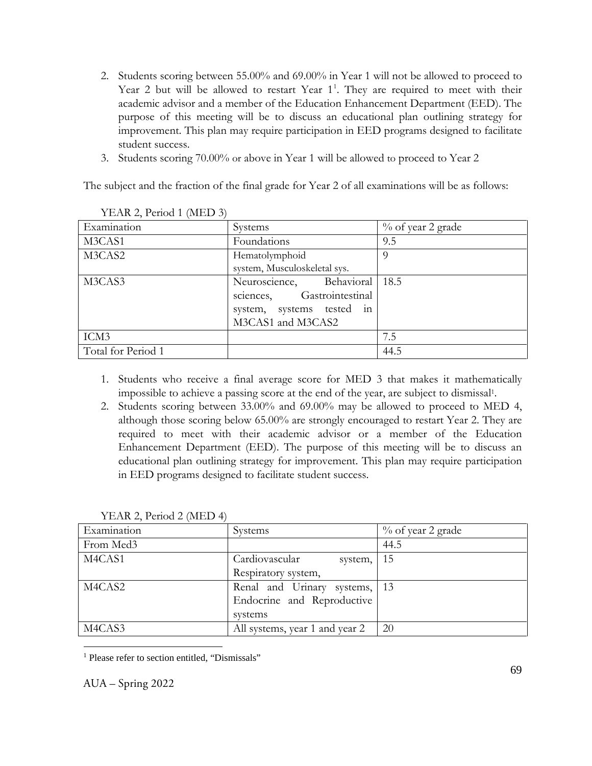2. Students scoring between 55.00% and 69.00% in Year 1 will not be allowed to proceed to Year 2 but will be allowed to restart Year 1[1]. They are required to meet with their academic advisor and a member of the Education Enhancement Department (EED). The purpose of this meeting will be to discuss an educational plan outlining strategy for improvement. This plan may require participation in EED programs designed to facilitate student success.
3. Students scoring 70.00% or above in Year 1 will be allowed to proceed to Year 2

The subject and the fraction of the final grade for Year 2 of all examinations will be as follows:

YEAR 2, Period 1 (MED 3)

| Examination | Systems | % of year 2 grade |
|---|---|---|
| M3CAS1 | Foundations | 9.5 |
| M3CAS2 | Hematolymphoid system, Musculoskeletal sys. | 9 |
| M3CAS3 | Neuroscience, Behavioral sciences, Gastrointestinal system, systems tested in M3CAS1 and M3CAS2 | 18.5 |
| ICM3 | | 7.5 |
| Total for Period 1 | | 44.5 |

1. Students who receive a final average score for MED 3 that makes it mathematically impossible to achieve a passing score at the end of the year, are subject to dismissal[1].
2. Students scoring between 33.00% and 69.00% may be allowed to proceed to MED 4, although those scoring below 65.00% are strongly encouraged to restart Year 2. They are required to meet with their academic advisor or a member of the Education Enhancement Department (EED). The purpose of this meeting will be to discuss an educational plan outlining strategy for improvement. This plan may require participation in EED programs designed to facilitate student success.

YEAR 2, Period 2 (MED 4)

| Examination | Systems | % of year 2 grade |
|---|---|---|
| From Med3 | | 44.5 |
| M4CAS1 | Cardiovascular system, Respiratory system, | 15 |
| M4CAS2 | Renal and Urinary systems, Endocrine and Reproductive systems | 13 |
| M4CAS3 | All systems, year 1 and year 2 | 20 |

[1] Please refer to section entitled, "Dismissals"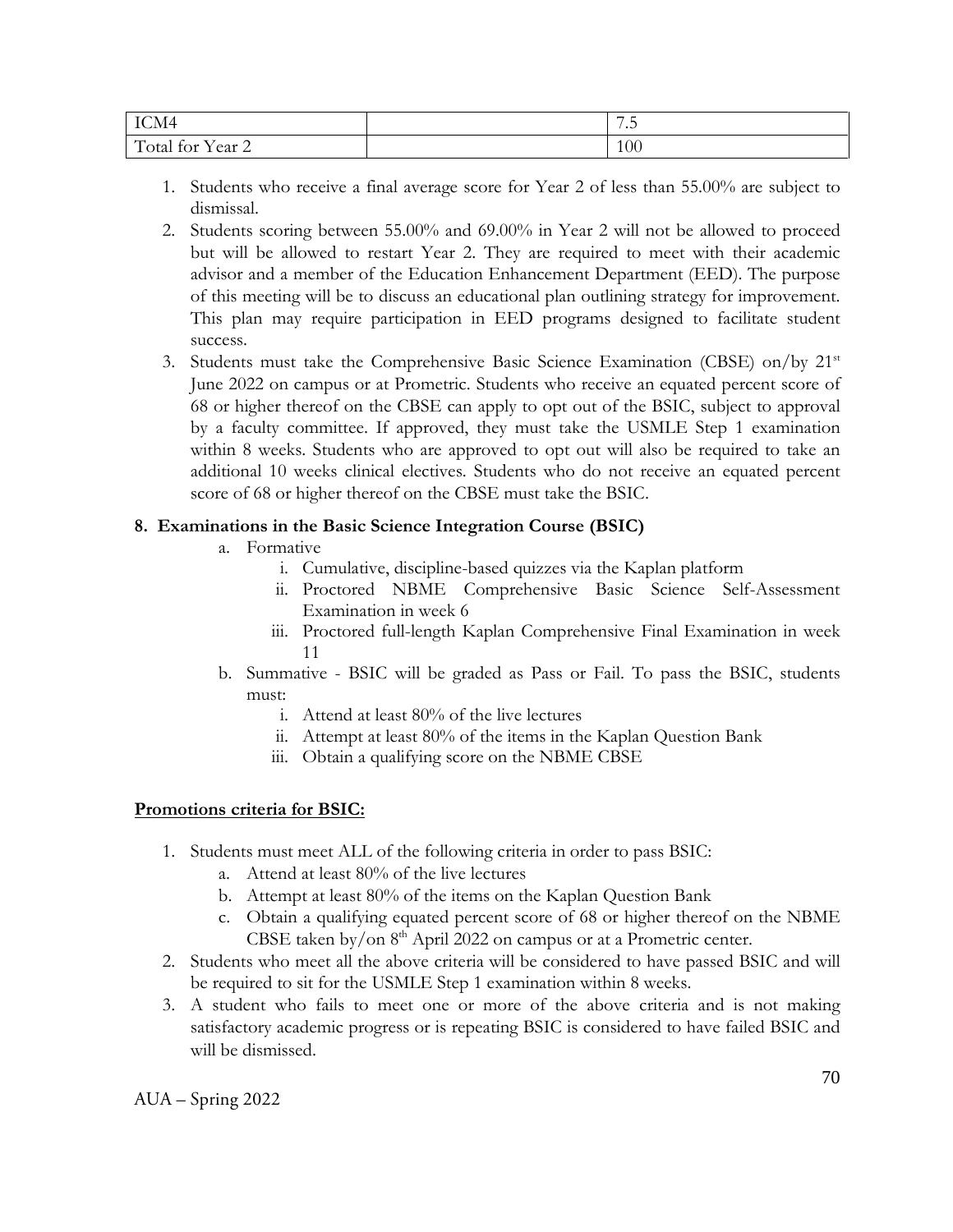| ICM4 | | 7.5 |
| --- | --- | --- |
| Total for Year 2 | | 100 |

1. Students who receive a final average score for Year 2 of less than 55.00% are subject to dismissal.
2. Students scoring between 55.00% and 69.00% in Year 2 will not be allowed to proceed but will be allowed to restart Year 2. They are required to meet with their academic advisor and a member of the Education Enhancement Department (EED). The purpose of this meeting will be to discuss an educational plan outlining strategy for improvement. This plan may require participation in EED programs designed to facilitate student success.
3. Students must take the Comprehensive Basic Science Examination (CBSE) on/by 21st June 2022 on campus or at Prometric. Students who receive an equated percent score of 68 or higher thereof on the CBSE can apply to opt out of the BSIC, subject to approval by a faculty committee. If approved, they must take the USMLE Step 1 examination within 8 weeks. Students who are approved to opt out will also be required to take an additional 10 weeks clinical electives. Students who do not receive an equated percent score of 68 or higher thereof on the CBSE must take the BSIC.

**8. Examinations in the Basic Science Integration Course (BSIC)**

a. Formative
   i. Cumulative, discipline-based quizzes via the Kaplan platform
   ii. Proctored NBME Comprehensive Basic Science Self-Assessment Examination in week 6
   iii. Proctored full-length Kaplan Comprehensive Final Examination in week 11

b. Summative - BSIC will be graded as Pass or Fail. To pass the BSIC, students must:
   i. Attend at least 80% of the live lectures
   ii. Attempt at least 80% of the items in the Kaplan Question Bank
   iii. Obtain a qualifying score on the NBME CBSE

**<u>Promotions criteria for BSIC:</u>**

1. Students must meet ALL of the following criteria in order to pass BSIC:
   a. Attend at least 80% of the live lectures
   b. Attempt at least 80% of the items on the Kaplan Question Bank
   c. Obtain a qualifying equated percent score of 68 or higher thereof on the NBME CBSE taken by/on 8th April 2022 on campus or at a Prometric center.
2. Students who meet all the above criteria will be considered to have passed BSIC and will be required to sit for the USMLE Step 1 examination within 8 weeks.
3. A student who fails to meet one or more of the above criteria and is not making satisfactory academic progress or is repeating BSIC is considered to have failed BSIC and will be dismissed.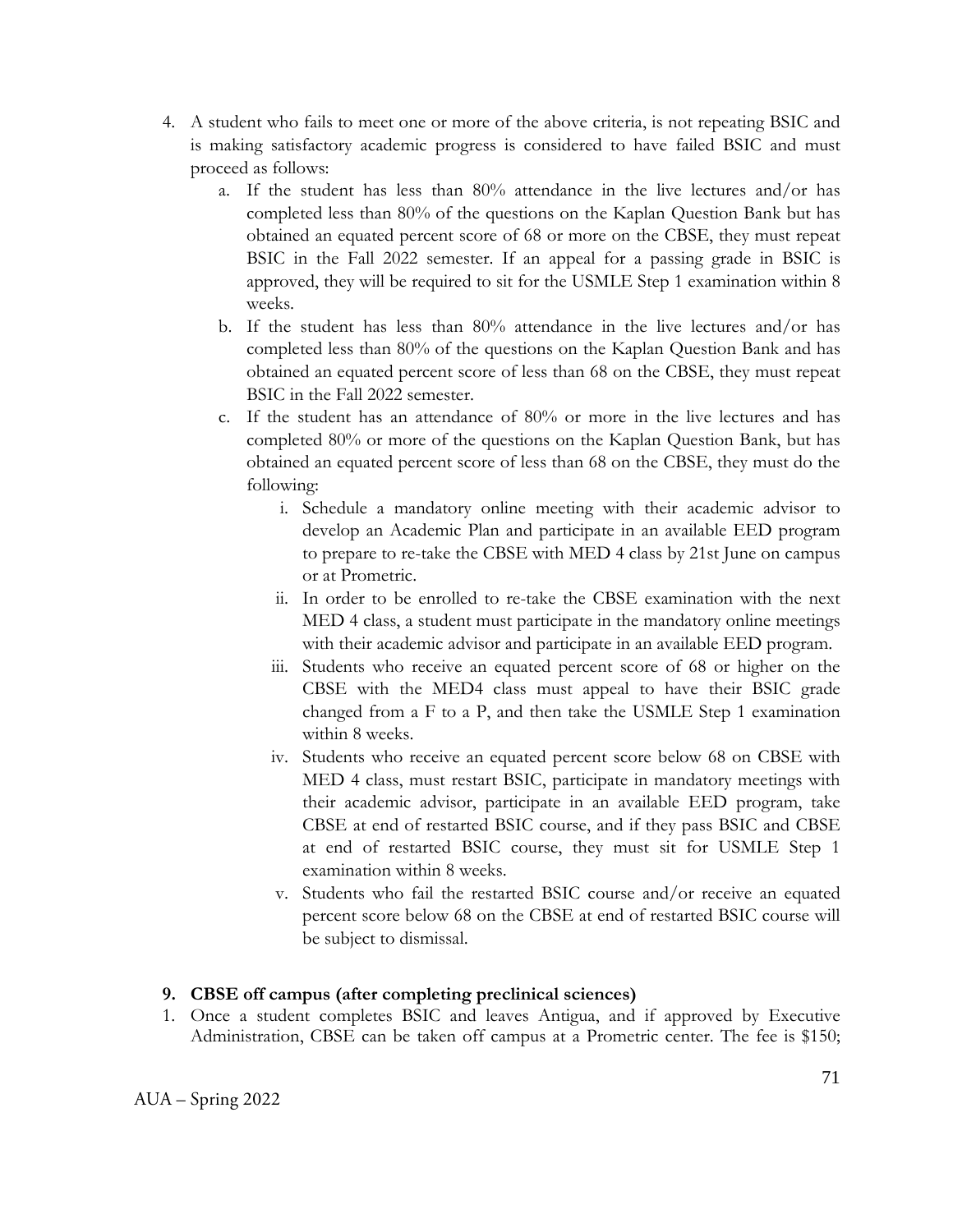4. A student who fails to meet one or more of the above criteria, is not repeating BSIC and is making satisfactory academic progress is considered to have failed BSIC and must proceed as follows:
    a. If the student has less than 80% attendance in the live lectures and/or has completed less than 80% of the questions on the Kaplan Question Bank but has obtained an equated percent score of 68 or more on the CBSE, they must repeat BSIC in the Fall 2022 semester. If an appeal for a passing grade in BSIC is approved, they will be required to sit for the USMLE Step 1 examination within 8 weeks.
    b. If the student has less than 80% attendance in the live lectures and/or has completed less than 80% of the questions on the Kaplan Question Bank and has obtained an equated percent score of less than 68 on the CBSE, they must repeat BSIC in the Fall 2022 semester.
    c. If the student has an attendance of 80% or more in the live lectures and has completed 80% or more of the questions on the Kaplan Question Bank, but has obtained an equated percent score of less than 68 on the CBSE, they must do the following:
        i. Schedule a mandatory online meeting with their academic advisor to develop an Academic Plan and participate in an available EED program to prepare to re-take the CBSE with MED 4 class by 21st June on campus or at Prometric.
        ii. In order to be enrolled to re-take the CBSE examination with the next MED 4 class, a student must participate in the mandatory online meetings with their academic advisor and participate in an available EED program.
        iii. Students who receive an equated percent score of 68 or higher on the CBSE with the MED4 class must appeal to have their BSIC grade changed from a F to a P, and then take the USMLE Step 1 examination within 8 weeks.
        iv. Students who receive an equated percent score below 68 on CBSE with MED 4 class, must restart BSIC, participate in mandatory meetings with their academic advisor, participate in an available EED program, take CBSE at end of restarted BSIC course, and if they pass BSIC and CBSE at end of restarted BSIC course, they must sit for USMLE Step 1 examination within 8 weeks.
        v. Students who fail the restarted BSIC course and/or receive an equated percent score below 68 on the CBSE at end of restarted BSIC course will be subject to dismissal.

**9. CBSE off campus (after completing preclinical sciences)**

1. Once a student completes BSIC and leaves Antigua, and if approved by Executive Administration, CBSE can be taken off campus at a Prometric center. The fee is $150;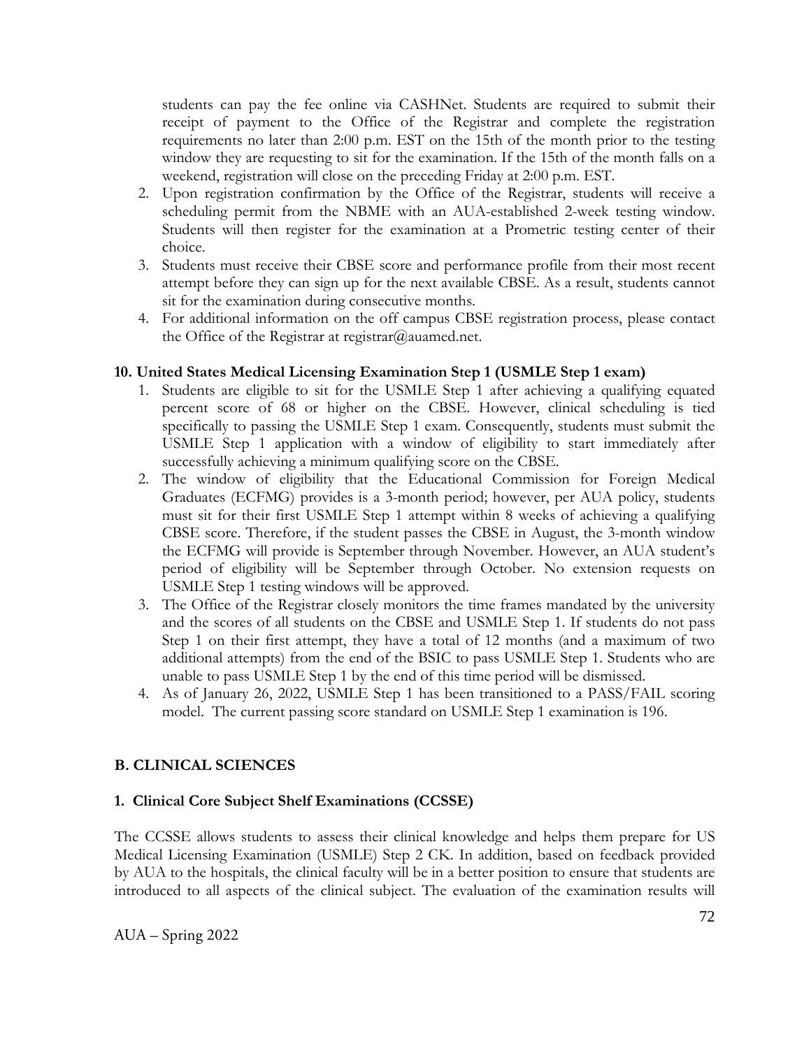students can pay the fee online via CASHNet. Students are required to submit their receipt of payment to the Office of the Registrar and complete the registration requirements no later than 2:00 p.m. EST on the 15th of the month prior to the testing window they are requesting to sit for the examination. If the 15th of the month falls on a weekend, registration will close on the preceding Friday at 2:00 p.m. EST.

2. Upon registration confirmation by the Office of the Registrar, students will receive a scheduling permit from the NBME with an AUA-established 2-week testing window. Students will then register for the examination at a Prometric testing center of their choice.
3. Students must receive their CBSE score and performance profile from their most recent attempt before they can sign up for the next available CBSE. As a result, students cannot sit for the examination during consecutive months.
4. For additional information on the off campus CBSE registration process, please contact the Office of the Registrar at registrar@auamed.net.

**10. United States Medical Licensing Examination Step 1 (USMLE Step 1 exam)**

1. Students are eligible to sit for the USMLE Step 1 after achieving a qualifying equated percent score of 68 or higher on the CBSE. However, clinical scheduling is tied specifically to passing the USMLE Step 1 exam. Consequently, students must submit the USMLE Step 1 application with a window of eligibility to start immediately after successfully achieving a minimum qualifying score on the CBSE.
2. The window of eligibility that the Educational Commission for Foreign Medical Graduates (ECFMG) provides is a 3-month period; however, per AUA policy, students must sit for their first USMLE Step 1 attempt within 8 weeks of achieving a qualifying CBSE score. Therefore, if the student passes the CBSE in August, the 3-month window the ECFMG will provide is September through November. However, an AUA student's period of eligibility will be September through October. No extension requests on USMLE Step 1 testing windows will be approved.
3. The Office of the Registrar closely monitors the time frames mandated by the university and the scores of all students on the CBSE and USMLE Step 1. If students do not pass Step 1 on their first attempt, they have a total of 12 months (and a maximum of two additional attempts) from the end of the BSIC to pass USMLE Step 1. Students who are unable to pass USMLE Step 1 by the end of this time period will be dismissed.
4. As of January 26, 2022, USMLE Step 1 has been transitioned to a PASS/FAIL scoring model. The current passing score standard on USMLE Step 1 examination is 196.

## B. CLINICAL SCIENCES

### 1. Clinical Core Subject Shelf Examinations (CCSSE)

The CCSSE allows students to assess their clinical knowledge and helps them prepare for US Medical Licensing Examination (USMLE) Step 2 CK. In addition, based on feedback provided by AUA to the hospitals, the clinical faculty will be in a better position to ensure that students are introduced to all aspects of the clinical subject. The evaluation of the examination results will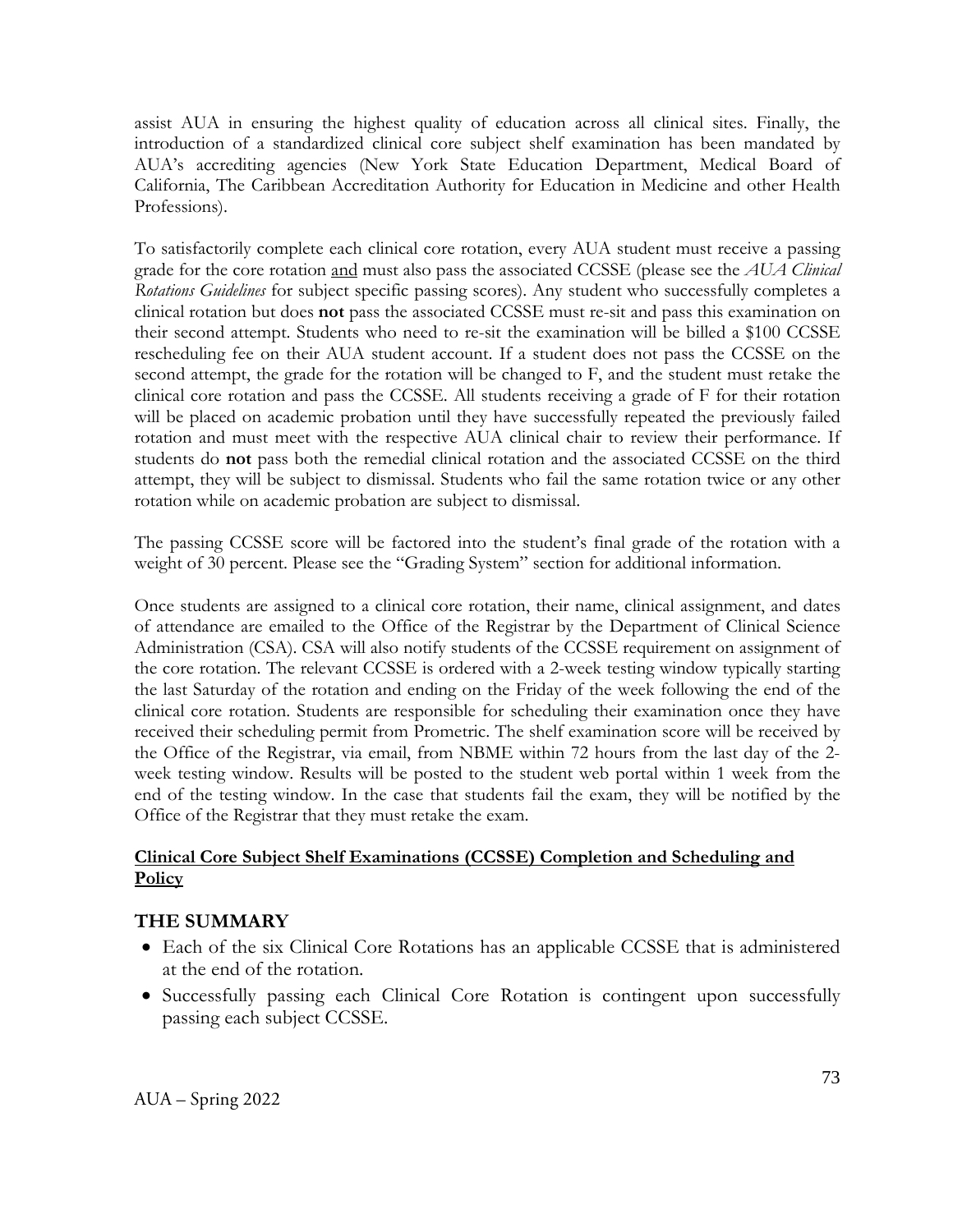assist AUA in ensuring the highest quality of education across all clinical sites. Finally, the introduction of a standardized clinical core subject shelf examination has been mandated by AUA's accrediting agencies (New York State Education Department, Medical Board of California, The Caribbean Accreditation Authority for Education in Medicine and other Health Professions).

To satisfactorily complete each clinical core rotation, every AUA student must receive a passing grade for the core rotation <u>and</u> must also pass the associated CCSSE (please see the *AUA Clinical Rotations Guidelines* for subject specific passing scores). Any student who successfully completes a clinical rotation but does **not** pass the associated CCSSE must re-sit and pass this examination on their second attempt. Students who need to re-sit the examination will be billed a $100 CCSSE rescheduling fee on their AUA student account. If a student does not pass the CCSSE on the second attempt, the grade for the rotation will be changed to F, and the student must retake the clinical core rotation and pass the CCSSE. All students receiving a grade of F for their rotation will be placed on academic probation until they have successfully repeated the previously failed rotation and must meet with the respective AUA clinical chair to review their performance. If students do **not** pass both the remedial clinical rotation and the associated CCSSE on the third attempt, they will be subject to dismissal. Students who fail the same rotation twice or any other rotation while on academic probation are subject to dismissal.

The passing CCSSE score will be factored into the student's final grade of the rotation with a weight of 30 percent. Please see the "Grading System" section for additional information.

Once students are assigned to a clinical core rotation, their name, clinical assignment, and dates of attendance are emailed to the Office of the Registrar by the Department of Clinical Science Administration (CSA). CSA will also notify students of the CCSSE requirement on assignment of the core rotation. The relevant CCSSE is ordered with a 2-week testing window typically starting the last Saturday of the rotation and ending on the Friday of the week following the end of the clinical core rotation. Students are responsible for scheduling their examination once they have received their scheduling permit from Prometric. The shelf examination score will be received by the Office of the Registrar, via email, from NBME within 72 hours from the last day of the 2-week testing window. Results will be posted to the student web portal within 1 week from the end of the testing window. In the case that students fail the exam, they will be notified by the Office of the Registrar that they must retake the exam.

**<u>Clinical Core Subject Shelf Examinations (CCSSE) Completion and Scheduling and Policy</u>**

## THE SUMMARY

- Each of the six Clinical Core Rotations has an applicable CCSSE that is administered at the end of the rotation.
- Successfully passing each Clinical Core Rotation is contingent upon successfully passing each subject CCSSE.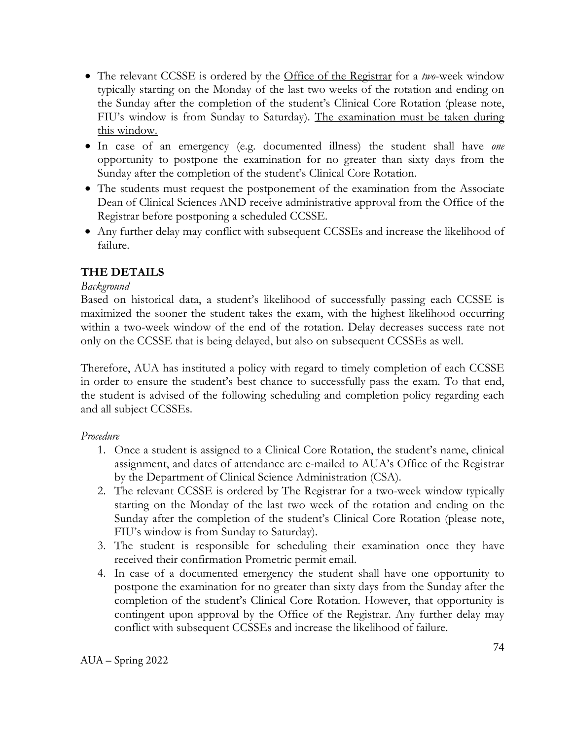- The relevant CCSSE is ordered by the Office of the Registrar for a *two*-week window typically starting on the Monday of the last two weeks of the rotation and ending on the Sunday after the completion of the student's Clinical Core Rotation (please note, FIU's window is from Sunday to Saturday). The examination must be taken during this window.
- In case of an emergency (e.g. documented illness) the student shall have *one* opportunity to postpone the examination for no greater than sixty days from the Sunday after the completion of the student's Clinical Core Rotation.
- The students must request the postponement of the examination from the Associate Dean of Clinical Sciences AND receive administrative approval from the Office of the Registrar before postponing a scheduled CCSSE.
- Any further delay may conflict with subsequent CCSSEs and increase the likelihood of failure.

## THE DETAILS

*Background*

Based on historical data, a student's likelihood of successfully passing each CCSSE is maximized the sooner the student takes the exam, with the highest likelihood occurring within a two-week window of the end of the rotation. Delay decreases success rate not only on the CCSSE that is being delayed, but also on subsequent CCSSEs as well.

Therefore, AUA has instituted a policy with regard to timely completion of each CCSSE in order to ensure the student's best chance to successfully pass the exam. To that end, the student is advised of the following scheduling and completion policy regarding each and all subject CCSSEs.

*Procedure*

1. Once a student is assigned to a Clinical Core Rotation, the student's name, clinical assignment, and dates of attendance are e-mailed to AUA's Office of the Registrar by the Department of Clinical Science Administration (CSA).
2. The relevant CCSSE is ordered by The Registrar for a two-week window typically starting on the Monday of the last two week of the rotation and ending on the Sunday after the completion of the student's Clinical Core Rotation (please note, FIU's window is from Sunday to Saturday).
3. The student is responsible for scheduling their examination once they have received their confirmation Prometric permit email.
4. In case of a documented emergency the student shall have one opportunity to postpone the examination for no greater than sixty days from the Sunday after the completion of the student's Clinical Core Rotation. However, that opportunity is contingent upon approval by the Office of the Registrar. Any further delay may conflict with subsequent CCSSEs and increase the likelihood of failure.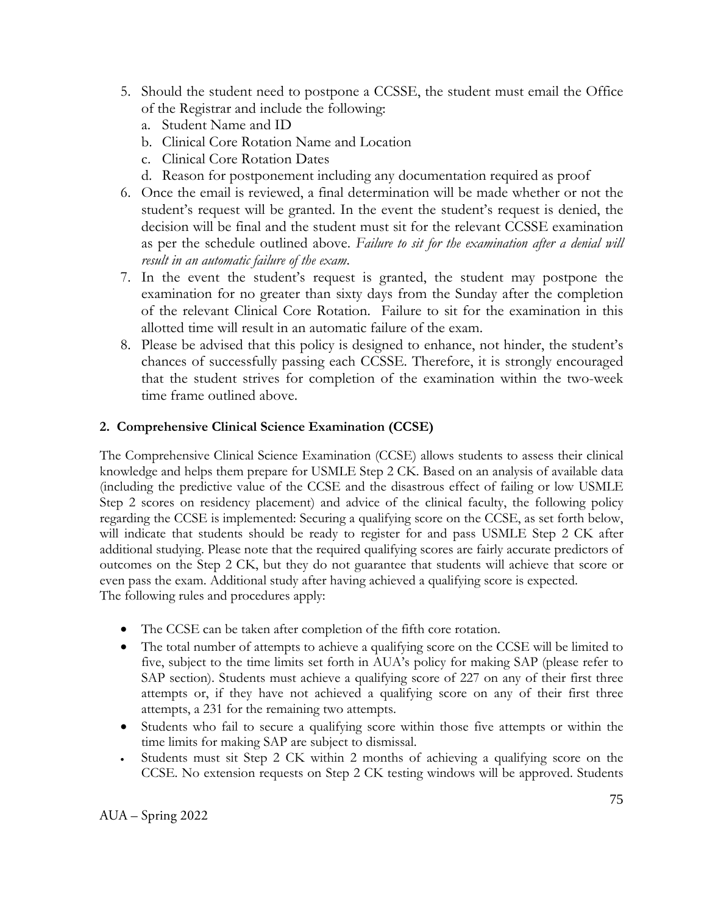5. Should the student need to postpone a CCSSE, the student must email the Office of the Registrar and include the following:
   a. Student Name and ID
   b. Clinical Core Rotation Name and Location
   c. Clinical Core Rotation Dates
   d. Reason for postponement including any documentation required as proof
6. Once the email is reviewed, a final determination will be made whether or not the student's request will be granted. In the event the student's request is denied, the decision will be final and the student must sit for the relevant CCSSE examination as per the schedule outlined above. *Failure to sit for the examination after a denial will result in an automatic failure of the exam.*
7. In the event the student's request is granted, the student may postpone the examination for no greater than sixty days from the Sunday after the completion of the relevant Clinical Core Rotation. Failure to sit for the examination in this allotted time will result in an automatic failure of the exam.
8. Please be advised that this policy is designed to enhance, not hinder, the student's chances of successfully passing each CCSSE. Therefore, it is strongly encouraged that the student strives for completion of the examination within the two-week time frame outlined above.

**2. Comprehensive Clinical Science Examination (CCSE)**

The Comprehensive Clinical Science Examination (CCSE) allows students to assess their clinical knowledge and helps them prepare for USMLE Step 2 CK. Based on an analysis of available data (including the predictive value of the CCSE and the disastrous effect of failing or low USMLE Step 2 scores on residency placement) and advice of the clinical faculty, the following policy regarding the CCSE is implemented: Securing a qualifying score on the CCSE, as set forth below, will indicate that students should be ready to register for and pass USMLE Step 2 CK after additional studying. Please note that the required qualifying scores are fairly accurate predictors of outcomes on the Step 2 CK, but they do not guarantee that students will achieve that score or even pass the exam. Additional study after having achieved a qualifying score is expected.
The following rules and procedures apply:

- The CCSE can be taken after completion of the fifth core rotation.
- The total number of attempts to achieve a qualifying score on the CCSE will be limited to five, subject to the time limits set forth in AUA's policy for making SAP (please refer to SAP section). Students must achieve a qualifying score of 227 on any of their first three attempts or, if they have not achieved a qualifying score on any of their first three attempts, a 231 for the remaining two attempts.
- Students who fail to secure a qualifying score within those five attempts or within the time limits for making SAP are subject to dismissal.
- Students must sit Step 2 CK within 2 months of achieving a qualifying score on the CCSE. No extension requests on Step 2 CK testing windows will be approved. Students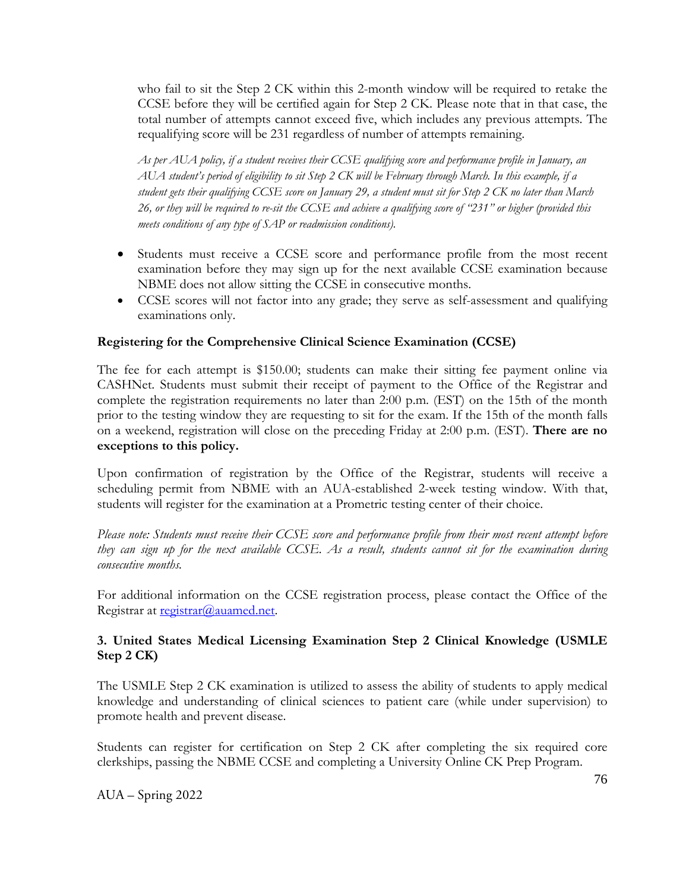who fail to sit the Step 2 CK within this 2-month window will be required to retake the CCSE before they will be certified again for Step 2 CK. Please note that in that case, the total number of attempts cannot exceed five, which includes any previous attempts. The requalifying score will be 231 regardless of number of attempts remaining.

*As per AUA policy, if a student receives their CCSE qualifying score and performance profile in January, an AUA student's period of eligibility to sit Step 2 CK will be February through March. In this example, if a student gets their qualifying CCSE score on January 29, a student must sit for Step 2 CK no later than March 26, or they will be required to re-sit the CCSE and achieve a qualifying score of "231" or higher (provided this meets conditions of any type of SAP or readmission conditions).*

- Students must receive a CCSE score and performance profile from the most recent examination before they may sign up for the next available CCSE examination because NBME does not allow sitting the CCSE in consecutive months.
- CCSE scores will not factor into any grade; they serve as self-assessment and qualifying examinations only.

**Registering for the Comprehensive Clinical Science Examination (CCSE)**

The fee for each attempt is $150.00; students can make their sitting fee payment online via CASHNet. Students must submit their receipt of payment to the Office of the Registrar and complete the registration requirements no later than 2:00 p.m. (EST) on the 15th of the month prior to the testing window they are requesting to sit for the exam. If the 15th of the month falls on a weekend, registration will close on the preceding Friday at 2:00 p.m. (EST). **There are no exceptions to this policy.**

Upon confirmation of registration by the Office of the Registrar, students will receive a scheduling permit from NBME with an AUA-established 2-week testing window. With that, students will register for the examination at a Prometric testing center of their choice.

*Please note: Students must receive their CCSE score and performance profile from their most recent attempt before they can sign up for the next available CCSE. As a result, students cannot sit for the examination during consecutive months.*

For additional information on the CCSE registration process, please contact the Office of the Registrar at registrar@auamed.net.

**3. United States Medical Licensing Examination Step 2 Clinical Knowledge (USMLE Step 2 CK)**

The USMLE Step 2 CK examination is utilized to assess the ability of students to apply medical knowledge and understanding of clinical sciences to patient care (while under supervision) to promote health and prevent disease.

Students can register for certification on Step 2 CK after completing the six required core clerkships, passing the NBME CCSE and completing a University Online CK Prep Program.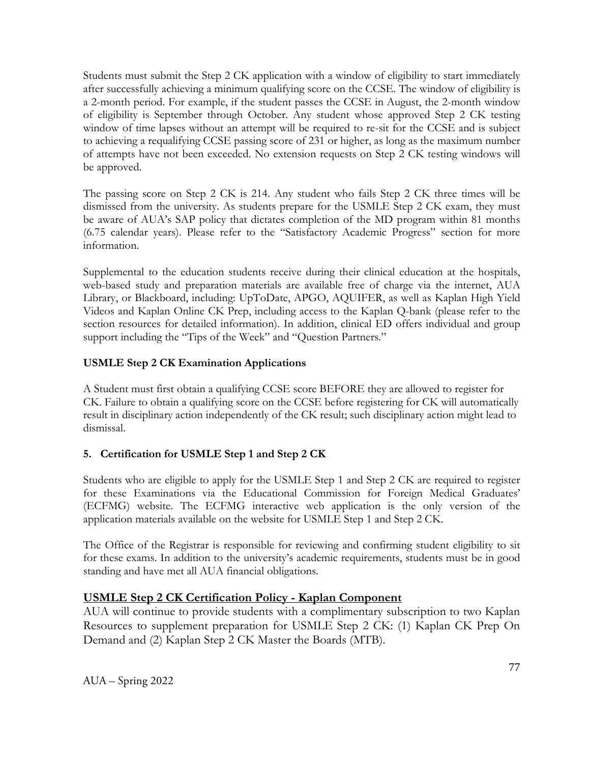Students must submit the Step 2 CK application with a window of eligibility to start immediately after successfully achieving a minimum qualifying score on the CCSE. The window of eligibility is a 2-month period. For example, if the student passes the CCSE in August, the 2-month window of eligibility is September through October. Any student whose approved Step 2 CK testing window of time lapses without an attempt will be required to re-sit for the CCSE and is subject to achieving a requalifying CCSE passing score of 231 or higher, as long as the maximum number of attempts have not been exceeded. No extension requests on Step 2 CK testing windows will be approved.

The passing score on Step 2 CK is 214. Any student who fails Step 2 CK three times will be dismissed from the university. As students prepare for the USMLE Step 2 CK exam, they must be aware of AUA's SAP policy that dictates completion of the MD program within 81 months (6.75 calendar years). Please refer to the "Satisfactory Academic Progress" section for more information.

Supplemental to the education students receive during their clinical education at the hospitals, web-based study and preparation materials are available free of charge via the internet, AUA Library, or Blackboard, including: UpToDate, APGO, AQUIFER, as well as Kaplan High Yield Videos and Kaplan Online CK Prep, including access to the Kaplan Q-bank (please refer to the section resources for detailed information). In addition, clinical ED offers individual and group support including the "Tips of the Week" and "Question Partners."

**USMLE Step 2 CK Examination Applications**

A Student must first obtain a qualifying CCSE score BEFORE they are allowed to register for CK. Failure to obtain a qualifying score on the CCSE before registering for CK will automatically result in disciplinary action independently of the CK result; such disciplinary action might lead to dismissal.

**5. Certification for USMLE Step 1 and Step 2 CK**

Students who are eligible to apply for the USMLE Step 1 and Step 2 CK are required to register for these Examinations via the Educational Commission for Foreign Medical Graduates' (ECFMG) website. The ECFMG interactive web application is the only version of the application materials available on the website for USMLE Step 1 and Step 2 CK.

The Office of the Registrar is responsible for reviewing and confirming student eligibility to sit for these exams. In addition to the university's academic requirements, students must be in good standing and have met all AUA financial obligations.

## USMLE Step 2 CK Certification Policy - Kaplan Component

AUA will continue to provide students with a complimentary subscription to two Kaplan Resources to supplement preparation for USMLE Step 2 CK: (1) Kaplan CK Prep On Demand and (2) Kaplan Step 2 CK Master the Boards (MTB).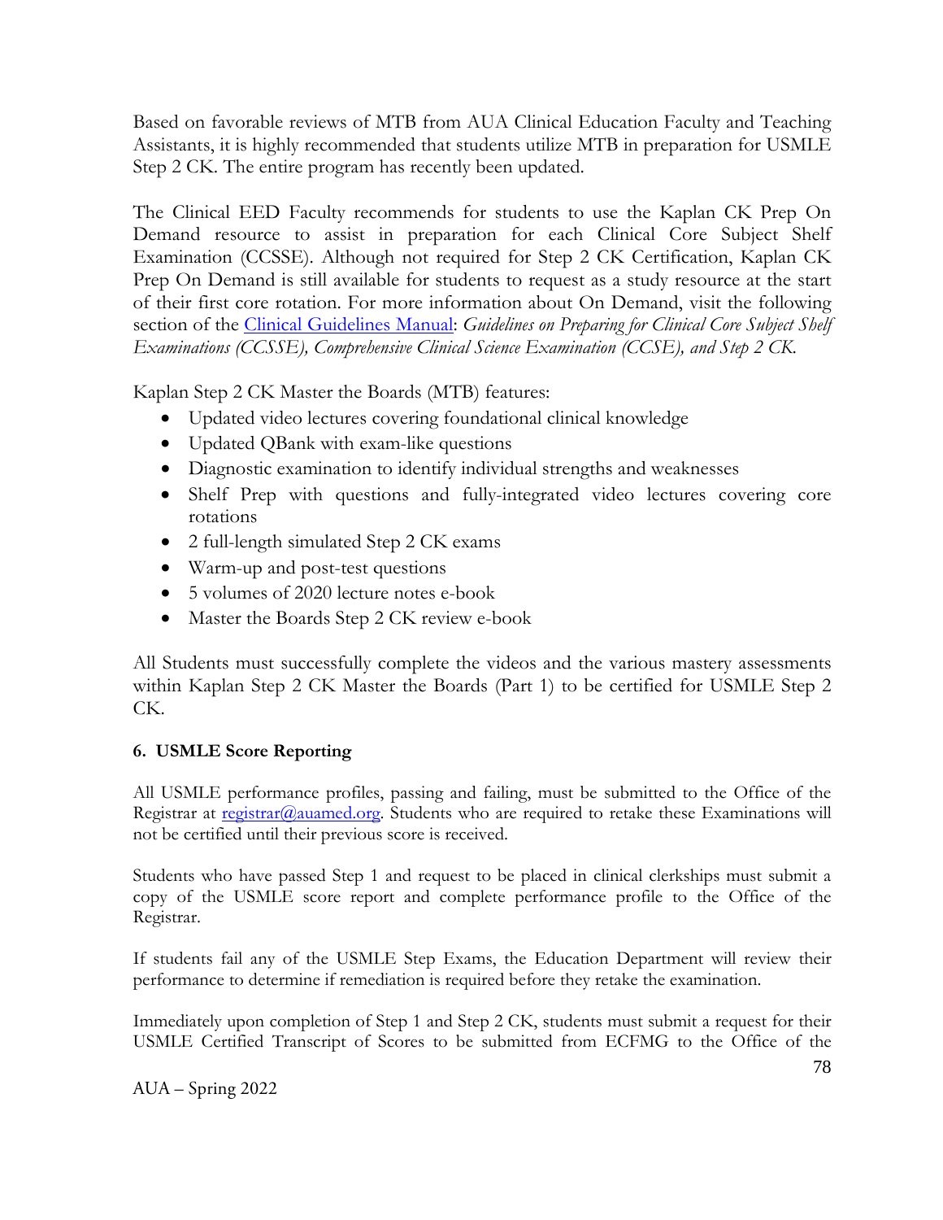Based on favorable reviews of MTB from AUA Clinical Education Faculty and Teaching Assistants, it is highly recommended that students utilize MTB in preparation for USMLE Step 2 CK. The entire program has recently been updated.

The Clinical EED Faculty recommends for students to use the Kaplan CK Prep On Demand resource to assist in preparation for each Clinical Core Subject Shelf Examination (CCSSE). Although not required for Step 2 CK Certification, Kaplan CK Prep On Demand is still available for students to request as a study resource at the start of their first core rotation. For more information about On Demand, visit the following section of the Clinical Guidelines Manual: *Guidelines on Preparing for Clinical Core Subject Shelf Examinations (CCSSE), Comprehensive Clinical Science Examination (CCSE), and Step 2 CK.*

Kaplan Step 2 CK Master the Boards (MTB) features:

- Updated video lectures covering foundational clinical knowledge
- Updated QBank with exam-like questions
- Diagnostic examination to identify individual strengths and weaknesses
- Shelf Prep with questions and fully-integrated video lectures covering core rotations
- 2 full-length simulated Step 2 CK exams
- Warm-up and post-test questions
- 5 volumes of 2020 lecture notes e-book
- Master the Boards Step 2 CK review e-book

All Students must successfully complete the videos and the various mastery assessments within Kaplan Step 2 CK Master the Boards (Part 1) to be certified for USMLE Step 2 CK.

**6. USMLE Score Reporting**

All USMLE performance profiles, passing and failing, must be submitted to the Office of the Registrar at registrar@auamed.org. Students who are required to retake these Examinations will not be certified until their previous score is received.

Students who have passed Step 1 and request to be placed in clinical clerkships must submit a copy of the USMLE score report and complete performance profile to the Office of the Registrar.

If students fail any of the USMLE Step Exams, the Education Department will review their performance to determine if remediation is required before they retake the examination.

Immediately upon completion of Step 1 and Step 2 CK, students must submit a request for their USMLE Certified Transcript of Scores to be submitted from ECFMG to the Office of the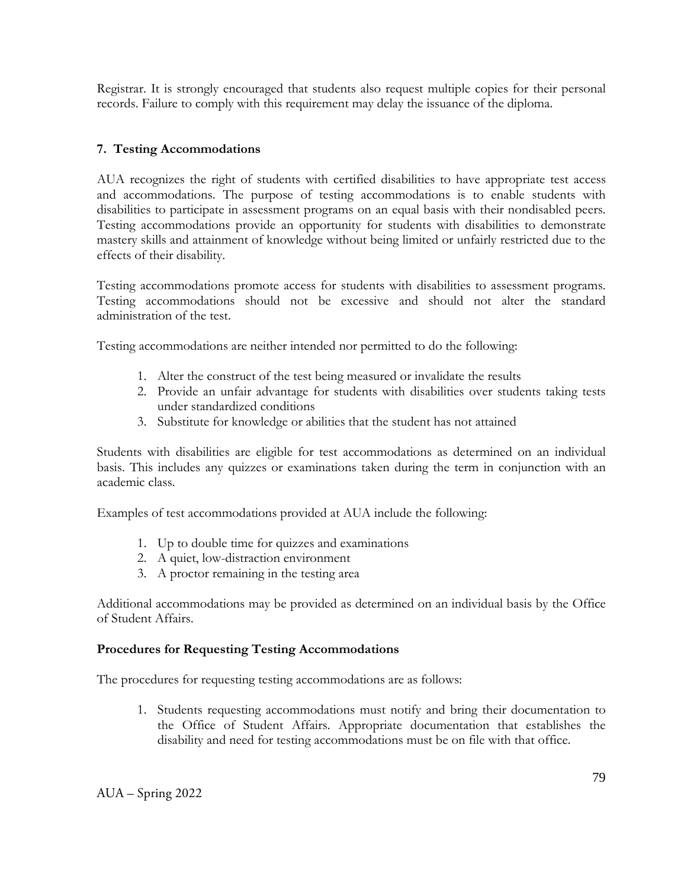Registrar. It is strongly encouraged that students also request multiple copies for their personal records. Failure to comply with this requirement may delay the issuance of the diploma.

## 7. Testing Accommodations

AUA recognizes the right of students with certified disabilities to have appropriate test access and accommodations. The purpose of testing accommodations is to enable students with disabilities to participate in assessment programs on an equal basis with their nondisabled peers. Testing accommodations provide an opportunity for students with disabilities to demonstrate mastery skills and attainment of knowledge without being limited or unfairly restricted due to the effects of their disability.

Testing accommodations promote access for students with disabilities to assessment programs. Testing accommodations should not be excessive and should not alter the standard administration of the test.

Testing accommodations are neither intended nor permitted to do the following:

1. Alter the construct of the test being measured or invalidate the results
2. Provide an unfair advantage for students with disabilities over students taking tests under standardized conditions
3. Substitute for knowledge or abilities that the student has not attained

Students with disabilities are eligible for test accommodations as determined on an individual basis. This includes any quizzes or examinations taken during the term in conjunction with an academic class.

Examples of test accommodations provided at AUA include the following:

1. Up to double time for quizzes and examinations
2. A quiet, low-distraction environment
3. A proctor remaining in the testing area

Additional accommodations may be provided as determined on an individual basis by the Office of Student Affairs.

### Procedures for Requesting Testing Accommodations

The procedures for requesting testing accommodations are as follows:

1. Students requesting accommodations must notify and bring their documentation to the Office of Student Affairs. Appropriate documentation that establishes the disability and need for testing accommodations must be on file with that office.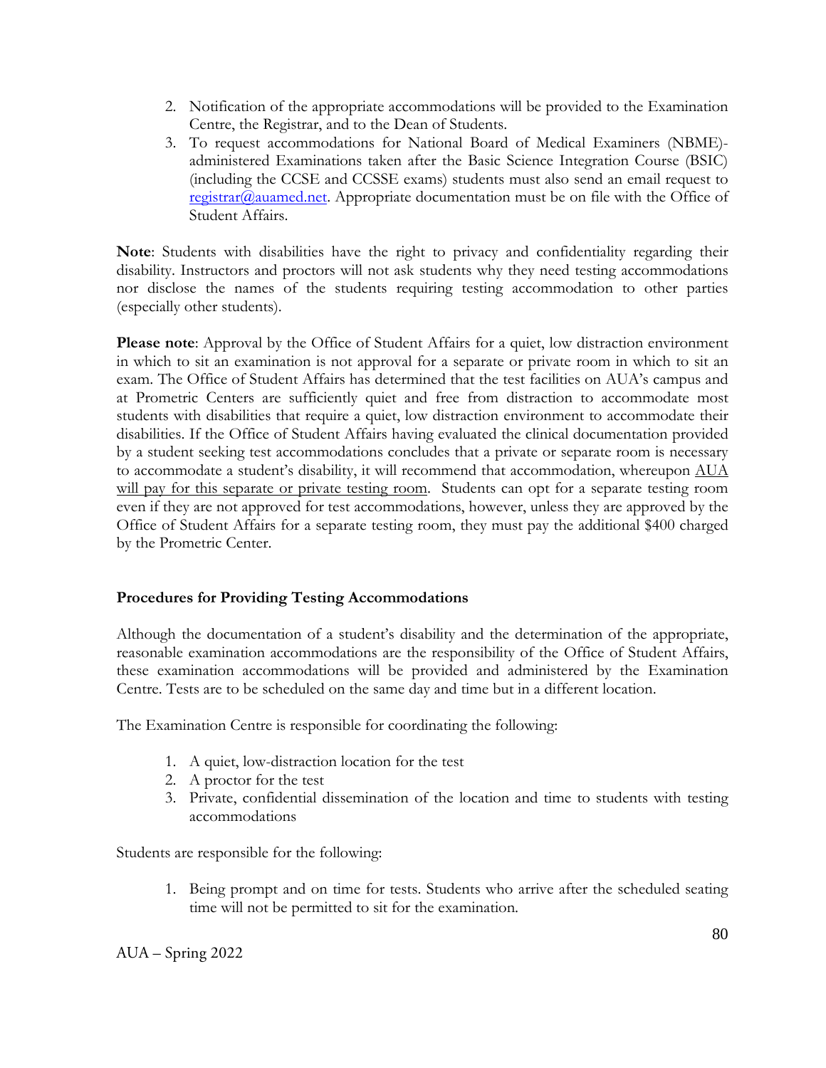2. Notification of the appropriate accommodations will be provided to the Examination Centre, the Registrar, and to the Dean of Students.
3. To request accommodations for National Board of Medical Examiners (NBME)-administered Examinations taken after the Basic Science Integration Course (BSIC) (including the CCSE and CCSSE exams) students must also send an email request to registrar@auamed.net. Appropriate documentation must be on file with the Office of Student Affairs.

**Note**: Students with disabilities have the right to privacy and confidentiality regarding their disability. Instructors and proctors will not ask students why they need testing accommodations nor disclose the names of the students requiring testing accommodation to other parties (especially other students).

**Please note**: Approval by the Office of Student Affairs for a quiet, low distraction environment in which to sit an examination is not approval for a separate or private room in which to sit an exam. The Office of Student Affairs has determined that the test facilities on AUA's campus and at Prometric Centers are sufficiently quiet and free from distraction to accommodate most students with disabilities that require a quiet, low distraction environment to accommodate their disabilities. If the Office of Student Affairs having evaluated the clinical documentation provided by a student seeking test accommodations concludes that a private or separate room is necessary to accommodate a student's disability, it will recommend that accommodation, whereupon AUA will pay for this separate or private testing room. Students can opt for a separate testing room even if they are not approved for test accommodations, however, unless they are approved by the Office of Student Affairs for a separate testing room, they must pay the additional $400 charged by the Prometric Center.

### Procedures for Providing Testing Accommodations

Although the documentation of a student's disability and the determination of the appropriate, reasonable examination accommodations are the responsibility of the Office of Student Affairs, these examination accommodations will be provided and administered by the Examination Centre. Tests are to be scheduled on the same day and time but in a different location.

The Examination Centre is responsible for coordinating the following:

1. A quiet, low-distraction location for the test
2. A proctor for the test
3. Private, confidential dissemination of the location and time to students with testing accommodations

Students are responsible for the following:

1. Being prompt and on time for tests. Students who arrive after the scheduled seating time will not be permitted to sit for the examination.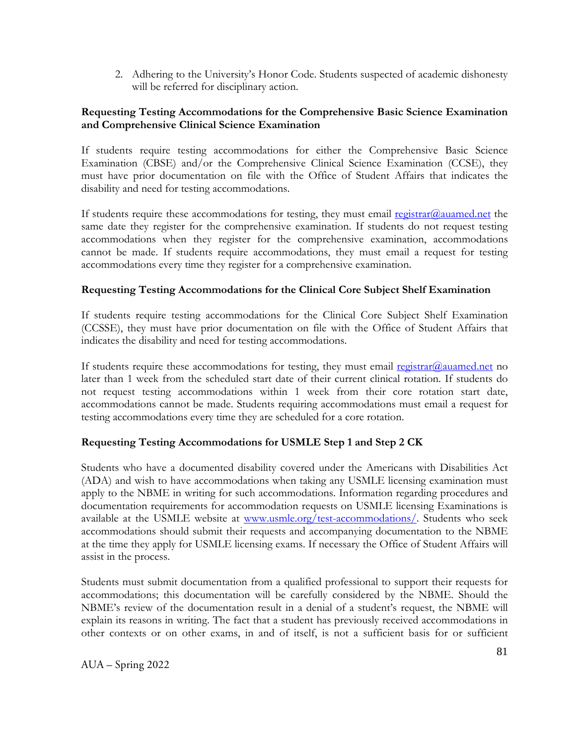2. Adhering to the University's Honor Code. Students suspected of academic dishonesty will be referred for disciplinary action.

**Requesting Testing Accommodations for the Comprehensive Basic Science Examination and Comprehensive Clinical Science Examination**

If students require testing accommodations for either the Comprehensive Basic Science Examination (CBSE) and/or the Comprehensive Clinical Science Examination (CCSE), they must have prior documentation on file with the Office of Student Affairs that indicates the disability and need for testing accommodations.

If students require these accommodations for testing, they must email [registrar@auamed.net](mailto:registrar@auamed.net) the same date they register for the comprehensive examination. If students do not request testing accommodations when they register for the comprehensive examination, accommodations cannot be made. If students require accommodations, they must email a request for testing accommodations every time they register for a comprehensive examination.

**Requesting Testing Accommodations for the Clinical Core Subject Shelf Examination**

If students require testing accommodations for the Clinical Core Subject Shelf Examination (CCSSE), they must have prior documentation on file with the Office of Student Affairs that indicates the disability and need for testing accommodations.

If students require these accommodations for testing, they must email [registrar@auamed.net](mailto:registrar@auamed.net) no later than 1 week from the scheduled start date of their current clinical rotation. If students do not request testing accommodations within 1 week from their core rotation start date, accommodations cannot be made. Students requiring accommodations must email a request for testing accommodations every time they are scheduled for a core rotation.

**Requesting Testing Accommodations for USMLE Step 1 and Step 2 CK**

Students who have a documented disability covered under the Americans with Disabilities Act (ADA) and wish to have accommodations when taking any USMLE licensing examination must apply to the NBME in writing for such accommodations. Information regarding procedures and documentation requirements for accommodation requests on USMLE licensing Examinations is available at the USMLE website at [www.usmle.org/test-accommodations/](http://www.usmle.org/test-accommodations/). Students who seek accommodations should submit their requests and accompanying documentation to the NBME at the time they apply for USMLE licensing exams. If necessary the Office of Student Affairs will assist in the process.

Students must submit documentation from a qualified professional to support their requests for accommodations; this documentation will be carefully considered by the NBME. Should the NBME's review of the documentation result in a denial of a student's request, the NBME will explain its reasons in writing. The fact that a student has previously received accommodations in other contexts or on other exams, in and of itself, is not a sufficient basis for or sufficient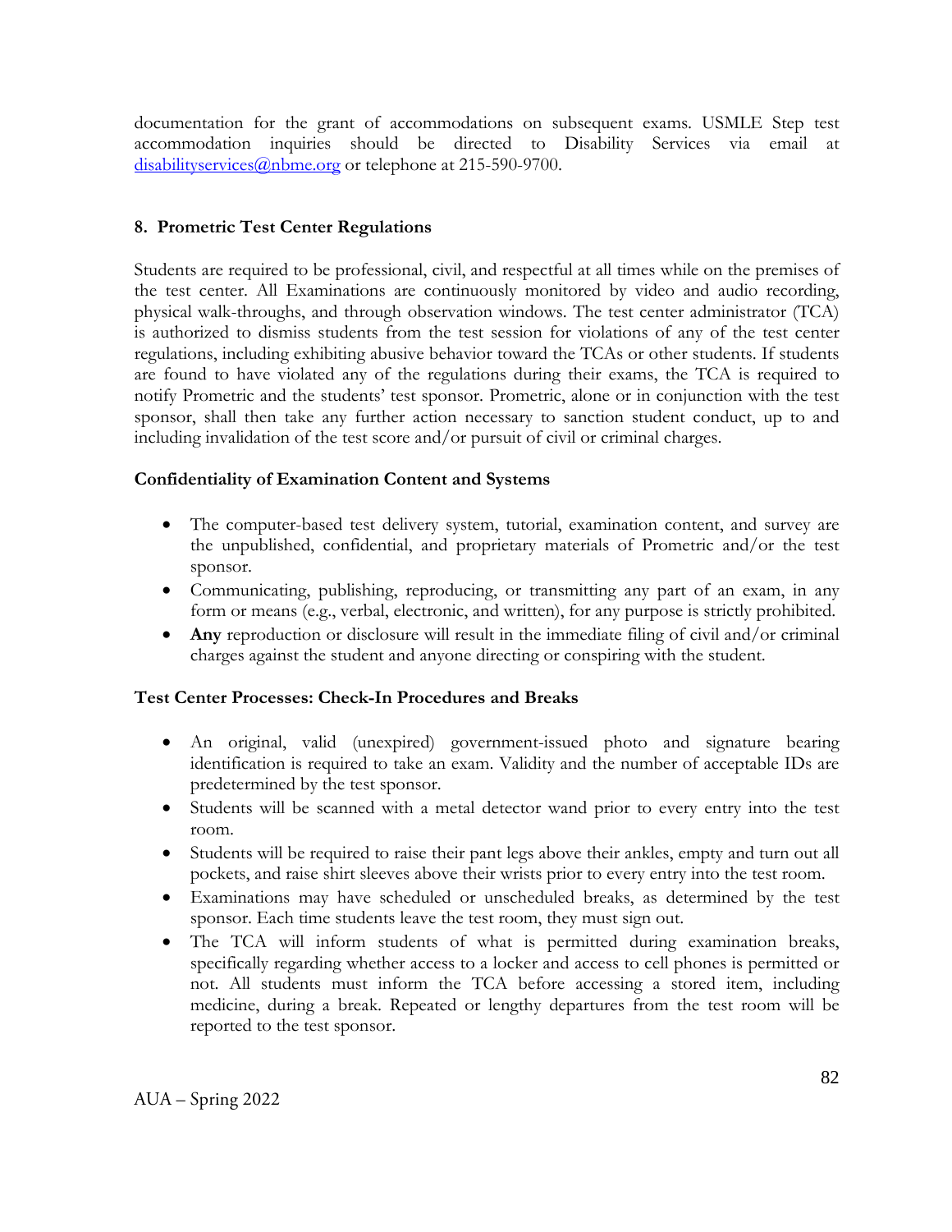documentation for the grant of accommodations on subsequent exams. USMLE Step test accommodation inquiries should be directed to Disability Services via email at disabilityservices@nbme.org or telephone at 215-590-9700.

### 8. Prometric Test Center Regulations

Students are required to be professional, civil, and respectful at all times while on the premises of the test center. All Examinations are continuously monitored by video and audio recording, physical walk-throughs, and through observation windows. The test center administrator (TCA) is authorized to dismiss students from the test session for violations of any of the test center regulations, including exhibiting abusive behavior toward the TCAs or other students. If students are found to have violated any of the regulations during their exams, the TCA is required to notify Prometric and the students' test sponsor. Prometric, alone or in conjunction with the test sponsor, shall then take any further action necessary to sanction student conduct, up to and including invalidation of the test score and/or pursuit of civil or criminal charges.

**Confidentiality of Examination Content and Systems**

- The computer-based test delivery system, tutorial, examination content, and survey are the unpublished, confidential, and proprietary materials of Prometric and/or the test sponsor.
- Communicating, publishing, reproducing, or transmitting any part of an exam, in any form or means (e.g., verbal, electronic, and written), for any purpose is strictly prohibited.
- **Any** reproduction or disclosure will result in the immediate filing of civil and/or criminal charges against the student and anyone directing or conspiring with the student.

**Test Center Processes: Check-In Procedures and Breaks**

- An original, valid (unexpired) government-issued photo and signature bearing identification is required to take an exam. Validity and the number of acceptable IDs are predetermined by the test sponsor.
- Students will be scanned with a metal detector wand prior to every entry into the test room.
- Students will be required to raise their pant legs above their ankles, empty and turn out all pockets, and raise shirt sleeves above their wrists prior to every entry into the test room.
- Examinations may have scheduled or unscheduled breaks, as determined by the test sponsor. Each time students leave the test room, they must sign out.
- The TCA will inform students of what is permitted during examination breaks, specifically regarding whether access to a locker and access to cell phones is permitted or not. All students must inform the TCA before accessing a stored item, including medicine, during a break. Repeated or lengthy departures from the test room will be reported to the test sponsor.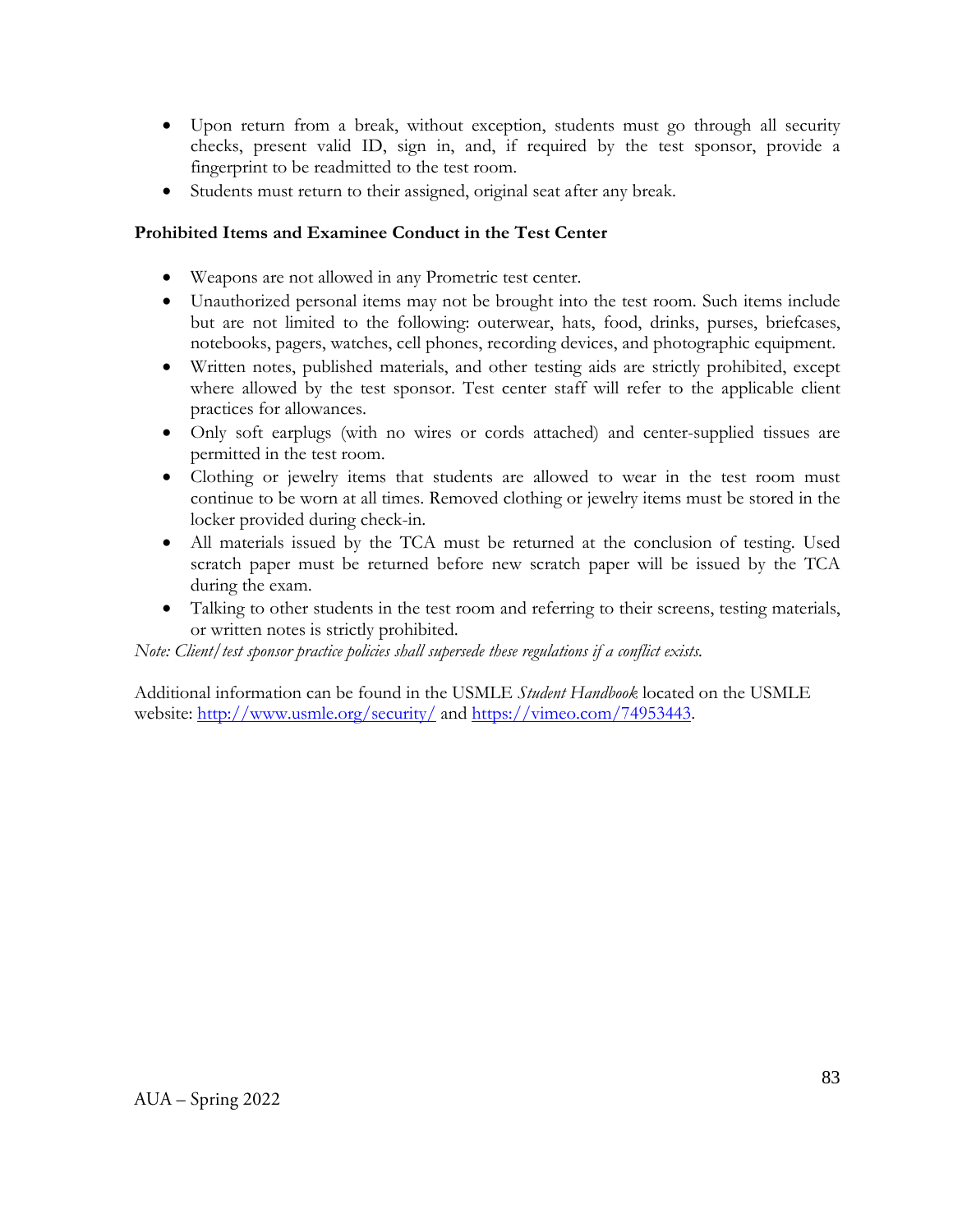- Upon return from a break, without exception, students must go through all security checks, present valid ID, sign in, and, if required by the test sponsor, provide a fingerprint to be readmitted to the test room.
- Students must return to their assigned, original seat after any break.

**Prohibited Items and Examinee Conduct in the Test Center**

- Weapons are not allowed in any Prometric test center.
- Unauthorized personal items may not be brought into the test room. Such items include but are not limited to the following: outerwear, hats, food, drinks, purses, briefcases, notebooks, pagers, watches, cell phones, recording devices, and photographic equipment.
- Written notes, published materials, and other testing aids are strictly prohibited, except where allowed by the test sponsor. Test center staff will refer to the applicable client practices for allowances.
- Only soft earplugs (with no wires or cords attached) and center-supplied tissues are permitted in the test room.
- Clothing or jewelry items that students are allowed to wear in the test room must continue to be worn at all times. Removed clothing or jewelry items must be stored in the locker provided during check-in.
- All materials issued by the TCA must be returned at the conclusion of testing. Used scratch paper must be returned before new scratch paper will be issued by the TCA during the exam.
- Talking to other students in the test room and referring to their screens, testing materials, or written notes is strictly prohibited.

*Note: Client/test sponsor practice policies shall supersede these regulations if a conflict exists.*

Additional information can be found in the USMLE *Student Handbook* located on the USMLE website: http://www.usmle.org/security/ and https://vimeo.com/74953443.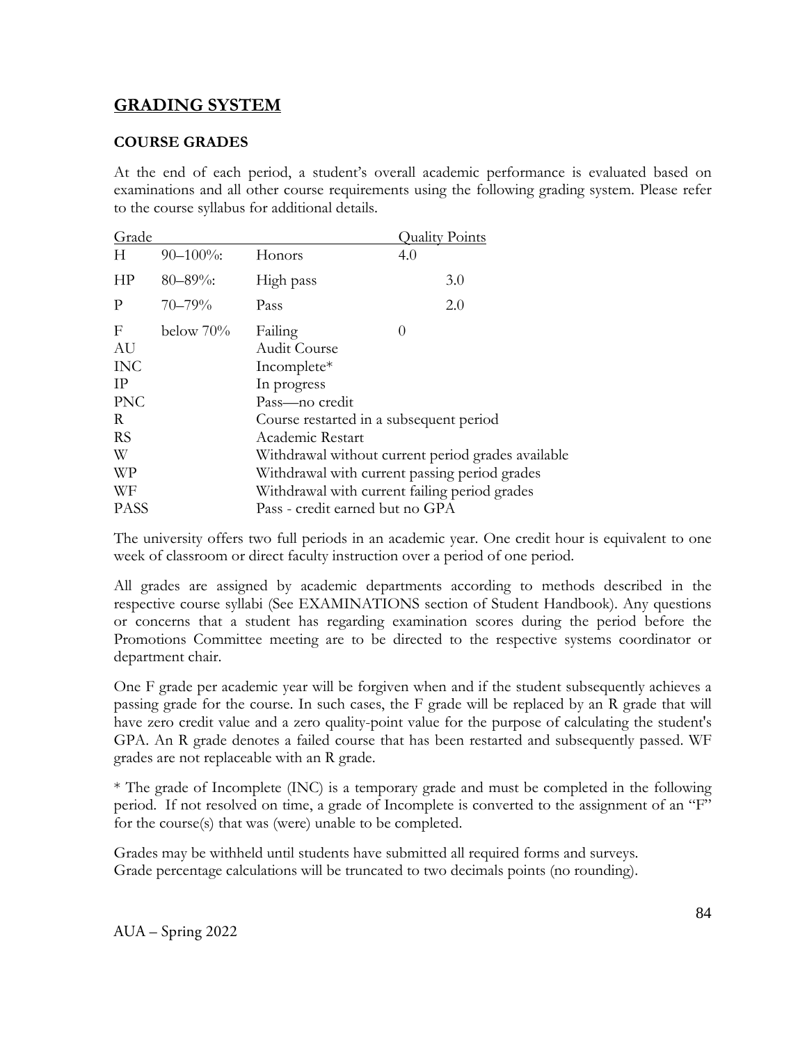## GRADING SYSTEM

### COURSE GRADES

At the end of each period, a student's overall academic performance is evaluated based on examinations and all other course requirements using the following grading system. Please refer to the course syllabus for additional details.

| Grade | | | Quality Points |
|---|---|---|---|
| H | 90–100%: | Honors | 4.0 |
| HP | 80–89%: | High pass | 3.0 |
| P | 70–79% | Pass | 2.0 |
| F | below 70% | Failing | 0 |
| AU | | Audit Course | |
| INC | | Incomplete* | |
| IP | | In progress | |
| PNC | | Pass—no credit | |
| R | | Course restarted in a subsequent period | |
| RS | | Academic Restart | |
| W | | Withdrawal without current period grades available | |
| WP | | Withdrawal with current passing period grades | |
| WF | | Withdrawal with current failing period grades | |
| PASS | | Pass - credit earned but no GPA | |

The university offers two full periods in an academic year. One credit hour is equivalent to one week of classroom or direct faculty instruction over a period of one period.

All grades are assigned by academic departments according to methods described in the respective course syllabi (See EXAMINATIONS section of Student Handbook). Any questions or concerns that a student has regarding examination scores during the period before the Promotions Committee meeting are to be directed to the respective systems coordinator or department chair.

One F grade per academic year will be forgiven when and if the student subsequently achieves a passing grade for the course. In such cases, the F grade will be replaced by an R grade that will have zero credit value and a zero quality-point value for the purpose of calculating the student's GPA. An R grade denotes a failed course that has been restarted and subsequently passed. WF grades are not replaceable with an R grade.

* The grade of Incomplete (INC) is a temporary grade and must be completed in the following period. If not resolved on time, a grade of Incomplete is converted to the assignment of an "F" for the course(s) that was (were) unable to be completed.

Grades may be withheld until students have submitted all required forms and surveys.
Grade percentage calculations will be truncated to two decimals points (no rounding).

AUA – Spring 2022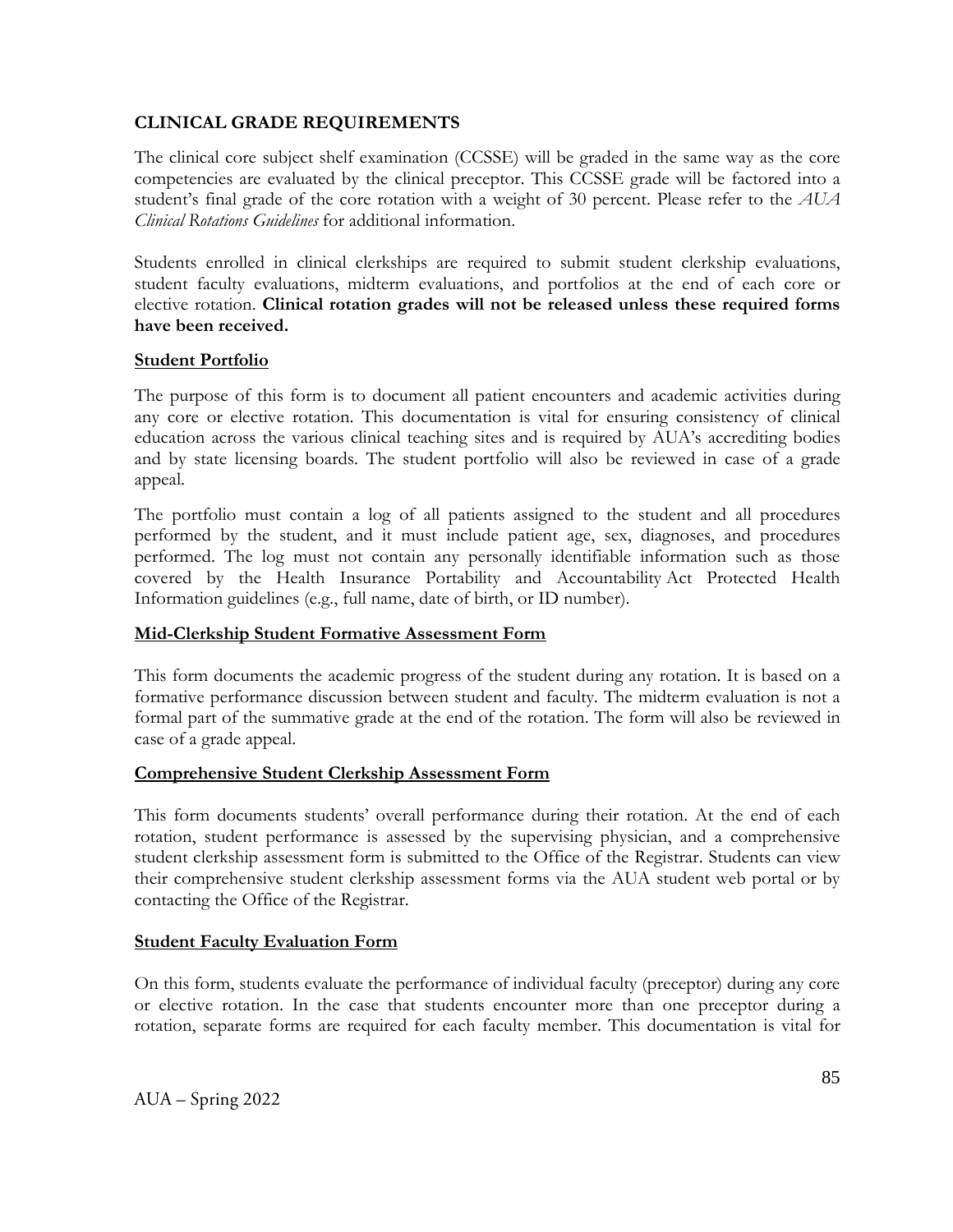## CLINICAL GRADE REQUIREMENTS

The clinical core subject shelf examination (CCSSE) will be graded in the same way as the core competencies are evaluated by the clinical preceptor. This CCSSE grade will be factored into a student's final grade of the core rotation with a weight of 30 percent. Please refer to the *AUA Clinical Rotations Guidelines* for additional information.

Students enrolled in clinical clerkships are required to submit student clerkship evaluations, student faculty evaluations, midterm evaluations, and portfolios at the end of each core or elective rotation. **Clinical rotation grades will not be released unless these required forms have been received.**

### Student Portfolio

The purpose of this form is to document all patient encounters and academic activities during any core or elective rotation. This documentation is vital for ensuring consistency of clinical education across the various clinical teaching sites and is required by AUA's accrediting bodies and by state licensing boards. The student portfolio will also be reviewed in case of a grade appeal.

The portfolio must contain a log of all patients assigned to the student and all procedures performed by the student, and it must include patient age, sex, diagnoses, and procedures performed. The log must not contain any personally identifiable information such as those covered by the Health Insurance Portability and Accountability Act Protected Health Information guidelines (e.g., full name, date of birth, or ID number).

### Mid-Clerkship Student Formative Assessment Form

This form documents the academic progress of the student during any rotation. It is based on a formative performance discussion between student and faculty. The midterm evaluation is not a formal part of the summative grade at the end of the rotation. The form will also be reviewed in case of a grade appeal.

### Comprehensive Student Clerkship Assessment Form

This form documents students' overall performance during their rotation. At the end of each rotation, student performance is assessed by the supervising physician, and a comprehensive student clerkship assessment form is submitted to the Office of the Registrar. Students can view their comprehensive student clerkship assessment forms via the AUA student web portal or by contacting the Office of the Registrar.

### Student Faculty Evaluation Form

On this form, students evaluate the performance of individual faculty (preceptor) during any core or elective rotation. In the case that students encounter more than one preceptor during a rotation, separate forms are required for each faculty member. This documentation is vital for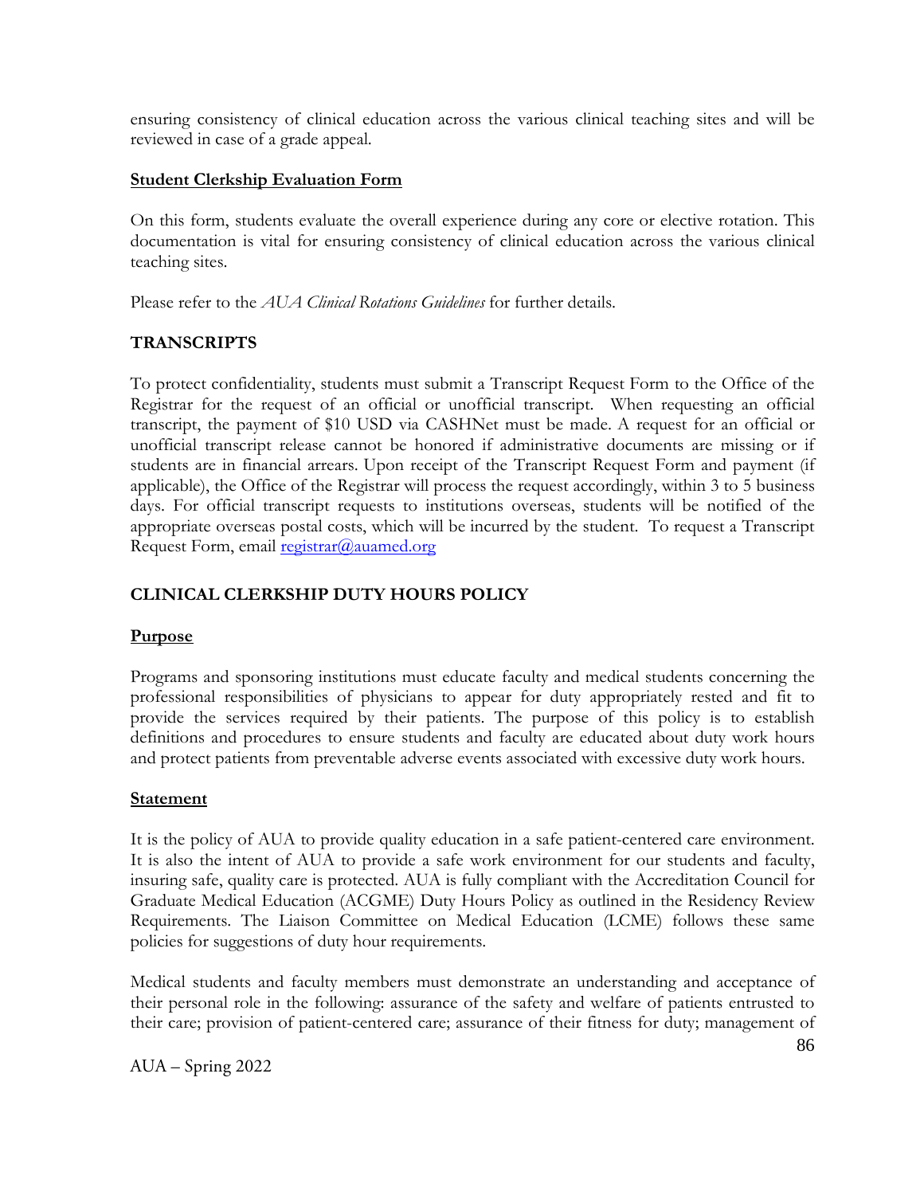ensuring consistency of clinical education across the various clinical teaching sites and will be reviewed in case of a grade appeal.

**Student Clerkship Evaluation Form**

On this form, students evaluate the overall experience during any core or elective rotation. This documentation is vital for ensuring consistency of clinical education across the various clinical teaching sites.

Please refer to the *AUA Clinical Rotations Guidelines* for further details.

## TRANSCRIPTS

To protect confidentiality, students must submit a Transcript Request Form to the Office of the Registrar for the request of an official or unofficial transcript. When requesting an official transcript, the payment of $10 USD via CASHNet must be made. A request for an official or unofficial transcript release cannot be honored if administrative documents are missing or if students are in financial arrears. Upon receipt of the Transcript Request Form and payment (if applicable), the Office of the Registrar will process the request accordingly, within 3 to 5 business days. For official transcript requests to institutions overseas, students will be notified of the appropriate overseas postal costs, which will be incurred by the student. To request a Transcript Request Form, email registrar@auamed.org

## CLINICAL CLERKSHIP DUTY HOURS POLICY

**Purpose**

Programs and sponsoring institutions must educate faculty and medical students concerning the professional responsibilities of physicians to appear for duty appropriately rested and fit to provide the services required by their patients. The purpose of this policy is to establish definitions and procedures to ensure students and faculty are educated about duty work hours and protect patients from preventable adverse events associated with excessive duty work hours.

**Statement**

It is the policy of AUA to provide quality education in a safe patient-centered care environment. It is also the intent of AUA to provide a safe work environment for our students and faculty, insuring safe, quality care is protected. AUA is fully compliant with the Accreditation Council for Graduate Medical Education (ACGME) Duty Hours Policy as outlined in the Residency Review Requirements. The Liaison Committee on Medical Education (LCME) follows these same policies for suggestions of duty hour requirements.

Medical students and faculty members must demonstrate an understanding and acceptance of their personal role in the following: assurance of the safety and welfare of patients entrusted to their care; provision of patient-centered care; assurance of their fitness for duty; management of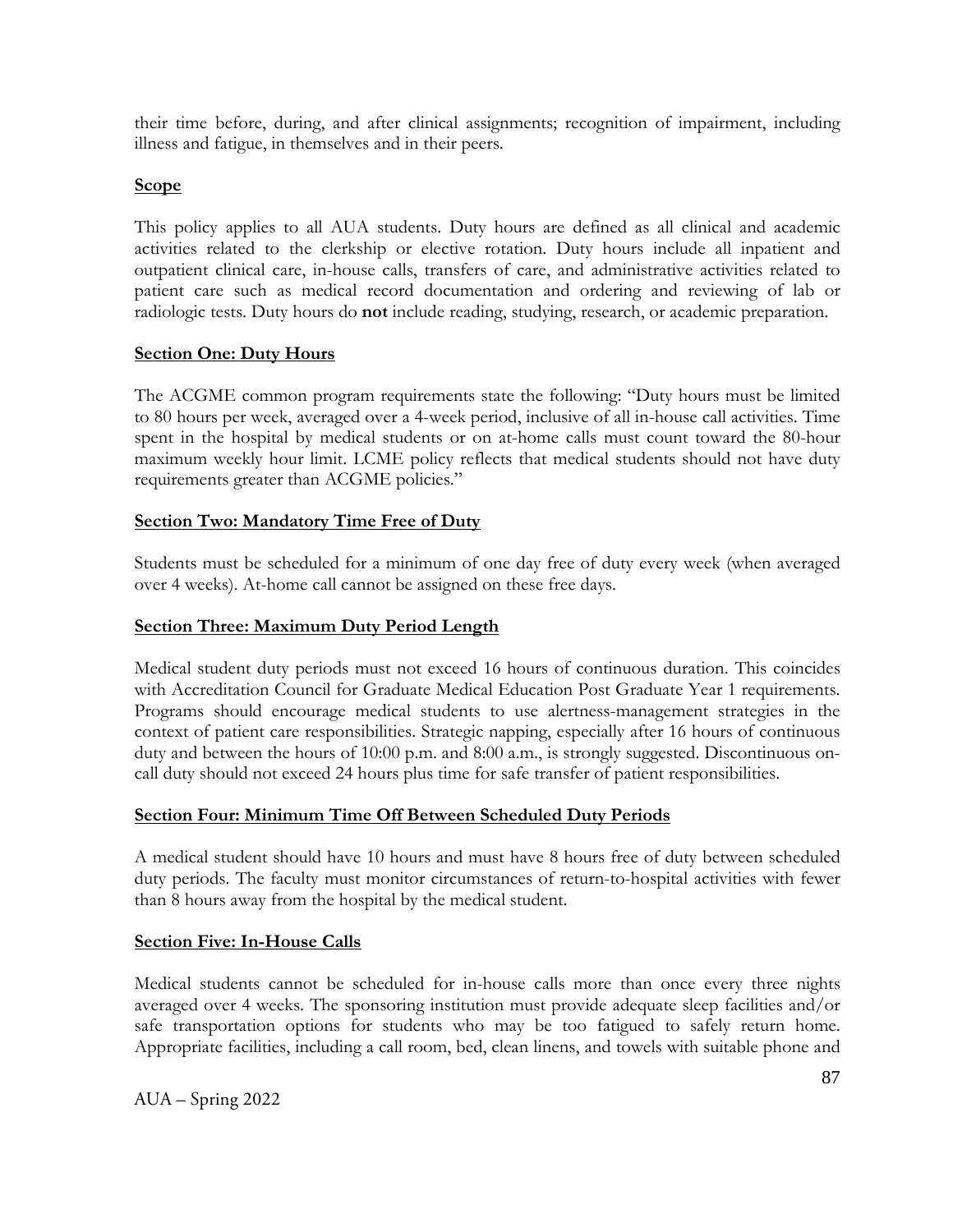their time before, during, and after clinical assignments; recognition of impairment, including illness and fatigue, in themselves and in their peers.

**Scope**

This policy applies to all AUA students. Duty hours are defined as all clinical and academic activities related to the clerkship or elective rotation. Duty hours include all inpatient and outpatient clinical care, in-house calls, transfers of care, and administrative activities related to patient care such as medical record documentation and ordering and reviewing of lab or radiologic tests. Duty hours do **not** include reading, studying, research, or academic preparation.

**Section One: Duty Hours**

The ACGME common program requirements state the following: "Duty hours must be limited to 80 hours per week, averaged over a 4-week period, inclusive of all in-house call activities. Time spent in the hospital by medical students or on at-home calls must count toward the 80-hour maximum weekly hour limit. LCME policy reflects that medical students should not have duty requirements greater than ACGME policies."

**Section Two: Mandatory Time Free of Duty**

Students must be scheduled for a minimum of one day free of duty every week (when averaged over 4 weeks). At-home call cannot be assigned on these free days.

**Section Three: Maximum Duty Period Length**

Medical student duty periods must not exceed 16 hours of continuous duration. This coincides with Accreditation Council for Graduate Medical Education Post Graduate Year 1 requirements. Programs should encourage medical students to use alertness-management strategies in the context of patient care responsibilities. Strategic napping, especially after 16 hours of continuous duty and between the hours of 10:00 p.m. and 8:00 a.m., is strongly suggested. Discontinuous on-call duty should not exceed 24 hours plus time for safe transfer of patient responsibilities.

**Section Four: Minimum Time Off Between Scheduled Duty Periods**

A medical student should have 10 hours and must have 8 hours free of duty between scheduled duty periods. The faculty must monitor circumstances of return-to-hospital activities with fewer than 8 hours away from the hospital by the medical student.

**Section Five: In-House Calls**

Medical students cannot be scheduled for in-house calls more than once every three nights averaged over 4 weeks. The sponsoring institution must provide adequate sleep facilities and/or safe transportation options for students who may be too fatigued to safely return home. Appropriate facilities, including a call room, bed, clean linens, and towels with suitable phone and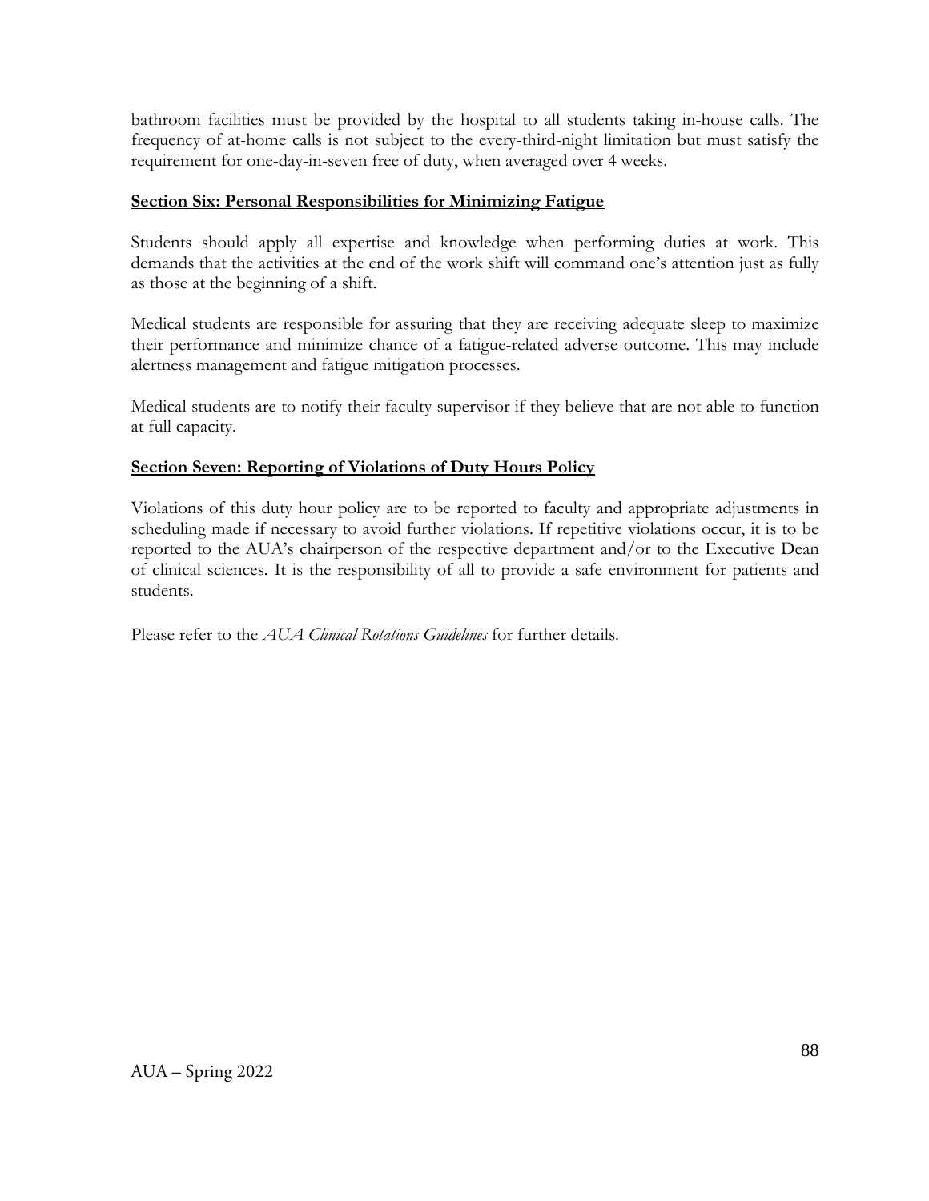bathroom facilities must be provided by the hospital to all students taking in-house calls. The frequency of at-home calls is not subject to the every-third-night limitation but must satisfy the requirement for one-day-in-seven free of duty, when averaged over 4 weeks.

## Section Six: Personal Responsibilities for Minimizing Fatigue

Students should apply all expertise and knowledge when performing duties at work. This demands that the activities at the end of the work shift will command one's attention just as fully as those at the beginning of a shift.

Medical students are responsible for assuring that they are receiving adequate sleep to maximize their performance and minimize chance of a fatigue-related adverse outcome. This may include alertness management and fatigue mitigation processes.

Medical students are to notify their faculty supervisor if they believe that are not able to function at full capacity.

## Section Seven: Reporting of Violations of Duty Hours Policy

Violations of this duty hour policy are to be reported to faculty and appropriate adjustments in scheduling made if necessary to avoid further violations. If repetitive violations occur, it is to be reported to the AUA's chairperson of the respective department and/or to the Executive Dean of clinical sciences. It is the responsibility of all to provide a safe environment for patients and students.

Please refer to the *AUA Clinical Rotations Guidelines* for further details.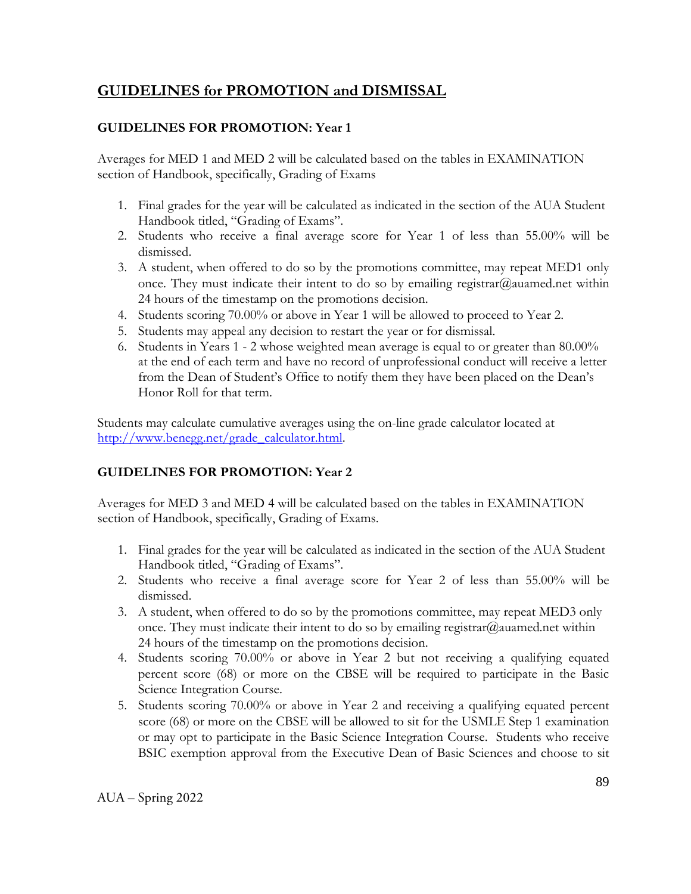## GUIDELINES for PROMOTION and DISMISSAL

### GUIDELINES FOR PROMOTION: Year 1

Averages for MED 1 and MED 2 will be calculated based on the tables in EXAMINATION section of Handbook, specifically, Grading of Exams

1. Final grades for the year will be calculated as indicated in the section of the AUA Student Handbook titled, "Grading of Exams".
2. Students who receive a final average score for Year 1 of less than 55.00% will be dismissed.
3. A student, when offered to do so by the promotions committee, may repeat MED1 only once. They must indicate their intent to do so by emailing registrar@auamed.net within 24 hours of the timestamp on the promotions decision.
4. Students scoring 70.00% or above in Year 1 will be allowed to proceed to Year 2.
5. Students may appeal any decision to restart the year or for dismissal.
6. Students in Years 1 - 2 whose weighted mean average is equal to or greater than 80.00% at the end of each term and have no record of unprofessional conduct will receive a letter from the Dean of Student's Office to notify them they have been placed on the Dean's Honor Roll for that term.

Students may calculate cumulative averages using the on-line grade calculator located at [http://www.benegg.net/grade_calculator.html](http://www.benegg.net/grade_calculator.html).

### GUIDELINES FOR PROMOTION: Year 2

Averages for MED 3 and MED 4 will be calculated based on the tables in EXAMINATION section of Handbook, specifically, Grading of Exams.

1. Final grades for the year will be calculated as indicated in the section of the AUA Student Handbook titled, "Grading of Exams".
2. Students who receive a final average score for Year 2 of less than 55.00% will be dismissed.
3. A student, when offered to do so by the promotions committee, may repeat MED3 only once. They must indicate their intent to do so by emailing registrar@auamed.net within 24 hours of the timestamp on the promotions decision.
4. Students scoring 70.00% or above in Year 2 but not receiving a qualifying equated percent score (68) or more on the CBSE will be required to participate in the Basic Science Integration Course.
5. Students scoring 70.00% or above in Year 2 and receiving a qualifying equated percent score (68) or more on the CBSE will be allowed to sit for the USMLE Step 1 examination or may opt to participate in the Basic Science Integration Course. Students who receive BSIC exemption approval from the Executive Dean of Basic Sciences and choose to sit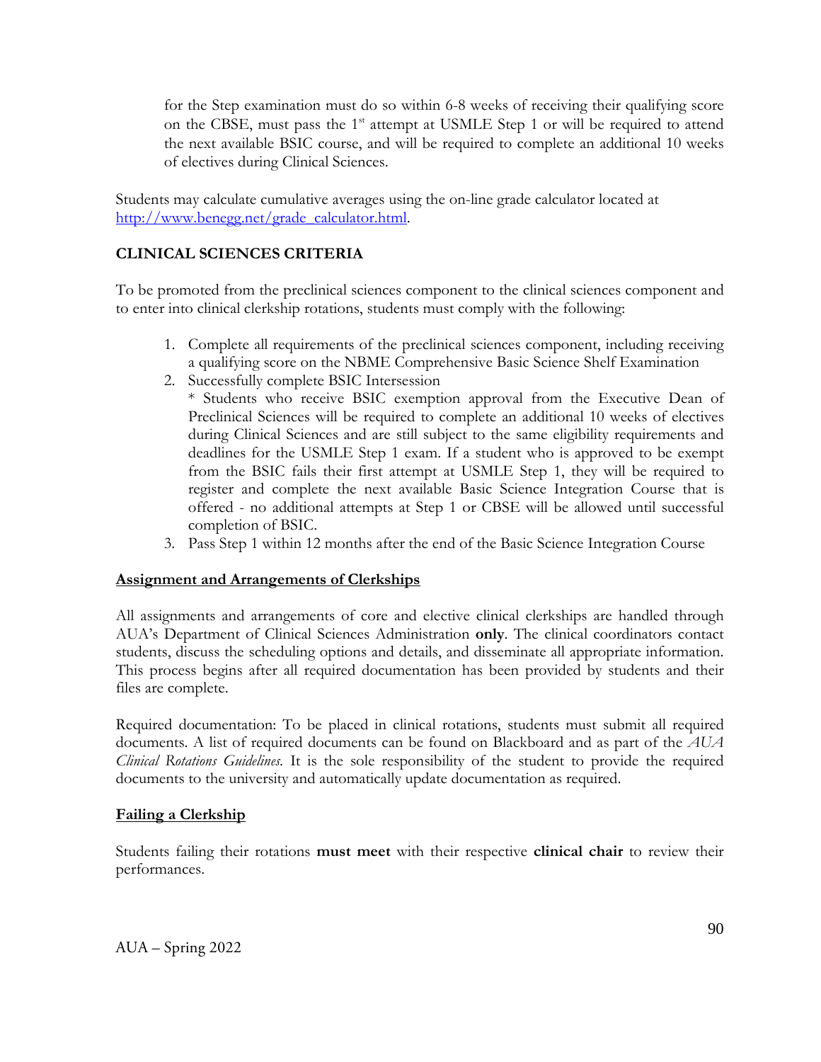for the Step examination must do so within 6-8 weeks of receiving their qualifying score on the CBSE, must pass the 1st attempt at USMLE Step 1 or will be required to attend the next available BSIC course, and will be required to complete an additional 10 weeks of electives during Clinical Sciences.

Students may calculate cumulative averages using the on-line grade calculator located at http://www.benegg.net/grade_calculator.html.

**CLINICAL SCIENCES CRITERIA**

To be promoted from the preclinical sciences component to the clinical sciences component and to enter into clinical clerkship rotations, students must comply with the following:

1. Complete all requirements of the preclinical sciences component, including receiving a qualifying score on the NBME Comprehensive Basic Science Shelf Examination
2. Successfully complete BSIC Intersession
   * Students who receive BSIC exemption approval from the Executive Dean of Preclinical Sciences will be required to complete an additional 10 weeks of electives during Clinical Sciences and are still subject to the same eligibility requirements and deadlines for the USMLE Step 1 exam. If a student who is approved to be exempt from the BSIC fails their first attempt at USMLE Step 1, they will be required to register and complete the next available Basic Science Integration Course that is offered - no additional attempts at Step 1 or CBSE will be allowed until successful completion of BSIC.
3. Pass Step 1 within 12 months after the end of the Basic Science Integration Course

**Assignment and Arrangements of Clerkships**

All assignments and arrangements of core and elective clinical clerkships are handled through AUA's Department of Clinical Sciences Administration **only**. The clinical coordinators contact students, discuss the scheduling options and details, and disseminate all appropriate information. This process begins after all required documentation has been provided by students and their files are complete.

Required documentation: To be placed in clinical rotations, students must submit all required documents. A list of required documents can be found on Blackboard and as part of the *AUA Clinical Rotations Guidelines.* It is the sole responsibility of the student to provide the required documents to the university and automatically update documentation as required.

**Failing a Clerkship**

Students failing their rotations **must meet** with their respective **clinical chair** to review their performances.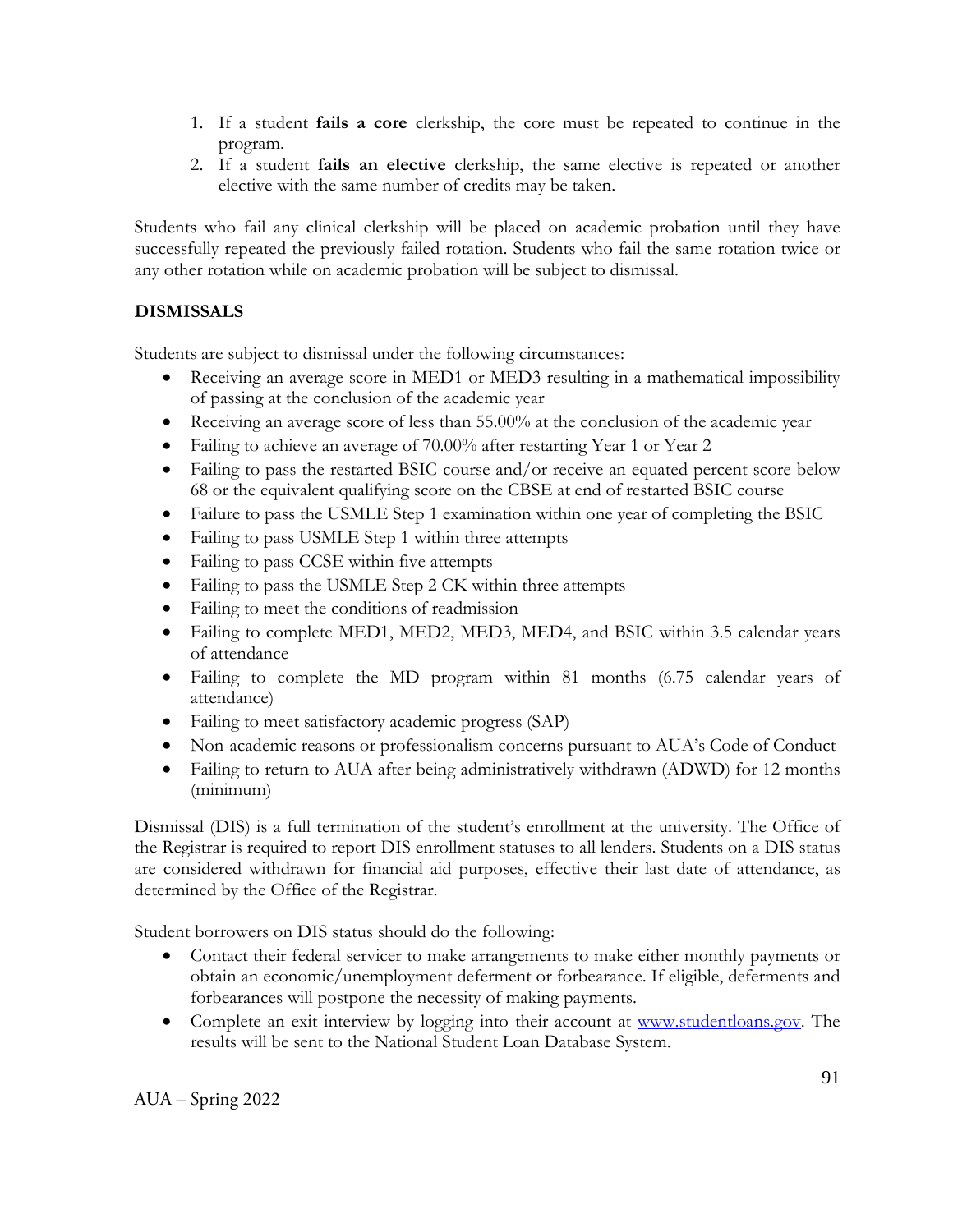1. If a student **fails a core** clerkship, the core must be repeated to continue in the program.
2. If a student **fails an elective** clerkship, the same elective is repeated or another elective with the same number of credits may be taken.

Students who fail any clinical clerkship will be placed on academic probation until they have successfully repeated the previously failed rotation. Students who fail the same rotation twice or any other rotation while on academic probation will be subject to dismissal.

**DISMISSALS**

Students are subject to dismissal under the following circumstances:

- Receiving an average score in MED1 or MED3 resulting in a mathematical impossibility of passing at the conclusion of the academic year
- Receiving an average score of less than 55.00% at the conclusion of the academic year
- Failing to achieve an average of 70.00% after restarting Year 1 or Year 2
- Failing to pass the restarted BSIC course and/or receive an equated percent score below 68 or the equivalent qualifying score on the CBSE at end of restarted BSIC course
- Failure to pass the USMLE Step 1 examination within one year of completing the BSIC
- Failing to pass USMLE Step 1 within three attempts
- Failing to pass CCSE within five attempts
- Failing to pass the USMLE Step 2 CK within three attempts
- Failing to meet the conditions of readmission
- Failing to complete MED1, MED2, MED3, MED4, and BSIC within 3.5 calendar years of attendance
- Failing to complete the MD program within 81 months (6.75 calendar years of attendance)
- Failing to meet satisfactory academic progress (SAP)
- Non-academic reasons or professionalism concerns pursuant to AUA's Code of Conduct
- Failing to return to AUA after being administratively withdrawn (ADWD) for 12 months (minimum)

Dismissal (DIS) is a full termination of the student's enrollment at the university. The Office of the Registrar is required to report DIS enrollment statuses to all lenders. Students on a DIS status are considered withdrawn for financial aid purposes, effective their last date of attendance, as determined by the Office of the Registrar.

Student borrowers on DIS status should do the following:

- Contact their federal servicer to make arrangements to make either monthly payments or obtain an economic/unemployment deferment or forbearance. If eligible, deferments and forbearances will postpone the necessity of making payments.
- Complete an exit interview by logging into their account at [www.studentloans.gov](http://www.studentloans.gov). The results will be sent to the National Student Loan Database System.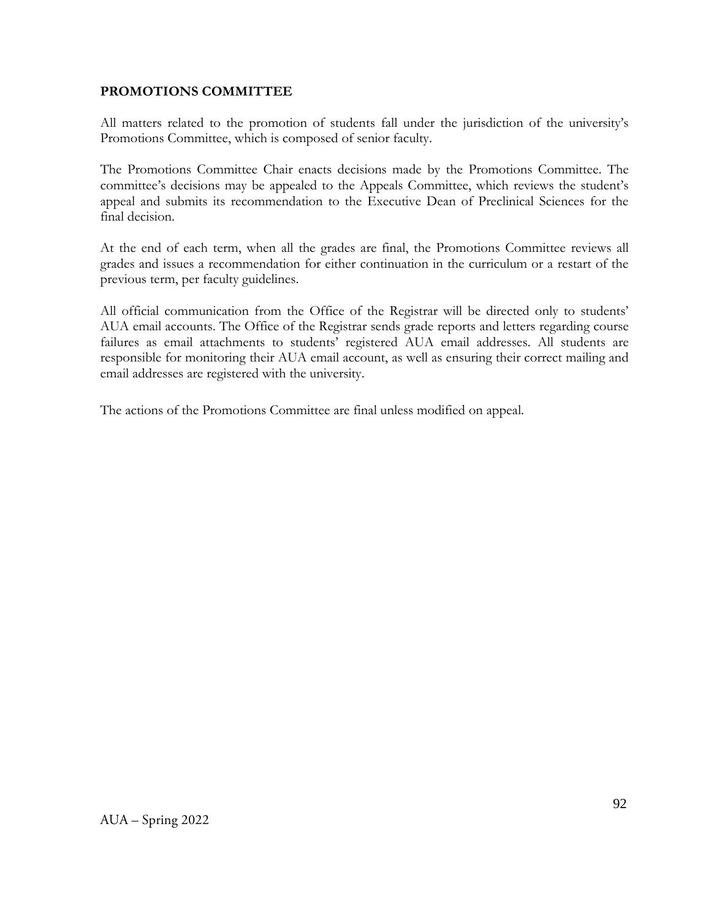**PROMOTIONS COMMITTEE**

All matters related to the promotion of students fall under the jurisdiction of the university's Promotions Committee, which is composed of senior faculty.

The Promotions Committee Chair enacts decisions made by the Promotions Committee. The committee's decisions may be appealed to the Appeals Committee, which reviews the student's appeal and submits its recommendation to the Executive Dean of Preclinical Sciences for the final decision.

At the end of each term, when all the grades are final, the Promotions Committee reviews all grades and issues a recommendation for either continuation in the curriculum or a restart of the previous term, per faculty guidelines.

All official communication from the Office of the Registrar will be directed only to students' AUA email accounts. The Office of the Registrar sends grade reports and letters regarding course failures as email attachments to students' registered AUA email addresses. All students are responsible for monitoring their AUA email account, as well as ensuring their correct mailing and email addresses are registered with the university.

The actions of the Promotions Committee are final unless modified on appeal.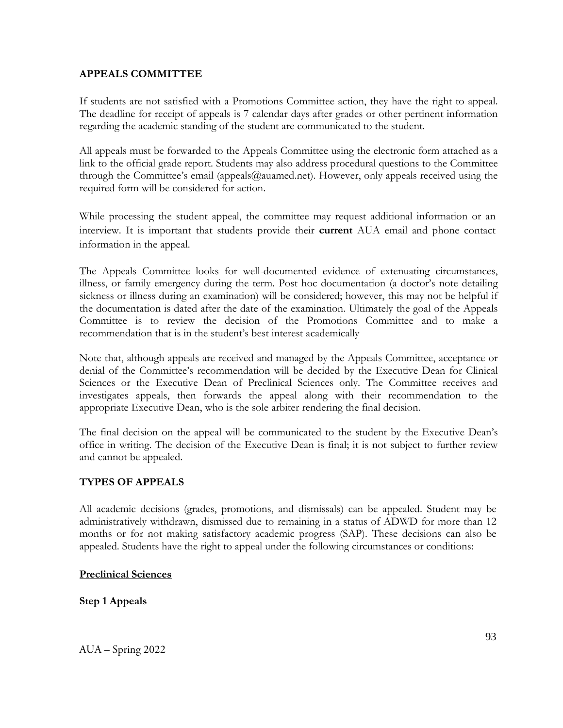**APPEALS COMMITTEE**

If students are not satisfied with a Promotions Committee action, they have the right to appeal. The deadline for receipt of appeals is 7 calendar days after grades or other pertinent information regarding the academic standing of the student are communicated to the student.

All appeals must be forwarded to the Appeals Committee using the electronic form attached as a link to the official grade report. Students may also address procedural questions to the Committee through the Committee's email (appeals@auamed.net). However, only appeals received using the required form will be considered for action.

While processing the student appeal, the committee may request additional information or an interview. It is important that students provide their **current** AUA email and phone contact information in the appeal.

The Appeals Committee looks for well-documented evidence of extenuating circumstances, illness, or family emergency during the term. Post hoc documentation (a doctor's note detailing sickness or illness during an examination) will be considered; however, this may not be helpful if the documentation is dated after the date of the examination. Ultimately the goal of the Appeals Committee is to review the decision of the Promotions Committee and to make a recommendation that is in the student's best interest academically

Note that, although appeals are received and managed by the Appeals Committee, acceptance or denial of the Committee's recommendation will be decided by the Executive Dean for Clinical Sciences or the Executive Dean of Preclinical Sciences only. The Committee receives and investigates appeals, then forwards the appeal along with their recommendation to the appropriate Executive Dean, who is the sole arbiter rendering the final decision.

The final decision on the appeal will be communicated to the student by the Executive Dean's office in writing. The decision of the Executive Dean is final; it is not subject to further review and cannot be appealed.

**TYPES OF APPEALS**

All academic decisions (grades, promotions, and dismissals) can be appealed. Student may be administratively withdrawn, dismissed due to remaining in a status of ADWD for more than 12 months or for not making satisfactory academic progress (SAP). These decisions can also be appealed. Students have the right to appeal under the following circumstances or conditions:

**<u>Preclinical Sciences</u>**

**Step 1 Appeals**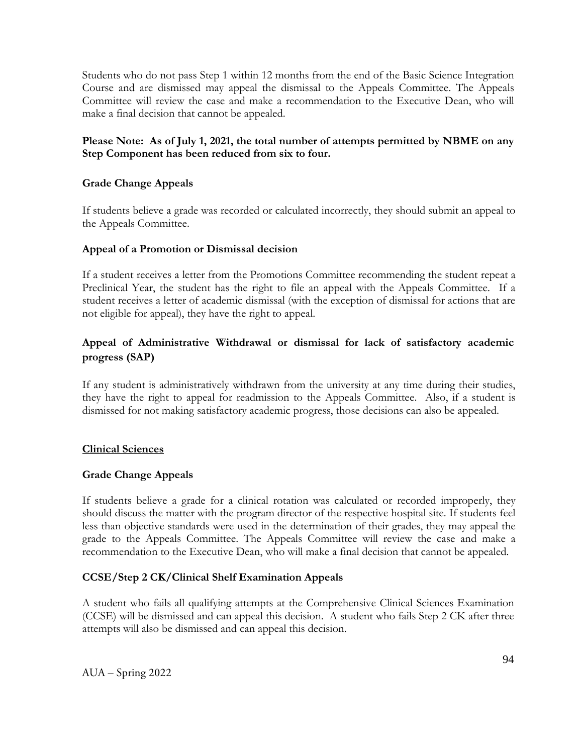Students who do not pass Step 1 within 12 months from the end of the Basic Science Integration Course and are dismissed may appeal the dismissal to the Appeals Committee. The Appeals Committee will review the case and make a recommendation to the Executive Dean, who will make a final decision that cannot be appealed.

**Please Note: As of July 1, 2021, the total number of attempts permitted by NBME on any Step Component has been reduced from six to four.**

**Grade Change Appeals**

If students believe a grade was recorded or calculated incorrectly, they should submit an appeal to the Appeals Committee.

**Appeal of a Promotion or Dismissal decision**

If a student receives a letter from the Promotions Committee recommending the student repeat a Preclinical Year, the student has the right to file an appeal with the Appeals Committee. If a student receives a letter of academic dismissal (with the exception of dismissal for actions that are not eligible for appeal), they have the right to appeal.

**Appeal of Administrative Withdrawal or dismissal for lack of satisfactory academic progress (SAP)**

If any student is administratively withdrawn from the university at any time during their studies, they have the right to appeal for readmission to the Appeals Committee. Also, if a student is dismissed for not making satisfactory academic progress, those decisions can also be appealed.

## Clinical Sciences

**Grade Change Appeals**

If students believe a grade for a clinical rotation was calculated or recorded improperly, they should discuss the matter with the program director of the respective hospital site. If students feel less than objective standards were used in the determination of their grades, they may appeal the grade to the Appeals Committee. The Appeals Committee will review the case and make a recommendation to the Executive Dean, who will make a final decision that cannot be appealed.

**CCSE/Step 2 CK/Clinical Shelf Examination Appeals**

A student who fails all qualifying attempts at the Comprehensive Clinical Sciences Examination (CCSE) will be dismissed and can appeal this decision. A student who fails Step 2 CK after three attempts will also be dismissed and can appeal this decision.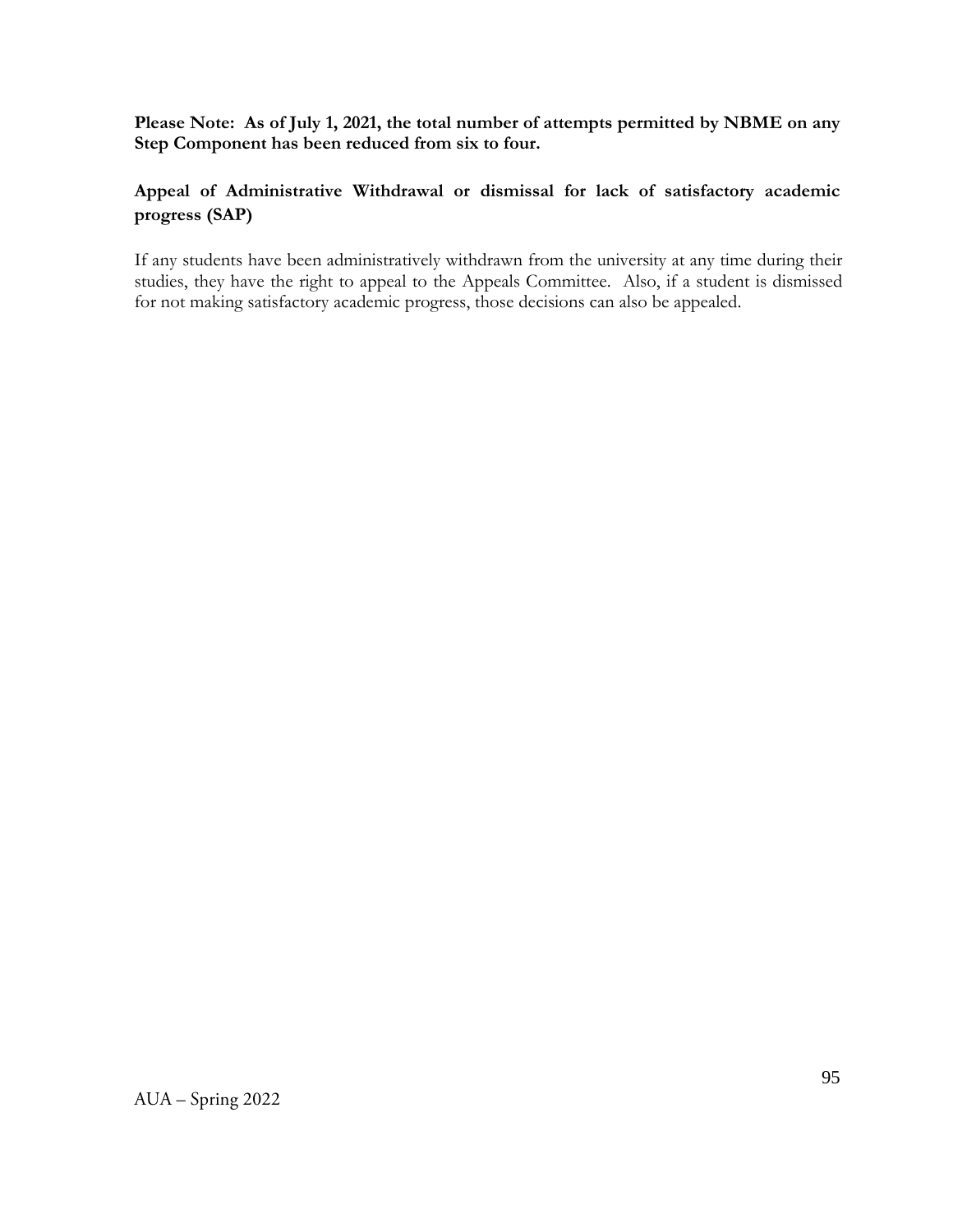**Please Note: As of July 1, 2021, the total number of attempts permitted by NBME on any Step Component has been reduced from six to four.**

### Appeal of Administrative Withdrawal or dismissal for lack of satisfactory academic progress (SAP)

If any students have been administratively withdrawn from the university at any time during their studies, they have the right to appeal to the Appeals Committee. Also, if a student is dismissed for not making satisfactory academic progress, those decisions can also be appealed.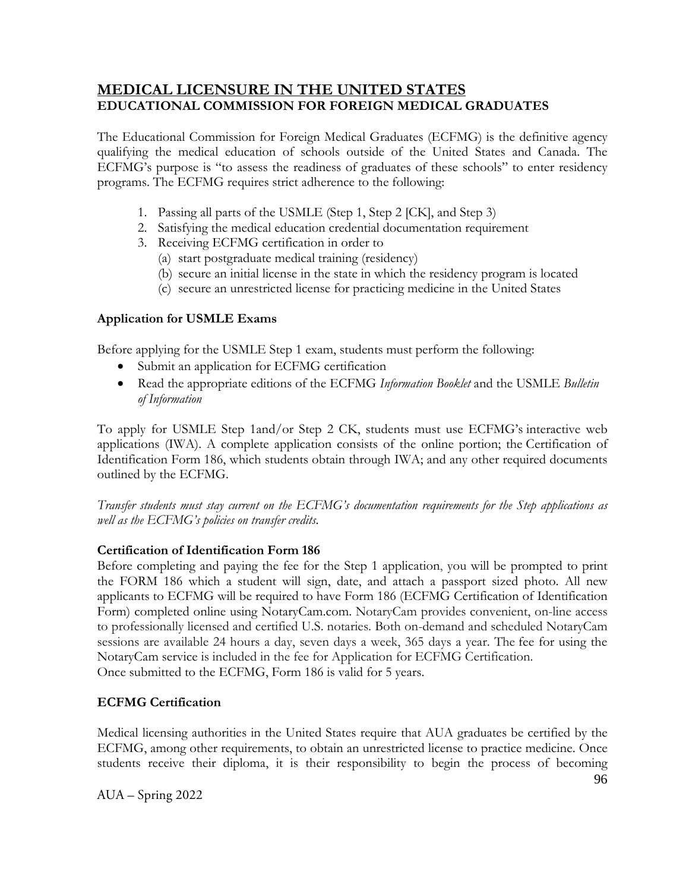## MEDICAL LICENSURE IN THE UNITED STATES

### EDUCATIONAL COMMISSION FOR FOREIGN MEDICAL GRADUATES

The Educational Commission for Foreign Medical Graduates (ECFMG) is the definitive agency qualifying the medical education of schools outside of the United States and Canada. The ECFMG's purpose is "to assess the readiness of graduates of these schools" to enter residency programs. The ECFMG requires strict adherence to the following:

1. Passing all parts of the USMLE (Step 1, Step 2 [CK], and Step 3)
2. Satisfying the medical education credential documentation requirement
3. Receiving ECFMG certification in order to
   (a) start postgraduate medical training (residency)
   (b) secure an initial license in the state in which the residency program is located
   (c) secure an unrestricted license for practicing medicine in the United States

### Application for USMLE Exams

Before applying for the USMLE Step 1 exam, students must perform the following:

- Submit an application for ECFMG certification
- Read the appropriate editions of the ECFMG *Information Booklet* and the USMLE *Bulletin of Information*

To apply for USMLE Step 1and/or Step 2 CK, students must use ECFMG's interactive web applications (IWA). A complete application consists of the online portion; the Certification of Identification Form 186, which students obtain through IWA; and any other required documents outlined by the ECFMG.

*Transfer students must stay current on the ECFMG's documentation requirements for the Step applications as well as the ECFMG's policies on transfer credits.*

### Certification of Identification Form 186

Before completing and paying the fee for the Step 1 application, you will be prompted to print the FORM 186 which a student will sign, date, and attach a passport sized photo. All new applicants to ECFMG will be required to have Form 186 (ECFMG Certification of Identification Form) completed online using NotaryCam.com. NotaryCam provides convenient, on-line access to professionally licensed and certified U.S. notaries. Both on-demand and scheduled NotaryCam sessions are available 24 hours a day, seven days a week, 365 days a year. The fee for using the NotaryCam service is included in the fee for Application for ECFMG Certification.
Once submitted to the ECFMG, Form 186 is valid for 5 years.

### ECFMG Certification

Medical licensing authorities in the United States require that AUA graduates be certified by the ECFMG, among other requirements, to obtain an unrestricted license to practice medicine. Once students receive their diploma, it is their responsibility to begin the process of becoming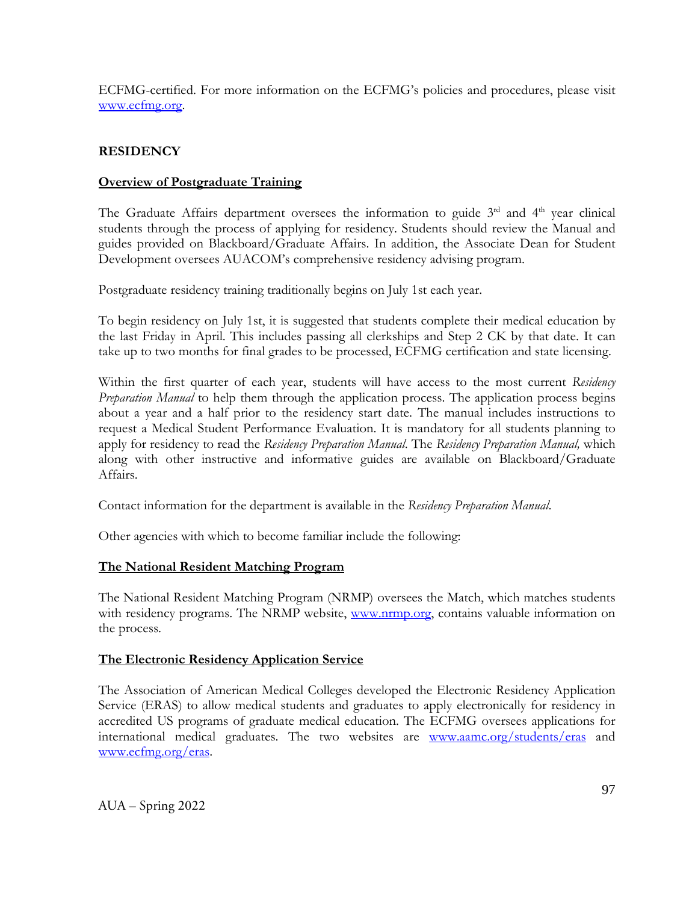ECFMG-certified. For more information on the ECFMG's policies and procedures, please visit [www.ecfmg.org](http://www.ecfmg.org).

## RESIDENCY

### <u>Overview of Postgraduate Training</u>

The Graduate Affairs department oversees the information to guide 3rd and 4th year clinical students through the process of applying for residency. Students should review the Manual and guides provided on Blackboard/Graduate Affairs. In addition, the Associate Dean for Student Development oversees AUACOM's comprehensive residency advising program.

Postgraduate residency training traditionally begins on July 1st each year.

To begin residency on July 1st, it is suggested that students complete their medical education by the last Friday in April. This includes passing all clerkships and Step 2 CK by that date. It can take up to two months for final grades to be processed, ECFMG certification and state licensing.

Within the first quarter of each year, students will have access to the most current *Residency Preparation Manual* to help them through the application process. The application process begins about a year and a half prior to the residency start date. The manual includes instructions to request a Medical Student Performance Evaluation. It is mandatory for all students planning to apply for residency to read the *Residency Preparation Manual*. The *Residency Preparation Manual,* which along with other instructive and informative guides are available on Blackboard/Graduate Affairs.

Contact information for the department is available in the *Residency Preparation Manual*.

Other agencies with which to become familiar include the following:

### <u>The National Resident Matching Program</u>

The National Resident Matching Program (NRMP) oversees the Match, which matches students with residency programs. The NRMP website, [www.nrmp.org](http://www.nrmp.org), contains valuable information on the process.

### <u>The Electronic Residency Application Service</u>

The Association of American Medical Colleges developed the Electronic Residency Application Service (ERAS) to allow medical students and graduates to apply electronically for residency in accredited US programs of graduate medical education. The ECFMG oversees applications for international medical graduates. The two websites are [www.aamc.org/students/eras](http://www.aamc.org/students/eras) and [www.ecfmg.org/eras](http://www.ecfmg.org/eras).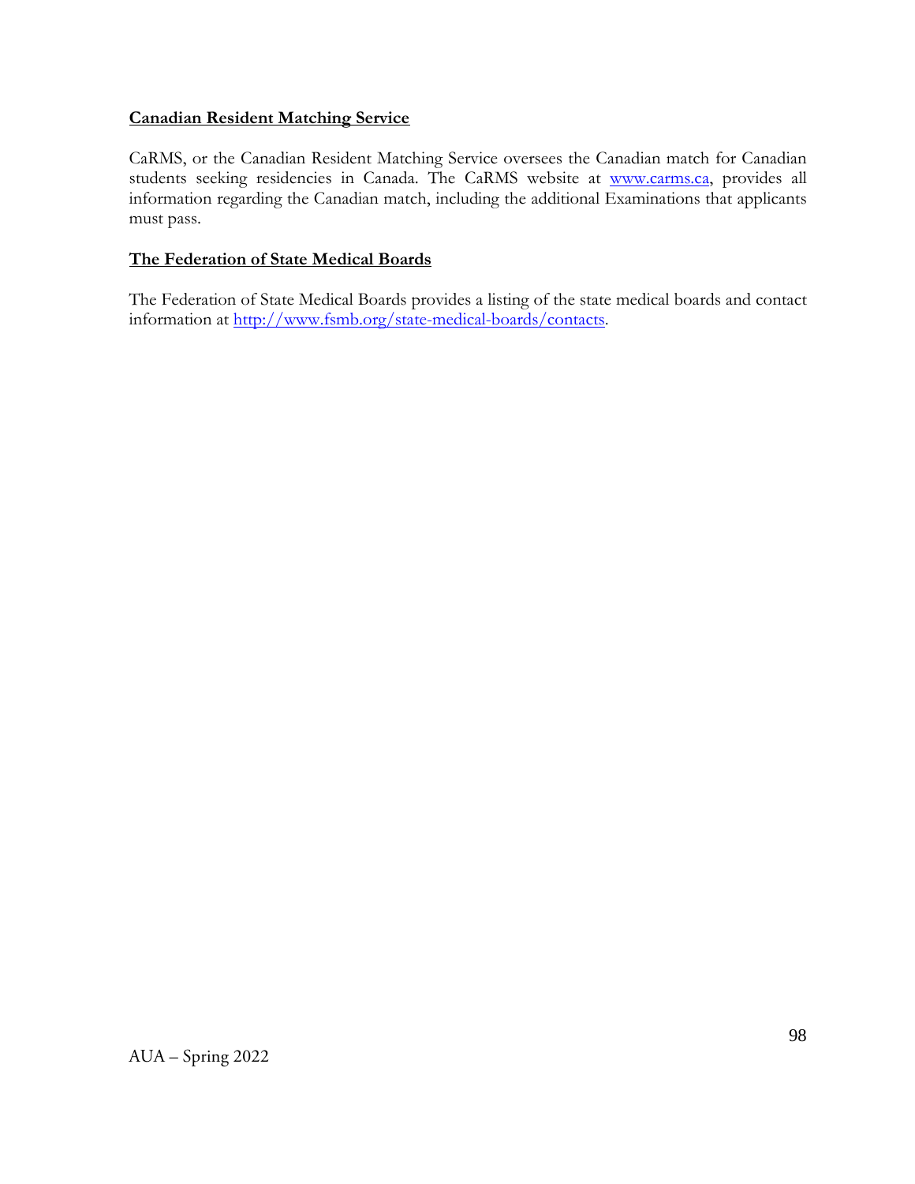## Canadian Resident Matching Service

CaRMS, or the Canadian Resident Matching Service oversees the Canadian match for Canadian students seeking residencies in Canada. The CaRMS website at [www.carms.ca](www.carms.ca), provides all information regarding the Canadian match, including the additional Examinations that applicants must pass.

## The Federation of State Medical Boards

The Federation of State Medical Boards provides a listing of the state medical boards and contact information at [http://www.fsmb.org/state-medical-boards/contacts](http://www.fsmb.org/state-medical-boards/contacts).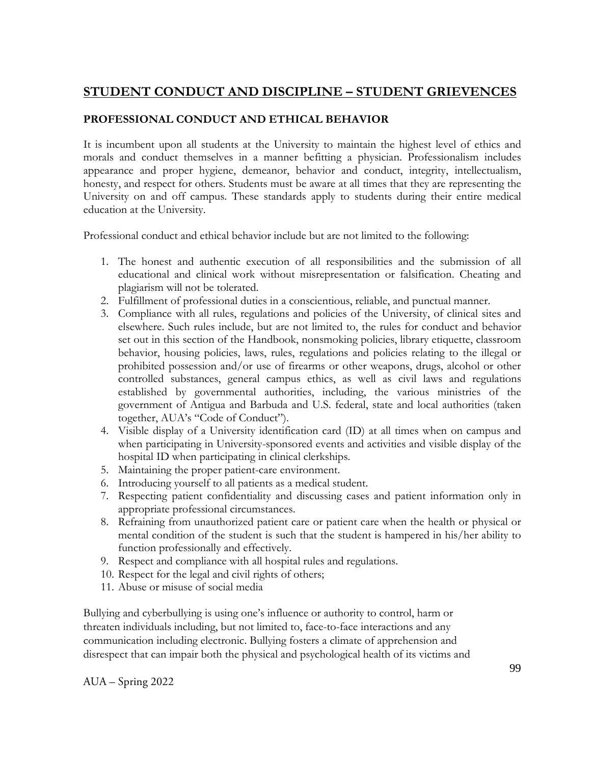## STUDENT CONDUCT AND DISCIPLINE – STUDENT GRIEVENCES

### PROFESSIONAL CONDUCT AND ETHICAL BEHAVIOR

It is incumbent upon all students at the University to maintain the highest level of ethics and morals and conduct themselves in a manner befitting a physician. Professionalism includes appearance and proper hygiene, demeanor, behavior and conduct, integrity, intellectualism, honesty, and respect for others. Students must be aware at all times that they are representing the University on and off campus. These standards apply to students during their entire medical education at the University.

Professional conduct and ethical behavior include but are not limited to the following:

1. The honest and authentic execution of all responsibilities and the submission of all educational and clinical work without misrepresentation or falsification. Cheating and plagiarism will not be tolerated.
2. Fulfillment of professional duties in a conscientious, reliable, and punctual manner.
3. Compliance with all rules, regulations and policies of the University, of clinical sites and elsewhere. Such rules include, but are not limited to, the rules for conduct and behavior set out in this section of the Handbook, nonsmoking policies, library etiquette, classroom behavior, housing policies, laws, rules, regulations and policies relating to the illegal or prohibited possession and/or use of firearms or other weapons, drugs, alcohol or other controlled substances, general campus ethics, as well as civil laws and regulations established by governmental authorities, including, the various ministries of the government of Antigua and Barbuda and U.S. federal, state and local authorities (taken together, AUA's "Code of Conduct").
4. Visible display of a University identification card (ID) at all times when on campus and when participating in University-sponsored events and activities and visible display of the hospital ID when participating in clinical clerkships.
5. Maintaining the proper patient-care environment.
6. Introducing yourself to all patients as a medical student.
7. Respecting patient confidentiality and discussing cases and patient information only in appropriate professional circumstances.
8. Refraining from unauthorized patient care or patient care when the health or physical or mental condition of the student is such that the student is hampered in his/her ability to function professionally and effectively.
9. Respect and compliance with all hospital rules and regulations.
10. Respect for the legal and civil rights of others;
11. Abuse or misuse of social media

Bullying and cyberbullying is using one's influence or authority to control, harm or threaten individuals including, but not limited to, face-to-face interactions and any communication including electronic. Bullying fosters a climate of apprehension and disrespect that can impair both the physical and psychological health of its victims and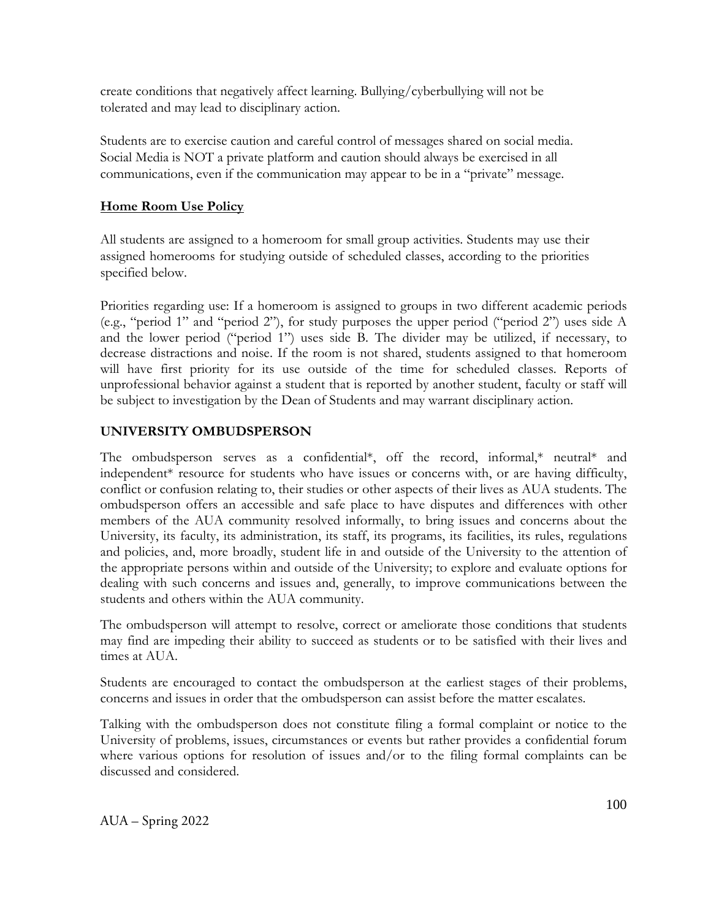create conditions that negatively affect learning. Bullying/cyberbullying will not be tolerated and may lead to disciplinary action.

Students are to exercise caution and careful control of messages shared on social media. Social Media is NOT a private platform and caution should always be exercised in all communications, even if the communication may appear to be in a "private" message.

**Home Room Use Policy**

All students are assigned to a homeroom for small group activities. Students may use their assigned homerooms for studying outside of scheduled classes, according to the priorities specified below.

Priorities regarding use: If a homeroom is assigned to groups in two different academic periods (e.g., "period 1" and "period 2"), for study purposes the upper period ("period 2") uses side A and the lower period ("period 1") uses side B. The divider may be utilized, if necessary, to decrease distractions and noise. If the room is not shared, students assigned to that homeroom will have first priority for its use outside of the time for scheduled classes. Reports of unprofessional behavior against a student that is reported by another student, faculty or staff will be subject to investigation by the Dean of Students and may warrant disciplinary action.

## UNIVERSITY OMBUDSPERSON

The ombudsperson serves as a confidential*, off the record, informal,* neutral* and independent* resource for students who have issues or concerns with, or are having difficulty, conflict or confusion relating to, their studies or other aspects of their lives as AUA students. The ombudsperson offers an accessible and safe place to have disputes and differences with other members of the AUA community resolved informally, to bring issues and concerns about the University, its faculty, its administration, its staff, its programs, its facilities, its rules, regulations and policies, and, more broadly, student life in and outside of the University to the attention of the appropriate persons within and outside of the University; to explore and evaluate options for dealing with such concerns and issues and, generally, to improve communications between the students and others within the AUA community.

The ombudsperson will attempt to resolve, correct or ameliorate those conditions that students may find are impeding their ability to succeed as students or to be satisfied with their lives and times at AUA.

Students are encouraged to contact the ombudsperson at the earliest stages of their problems, concerns and issues in order that the ombudsperson can assist before the matter escalates.

Talking with the ombudsperson does not constitute filing a formal complaint or notice to the University of problems, issues, circumstances or events but rather provides a confidential forum where various options for resolution of issues and/or to the filing formal complaints can be discussed and considered.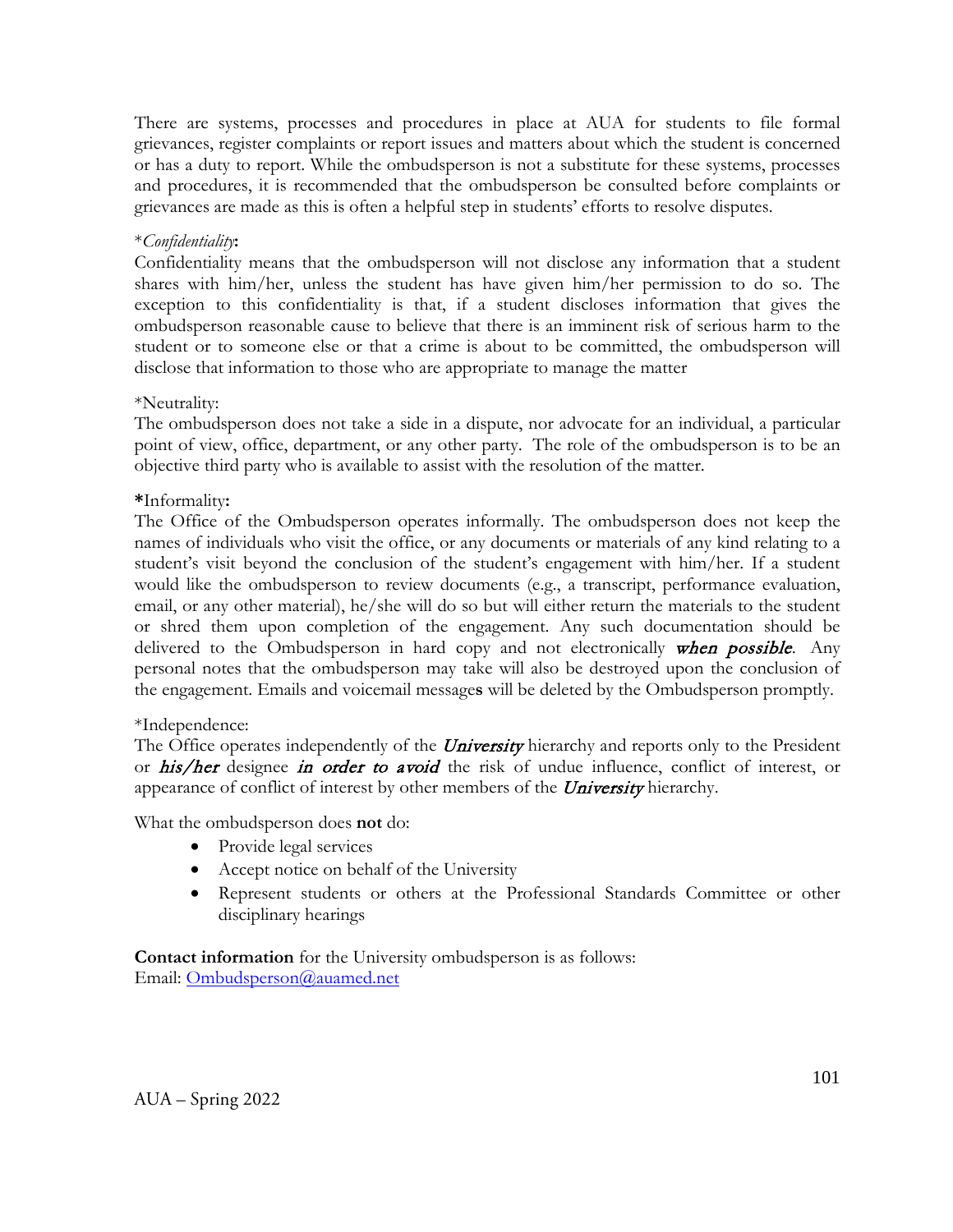There are systems, processes and procedures in place at AUA for students to file formal grievances, register complaints or report issues and matters about which the student is concerned or has a duty to report. While the ombudsperson is not a substitute for these systems, processes and procedures, it is recommended that the ombudsperson be consulted before complaints or grievances are made as this is often a helpful step in students' efforts to resolve disputes.

*\*Confidentiality*:
Confidentiality means that the ombudsperson will not disclose any information that a student shares with him/her, unless the student has have given him/her permission to do so. The exception to this confidentiality is that, if a student discloses information that gives the ombudsperson reasonable cause to believe that there is an imminent risk of serious harm to the student or to someone else or that a crime is about to be committed, the ombudsperson will disclose that information to those who are appropriate to manage the matter

*Neutrality:
The ombudsperson does not take a side in a dispute, nor advocate for an individual, a particular point of view, office, department, or any other party. The role of the ombudsperson is to be an objective third party who is available to assist with the resolution of the matter.

**\***Informality**:**
The Office of the Ombudsperson operates informally. The ombudsperson does not keep the names of individuals who visit the office, or any documents or materials of any kind relating to a student's visit beyond the conclusion of the student's engagement with him/her. If a student would like the ombudsperson to review documents (e.g., a transcript, performance evaluation, email, or any other material), he/she will do so but will either return the materials to the student or shred them upon completion of the engagement. Any such documentation should be delivered to the Ombudsperson in hard copy and not electronically ***when possible***. Any personal notes that the ombudsperson may take will also be destroyed upon the conclusion of the engagement. Emails and voicemail message**s** will be deleted by the Ombudsperson promptly.

*Independence:
The Office operates independently of the ***University*** hierarchy and reports only to the President or ***his/her*** designee ***in order to avoid*** the risk of undue influence, conflict of interest, or appearance of conflict of interest by other members of the ***University*** hierarchy.

What the ombudsperson does **not** do:

- Provide legal services
- Accept notice on behalf of the University
- Represent students or others at the Professional Standards Committee or other disciplinary hearings

**Contact information** for the University ombudsperson is as follows:
Email: Ombudsperson@auamed.net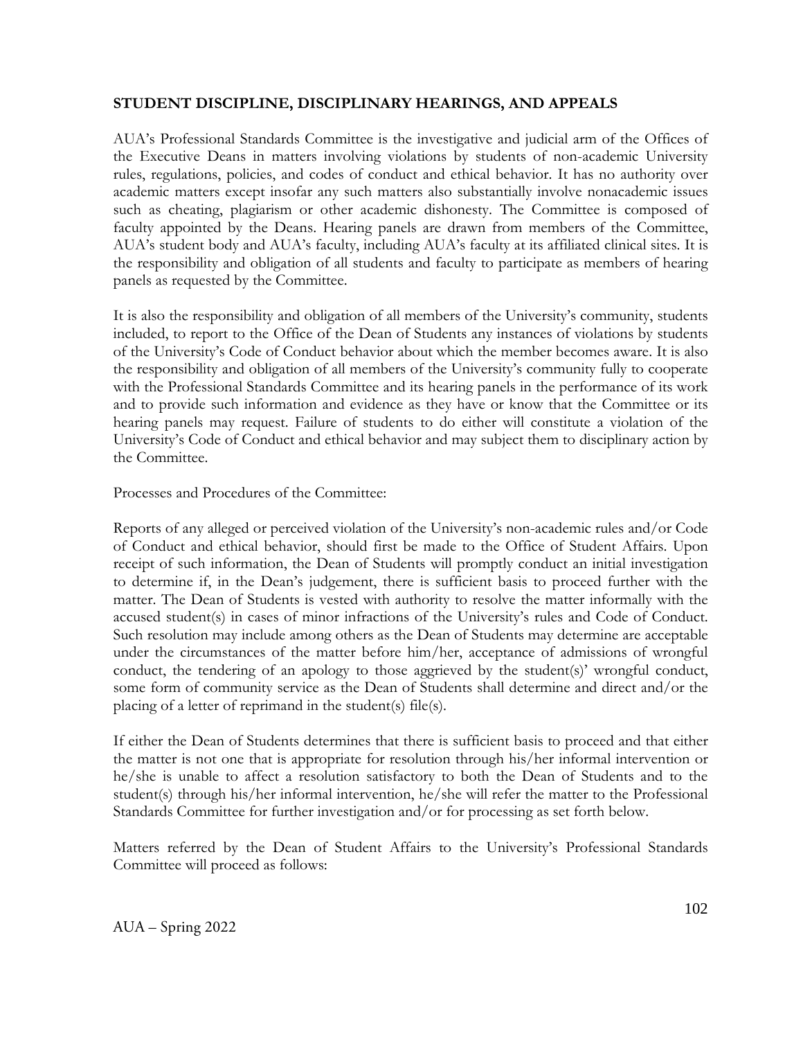## STUDENT DISCIPLINE, DISCIPLINARY HEARINGS, AND APPEALS

AUA's Professional Standards Committee is the investigative and judicial arm of the Offices of the Executive Deans in matters involving violations by students of non-academic University rules, regulations, policies, and codes of conduct and ethical behavior. It has no authority over academic matters except insofar any such matters also substantially involve nonacademic issues such as cheating, plagiarism or other academic dishonesty. The Committee is composed of faculty appointed by the Deans. Hearing panels are drawn from members of the Committee, AUA's student body and AUA's faculty, including AUA's faculty at its affiliated clinical sites. It is the responsibility and obligation of all students and faculty to participate as members of hearing panels as requested by the Committee.

It is also the responsibility and obligation of all members of the University's community, students included, to report to the Office of the Dean of Students any instances of violations by students of the University's Code of Conduct behavior about which the member becomes aware. It is also the responsibility and obligation of all members of the University's community fully to cooperate with the Professional Standards Committee and its hearing panels in the performance of its work and to provide such information and evidence as they have or know that the Committee or its hearing panels may request. Failure of students to do either will constitute a violation of the University's Code of Conduct and ethical behavior and may subject them to disciplinary action by the Committee.

Processes and Procedures of the Committee:

Reports of any alleged or perceived violation of the University's non-academic rules and/or Code of Conduct and ethical behavior, should first be made to the Office of Student Affairs. Upon receipt of such information, the Dean of Students will promptly conduct an initial investigation to determine if, in the Dean's judgement, there is sufficient basis to proceed further with the matter. The Dean of Students is vested with authority to resolve the matter informally with the accused student(s) in cases of minor infractions of the University's rules and Code of Conduct. Such resolution may include among others as the Dean of Students may determine are acceptable under the circumstances of the matter before him/her, acceptance of admissions of wrongful conduct, the tendering of an apology to those aggrieved by the student(s)' wrongful conduct, some form of community service as the Dean of Students shall determine and direct and/or the placing of a letter of reprimand in the student(s) file(s).

If either the Dean of Students determines that there is sufficient basis to proceed and that either the matter is not one that is appropriate for resolution through his/her informal intervention or he/she is unable to affect a resolution satisfactory to both the Dean of Students and to the student(s) through his/her informal intervention, he/she will refer the matter to the Professional Standards Committee for further investigation and/or for processing as set forth below.

Matters referred by the Dean of Student Affairs to the University's Professional Standards Committee will proceed as follows: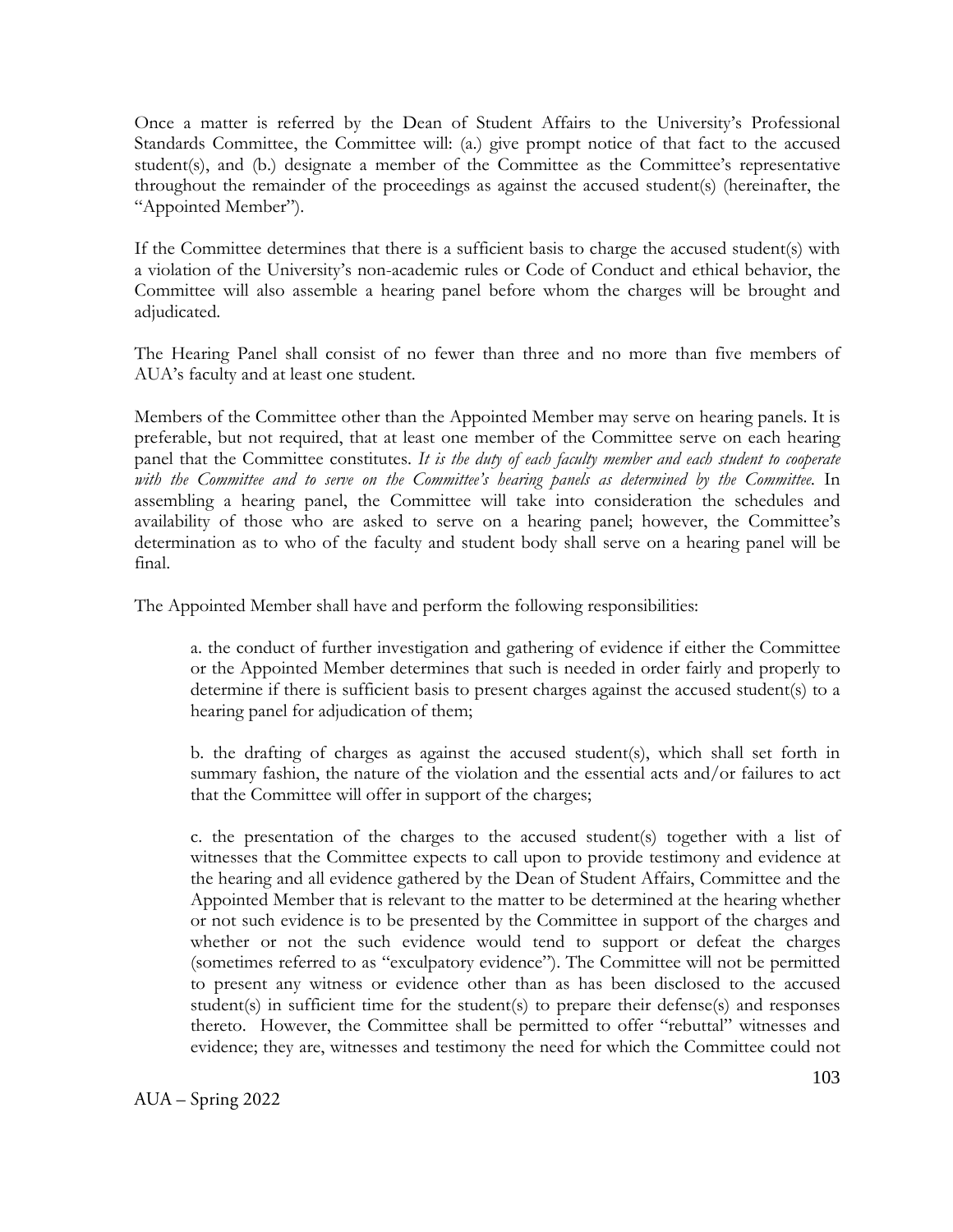Once a matter is referred by the Dean of Student Affairs to the University's Professional Standards Committee, the Committee will: (a.) give prompt notice of that fact to the accused student(s), and (b.) designate a member of the Committee as the Committee's representative throughout the remainder of the proceedings as against the accused student(s) (hereinafter, the "Appointed Member").

If the Committee determines that there is a sufficient basis to charge the accused student(s) with a violation of the University's non-academic rules or Code of Conduct and ethical behavior, the Committee will also assemble a hearing panel before whom the charges will be brought and adjudicated.

The Hearing Panel shall consist of no fewer than three and no more than five members of AUA's faculty and at least one student.

Members of the Committee other than the Appointed Member may serve on hearing panels. It is preferable, but not required, that at least one member of the Committee serve on each hearing panel that the Committee constitutes. *It is the duty of each faculty member and each student to cooperate with the Committee and to serve on the Committee's hearing panels as determined by the Committee.* In assembling a hearing panel, the Committee will take into consideration the schedules and availability of those who are asked to serve on a hearing panel; however, the Committee's determination as to who of the faculty and student body shall serve on a hearing panel will be final.

The Appointed Member shall have and perform the following responsibilities:

a. the conduct of further investigation and gathering of evidence if either the Committee or the Appointed Member determines that such is needed in order fairly and properly to determine if there is sufficient basis to present charges against the accused student(s) to a hearing panel for adjudication of them;

b. the drafting of charges as against the accused student(s), which shall set forth in summary fashion, the nature of the violation and the essential acts and/or failures to act that the Committee will offer in support of the charges;

c. the presentation of the charges to the accused student(s) together with a list of witnesses that the Committee expects to call upon to provide testimony and evidence at the hearing and all evidence gathered by the Dean of Student Affairs, Committee and the Appointed Member that is relevant to the matter to be determined at the hearing whether or not such evidence is to be presented by the Committee in support of the charges and whether or not the such evidence would tend to support or defeat the charges (sometimes referred to as "exculpatory evidence"). The Committee will not be permitted to present any witness or evidence other than as has been disclosed to the accused student(s) in sufficient time for the student(s) to prepare their defense(s) and responses thereto. However, the Committee shall be permitted to offer "rebuttal" witnesses and evidence; they are, witnesses and testimony the need for which the Committee could not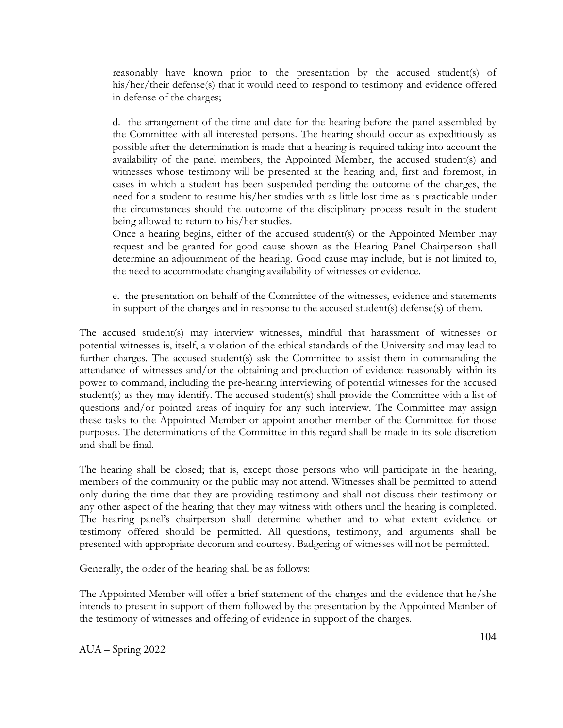reasonably have known prior to the presentation by the accused student(s) of his/her/their defense(s) that it would need to respond to testimony and evidence offered in defense of the charges;

d. the arrangement of the time and date for the hearing before the panel assembled by the Committee with all interested persons. The hearing should occur as expeditiously as possible after the determination is made that a hearing is required taking into account the availability of the panel members, the Appointed Member, the accused student(s) and witnesses whose testimony will be presented at the hearing and, first and foremost, in cases in which a student has been suspended pending the outcome of the charges, the need for a student to resume his/her studies with as little lost time as is practicable under the circumstances should the outcome of the disciplinary process result in the student being allowed to return to his/her studies.

Once a hearing begins, either of the accused student(s) or the Appointed Member may request and be granted for good cause shown as the Hearing Panel Chairperson shall determine an adjournment of the hearing. Good cause may include, but is not limited to, the need to accommodate changing availability of witnesses or evidence.

e. the presentation on behalf of the Committee of the witnesses, evidence and statements in support of the charges and in response to the accused student(s) defense(s) of them.

The accused student(s) may interview witnesses, mindful that harassment of witnesses or potential witnesses is, itself, a violation of the ethical standards of the University and may lead to further charges. The accused student(s) ask the Committee to assist them in commanding the attendance of witnesses and/or the obtaining and production of evidence reasonably within its power to command, including the pre-hearing interviewing of potential witnesses for the accused student(s) as they may identify. The accused student(s) shall provide the Committee with a list of questions and/or pointed areas of inquiry for any such interview. The Committee may assign these tasks to the Appointed Member or appoint another member of the Committee for those purposes. The determinations of the Committee in this regard shall be made in its sole discretion and shall be final.

The hearing shall be closed; that is, except those persons who will participate in the hearing, members of the community or the public may not attend. Witnesses shall be permitted to attend only during the time that they are providing testimony and shall not discuss their testimony or any other aspect of the hearing that they may witness with others until the hearing is completed. The hearing panel's chairperson shall determine whether and to what extent evidence or testimony offered should be permitted. All questions, testimony, and arguments shall be presented with appropriate decorum and courtesy. Badgering of witnesses will not be permitted.

Generally, the order of the hearing shall be as follows:

The Appointed Member will offer a brief statement of the charges and the evidence that he/she intends to present in support of them followed by the presentation by the Appointed Member of the testimony of witnesses and offering of evidence in support of the charges.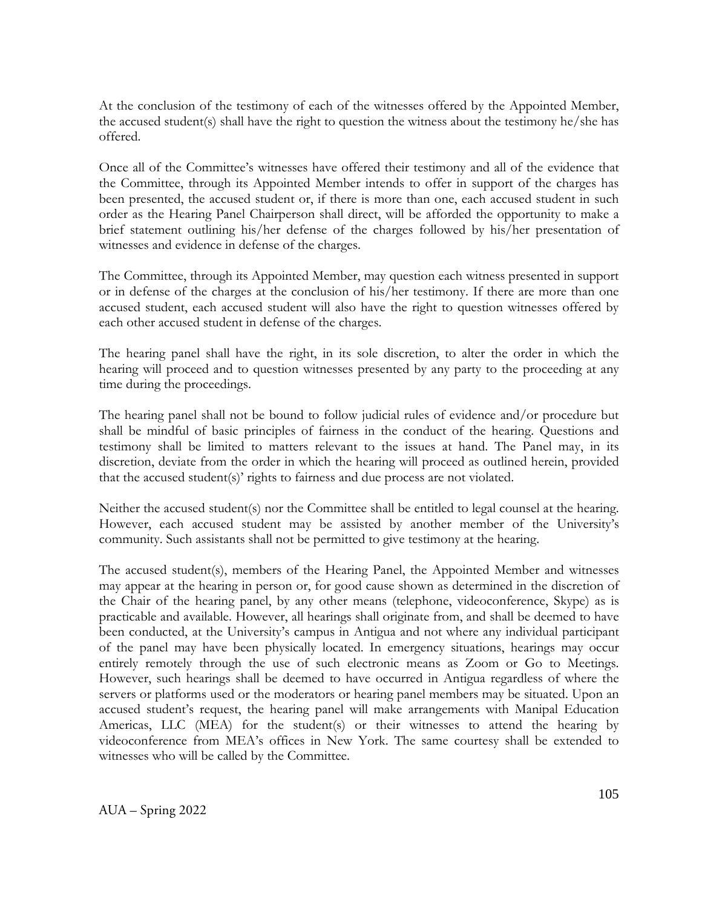At the conclusion of the testimony of each of the witnesses offered by the Appointed Member, the accused student(s) shall have the right to question the witness about the testimony he/she has offered.

Once all of the Committee's witnesses have offered their testimony and all of the evidence that the Committee, through its Appointed Member intends to offer in support of the charges has been presented, the accused student or, if there is more than one, each accused student in such order as the Hearing Panel Chairperson shall direct, will be afforded the opportunity to make a brief statement outlining his/her defense of the charges followed by his/her presentation of witnesses and evidence in defense of the charges.

The Committee, through its Appointed Member, may question each witness presented in support or in defense of the charges at the conclusion of his/her testimony. If there are more than one accused student, each accused student will also have the right to question witnesses offered by each other accused student in defense of the charges.

The hearing panel shall have the right, in its sole discretion, to alter the order in which the hearing will proceed and to question witnesses presented by any party to the proceeding at any time during the proceedings.

The hearing panel shall not be bound to follow judicial rules of evidence and/or procedure but shall be mindful of basic principles of fairness in the conduct of the hearing. Questions and testimony shall be limited to matters relevant to the issues at hand. The Panel may, in its discretion, deviate from the order in which the hearing will proceed as outlined herein, provided that the accused student(s)' rights to fairness and due process are not violated.

Neither the accused student(s) nor the Committee shall be entitled to legal counsel at the hearing. However, each accused student may be assisted by another member of the University's community. Such assistants shall not be permitted to give testimony at the hearing.

The accused student(s), members of the Hearing Panel, the Appointed Member and witnesses may appear at the hearing in person or, for good cause shown as determined in the discretion of the Chair of the hearing panel, by any other means (telephone, videoconference, Skype) as is practicable and available. However, all hearings shall originate from, and shall be deemed to have been conducted, at the University's campus in Antigua and not where any individual participant of the panel may have been physically located. In emergency situations, hearings may occur entirely remotely through the use of such electronic means as Zoom or Go to Meetings. However, such hearings shall be deemed to have occurred in Antigua regardless of where the servers or platforms used or the moderators or hearing panel members may be situated. Upon an accused student's request, the hearing panel will make arrangements with Manipal Education Americas, LLC (MEA) for the student(s) or their witnesses to attend the hearing by videoconference from MEA's offices in New York. The same courtesy shall be extended to witnesses who will be called by the Committee.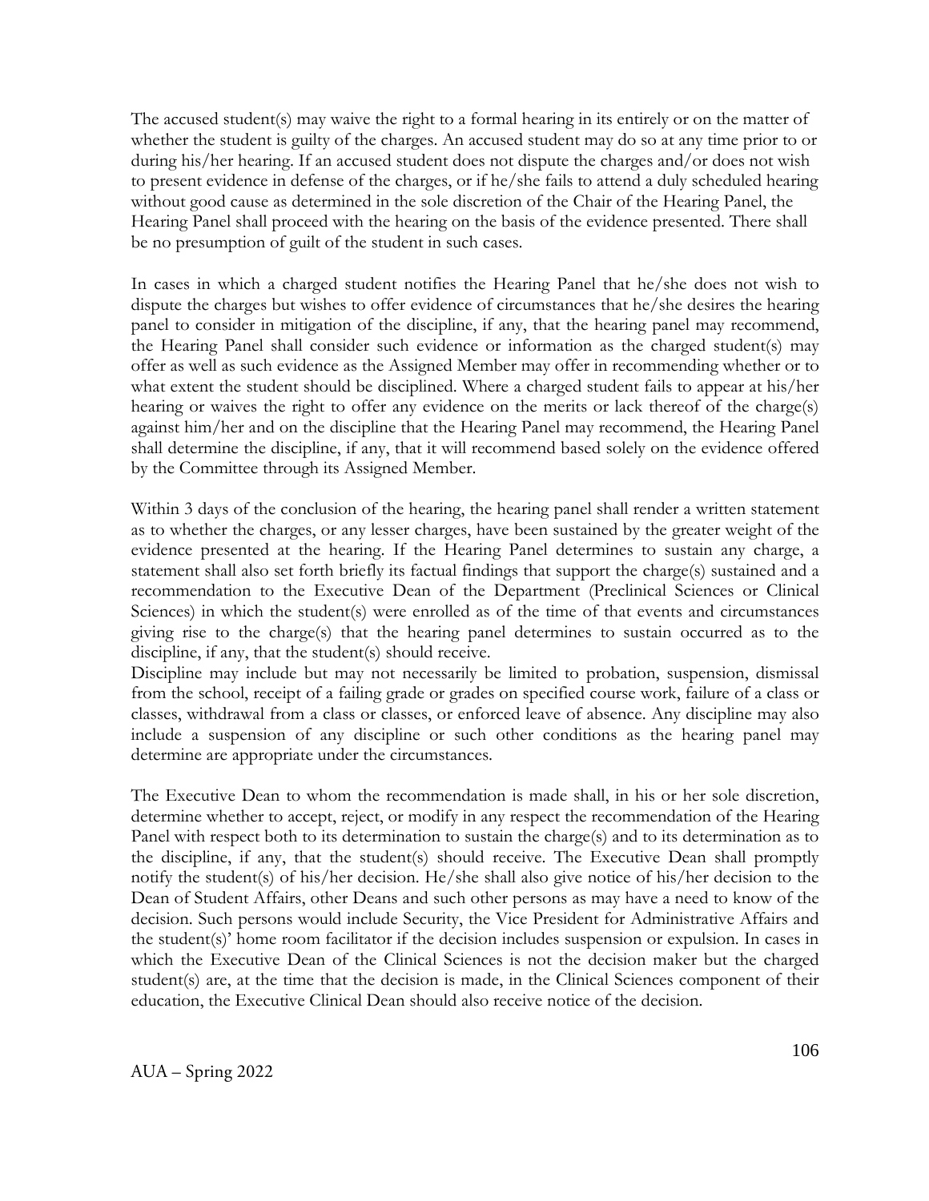The accused student(s) may waive the right to a formal hearing in its entirely or on the matter of whether the student is guilty of the charges. An accused student may do so at any time prior to or during his/her hearing. If an accused student does not dispute the charges and/or does not wish to present evidence in defense of the charges, or if he/she fails to attend a duly scheduled hearing without good cause as determined in the sole discretion of the Chair of the Hearing Panel, the Hearing Panel shall proceed with the hearing on the basis of the evidence presented. There shall be no presumption of guilt of the student in such cases.

In cases in which a charged student notifies the Hearing Panel that he/she does not wish to dispute the charges but wishes to offer evidence of circumstances that he/she desires the hearing panel to consider in mitigation of the discipline, if any, that the hearing panel may recommend, the Hearing Panel shall consider such evidence or information as the charged student(s) may offer as well as such evidence as the Assigned Member may offer in recommending whether or to what extent the student should be disciplined. Where a charged student fails to appear at his/her hearing or waives the right to offer any evidence on the merits or lack thereof of the charge(s) against him/her and on the discipline that the Hearing Panel may recommend, the Hearing Panel shall determine the discipline, if any, that it will recommend based solely on the evidence offered by the Committee through its Assigned Member.

Within 3 days of the conclusion of the hearing, the hearing panel shall render a written statement as to whether the charges, or any lesser charges, have been sustained by the greater weight of the evidence presented at the hearing. If the Hearing Panel determines to sustain any charge, a statement shall also set forth briefly its factual findings that support the charge(s) sustained and a recommendation to the Executive Dean of the Department (Preclinical Sciences or Clinical Sciences) in which the student(s) were enrolled as of the time of that events and circumstances giving rise to the charge(s) that the hearing panel determines to sustain occurred as to the discipline, if any, that the student(s) should receive.
Discipline may include but may not necessarily be limited to probation, suspension, dismissal from the school, receipt of a failing grade or grades on specified course work, failure of a class or classes, withdrawal from a class or classes, or enforced leave of absence. Any discipline may also include a suspension of any discipline or such other conditions as the hearing panel may determine are appropriate under the circumstances.

The Executive Dean to whom the recommendation is made shall, in his or her sole discretion, determine whether to accept, reject, or modify in any respect the recommendation of the Hearing Panel with respect both to its determination to sustain the charge(s) and to its determination as to the discipline, if any, that the student(s) should receive. The Executive Dean shall promptly notify the student(s) of his/her decision. He/she shall also give notice of his/her decision to the Dean of Student Affairs, other Deans and such other persons as may have a need to know of the decision. Such persons would include Security, the Vice President for Administrative Affairs and the student(s)' home room facilitator if the decision includes suspension or expulsion. In cases in which the Executive Dean of the Clinical Sciences is not the decision maker but the charged student(s) are, at the time that the decision is made, in the Clinical Sciences component of their education, the Executive Clinical Dean should also receive notice of the decision.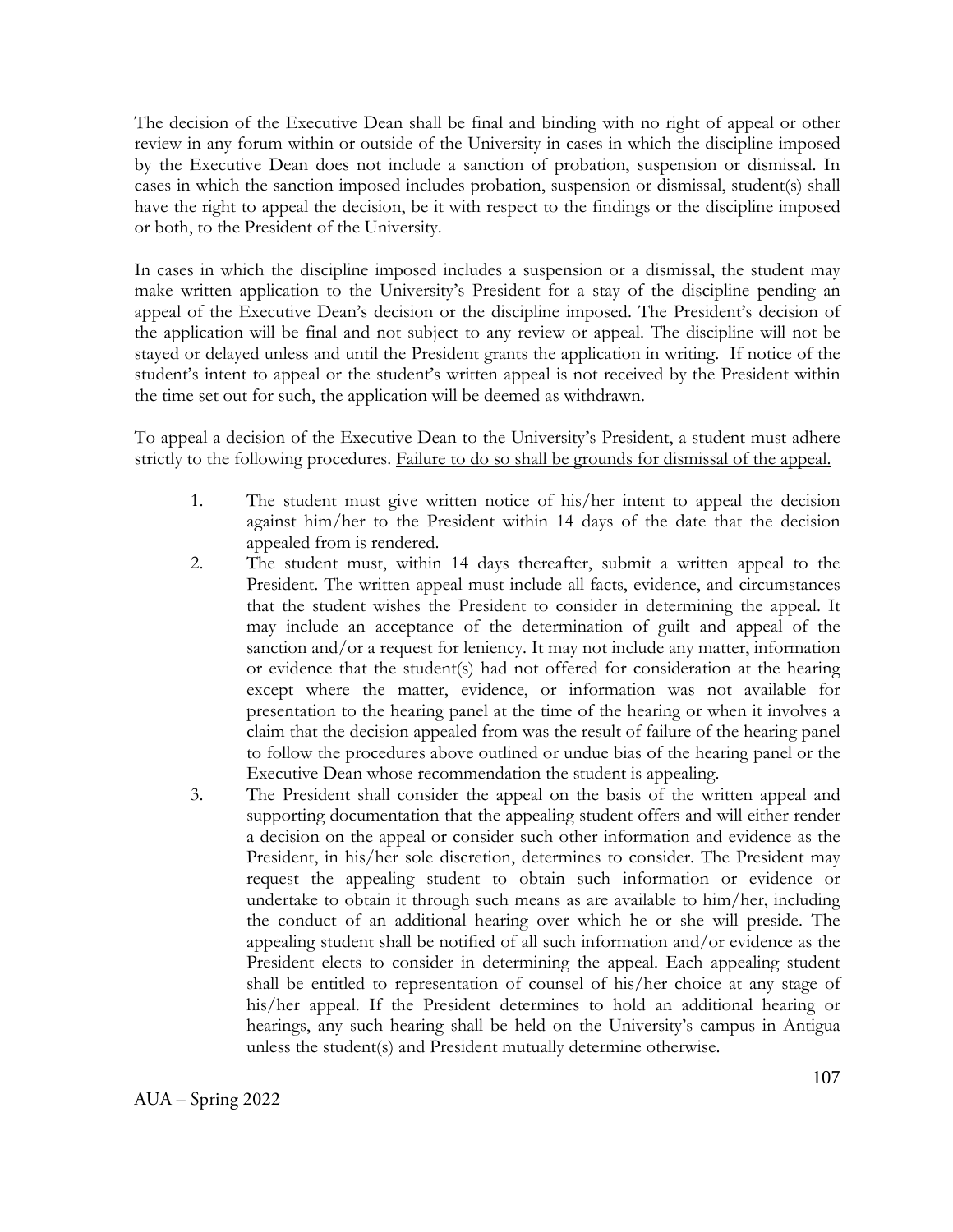The decision of the Executive Dean shall be final and binding with no right of appeal or other review in any forum within or outside of the University in cases in which the discipline imposed by the Executive Dean does not include a sanction of probation, suspension or dismissal. In cases in which the sanction imposed includes probation, suspension or dismissal, student(s) shall have the right to appeal the decision, be it with respect to the findings or the discipline imposed or both, to the President of the University.

In cases in which the discipline imposed includes a suspension or a dismissal, the student may make written application to the University's President for a stay of the discipline pending an appeal of the Executive Dean's decision or the discipline imposed. The President's decision of the application will be final and not subject to any review or appeal. The discipline will not be stayed or delayed unless and until the President grants the application in writing. If notice of the student's intent to appeal or the student's written appeal is not received by the President within the time set out for such, the application will be deemed as withdrawn.

To appeal a decision of the Executive Dean to the University's President, a student must adhere strictly to the following procedures. <u>Failure to do so shall be grounds for dismissal of the appeal.</u>

1. The student must give written notice of his/her intent to appeal the decision against him/her to the President within 14 days of the date that the decision appealed from is rendered.
2. The student must, within 14 days thereafter, submit a written appeal to the President. The written appeal must include all facts, evidence, and circumstances that the student wishes the President to consider in determining the appeal. It may include an acceptance of the determination of guilt and appeal of the sanction and/or a request for leniency. It may not include any matter, information or evidence that the student(s) had not offered for consideration at the hearing except where the matter, evidence, or information was not available for presentation to the hearing panel at the time of the hearing or when it involves a claim that the decision appealed from was the result of failure of the hearing panel to follow the procedures above outlined or undue bias of the hearing panel or the Executive Dean whose recommendation the student is appealing.
3. The President shall consider the appeal on the basis of the written appeal and supporting documentation that the appealing student offers and will either render a decision on the appeal or consider such other information and evidence as the President, in his/her sole discretion, determines to consider. The President may request the appealing student to obtain such information or evidence or undertake to obtain it through such means as are available to him/her, including the conduct of an additional hearing over which he or she will preside. The appealing student shall be notified of all such information and/or evidence as the President elects to consider in determining the appeal. Each appealing student shall be entitled to representation of counsel of his/her choice at any stage of his/her appeal. If the President determines to hold an additional hearing or hearings, any such hearing shall be held on the University's campus in Antigua unless the student(s) and President mutually determine otherwise.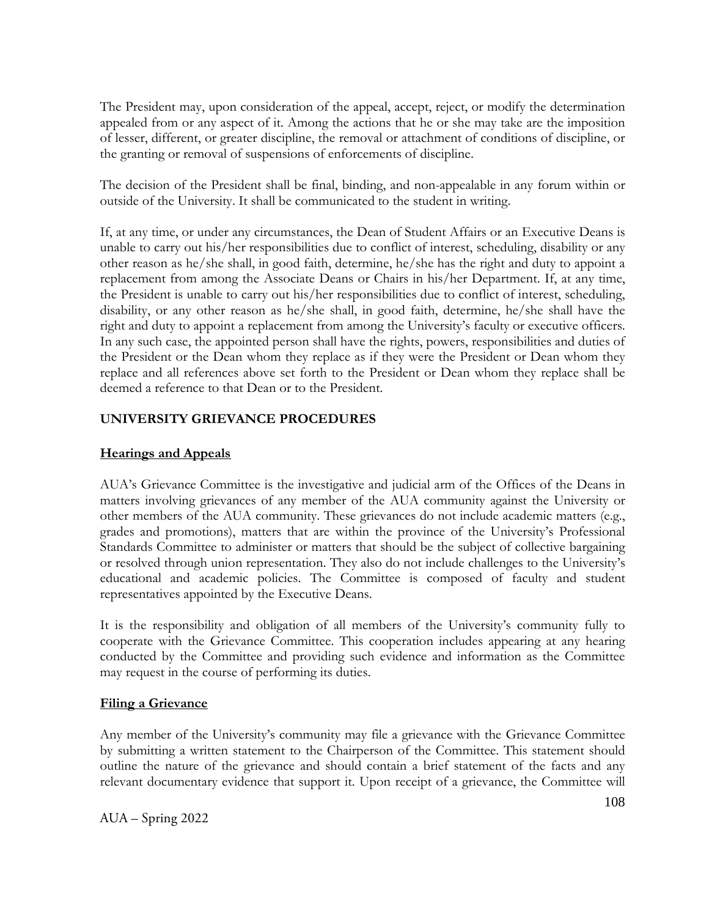The President may, upon consideration of the appeal, accept, reject, or modify the determination appealed from or any aspect of it. Among the actions that he or she may take are the imposition of lesser, different, or greater discipline, the removal or attachment of conditions of discipline, or the granting or removal of suspensions of enforcements of discipline.

The decision of the President shall be final, binding, and non-appealable in any forum within or outside of the University. It shall be communicated to the student in writing.

If, at any time, or under any circumstances, the Dean of Student Affairs or an Executive Deans is unable to carry out his/her responsibilities due to conflict of interest, scheduling, disability or any other reason as he/she shall, in good faith, determine, he/she has the right and duty to appoint a replacement from among the Associate Deans or Chairs in his/her Department. If, at any time, the President is unable to carry out his/her responsibilities due to conflict of interest, scheduling, disability, or any other reason as he/she shall, in good faith, determine, he/she shall have the right and duty to appoint a replacement from among the University's faculty or executive officers. In any such case, the appointed person shall have the rights, powers, responsibilities and duties of the President or the Dean whom they replace as if they were the President or Dean whom they replace and all references above set forth to the President or Dean whom they replace shall be deemed a reference to that Dean or to the President.

## UNIVERSITY GRIEVANCE PROCEDURES

### Hearings and Appeals

AUA's Grievance Committee is the investigative and judicial arm of the Offices of the Deans in matters involving grievances of any member of the AUA community against the University or other members of the AUA community. These grievances do not include academic matters (e.g., grades and promotions), matters that are within the province of the University's Professional Standards Committee to administer or matters that should be the subject of collective bargaining or resolved through union representation. They also do not include challenges to the University's educational and academic policies. The Committee is composed of faculty and student representatives appointed by the Executive Deans.

It is the responsibility and obligation of all members of the University's community fully to cooperate with the Grievance Committee. This cooperation includes appearing at any hearing conducted by the Committee and providing such evidence and information as the Committee may request in the course of performing its duties.

### Filing a Grievance

Any member of the University's community may file a grievance with the Grievance Committee by submitting a written statement to the Chairperson of the Committee. This statement should outline the nature of the grievance and should contain a brief statement of the facts and any relevant documentary evidence that support it. Upon receipt of a grievance, the Committee will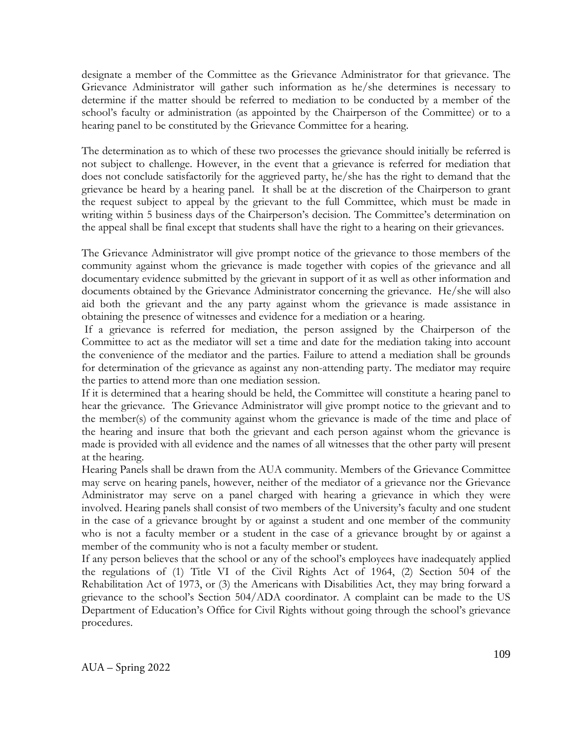designate a member of the Committee as the Grievance Administrator for that grievance. The Grievance Administrator will gather such information as he/she determines is necessary to determine if the matter should be referred to mediation to be conducted by a member of the school's faculty or administration (as appointed by the Chairperson of the Committee) or to a hearing panel to be constituted by the Grievance Committee for a hearing.

The determination as to which of these two processes the grievance should initially be referred is not subject to challenge. However, in the event that a grievance is referred for mediation that does not conclude satisfactorily for the aggrieved party, he/she has the right to demand that the grievance be heard by a hearing panel. It shall be at the discretion of the Chairperson to grant the request subject to appeal by the grievant to the full Committee, which must be made in writing within 5 business days of the Chairperson's decision. The Committee's determination on the appeal shall be final except that students shall have the right to a hearing on their grievances.

The Grievance Administrator will give prompt notice of the grievance to those members of the community against whom the grievance is made together with copies of the grievance and all documentary evidence submitted by the grievant in support of it as well as other information and documents obtained by the Grievance Administrator concerning the grievance. He/she will also aid both the grievant and the any party against whom the grievance is made assistance in obtaining the presence of witnesses and evidence for a mediation or a hearing.

If a grievance is referred for mediation, the person assigned by the Chairperson of the Committee to act as the mediator will set a time and date for the mediation taking into account the convenience of the mediator and the parties. Failure to attend a mediation shall be grounds for determination of the grievance as against any non-attending party. The mediator may require the parties to attend more than one mediation session.

If it is determined that a hearing should be held, the Committee will constitute a hearing panel to hear the grievance. The Grievance Administrator will give prompt notice to the grievant and to the member(s) of the community against whom the grievance is made of the time and place of the hearing and insure that both the grievant and each person against whom the grievance is made is provided with all evidence and the names of all witnesses that the other party will present at the hearing.

Hearing Panels shall be drawn from the AUA community. Members of the Grievance Committee may serve on hearing panels, however, neither of the mediator of a grievance nor the Grievance Administrator may serve on a panel charged with hearing a grievance in which they were involved. Hearing panels shall consist of two members of the University's faculty and one student in the case of a grievance brought by or against a student and one member of the community who is not a faculty member or a student in the case of a grievance brought by or against a member of the community who is not a faculty member or student.

If any person believes that the school or any of the school's employees have inadequately applied the regulations of (1) Title VI of the Civil Rights Act of 1964, (2) Section 504 of the Rehabilitation Act of 1973, or (3) the Americans with Disabilities Act, they may bring forward a grievance to the school's Section 504/ADA coordinator. A complaint can be made to the US Department of Education's Office for Civil Rights without going through the school's grievance procedures.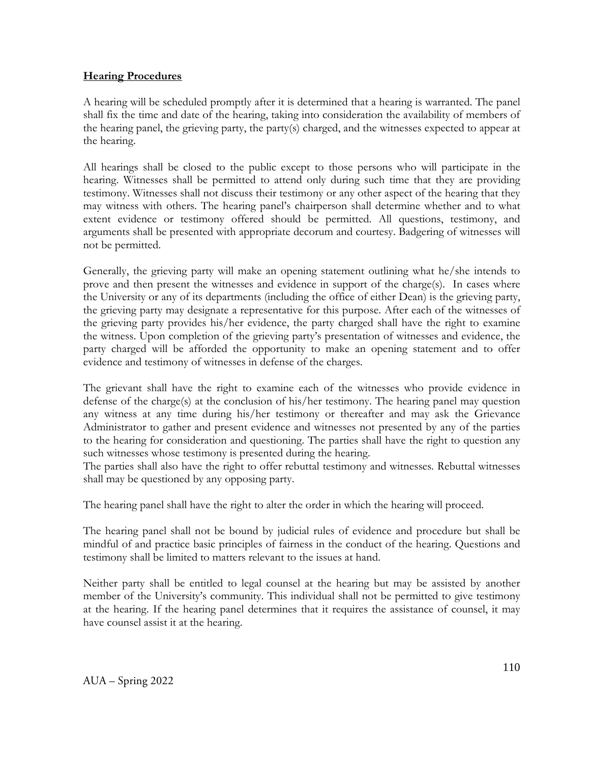**Hearing Procedures**

A hearing will be scheduled promptly after it is determined that a hearing is warranted. The panel shall fix the time and date of the hearing, taking into consideration the availability of members of the hearing panel, the grieving party, the party(s) charged, and the witnesses expected to appear at the hearing.

All hearings shall be closed to the public except to those persons who will participate in the hearing. Witnesses shall be permitted to attend only during such time that they are providing testimony. Witnesses shall not discuss their testimony or any other aspect of the hearing that they may witness with others. The hearing panel's chairperson shall determine whether and to what extent evidence or testimony offered should be permitted. All questions, testimony, and arguments shall be presented with appropriate decorum and courtesy. Badgering of witnesses will not be permitted.

Generally, the grieving party will make an opening statement outlining what he/she intends to prove and then present the witnesses and evidence in support of the charge(s). In cases where the University or any of its departments (including the office of either Dean) is the grieving party, the grieving party may designate a representative for this purpose. After each of the witnesses of the grieving party provides his/her evidence, the party charged shall have the right to examine the witness. Upon completion of the grieving party's presentation of witnesses and evidence, the party charged will be afforded the opportunity to make an opening statement and to offer evidence and testimony of witnesses in defense of the charges.

The grievant shall have the right to examine each of the witnesses who provide evidence in defense of the charge(s) at the conclusion of his/her testimony. The hearing panel may question any witness at any time during his/her testimony or thereafter and may ask the Grievance Administrator to gather and present evidence and witnesses not presented by any of the parties to the hearing for consideration and questioning. The parties shall have the right to question any such witnesses whose testimony is presented during the hearing.
The parties shall also have the right to offer rebuttal testimony and witnesses. Rebuttal witnesses shall may be questioned by any opposing party.

The hearing panel shall have the right to alter the order in which the hearing will proceed.

The hearing panel shall not be bound by judicial rules of evidence and procedure but shall be mindful of and practice basic principles of fairness in the conduct of the hearing. Questions and testimony shall be limited to matters relevant to the issues at hand.

Neither party shall be entitled to legal counsel at the hearing but may be assisted by another member of the University's community. This individual shall not be permitted to give testimony at the hearing. If the hearing panel determines that it requires the assistance of counsel, it may have counsel assist it at the hearing.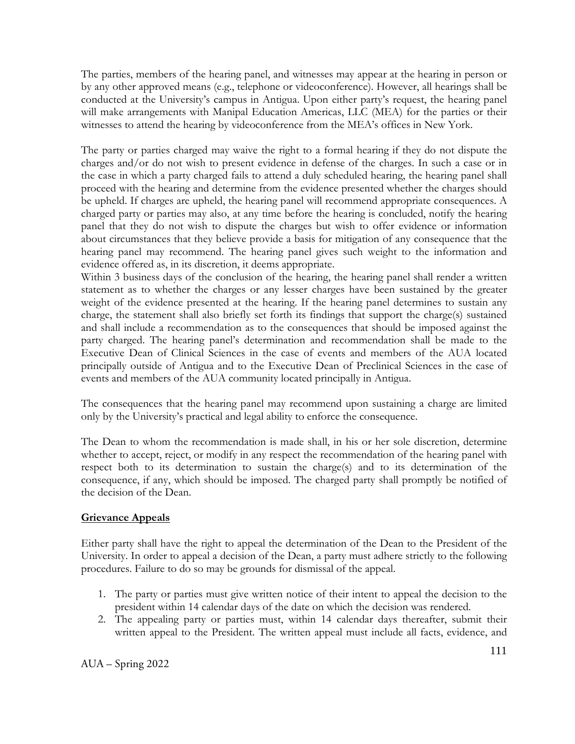The parties, members of the hearing panel, and witnesses may appear at the hearing in person or by any other approved means (e.g., telephone or videoconference). However, all hearings shall be conducted at the University's campus in Antigua. Upon either party's request, the hearing panel will make arrangements with Manipal Education Americas, LLC (MEA) for the parties or their witnesses to attend the hearing by videoconference from the MEA's offices in New York.

The party or parties charged may waive the right to a formal hearing if they do not dispute the charges and/or do not wish to present evidence in defense of the charges. In such a case or in the case in which a party charged fails to attend a duly scheduled hearing, the hearing panel shall proceed with the hearing and determine from the evidence presented whether the charges should be upheld. If charges are upheld, the hearing panel will recommend appropriate consequences. A charged party or parties may also, at any time before the hearing is concluded, notify the hearing panel that they do not wish to dispute the charges but wish to offer evidence or information about circumstances that they believe provide a basis for mitigation of any consequence that the hearing panel may recommend. The hearing panel gives such weight to the information and evidence offered as, in its discretion, it deems appropriate.

Within 3 business days of the conclusion of the hearing, the hearing panel shall render a written statement as to whether the charges or any lesser charges have been sustained by the greater weight of the evidence presented at the hearing. If the hearing panel determines to sustain any charge, the statement shall also briefly set forth its findings that support the charge(s) sustained and shall include a recommendation as to the consequences that should be imposed against the party charged. The hearing panel's determination and recommendation shall be made to the Executive Dean of Clinical Sciences in the case of events and members of the AUA located principally outside of Antigua and to the Executive Dean of Preclinical Sciences in the case of events and members of the AUA community located principally in Antigua.

The consequences that the hearing panel may recommend upon sustaining a charge are limited only by the University's practical and legal ability to enforce the consequence.

The Dean to whom the recommendation is made shall, in his or her sole discretion, determine whether to accept, reject, or modify in any respect the recommendation of the hearing panel with respect both to its determination to sustain the charge(s) and to its determination of the consequence, if any, which should be imposed. The charged party shall promptly be notified of the decision of the Dean.

**Grievance Appeals**

Either party shall have the right to appeal the determination of the Dean to the President of the University. In order to appeal a decision of the Dean, a party must adhere strictly to the following procedures. Failure to do so may be grounds for dismissal of the appeal.

1. The party or parties must give written notice of their intent to appeal the decision to the president within 14 calendar days of the date on which the decision was rendered.
2. The appealing party or parties must, within 14 calendar days thereafter, submit their written appeal to the President. The written appeal must include all facts, evidence, and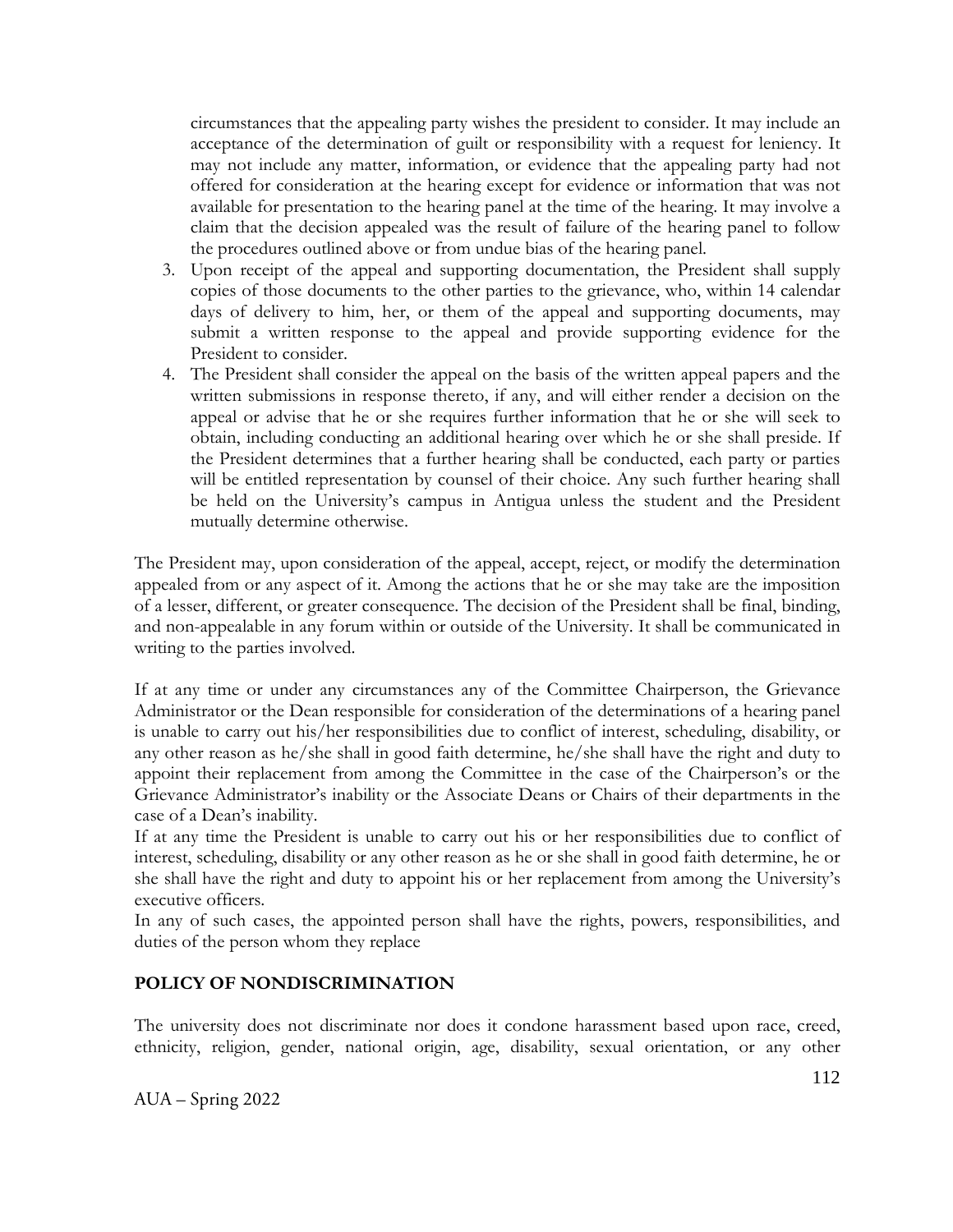circumstances that the appealing party wishes the president to consider. It may include an acceptance of the determination of guilt or responsibility with a request for leniency. It may not include any matter, information, or evidence that the appealing party had not offered for consideration at the hearing except for evidence or information that was not available for presentation to the hearing panel at the time of the hearing. It may involve a claim that the decision appealed was the result of failure of the hearing panel to follow the procedures outlined above or from undue bias of the hearing panel.

3. Upon receipt of the appeal and supporting documentation, the President shall supply copies of those documents to the other parties to the grievance, who, within 14 calendar days of delivery to him, her, or them of the appeal and supporting documents, may submit a written response to the appeal and provide supporting evidence for the President to consider.
4. The President shall consider the appeal on the basis of the written appeal papers and the written submissions in response thereto, if any, and will either render a decision on the appeal or advise that he or she requires further information that he or she will seek to obtain, including conducting an additional hearing over which he or she shall preside. If the President determines that a further hearing shall be conducted, each party or parties will be entitled representation by counsel of their choice. Any such further hearing shall be held on the University's campus in Antigua unless the student and the President mutually determine otherwise.

The President may, upon consideration of the appeal, accept, reject, or modify the determination appealed from or any aspect of it. Among the actions that he or she may take are the imposition of a lesser, different, or greater consequence. The decision of the President shall be final, binding, and non-appealable in any forum within or outside of the University. It shall be communicated in writing to the parties involved.

If at any time or under any circumstances any of the Committee Chairperson, the Grievance Administrator or the Dean responsible for consideration of the determinations of a hearing panel is unable to carry out his/her responsibilities due to conflict of interest, scheduling, disability, or any other reason as he/she shall in good faith determine, he/she shall have the right and duty to appoint their replacement from among the Committee in the case of the Chairperson's or the Grievance Administrator's inability or the Associate Deans or Chairs of their departments in the case of a Dean's inability.

If at any time the President is unable to carry out his or her responsibilities due to conflict of interest, scheduling, disability or any other reason as he or she shall in good faith determine, he or she shall have the right and duty to appoint his or her replacement from among the University's executive officers.

In any of such cases, the appointed person shall have the rights, powers, responsibilities, and duties of the person whom they replace

## POLICY OF NONDISCRIMINATION

The university does not discriminate nor does it condone harassment based upon race, creed, ethnicity, religion, gender, national origin, age, disability, sexual orientation, or any other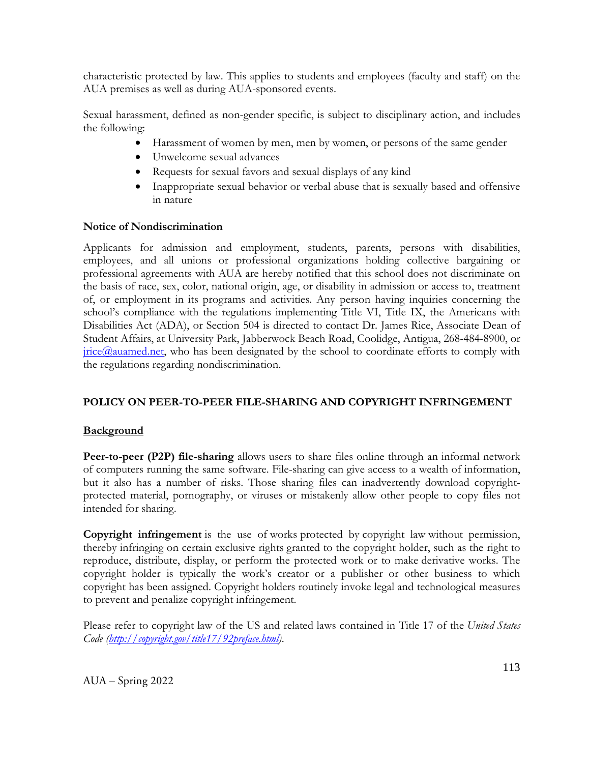characteristic protected by law. This applies to students and employees (faculty and staff) on the AUA premises as well as during AUA-sponsored events.

Sexual harassment, defined as non-gender specific, is subject to disciplinary action, and includes the following:

- Harassment of women by men, men by women, or persons of the same gender
- Unwelcome sexual advances
- Requests for sexual favors and sexual displays of any kind
- Inappropriate sexual behavior or verbal abuse that is sexually based and offensive in nature

**Notice of Nondiscrimination**

Applicants for admission and employment, students, parents, persons with disabilities, employees, and all unions or professional organizations holding collective bargaining or professional agreements with AUA are hereby notified that this school does not discriminate on the basis of race, sex, color, national origin, age, or disability in admission or access to, treatment of, or employment in its programs and activities. Any person having inquiries concerning the school's compliance with the regulations implementing Title VI, Title IX, the Americans with Disabilities Act (ADA), or Section 504 is directed to contact Dr. James Rice, Associate Dean of Student Affairs, at University Park, Jabberwock Beach Road, Coolidge, Antigua, 268-484-8900, or [jrice@auamed.net](mailto:jrice@auamed.net), who has been designated by the school to coordinate efforts to comply with the regulations regarding nondiscrimination.

## POLICY ON PEER-TO-PEER FILE-SHARING AND COPYRIGHT INFRINGEMENT

### Background

**Peer-to-peer (P2P) file-sharing** allows users to share files online through an informal network of computers running the same software. File-sharing can give access to a wealth of information, but it also has a number of risks. Those sharing files can inadvertently download copyright-protected material, pornography, or viruses or mistakenly allow other people to copy files not intended for sharing.

**Copyright infringement** is the use of works protected by copyright law without permission, thereby infringing on certain exclusive rights granted to the copyright holder, such as the right to reproduce, distribute, display, or perform the protected work or to make derivative works. The copyright holder is typically the work's creator or a publisher or other business to which copyright has been assigned. Copyright holders routinely invoke legal and technological measures to prevent and penalize copyright infringement.

Please refer to copyright law of the US and related laws contained in Title 17 of the *United States Code* *([http://copyright.gov/title17/92preface.html](http://copyright.gov/title17/92preface.html))*.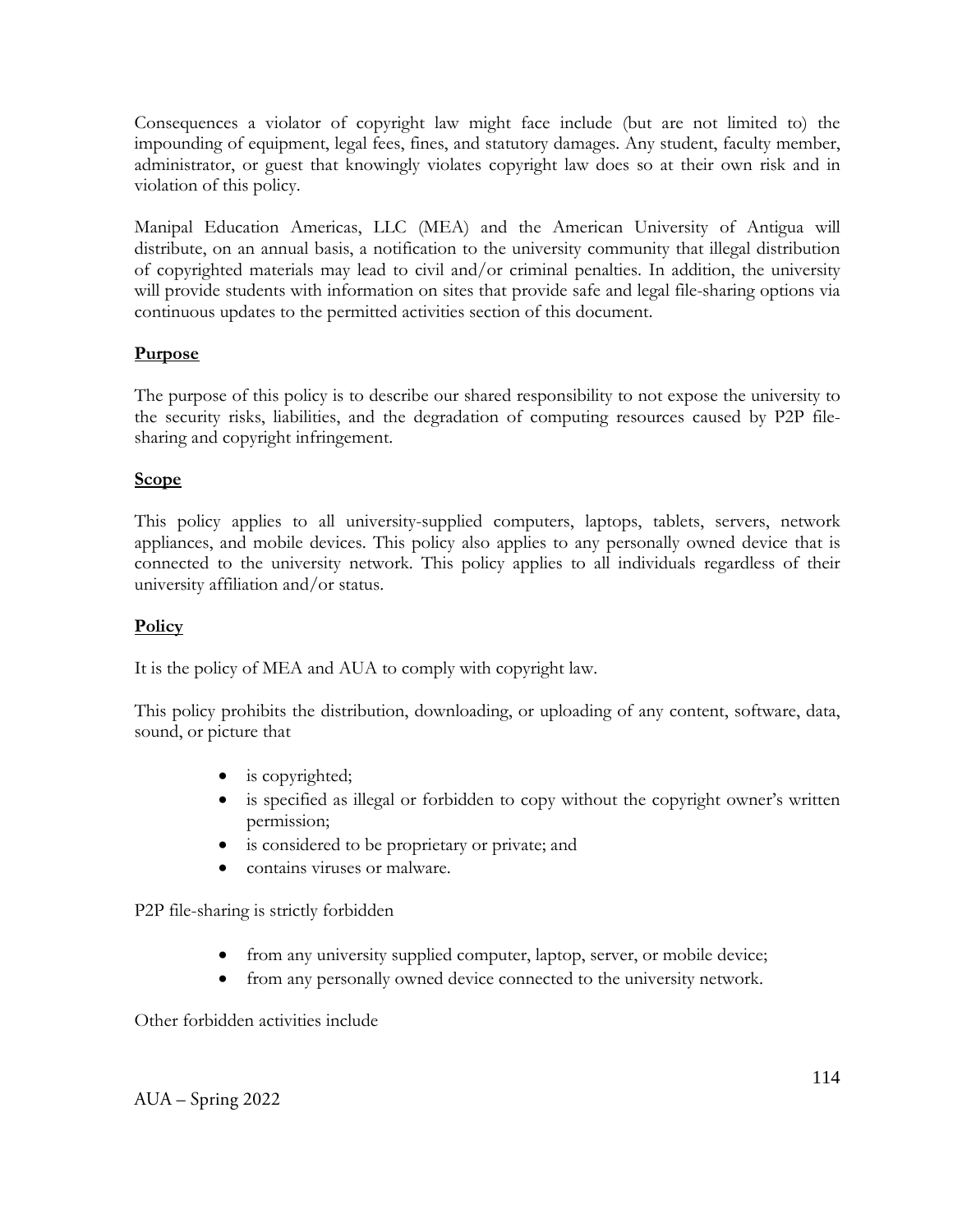Consequences a violator of copyright law might face include (but are not limited to) the impounding of equipment, legal fees, fines, and statutory damages. Any student, faculty member, administrator, or guest that knowingly violates copyright law does so at their own risk and in violation of this policy.

Manipal Education Americas, LLC (MEA) and the American University of Antigua will distribute, on an annual basis, a notification to the university community that illegal distribution of copyrighted materials may lead to civil and/or criminal penalties. In addition, the university will provide students with information on sites that provide safe and legal file-sharing options via continuous updates to the permitted activities section of this document.

**Purpose**

The purpose of this policy is to describe our shared responsibility to not expose the university to the security risks, liabilities, and the degradation of computing resources caused by P2P file-sharing and copyright infringement.

**Scope**

This policy applies to all university-supplied computers, laptops, tablets, servers, network appliances, and mobile devices. This policy also applies to any personally owned device that is connected to the university network. This policy applies to all individuals regardless of their university affiliation and/or status.

**Policy**

It is the policy of MEA and AUA to comply with copyright law.

This policy prohibits the distribution, downloading, or uploading of any content, software, data, sound, or picture that

- is copyrighted;
- is specified as illegal or forbidden to copy without the copyright owner's written permission;
- is considered to be proprietary or private; and
- contains viruses or malware.

P2P file-sharing is strictly forbidden

- from any university supplied computer, laptop, server, or mobile device;
- from any personally owned device connected to the university network.

Other forbidden activities include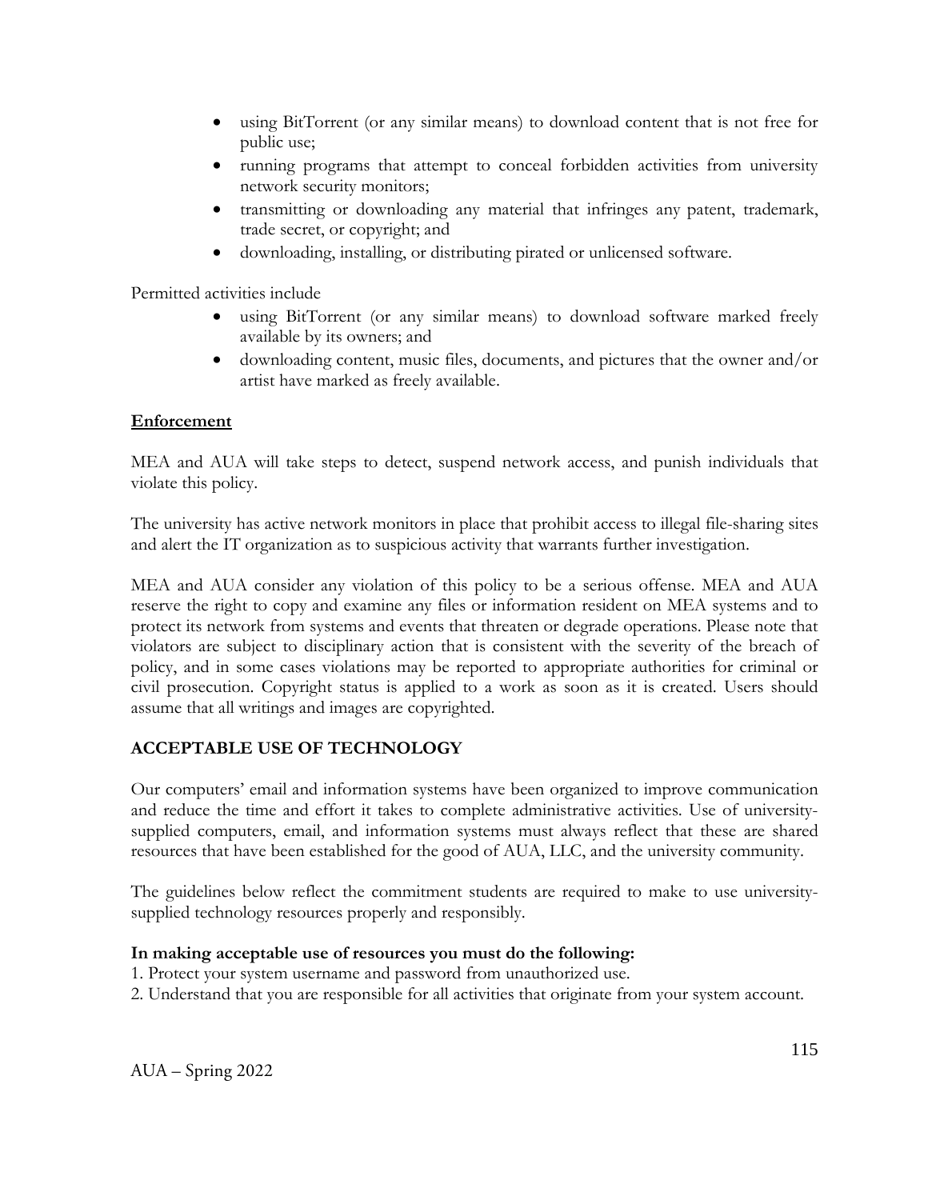- using BitTorrent (or any similar means) to download content that is not free for public use;
- running programs that attempt to conceal forbidden activities from university network security monitors;
- transmitting or downloading any material that infringes any patent, trademark, trade secret, or copyright; and
- downloading, installing, or distributing pirated or unlicensed software.

Permitted activities include

- using BitTorrent (or any similar means) to download software marked freely available by its owners; and
- downloading content, music files, documents, and pictures that the owner and/or artist have marked as freely available.

## Enforcement

MEA and AUA will take steps to detect, suspend network access, and punish individuals that violate this policy.

The university has active network monitors in place that prohibit access to illegal file-sharing sites and alert the IT organization as to suspicious activity that warrants further investigation.

MEA and AUA consider any violation of this policy to be a serious offense. MEA and AUA reserve the right to copy and examine any files or information resident on MEA systems and to protect its network from systems and events that threaten or degrade operations. Please note that violators are subject to disciplinary action that is consistent with the severity of the breach of policy, and in some cases violations may be reported to appropriate authorities for criminal or civil prosecution. Copyright status is applied to a work as soon as it is created. Users should assume that all writings and images are copyrighted.

## ACCEPTABLE USE OF TECHNOLOGY

Our computers' email and information systems have been organized to improve communication and reduce the time and effort it takes to complete administrative activities. Use of university-supplied computers, email, and information systems must always reflect that these are shared resources that have been established for the good of AUA, LLC, and the university community.

The guidelines below reflect the commitment students are required to make to use university-supplied technology resources properly and responsibly.

**In making acceptable use of resources you must do the following:**

1. Protect your system username and password from unauthorized use.
2. Understand that you are responsible for all activities that originate from your system account.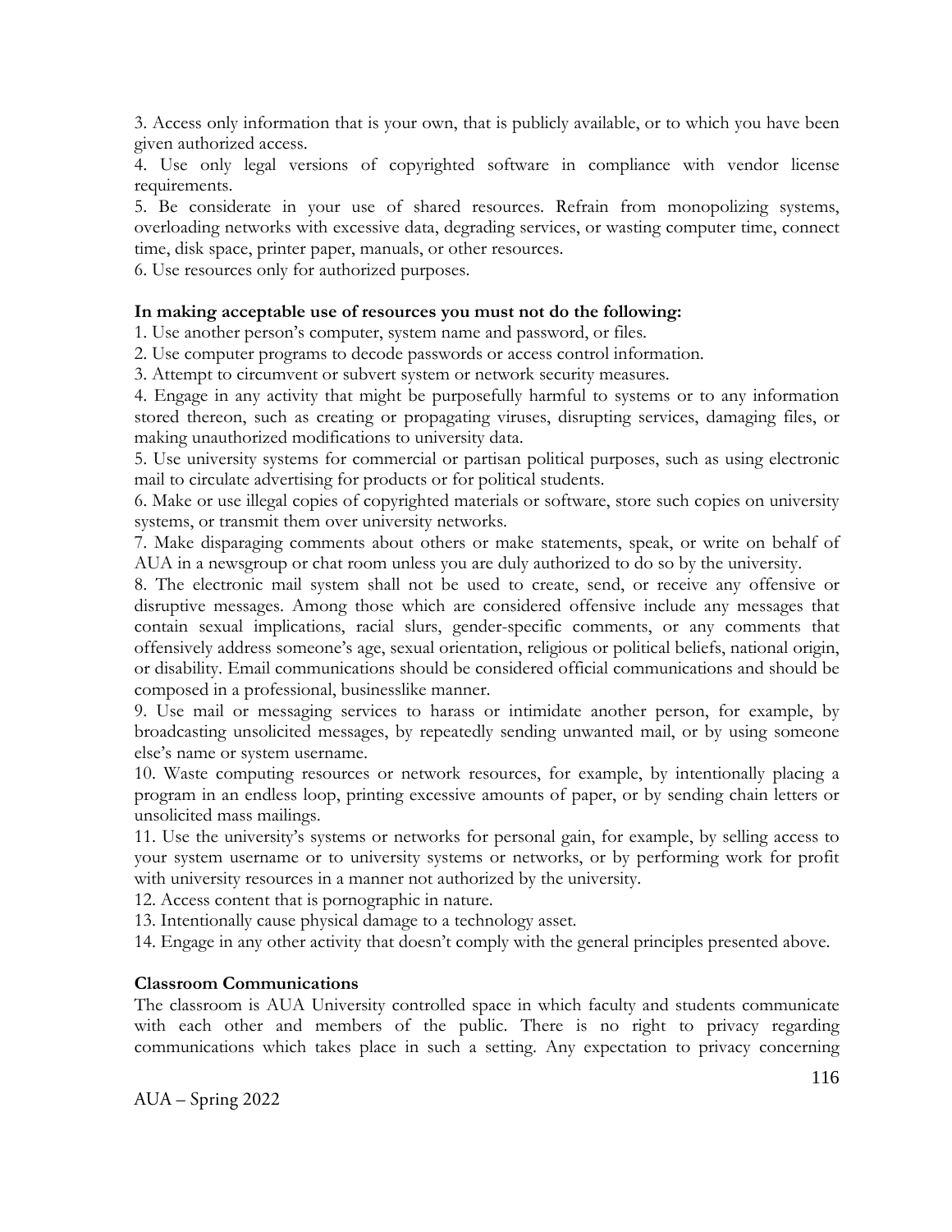3. Access only information that is your own, that is publicly available, or to which you have been given authorized access.
4. Use only legal versions of copyrighted software in compliance with vendor license requirements.
5. Be considerate in your use of shared resources. Refrain from monopolizing systems, overloading networks with excessive data, degrading services, or wasting computer time, connect time, disk space, printer paper, manuals, or other resources.
6. Use resources only for authorized purposes.

**In making acceptable use of resources you must not do the following:**

1. Use another person's computer, system name and password, or files.
2. Use computer programs to decode passwords or access control information.
3. Attempt to circumvent or subvert system or network security measures.
4. Engage in any activity that might be purposefully harmful to systems or to any information stored thereon, such as creating or propagating viruses, disrupting services, damaging files, or making unauthorized modifications to university data.
5. Use university systems for commercial or partisan political purposes, such as using electronic mail to circulate advertising for products or for political students.
6. Make or use illegal copies of copyrighted materials or software, store such copies on university systems, or transmit them over university networks.
7. Make disparaging comments about others or make statements, speak, or write on behalf of AUA in a newsgroup or chat room unless you are duly authorized to do so by the university.
8. The electronic mail system shall not be used to create, send, or receive any offensive or disruptive messages. Among those which are considered offensive include any messages that contain sexual implications, racial slurs, gender-specific comments, or any comments that offensively address someone's age, sexual orientation, religious or political beliefs, national origin, or disability. Email communications should be considered official communications and should be composed in a professional, businesslike manner.
9. Use mail or messaging services to harass or intimidate another person, for example, by broadcasting unsolicited messages, by repeatedly sending unwanted mail, or by using someone else's name or system username.
10. Waste computing resources or network resources, for example, by intentionally placing a program in an endless loop, printing excessive amounts of paper, or by sending chain letters or unsolicited mass mailings.
11. Use the university's systems or networks for personal gain, for example, by selling access to your system username or to university systems or networks, or by performing work for profit with university resources in a manner not authorized by the university.
12. Access content that is pornographic in nature.
13. Intentionally cause physical damage to a technology asset.
14. Engage in any other activity that doesn't comply with the general principles presented above.

**Classroom Communications**

The classroom is AUA University controlled space in which faculty and students communicate with each other and members of the public. There is no right to privacy regarding communications which takes place in such a setting. Any expectation to privacy concerning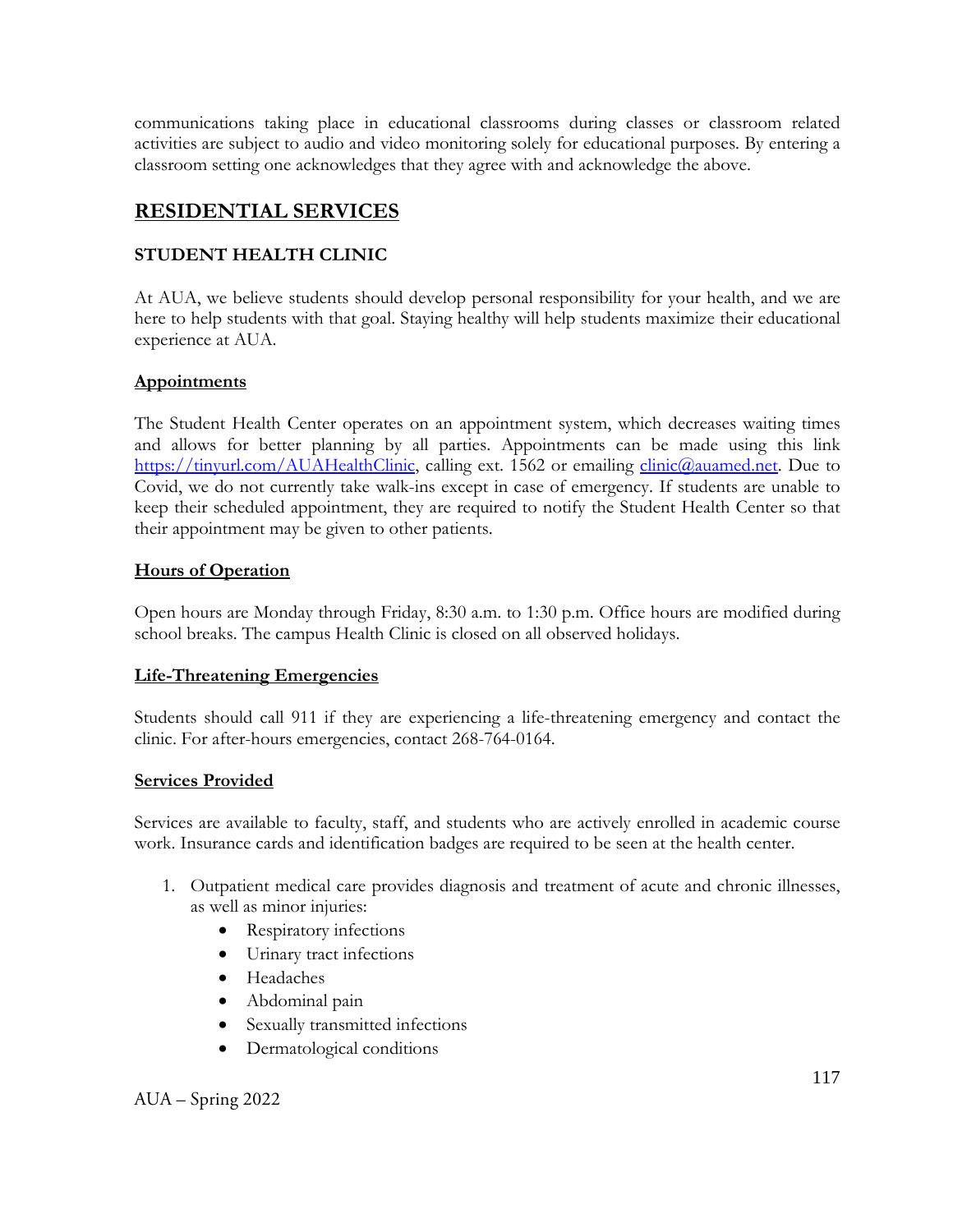communications taking place in educational classrooms during classes or classroom related activities are subject to audio and video monitoring solely for educational purposes. By entering a classroom setting one acknowledges that they agree with and acknowledge the above.

## RESIDENTIAL SERVICES

### STUDENT HEALTH CLINIC

At AUA, we believe students should develop personal responsibility for your health, and we are here to help students with that goal. Staying healthy will help students maximize their educational experience at AUA.

#### Appointments

The Student Health Center operates on an appointment system, which decreases waiting times and allows for better planning by all parties. Appointments can be made using this link [https://tinyurl.com/AUAHealthClinic](https://tinyurl.com/AUAHealthClinic), calling ext. 1562 or emailing [clinic@auamed.net](mailto:clinic@auamed.net). Due to Covid, we do not currently take walk-ins except in case of emergency. If students are unable to keep their scheduled appointment, they are required to notify the Student Health Center so that their appointment may be given to other patients.

#### Hours of Operation

Open hours are Monday through Friday, 8:30 a.m. to 1:30 p.m. Office hours are modified during school breaks. The campus Health Clinic is closed on all observed holidays.

#### Life-Threatening Emergencies

Students should call 911 if they are experiencing a life-threatening emergency and contact the clinic. For after-hours emergencies, contact 268-764-0164.

#### Services Provided

Services are available to faculty, staff, and students who are actively enrolled in academic course work. Insurance cards and identification badges are required to be seen at the health center.

1. Outpatient medical care provides diagnosis and treatment of acute and chronic illnesses, as well as minor injuries:
    - Respiratory infections
    - Urinary tract infections
    - Headaches
    - Abdominal pain
    - Sexually transmitted infections
    - Dermatological conditions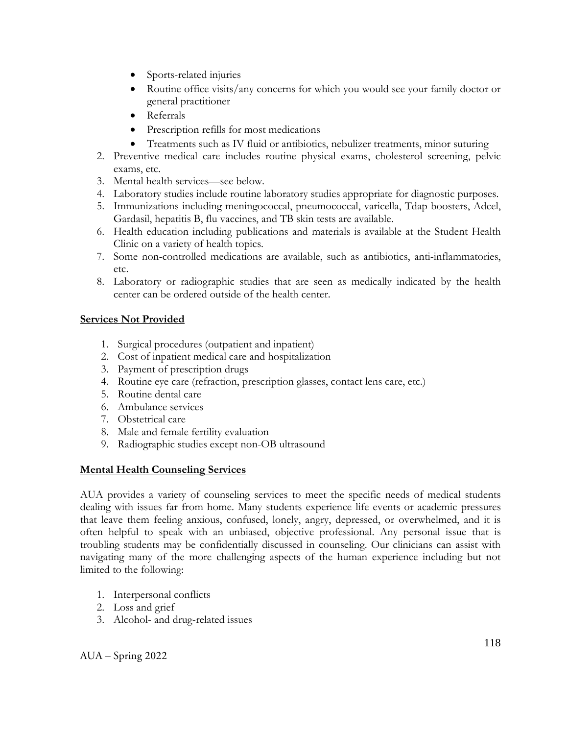- Sports-related injuries
- Routine office visits/any concerns for which you would see your family doctor or general practitioner
- Referrals
- Prescription refills for most medications
- Treatments such as IV fluid or antibiotics, nebulizer treatments, minor suturing

2. Preventive medical care includes routine physical exams, cholesterol screening, pelvic exams, etc.
3. Mental health services—see below.
4. Laboratory studies include routine laboratory studies appropriate for diagnostic purposes.
5. Immunizations including meningococcal, pneumococcal, varicella, Tdap boosters, Adcel, Gardasil, hepatitis B, flu vaccines, and TB skin tests are available.
6. Health education including publications and materials is available at the Student Health Clinic on a variety of health topics.
7. Some non-controlled medications are available, such as antibiotics, anti-inflammatories, etc.
8. Laboratory or radiographic studies that are seen as medically indicated by the health center can be ordered outside of the health center.

**Services Not Provided**

1. Surgical procedures (outpatient and inpatient)
2. Cost of inpatient medical care and hospitalization
3. Payment of prescription drugs
4. Routine eye care (refraction, prescription glasses, contact lens care, etc.)
5. Routine dental care
6. Ambulance services
7. Obstetrical care
8. Male and female fertility evaluation
9. Radiographic studies except non-OB ultrasound

**Mental Health Counseling Services**

AUA provides a variety of counseling services to meet the specific needs of medical students dealing with issues far from home. Many students experience life events or academic pressures that leave them feeling anxious, confused, lonely, angry, depressed, or overwhelmed, and it is often helpful to speak with an unbiased, objective professional. Any personal issue that is troubling students may be confidentially discussed in counseling. Our clinicians can assist with navigating many of the more challenging aspects of the human experience including but not limited to the following:

1. Interpersonal conflicts
2. Loss and grief
3. Alcohol- and drug-related issues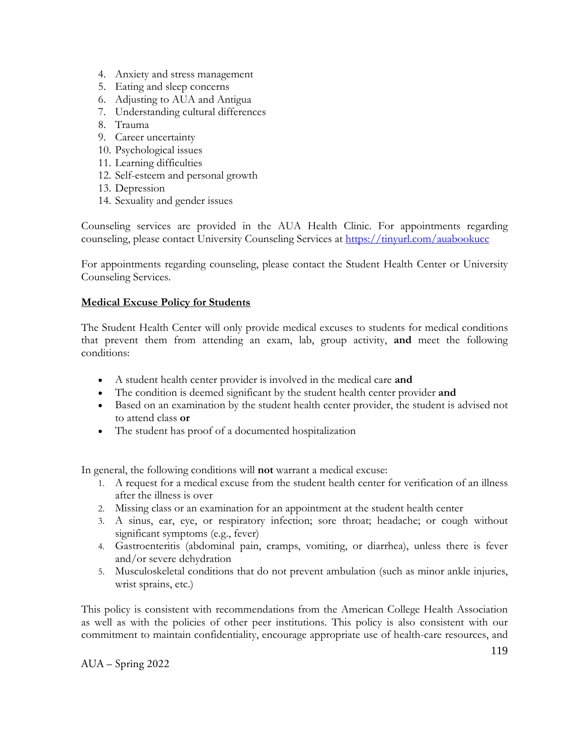4. Anxiety and stress management
5. Eating and sleep concerns
6. Adjusting to AUA and Antigua
7. Understanding cultural differences
8. Trauma
9. Career uncertainty
10. Psychological issues
11. Learning difficulties
12. Self-esteem and personal growth
13. Depression
14. Sexuality and gender issues

Counseling services are provided in the AUA Health Clinic. For appointments regarding counseling, please contact University Counseling Services at [https://tinyurl.com/auabookucc](https://tinyurl.com/auabookucc)

For appointments regarding counseling, please contact the Student Health Center or University Counseling Services.

**<u>Medical Excuse Policy for Students</u>**

The Student Health Center will only provide medical excuses to students for medical conditions that prevent them from attending an exam, lab, group activity, **and** meet the following conditions:

- A student health center provider is involved in the medical care **and**
- The condition is deemed significant by the student health center provider **and**
- Based on an examination by the student health center provider, the student is advised not to attend class **or**
- The student has proof of a documented hospitalization

In general, the following conditions will **not** warrant a medical excuse:

1. A request for a medical excuse from the student health center for verification of an illness after the illness is over
2. Missing class or an examination for an appointment at the student health center
3. A sinus, ear, eye, or respiratory infection; sore throat; headache; or cough without significant symptoms (e.g., fever)
4. Gastroenteritis (abdominal pain, cramps, vomiting, or diarrhea), unless there is fever and/or severe dehydration
5. Musculoskeletal conditions that do not prevent ambulation (such as minor ankle injuries, wrist sprains, etc.)

This policy is consistent with recommendations from the American College Health Association as well as with the policies of other peer institutions. This policy is also consistent with our commitment to maintain confidentiality, encourage appropriate use of health-care resources, and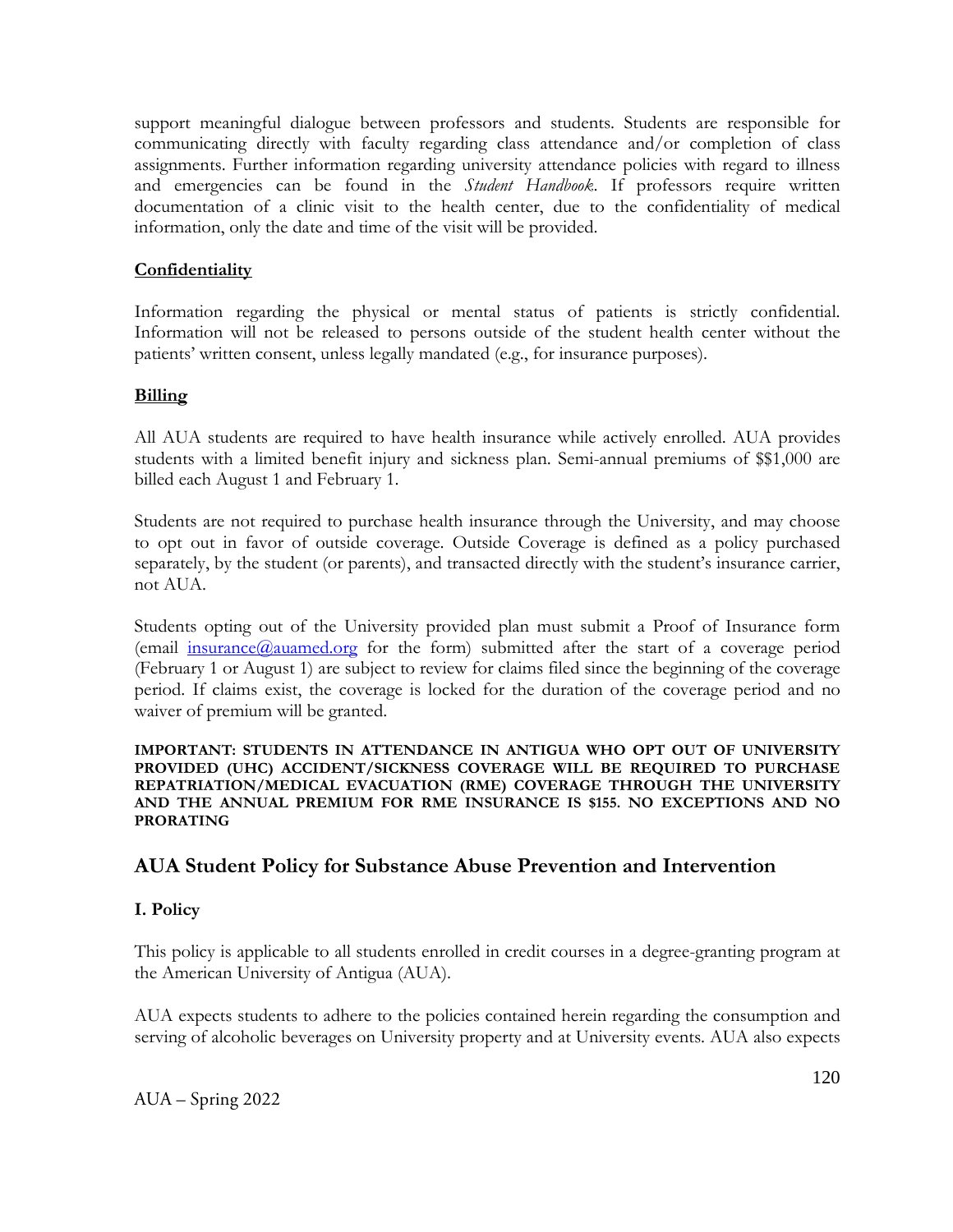support meaningful dialogue between professors and students. Students are responsible for communicating directly with faculty regarding class attendance and/or completion of class assignments. Further information regarding university attendance policies with regard to illness and emergencies can be found in the *Student Handbook*. If professors require written documentation of a clinic visit to the health center, due to the confidentiality of medical information, only the date and time of the visit will be provided.

**Confidentiality**

Information regarding the physical or mental status of patients is strictly confidential. Information will not be released to persons outside of the student health center without the patients' written consent, unless legally mandated (e.g., for insurance purposes).

**Billing**

All AUA students are required to have health insurance while actively enrolled. AUA provides students with a limited benefit injury and sickness plan. Semi-annual premiums of $$1,000 are billed each August 1 and February 1.

Students are not required to purchase health insurance through the University, and may choose to opt out in favor of outside coverage. Outside Coverage is defined as a policy purchased separately, by the student (or parents), and transacted directly with the student's insurance carrier, not AUA.

Students opting out of the University provided plan must submit a Proof of Insurance form (email insurance@auamed.org for the form) submitted after the start of a coverage period (February 1 or August 1) are subject to review for claims filed since the beginning of the coverage period. If claims exist, the coverage is locked for the duration of the coverage period and no waiver of premium will be granted.

**IMPORTANT: STUDENTS IN ATTENDANCE IN ANTIGUA WHO OPT OUT OF UNIVERSITY PROVIDED (UHC) ACCIDENT/SICKNESS COVERAGE WILL BE REQUIRED TO PURCHASE REPATRIATION/MEDICAL EVACUATION (RME) COVERAGE THROUGH THE UNIVERSITY AND THE ANNUAL PREMIUM FOR RME INSURANCE IS $155. NO EXCEPTIONS AND NO PRORATING**

## AUA Student Policy for Substance Abuse Prevention and Intervention

### I. Policy

This policy is applicable to all students enrolled in credit courses in a degree-granting program at the American University of Antigua (AUA).

AUA expects students to adhere to the policies contained herein regarding the consumption and serving of alcoholic beverages on University property and at University events. AUA also expects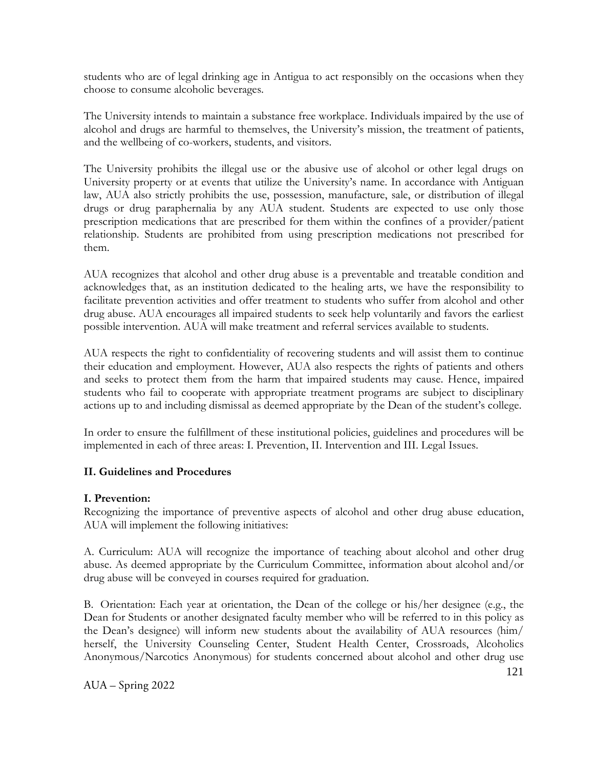students who are of legal drinking age in Antigua to act responsibly on the occasions when they choose to consume alcoholic beverages.

The University intends to maintain a substance free workplace. Individuals impaired by the use of alcohol and drugs are harmful to themselves, the University's mission, the treatment of patients, and the wellbeing of co-workers, students, and visitors.

The University prohibits the illegal use or the abusive use of alcohol or other legal drugs on University property or at events that utilize the University's name. In accordance with Antiguan law, AUA also strictly prohibits the use, possession, manufacture, sale, or distribution of illegal drugs or drug paraphernalia by any AUA student. Students are expected to use only those prescription medications that are prescribed for them within the confines of a provider/patient relationship. Students are prohibited from using prescription medications not prescribed for them.

AUA recognizes that alcohol and other drug abuse is a preventable and treatable condition and acknowledges that, as an institution dedicated to the healing arts, we have the responsibility to facilitate prevention activities and offer treatment to students who suffer from alcohol and other drug abuse. AUA encourages all impaired students to seek help voluntarily and favors the earliest possible intervention. AUA will make treatment and referral services available to students.

AUA respects the right to confidentiality of recovering students and will assist them to continue their education and employment. However, AUA also respects the rights of patients and others and seeks to protect them from the harm that impaired students may cause. Hence, impaired students who fail to cooperate with appropriate treatment programs are subject to disciplinary actions up to and including dismissal as deemed appropriate by the Dean of the student's college.

In order to ensure the fulfillment of these institutional policies, guidelines and procedures will be implemented in each of three areas: I. Prevention, II. Intervention and III. Legal Issues.

**II. Guidelines and Procedures**

**I. Prevention:**
Recognizing the importance of preventive aspects of alcohol and other drug abuse education, AUA will implement the following initiatives:

A. Curriculum: AUA will recognize the importance of teaching about alcohol and other drug abuse. As deemed appropriate by the Curriculum Committee, information about alcohol and/or drug abuse will be conveyed in courses required for graduation.

B. Orientation: Each year at orientation, the Dean of the college or his/her designee (e.g., the Dean for Students or another designated faculty member who will be referred to in this policy as the Dean's designee) will inform new students about the availability of AUA resources (him/herself, the University Counseling Center, Student Health Center, Crossroads, Alcoholics Anonymous/Narcotics Anonymous) for students concerned about alcohol and other drug use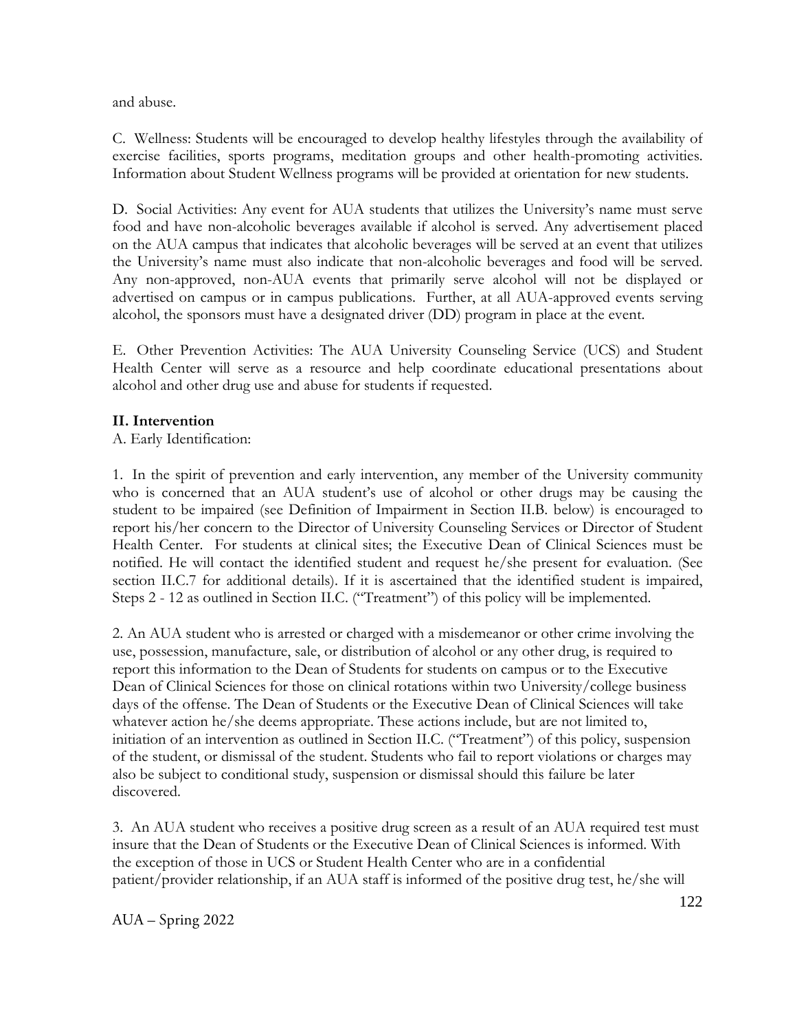and abuse.

C. Wellness: Students will be encouraged to develop healthy lifestyles through the availability of exercise facilities, sports programs, meditation groups and other health-promoting activities. Information about Student Wellness programs will be provided at orientation for new students.

D. Social Activities: Any event for AUA students that utilizes the University's name must serve food and have non-alcoholic beverages available if alcohol is served. Any advertisement placed on the AUA campus that indicates that alcoholic beverages will be served at an event that utilizes the University's name must also indicate that non-alcoholic beverages and food will be served. Any non-approved, non-AUA events that primarily serve alcohol will not be displayed or advertised on campus or in campus publications. Further, at all AUA-approved events serving alcohol, the sponsors must have a designated driver (DD) program in place at the event.

E. Other Prevention Activities: The AUA University Counseling Service (UCS) and Student Health Center will serve as a resource and help coordinate educational presentations about alcohol and other drug use and abuse for students if requested.

**II. Intervention**

A. Early Identification:

1. In the spirit of prevention and early intervention, any member of the University community who is concerned that an AUA student's use of alcohol or other drugs may be causing the student to be impaired (see Definition of Impairment in Section II.B. below) is encouraged to report his/her concern to the Director of University Counseling Services or Director of Student Health Center. For students at clinical sites; the Executive Dean of Clinical Sciences must be notified. He will contact the identified student and request he/she present for evaluation. (See section II.C.7 for additional details). If it is ascertained that the identified student is impaired, Steps 2 - 12 as outlined in Section II.C. ("Treatment") of this policy will be implemented.

2. An AUA student who is arrested or charged with a misdemeanor or other crime involving the use, possession, manufacture, sale, or distribution of alcohol or any other drug, is required to report this information to the Dean of Students for students on campus or to the Executive Dean of Clinical Sciences for those on clinical rotations within two University/college business days of the offense. The Dean of Students or the Executive Dean of Clinical Sciences will take whatever action he/she deems appropriate. These actions include, but are not limited to, initiation of an intervention as outlined in Section II.C. ("Treatment") of this policy, suspension of the student, or dismissal of the student. Students who fail to report violations or charges may also be subject to conditional study, suspension or dismissal should this failure be later discovered.

3. An AUA student who receives a positive drug screen as a result of an AUA required test must insure that the Dean of Students or the Executive Dean of Clinical Sciences is informed. With the exception of those in UCS or Student Health Center who are in a confidential patient/provider relationship, if an AUA staff is informed of the positive drug test, he/she will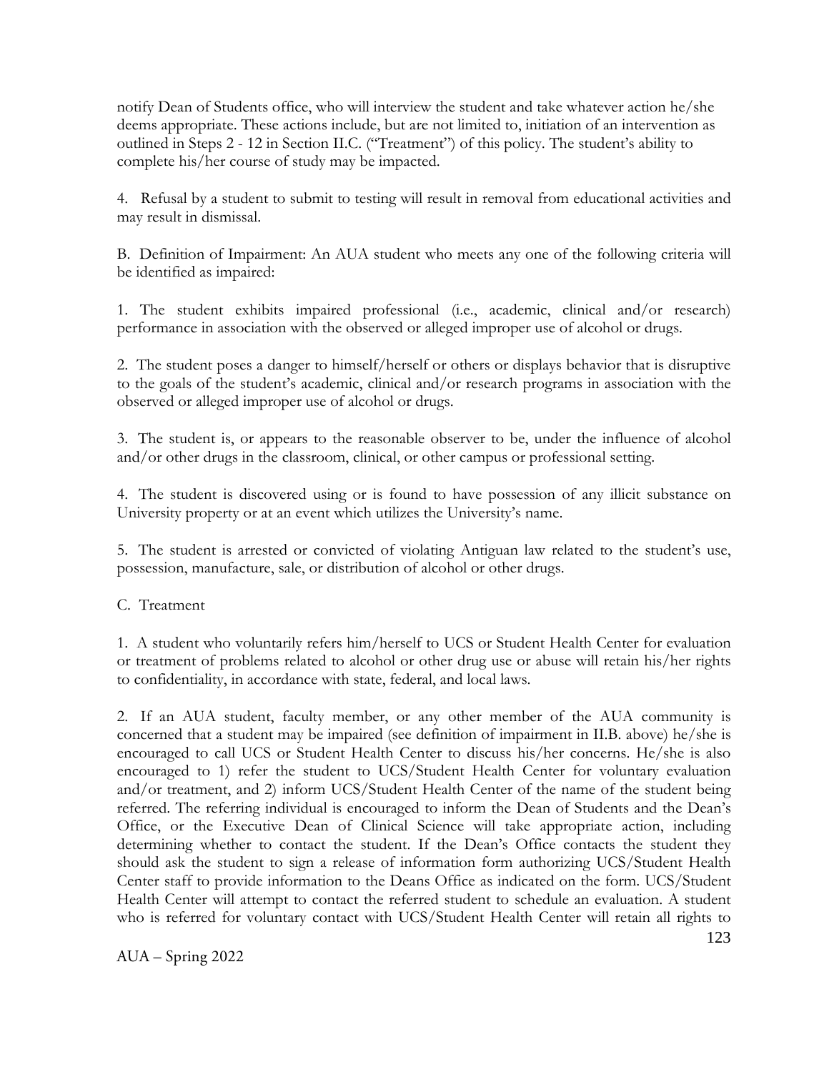notify Dean of Students office, who will interview the student and take whatever action he/she deems appropriate. These actions include, but are not limited to, initiation of an intervention as outlined in Steps 2 - 12 in Section II.C. ("Treatment") of this policy. The student's ability to complete his/her course of study may be impacted.

4. Refusal by a student to submit to testing will result in removal from educational activities and may result in dismissal.

B. Definition of Impairment: An AUA student who meets any one of the following criteria will be identified as impaired:

1. The student exhibits impaired professional (i.e., academic, clinical and/or research) performance in association with the observed or alleged improper use of alcohol or drugs.

2. The student poses a danger to himself/herself or others or displays behavior that is disruptive to the goals of the student's academic, clinical and/or research programs in association with the observed or alleged improper use of alcohol or drugs.

3. The student is, or appears to the reasonable observer to be, under the influence of alcohol and/or other drugs in the classroom, clinical, or other campus or professional setting.

4. The student is discovered using or is found to have possession of any illicit substance on University property or at an event which utilizes the University's name.

5. The student is arrested or convicted of violating Antiguan law related to the student's use, possession, manufacture, sale, or distribution of alcohol or other drugs.

C. Treatment

1. A student who voluntarily refers him/herself to UCS or Student Health Center for evaluation or treatment of problems related to alcohol or other drug use or abuse will retain his/her rights to confidentiality, in accordance with state, federal, and local laws.

2. If an AUA student, faculty member, or any other member of the AUA community is concerned that a student may be impaired (see definition of impairment in II.B. above) he/she is encouraged to call UCS or Student Health Center to discuss his/her concerns. He/she is also encouraged to 1) refer the student to UCS/Student Health Center for voluntary evaluation and/or treatment, and 2) inform UCS/Student Health Center of the name of the student being referred. The referring individual is encouraged to inform the Dean of Students and the Dean's Office, or the Executive Dean of Clinical Science will take appropriate action, including determining whether to contact the student. If the Dean's Office contacts the student they should ask the student to sign a release of information form authorizing UCS/Student Health Center staff to provide information to the Deans Office as indicated on the form. UCS/Student Health Center will attempt to contact the referred student to schedule an evaluation. A student who is referred for voluntary contact with UCS/Student Health Center will retain all rights to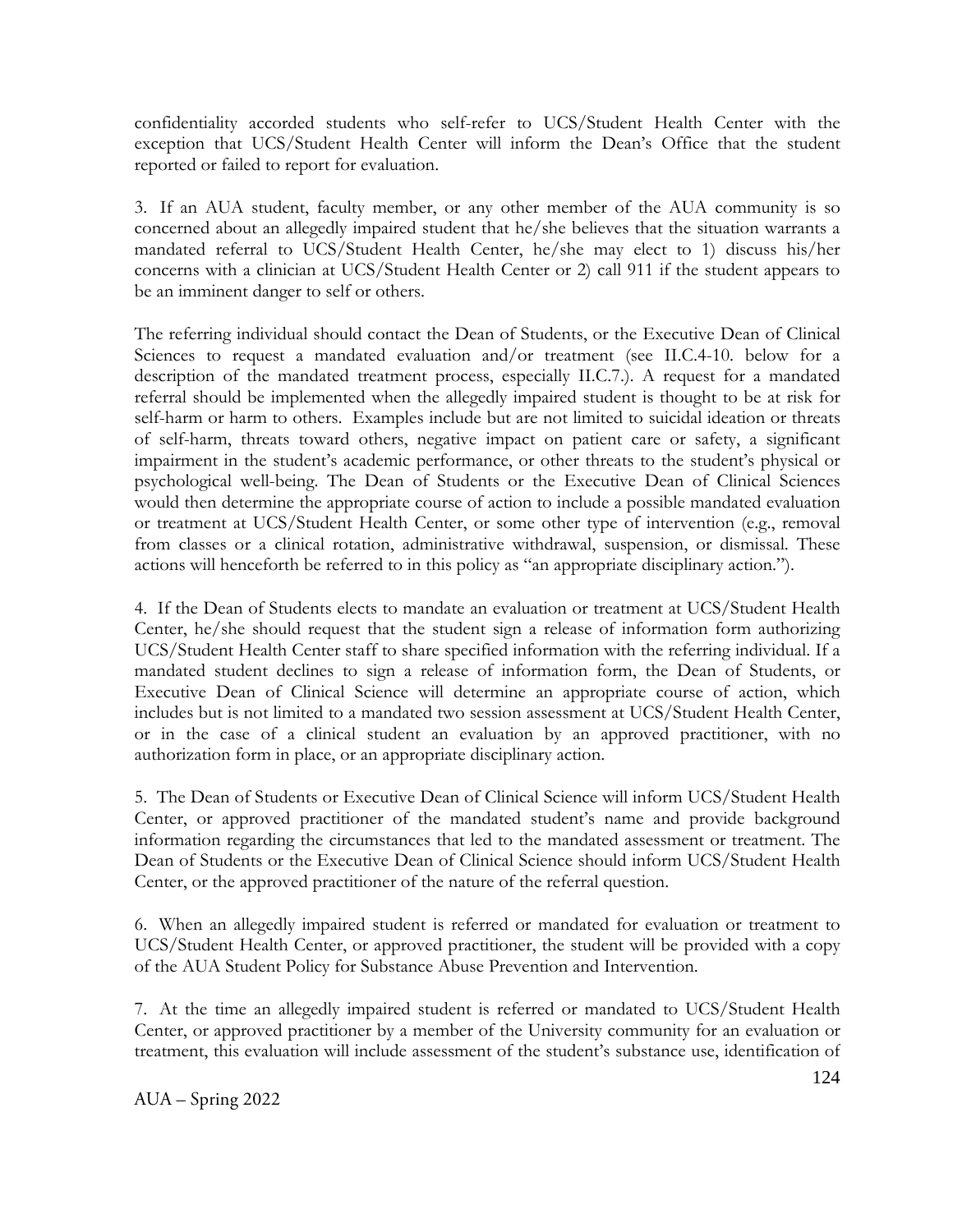confidentiality accorded students who self-refer to UCS/Student Health Center with the exception that UCS/Student Health Center will inform the Dean's Office that the student reported or failed to report for evaluation.

3. If an AUA student, faculty member, or any other member of the AUA community is so concerned about an allegedly impaired student that he/she believes that the situation warrants a mandated referral to UCS/Student Health Center, he/she may elect to 1) discuss his/her concerns with a clinician at UCS/Student Health Center or 2) call 911 if the student appears to be an imminent danger to self or others.

The referring individual should contact the Dean of Students, or the Executive Dean of Clinical Sciences to request a mandated evaluation and/or treatment (see II.C.4-10. below for a description of the mandated treatment process, especially II.C.7.). A request for a mandated referral should be implemented when the allegedly impaired student is thought to be at risk for self-harm or harm to others. Examples include but are not limited to suicidal ideation or threats of self-harm, threats toward others, negative impact on patient care or safety, a significant impairment in the student's academic performance, or other threats to the student's physical or psychological well-being. The Dean of Students or the Executive Dean of Clinical Sciences would then determine the appropriate course of action to include a possible mandated evaluation or treatment at UCS/Student Health Center, or some other type of intervention (e.g., removal from classes or a clinical rotation, administrative withdrawal, suspension, or dismissal. These actions will henceforth be referred to in this policy as "an appropriate disciplinary action.").

4. If the Dean of Students elects to mandate an evaluation or treatment at UCS/Student Health Center, he/she should request that the student sign a release of information form authorizing UCS/Student Health Center staff to share specified information with the referring individual. If a mandated student declines to sign a release of information form, the Dean of Students, or Executive Dean of Clinical Science will determine an appropriate course of action, which includes but is not limited to a mandated two session assessment at UCS/Student Health Center, or in the case of a clinical student an evaluation by an approved practitioner, with no authorization form in place, or an appropriate disciplinary action.

5. The Dean of Students or Executive Dean of Clinical Science will inform UCS/Student Health Center, or approved practitioner of the mandated student's name and provide background information regarding the circumstances that led to the mandated assessment or treatment. The Dean of Students or the Executive Dean of Clinical Science should inform UCS/Student Health Center, or the approved practitioner of the nature of the referral question.

6. When an allegedly impaired student is referred or mandated for evaluation or treatment to UCS/Student Health Center, or approved practitioner, the student will be provided with a copy of the AUA Student Policy for Substance Abuse Prevention and Intervention.

7. At the time an allegedly impaired student is referred or mandated to UCS/Student Health Center, or approved practitioner by a member of the University community for an evaluation or treatment, this evaluation will include assessment of the student's substance use, identification of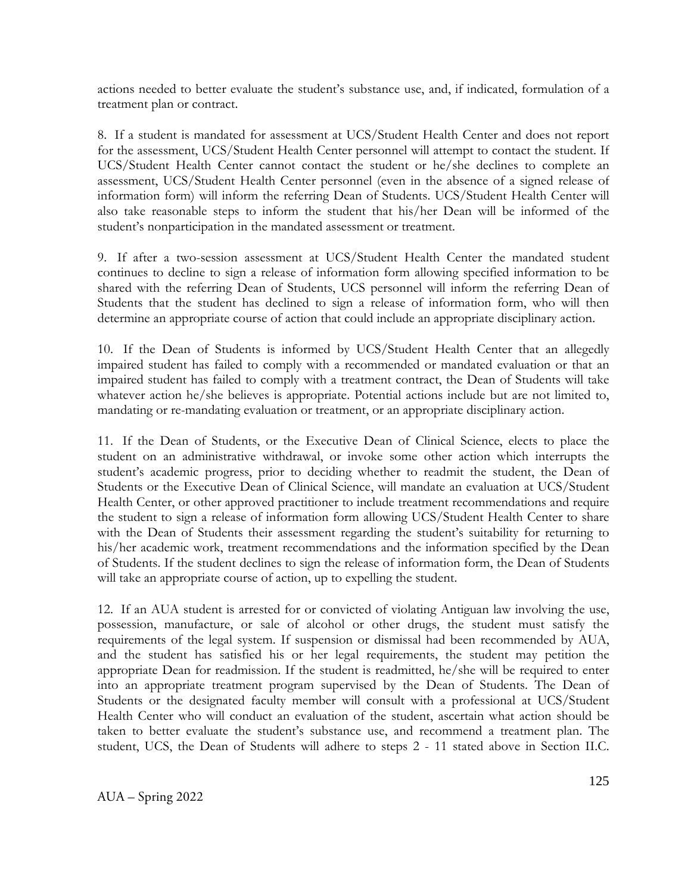actions needed to better evaluate the student's substance use, and, if indicated, formulation of a treatment plan or contract.

8. If a student is mandated for assessment at UCS/Student Health Center and does not report for the assessment, UCS/Student Health Center personnel will attempt to contact the student. If UCS/Student Health Center cannot contact the student or he/she declines to complete an assessment, UCS/Student Health Center personnel (even in the absence of a signed release of information form) will inform the referring Dean of Students. UCS/Student Health Center will also take reasonable steps to inform the student that his/her Dean will be informed of the student's nonparticipation in the mandated assessment or treatment.

9. If after a two-session assessment at UCS/Student Health Center the mandated student continues to decline to sign a release of information form allowing specified information to be shared with the referring Dean of Students, UCS personnel will inform the referring Dean of Students that the student has declined to sign a release of information form, who will then determine an appropriate course of action that could include an appropriate disciplinary action.

10. If the Dean of Students is informed by UCS/Student Health Center that an allegedly impaired student has failed to comply with a recommended or mandated evaluation or that an impaired student has failed to comply with a treatment contract, the Dean of Students will take whatever action he/she believes is appropriate. Potential actions include but are not limited to, mandating or re-mandating evaluation or treatment, or an appropriate disciplinary action.

11. If the Dean of Students, or the Executive Dean of Clinical Science, elects to place the student on an administrative withdrawal, or invoke some other action which interrupts the student's academic progress, prior to deciding whether to readmit the student, the Dean of Students or the Executive Dean of Clinical Science, will mandate an evaluation at UCS/Student Health Center, or other approved practitioner to include treatment recommendations and require the student to sign a release of information form allowing UCS/Student Health Center to share with the Dean of Students their assessment regarding the student's suitability for returning to his/her academic work, treatment recommendations and the information specified by the Dean of Students. If the student declines to sign the release of information form, the Dean of Students will take an appropriate course of action, up to expelling the student.

12. If an AUA student is arrested for or convicted of violating Antiguan law involving the use, possession, manufacture, or sale of alcohol or other drugs, the student must satisfy the requirements of the legal system. If suspension or dismissal had been recommended by AUA, and the student has satisfied his or her legal requirements, the student may petition the appropriate Dean for readmission. If the student is readmitted, he/she will be required to enter into an appropriate treatment program supervised by the Dean of Students. The Dean of Students or the designated faculty member will consult with a professional at UCS/Student Health Center who will conduct an evaluation of the student, ascertain what action should be taken to better evaluate the student's substance use, and recommend a treatment plan. The student, UCS, the Dean of Students will adhere to steps 2 - 11 stated above in Section II.C.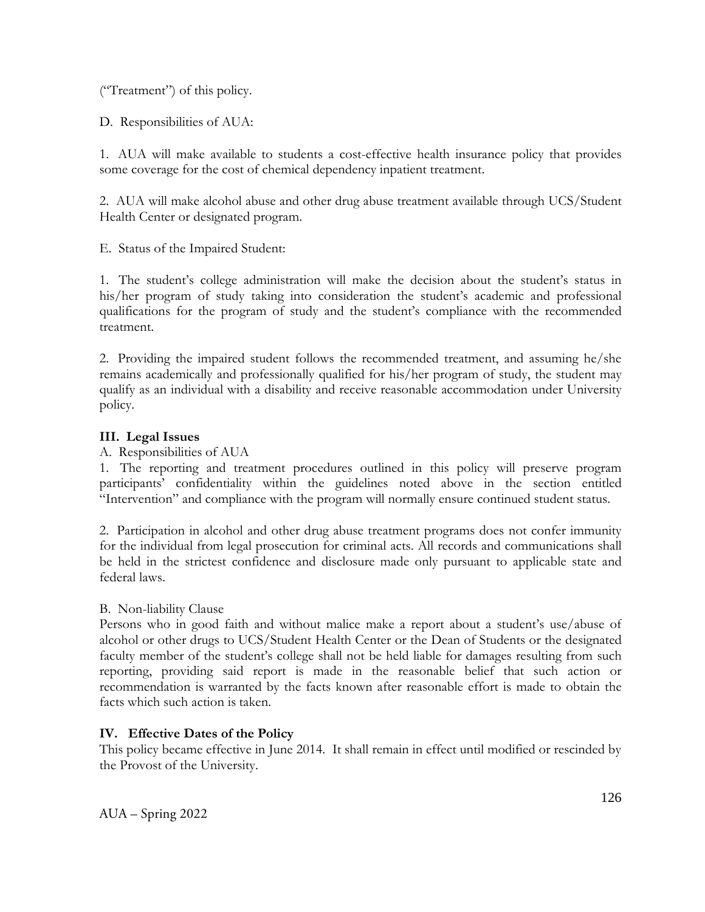("Treatment") of this policy.

D. Responsibilities of AUA:

1. AUA will make available to students a cost-effective health insurance policy that provides some coverage for the cost of chemical dependency inpatient treatment.

2. AUA will make alcohol abuse and other drug abuse treatment available through UCS/Student Health Center or designated program.

E. Status of the Impaired Student:

1. The student's college administration will make the decision about the student's status in his/her program of study taking into consideration the student's academic and professional qualifications for the program of study and the student's compliance with the recommended treatment.

2. Providing the impaired student follows the recommended treatment, and assuming he/she remains academically and professionally qualified for his/her program of study, the student may qualify as an individual with a disability and receive reasonable accommodation under University policy.

## III. Legal Issues

A. Responsibilities of AUA

1. The reporting and treatment procedures outlined in this policy will preserve program participants' confidentiality within the guidelines noted above in the section entitled "Intervention" and compliance with the program will normally ensure continued student status.

2. Participation in alcohol and other drug abuse treatment programs does not confer immunity for the individual from legal prosecution for criminal acts. All records and communications shall be held in the strictest confidence and disclosure made only pursuant to applicable state and federal laws.

B. Non-liability Clause

Persons who in good faith and without malice make a report about a student's use/abuse of alcohol or other drugs to UCS/Student Health Center or the Dean of Students or the designated faculty member of the student's college shall not be held liable for damages resulting from such reporting, providing said report is made in the reasonable belief that such action or recommendation is warranted by the facts known after reasonable effort is made to obtain the facts which such action is taken.

## IV. Effective Dates of the Policy

This policy became effective in June 2014. It shall remain in effect until modified or rescinded by the Provost of the University.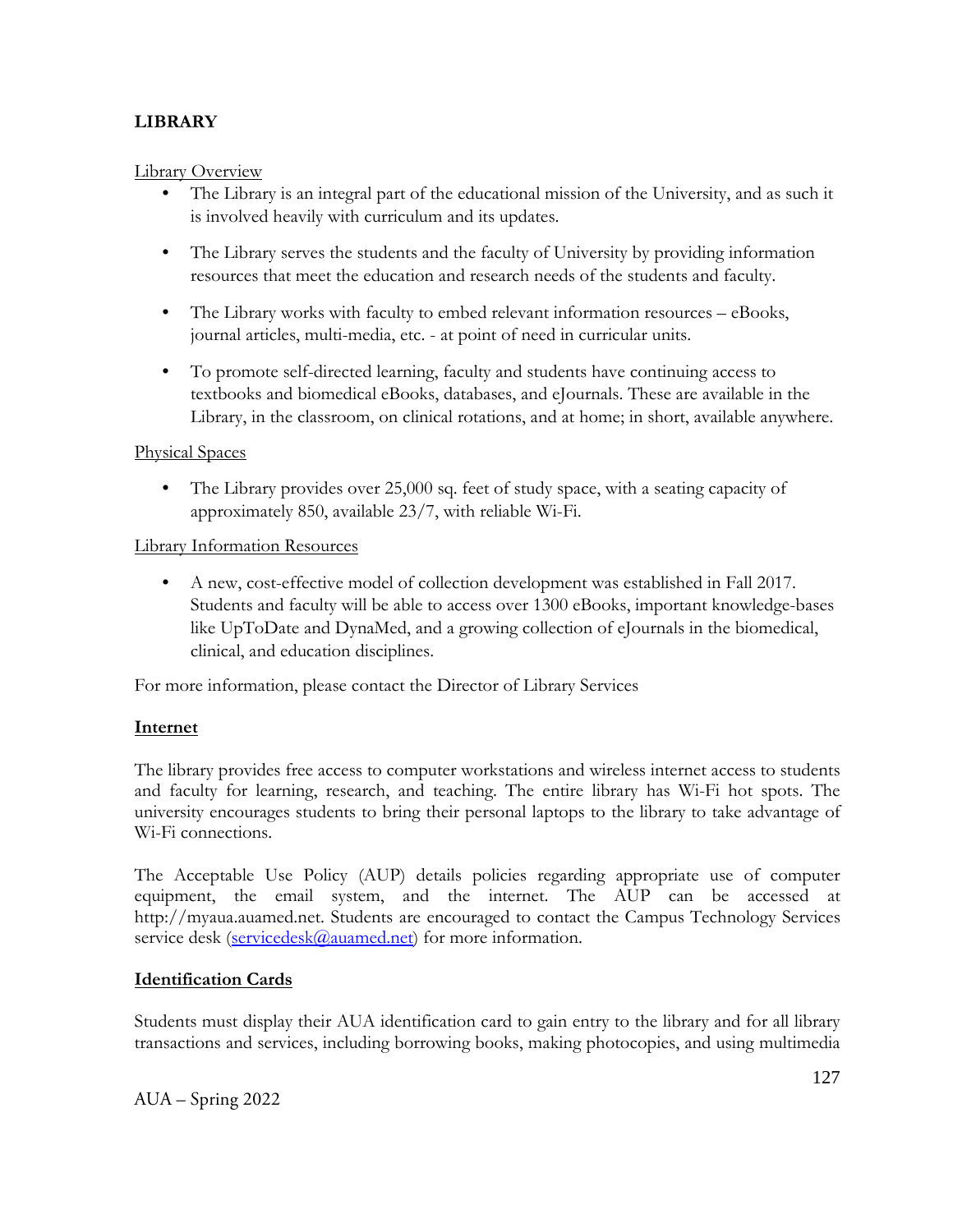## LIBRARY

Library Overview

- The Library is an integral part of the educational mission of the University, and as such it is involved heavily with curriculum and its updates.
- The Library serves the students and the faculty of University by providing information resources that meet the education and research needs of the students and faculty.
- The Library works with faculty to embed relevant information resources – eBooks, journal articles, multi-media, etc. - at point of need in curricular units.
- To promote self-directed learning, faculty and students have continuing access to textbooks and biomedical eBooks, databases, and eJournals. These are available in the Library, in the classroom, on clinical rotations, and at home; in short, available anywhere.

Physical Spaces

- The Library provides over 25,000 sq. feet of study space, with a seating capacity of approximately 850, available 23/7, with reliable Wi-Fi.

Library Information Resources

- A new, cost-effective model of collection development was established in Fall 2017. Students and faculty will be able to access over 1300 eBooks, important knowledge-bases like UpToDate and DynaMed, and a growing collection of eJournals in the biomedical, clinical, and education disciplines.

For more information, please contact the Director of Library Services

### Internet

The library provides free access to computer workstations and wireless internet access to students and faculty for learning, research, and teaching. The entire library has Wi-Fi hot spots. The university encourages students to bring their personal laptops to the library to take advantage of Wi-Fi connections.

The Acceptable Use Policy (AUP) details policies regarding appropriate use of computer equipment, the email system, and the internet. The AUP can be accessed at http://myaua.auamed.net. Students are encouraged to contact the Campus Technology Services service desk (servicedesk@auamed.net) for more information.

### Identification Cards

Students must display their AUA identification card to gain entry to the library and for all library transactions and services, including borrowing books, making photocopies, and using multimedia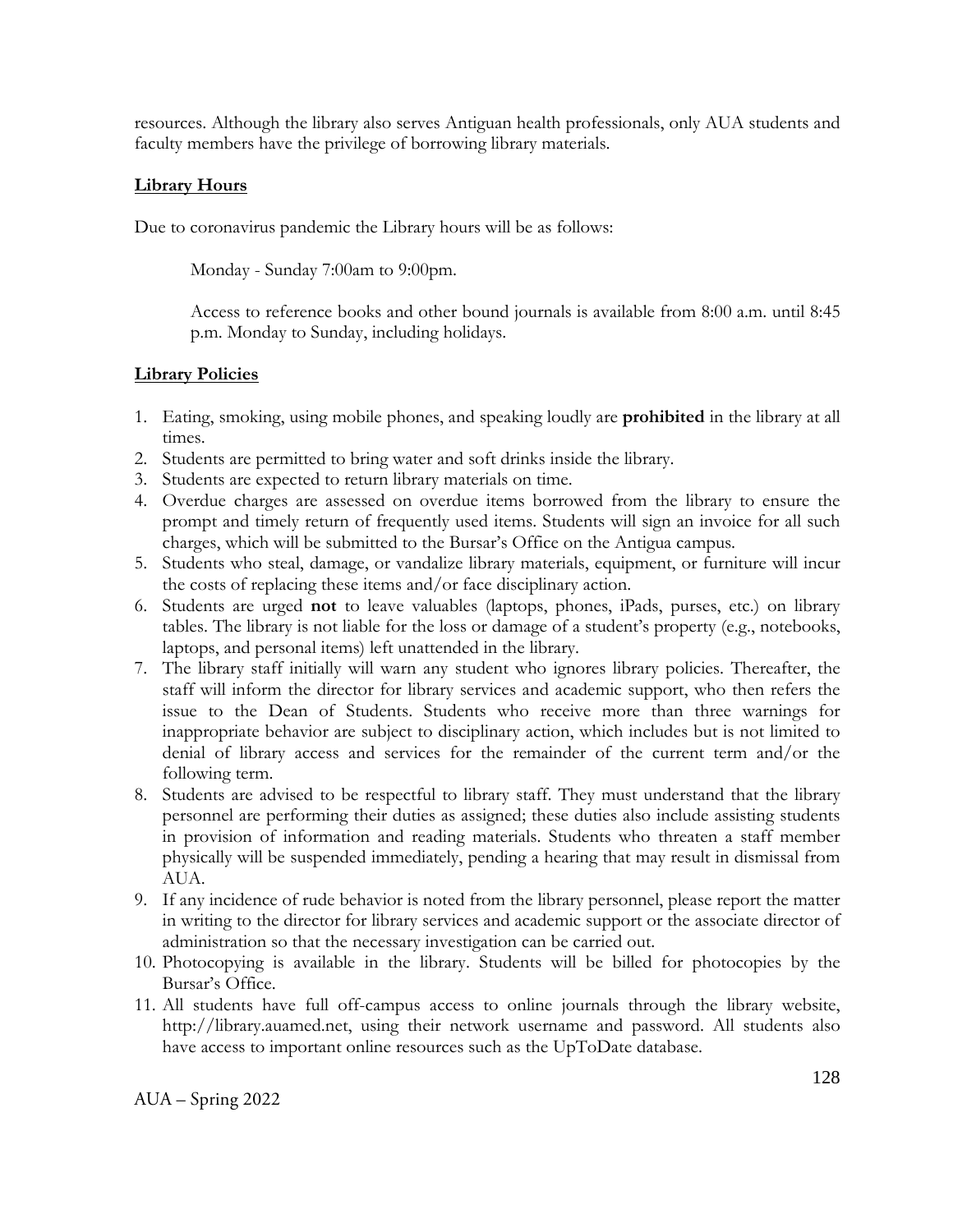resources. Although the library also serves Antiguan health professionals, only AUA students and faculty members have the privilege of borrowing library materials.

## Library Hours

Due to coronavirus pandemic the Library hours will be as follows:

Monday - Sunday 7:00am to 9:00pm.

Access to reference books and other bound journals is available from 8:00 a.m. until 8:45 p.m. Monday to Sunday, including holidays.

## Library Policies

1. Eating, smoking, using mobile phones, and speaking loudly are **prohibited** in the library at all times.
2. Students are permitted to bring water and soft drinks inside the library.
3. Students are expected to return library materials on time.
4. Overdue charges are assessed on overdue items borrowed from the library to ensure the prompt and timely return of frequently used items. Students will sign an invoice for all such charges, which will be submitted to the Bursar's Office on the Antigua campus.
5. Students who steal, damage, or vandalize library materials, equipment, or furniture will incur the costs of replacing these items and/or face disciplinary action.
6. Students are urged **not** to leave valuables (laptops, phones, iPads, purses, etc.) on library tables. The library is not liable for the loss or damage of a student's property (e.g., notebooks, laptops, and personal items) left unattended in the library.
7. The library staff initially will warn any student who ignores library policies. Thereafter, the staff will inform the director for library services and academic support, who then refers the issue to the Dean of Students. Students who receive more than three warnings for inappropriate behavior are subject to disciplinary action, which includes but is not limited to denial of library access and services for the remainder of the current term and/or the following term.
8. Students are advised to be respectful to library staff. They must understand that the library personnel are performing their duties as assigned; these duties also include assisting students in provision of information and reading materials. Students who threaten a staff member physically will be suspended immediately, pending a hearing that may result in dismissal from AUA.
9. If any incidence of rude behavior is noted from the library personnel, please report the matter in writing to the director for library services and academic support or the associate director of administration so that the necessary investigation can be carried out.
10. Photocopying is available in the library. Students will be billed for photocopies by the Bursar's Office.
11. All students have full off-campus access to online journals through the library website, http://library.auamed.net, using their network username and password. All students also have access to important online resources such as the UpToDate database.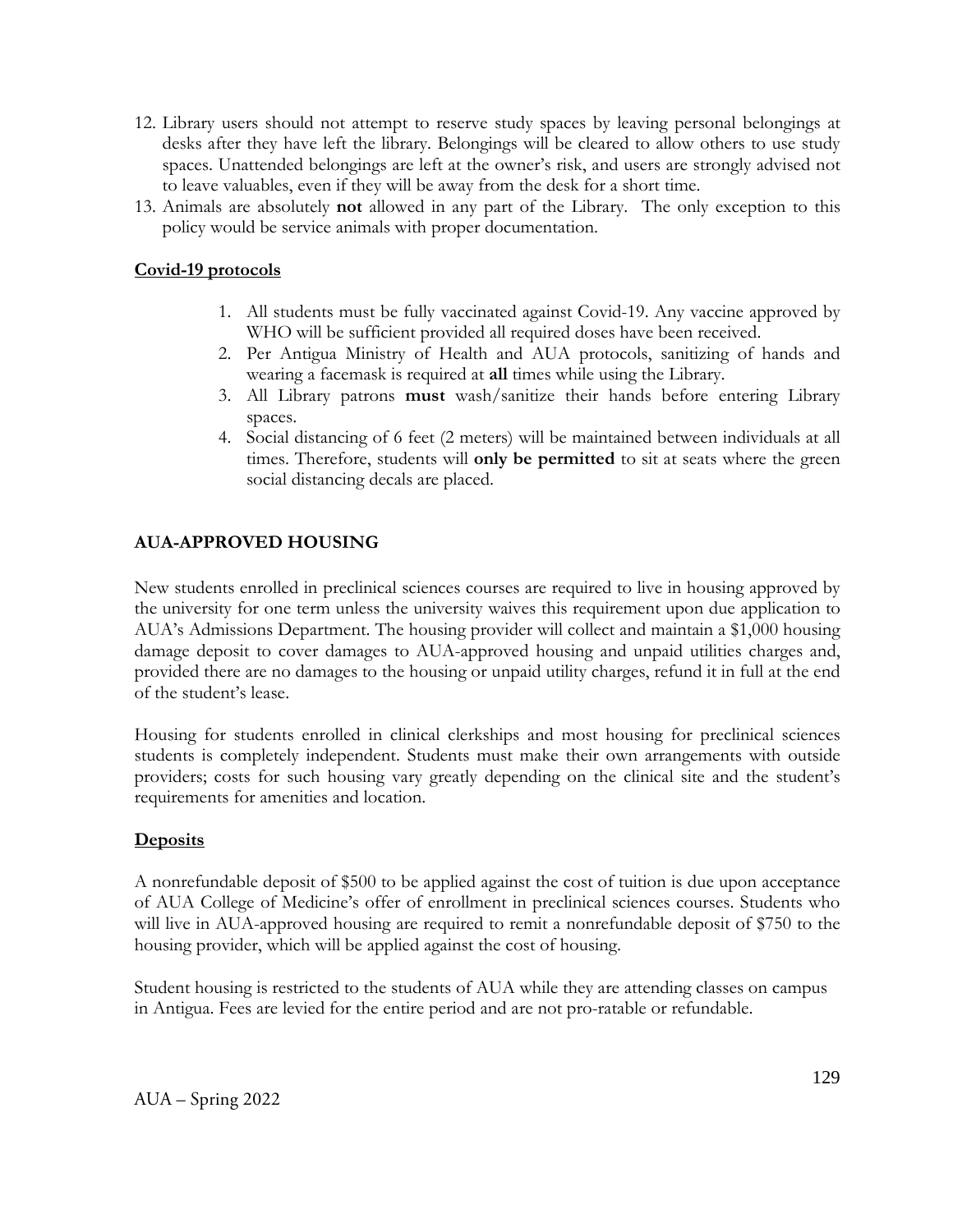12. Library users should not attempt to reserve study spaces by leaving personal belongings at desks after they have left the library. Belongings will be cleared to allow others to use study spaces. Unattended belongings are left at the owner's risk, and users are strongly advised not to leave valuables, even if they will be away from the desk for a short time.
13. Animals are absolutely **not** allowed in any part of the Library. The only exception to this policy would be service animals with proper documentation.

**Covid-19 protocols**

1. All students must be fully vaccinated against Covid-19. Any vaccine approved by WHO will be sufficient provided all required doses have been received.
2. Per Antigua Ministry of Health and AUA protocols, sanitizing of hands and wearing a facemask is required at **all** times while using the Library.
3. All Library patrons **must** wash/sanitize their hands before entering Library spaces.
4. Social distancing of 6 feet (2 meters) will be maintained between individuals at all times. Therefore, students will **only be permitted** to sit at seats where the green social distancing decals are placed.

## AUA-APPROVED HOUSING

New students enrolled in preclinical sciences courses are required to live in housing approved by the university for one term unless the university waives this requirement upon due application to AUA's Admissions Department. The housing provider will collect and maintain a $1,000 housing damage deposit to cover damages to AUA-approved housing and unpaid utilities charges and, provided there are no damages to the housing or unpaid utility charges, refund it in full at the end of the student's lease.

Housing for students enrolled in clinical clerkships and most housing for preclinical sciences students is completely independent. Students must make their own arrangements with outside providers; costs for such housing vary greatly depending on the clinical site and the student's requirements for amenities and location.

**Deposits**

A nonrefundable deposit of $500 to be applied against the cost of tuition is due upon acceptance of AUA College of Medicine's offer of enrollment in preclinical sciences courses. Students who will live in AUA-approved housing are required to remit a nonrefundable deposit of $750 to the housing provider, which will be applied against the cost of housing.

Student housing is restricted to the students of AUA while they are attending classes on campus in Antigua. Fees are levied for the entire period and are not pro-ratable or refundable.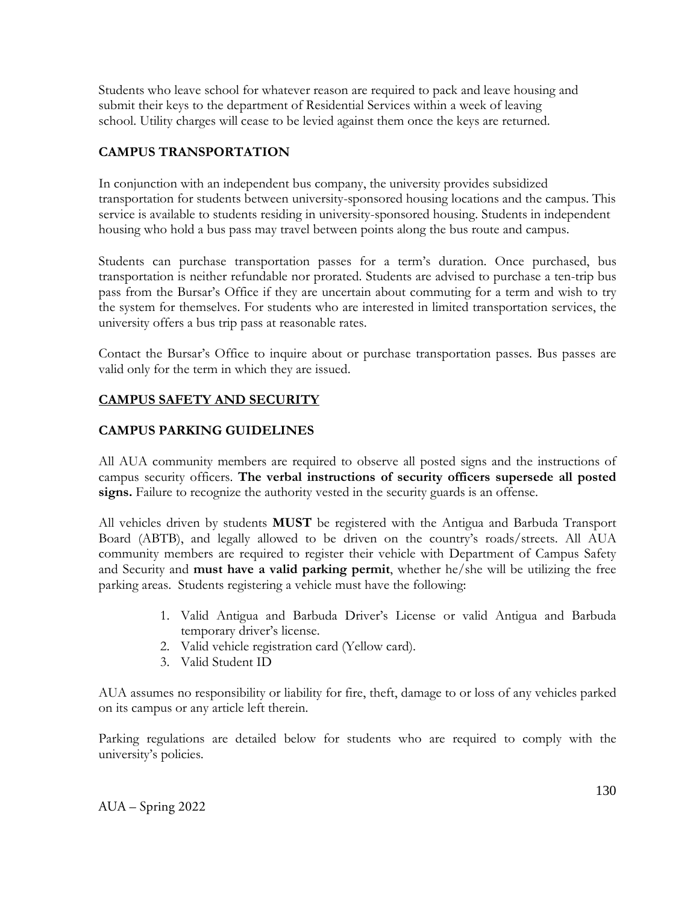Students who leave school for whatever reason are required to pack and leave housing and submit their keys to the department of Residential Services within a week of leaving school. Utility charges will cease to be levied against them once the keys are returned.

## CAMPUS TRANSPORTATION

In conjunction with an independent bus company, the university provides subsidized transportation for students between university-sponsored housing locations and the campus. This service is available to students residing in university-sponsored housing. Students in independent housing who hold a bus pass may travel between points along the bus route and campus.

Students can purchase transportation passes for a term's duration. Once purchased, bus transportation is neither refundable nor prorated. Students are advised to purchase a ten-trip bus pass from the Bursar's Office if they are uncertain about commuting for a term and wish to try the system for themselves. For students who are interested in limited transportation services, the university offers a bus trip pass at reasonable rates.

Contact the Bursar's Office to inquire about or purchase transportation passes. Bus passes are valid only for the term in which they are issued.

## CAMPUS SAFETY AND SECURITY

## CAMPUS PARKING GUIDELINES

All AUA community members are required to observe all posted signs and the instructions of campus security officers. **The verbal instructions of security officers supersede all posted signs.** Failure to recognize the authority vested in the security guards is an offense.

All vehicles driven by students **MUST** be registered with the Antigua and Barbuda Transport Board (ABTB), and legally allowed to be driven on the country's roads/streets. All AUA community members are required to register their vehicle with Department of Campus Safety and Security and **must have a valid parking permit**, whether he/she will be utilizing the free parking areas. Students registering a vehicle must have the following:

1. Valid Antigua and Barbuda Driver's License or valid Antigua and Barbuda temporary driver's license.
2. Valid vehicle registration card (Yellow card).
3. Valid Student ID

AUA assumes no responsibility or liability for fire, theft, damage to or loss of any vehicles parked on its campus or any article left therein.

Parking regulations are detailed below for students who are required to comply with the university's policies.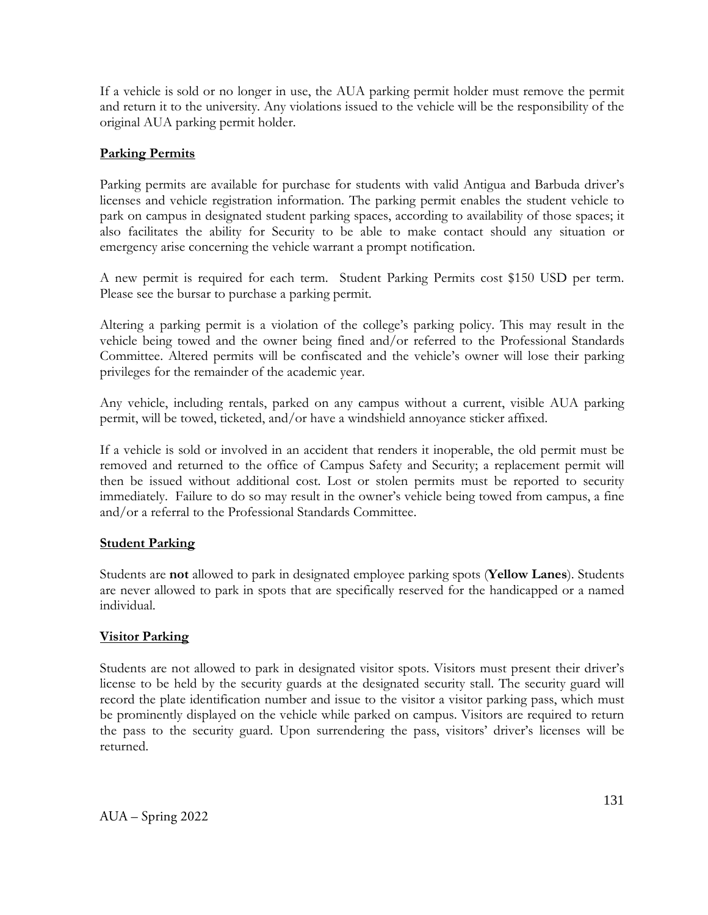If a vehicle is sold or no longer in use, the AUA parking permit holder must remove the permit and return it to the university. Any violations issued to the vehicle will be the responsibility of the original AUA parking permit holder.

## Parking Permits

Parking permits are available for purchase for students with valid Antigua and Barbuda driver's licenses and vehicle registration information. The parking permit enables the student vehicle to park on campus in designated student parking spaces, according to availability of those spaces; it also facilitates the ability for Security to be able to make contact should any situation or emergency arise concerning the vehicle warrant a prompt notification.

A new permit is required for each term. Student Parking Permits cost $150 USD per term. Please see the bursar to purchase a parking permit.

Altering a parking permit is a violation of the college's parking policy. This may result in the vehicle being towed and the owner being fined and/or referred to the Professional Standards Committee. Altered permits will be confiscated and the vehicle's owner will lose their parking privileges for the remainder of the academic year.

Any vehicle, including rentals, parked on any campus without a current, visible AUA parking permit, will be towed, ticketed, and/or have a windshield annoyance sticker affixed.

If a vehicle is sold or involved in an accident that renders it inoperable, the old permit must be removed and returned to the office of Campus Safety and Security; a replacement permit will then be issued without additional cost. Lost or stolen permits must be reported to security immediately. Failure to do so may result in the owner's vehicle being towed from campus, a fine and/or a referral to the Professional Standards Committee.

## Student Parking

Students are **not** allowed to park in designated employee parking spots (**Yellow Lanes**). Students are never allowed to park in spots that are specifically reserved for the handicapped or a named individual.

## Visitor Parking

Students are not allowed to park in designated visitor spots. Visitors must present their driver's license to be held by the security guards at the designated security stall. The security guard will record the plate identification number and issue to the visitor a visitor parking pass, which must be prominently displayed on the vehicle while parked on campus. Visitors are required to return the pass to the security guard. Upon surrendering the pass, visitors' driver's licenses will be returned.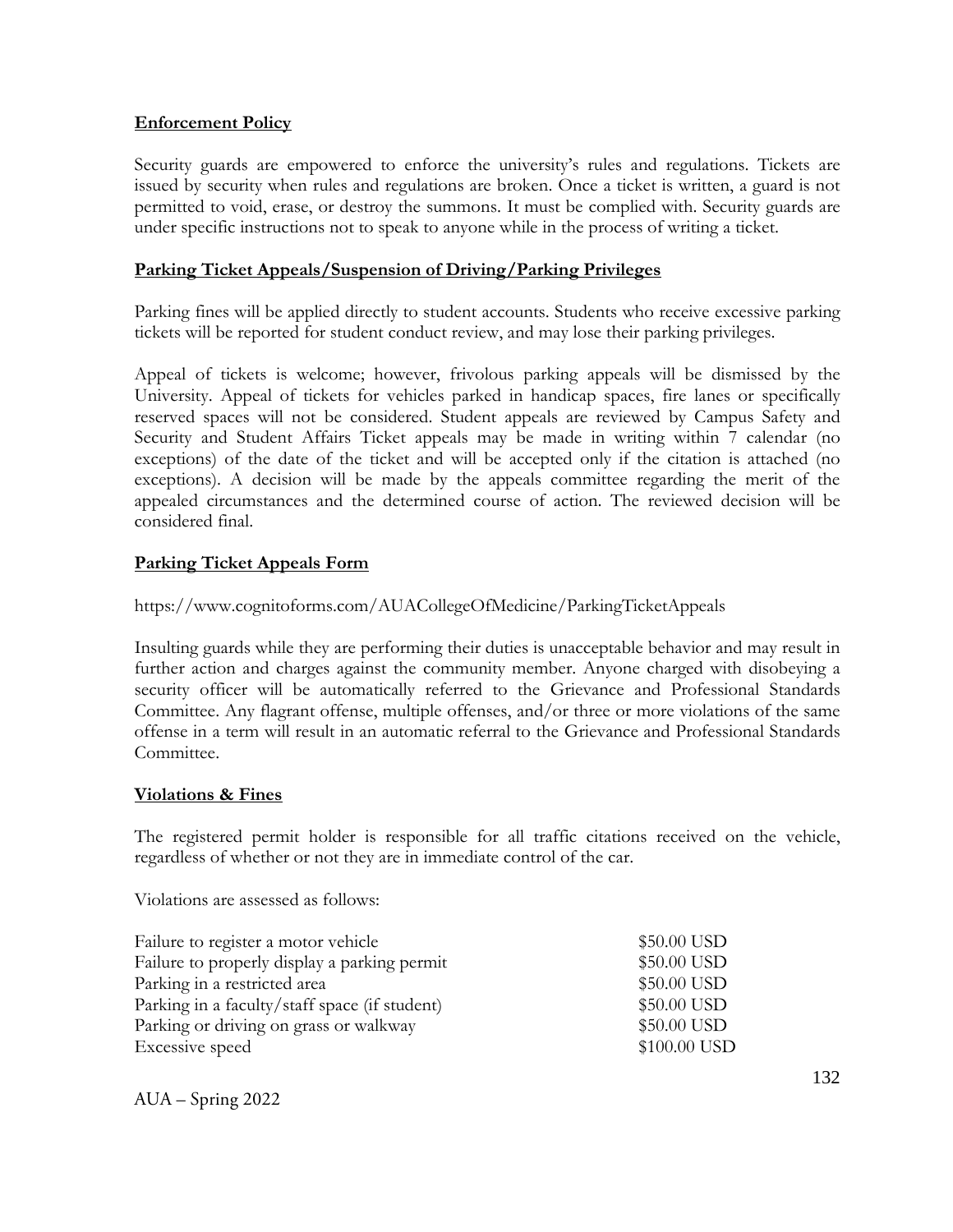**Enforcement Policy**

Security guards are empowered to enforce the university's rules and regulations. Tickets are issued by security when rules and regulations are broken. Once a ticket is written, a guard is not permitted to void, erase, or destroy the summons. It must be complied with. Security guards are under specific instructions not to speak to anyone while in the process of writing a ticket.

**Parking Ticket Appeals/Suspension of Driving/Parking Privileges**

Parking fines will be applied directly to student accounts. Students who receive excessive parking tickets will be reported for student conduct review, and may lose their parking privileges.

Appeal of tickets is welcome; however, frivolous parking appeals will be dismissed by the University. Appeal of tickets for vehicles parked in handicap spaces, fire lanes or specifically reserved spaces will not be considered. Student appeals are reviewed by Campus Safety and Security and Student Affairs Ticket appeals may be made in writing within 7 calendar (no exceptions) of the date of the ticket and will be accepted only if the citation is attached (no exceptions). A decision will be made by the appeals committee regarding the merit of the appealed circumstances and the determined course of action. The reviewed decision will be considered final.

**Parking Ticket Appeals Form**

https://www.cognitoforms.com/AUACollegeOfMedicine/ParkingTicketAppeals

Insulting guards while they are performing their duties is unacceptable behavior and may result in further action and charges against the community member. Anyone charged with disobeying a security officer will be automatically referred to the Grievance and Professional Standards Committee. Any flagrant offense, multiple offenses, and/or three or more violations of the same offense in a term will result in an automatic referral to the Grievance and Professional Standards Committee.

**Violations & Fines**

The registered permit holder is responsible for all traffic citations received on the vehicle, regardless of whether or not they are in immediate control of the car.

Violations are assessed as follows:

| Violation | Fine |
|---|---|
| Failure to register a motor vehicle | \$50.00 USD |
| Failure to properly display a parking permit | \$50.00 USD |
| Parking in a restricted area | \$50.00 USD |
| Parking in a faculty/staff space (if student) | \$50.00 USD |
| Parking or driving on grass or walkway | \$50.00 USD |
| Excessive speed | \$100.00 USD |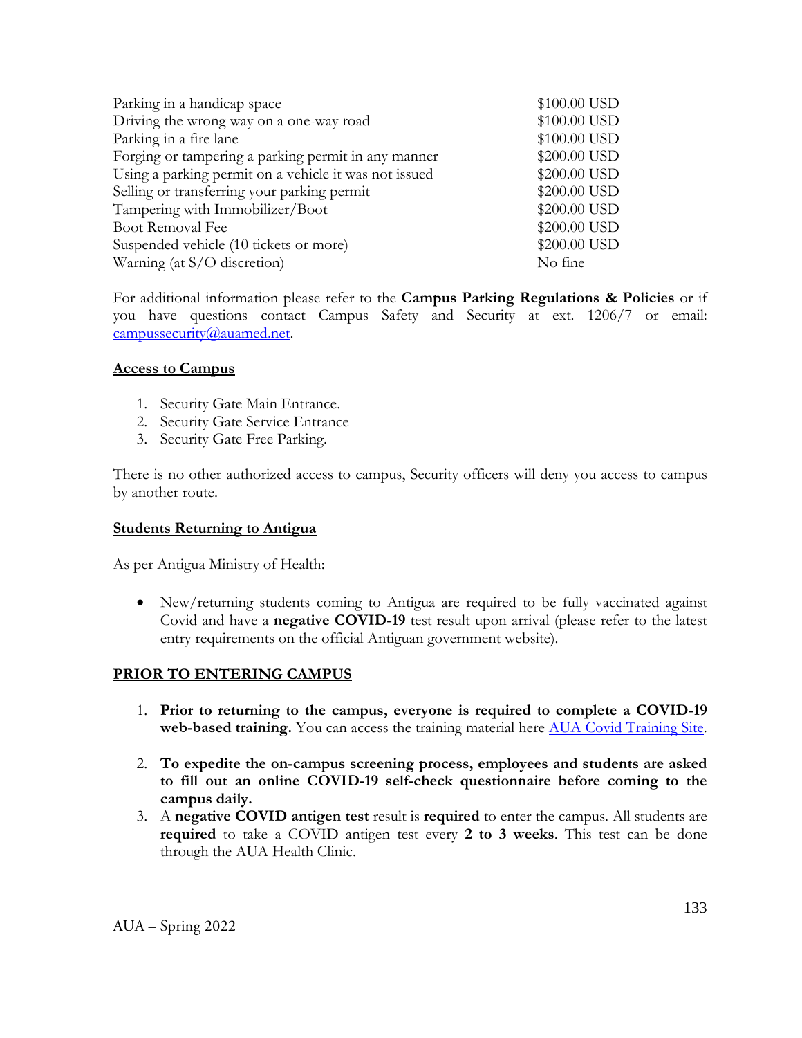| | |
|---|---|
| Parking in a handicap space | $100.00 USD |
| Driving the wrong way on a one-way road | $100.00 USD |
| Parking in a fire lane | $100.00 USD |
| Forging or tampering a parking permit in any manner | $200.00 USD |
| Using a parking permit on a vehicle it was not issued | $200.00 USD |
| Selling or transferring your parking permit | $200.00 USD |
| Tampering with Immobilizer/Boot | $200.00 USD |
| Boot Removal Fee | $200.00 USD |
| Suspended vehicle (10 tickets or more) | $200.00 USD |
| Warning (at S/O discretion) | No fine |

For additional information please refer to the **Campus Parking Regulations & Policies** or if you have questions contact Campus Safety and Security at ext. 1206/7 or email: campussecurity@auamed.net.

## Access to Campus

1. Security Gate Main Entrance.
2. Security Gate Service Entrance
3. Security Gate Free Parking.

There is no other authorized access to campus, Security officers will deny you access to campus by another route.

## Students Returning to Antigua

As per Antigua Ministry of Health:

- New/returning students coming to Antigua are required to be fully vaccinated against Covid and have a **negative COVID-19** test result upon arrival (please refer to the latest entry requirements on the official Antiguan government website).

## PRIOR TO ENTERING CAMPUS

1. **Prior to returning to the campus, everyone is required to complete a COVID-19 web-based training.** You can access the training material here AUA Covid Training Site.

2. **To expedite the on-campus screening process, employees and students are asked to fill out an online COVID-19 self-check questionnaire before coming to the campus daily.**
3. A **negative COVID antigen test** result is **required** to enter the campus. All students are **required** to take a COVID antigen test every **2 to 3 weeks**. This test can be done through the AUA Health Clinic.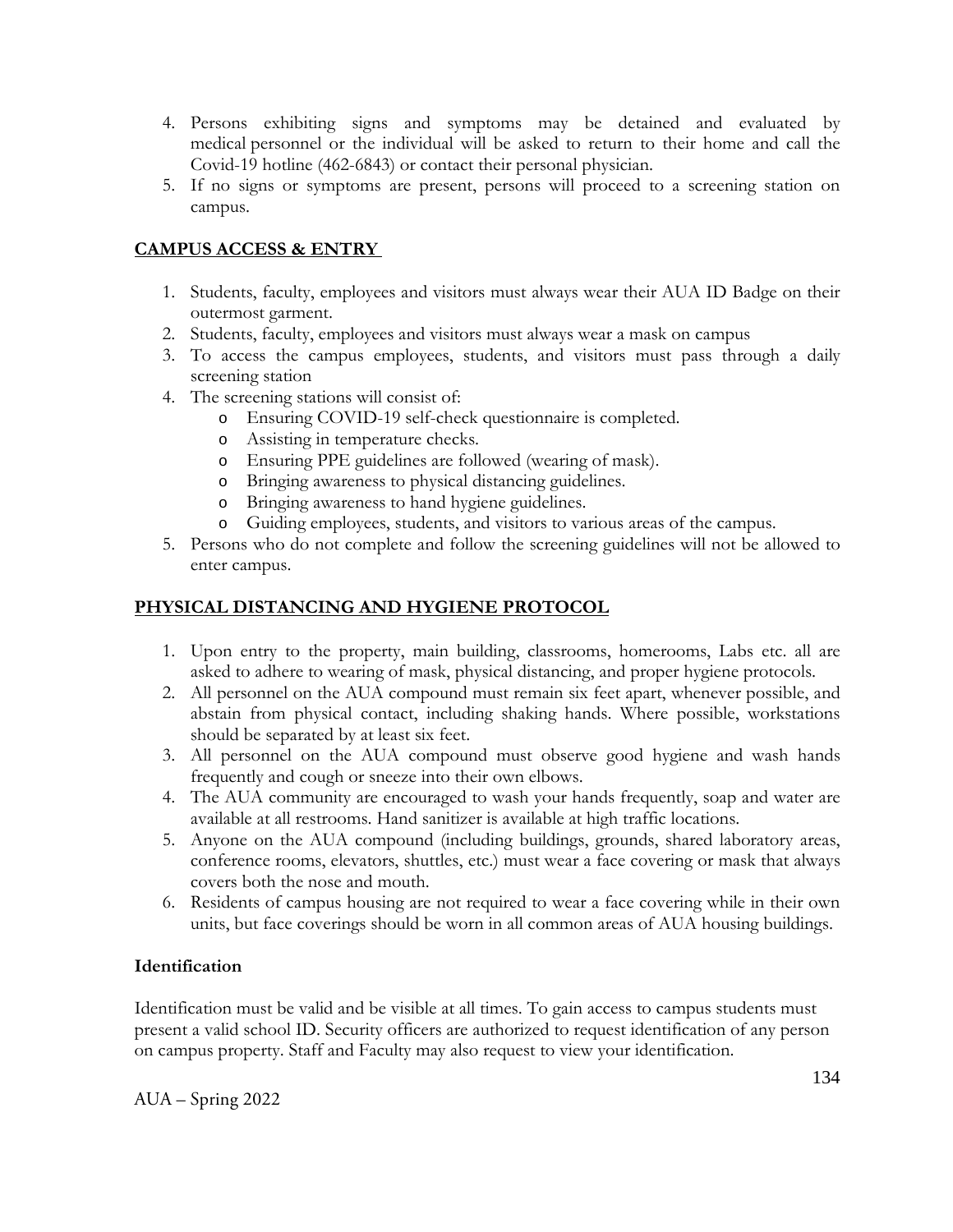4. Persons exhibiting signs and symptoms may be detained and evaluated by medical personnel or the individual will be asked to return to their home and call the Covid-19 hotline (462-6843) or contact their personal physician.
5. If no signs or symptoms are present, persons will proceed to a screening station on campus.

## CAMPUS ACCESS & ENTRY

1. Students, faculty, employees and visitors must always wear their AUA ID Badge on their outermost garment.
2. Students, faculty, employees and visitors must always wear a mask on campus
3. To access the campus employees, students, and visitors must pass through a daily screening station
4. The screening stations will consist of:
   - Ensuring COVID-19 self-check questionnaire is completed.
   - Assisting in temperature checks.
   - Ensuring PPE guidelines are followed (wearing of mask).
   - Bringing awareness to physical distancing guidelines.
   - Bringing awareness to hand hygiene guidelines.
   - Guiding employees, students, and visitors to various areas of the campus.
5. Persons who do not complete and follow the screening guidelines will not be allowed to enter campus.

## PHYSICAL DISTANCING AND HYGIENE PROTOCOL

1. Upon entry to the property, main building, classrooms, homerooms, Labs etc. all are asked to adhere to wearing of mask, physical distancing, and proper hygiene protocols.
2. All personnel on the AUA compound must remain six feet apart, whenever possible, and abstain from physical contact, including shaking hands. Where possible, workstations should be separated by at least six feet.
3. All personnel on the AUA compound must observe good hygiene and wash hands frequently and cough or sneeze into their own elbows.
4. The AUA community are encouraged to wash your hands frequently, soap and water are available at all restrooms. Hand sanitizer is available at high traffic locations.
5. Anyone on the AUA compound (including buildings, grounds, shared laboratory areas, conference rooms, elevators, shuttles, etc.) must wear a face covering or mask that always covers both the nose and mouth.
6. Residents of campus housing are not required to wear a face covering while in their own units, but face coverings should be worn in all common areas of AUA housing buildings.

### Identification

Identification must be valid and be visible at all times. To gain access to campus students must present a valid school ID. Security officers are authorized to request identification of any person on campus property. Staff and Faculty may also request to view your identification.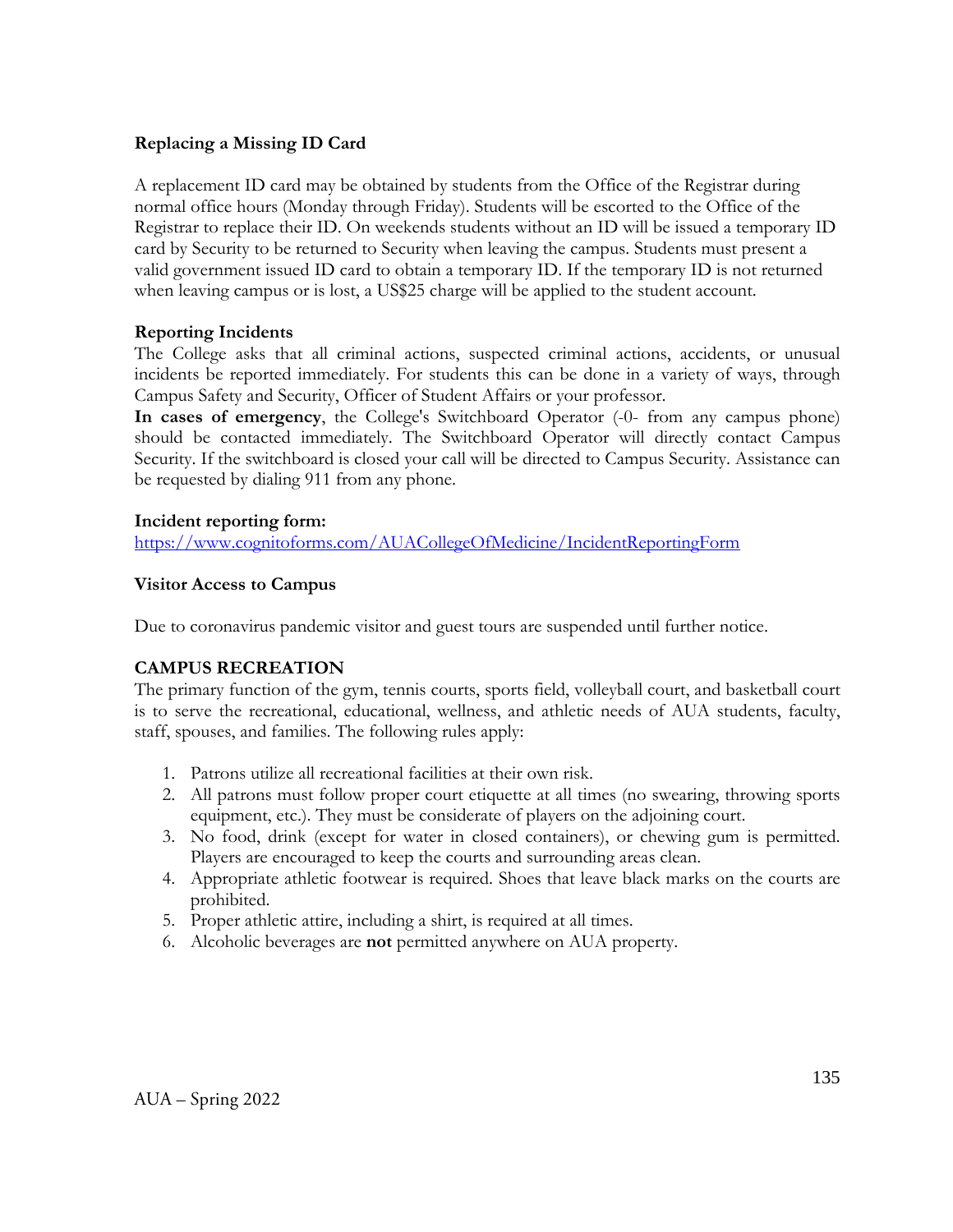### Replacing a Missing ID Card

A replacement ID card may be obtained by students from the Office of the Registrar during normal office hours (Monday through Friday). Students will be escorted to the Office of the Registrar to replace their ID. On weekends students without an ID will be issued a temporary ID card by Security to be returned to Security when leaving the campus. Students must present a valid government issued ID card to obtain a temporary ID. If the temporary ID is not returned when leaving campus or is lost, a US$25 charge will be applied to the student account.

### Reporting Incidents

The College asks that all criminal actions, suspected criminal actions, accidents, or unusual incidents be reported immediately. For students this can be done in a variety of ways, through Campus Safety and Security, Officer of Student Affairs or your professor.

**In cases of emergency**, the College's Switchboard Operator (-0- from any campus phone) should be contacted immediately. The Switchboard Operator will directly contact Campus Security. If the switchboard is closed your call will be directed to Campus Security. Assistance can be requested by dialing 911 from any phone.

**Incident reporting form:**
[https://www.cognitoforms.com/AUACollegeOfMedicine/IncidentReportingForm](https://www.cognitoforms.com/AUACollegeOfMedicine/IncidentReportingForm)

### Visitor Access to Campus

Due to coronavirus pandemic visitor and guest tours are suspended until further notice.

## CAMPUS RECREATION

The primary function of the gym, tennis courts, sports field, volleyball court, and basketball court is to serve the recreational, educational, wellness, and athletic needs of AUA students, faculty, staff, spouses, and families. The following rules apply:

1. Patrons utilize all recreational facilities at their own risk.
2. All patrons must follow proper court etiquette at all times (no swearing, throwing sports equipment, etc.). They must be considerate of players on the adjoining court.
3. No food, drink (except for water in closed containers), or chewing gum is permitted. Players are encouraged to keep the courts and surrounding areas clean.
4. Appropriate athletic footwear is required. Shoes that leave black marks on the courts are prohibited.
5. Proper athletic attire, including a shirt, is required at all times.
6. Alcoholic beverages are **not** permitted anywhere on AUA property.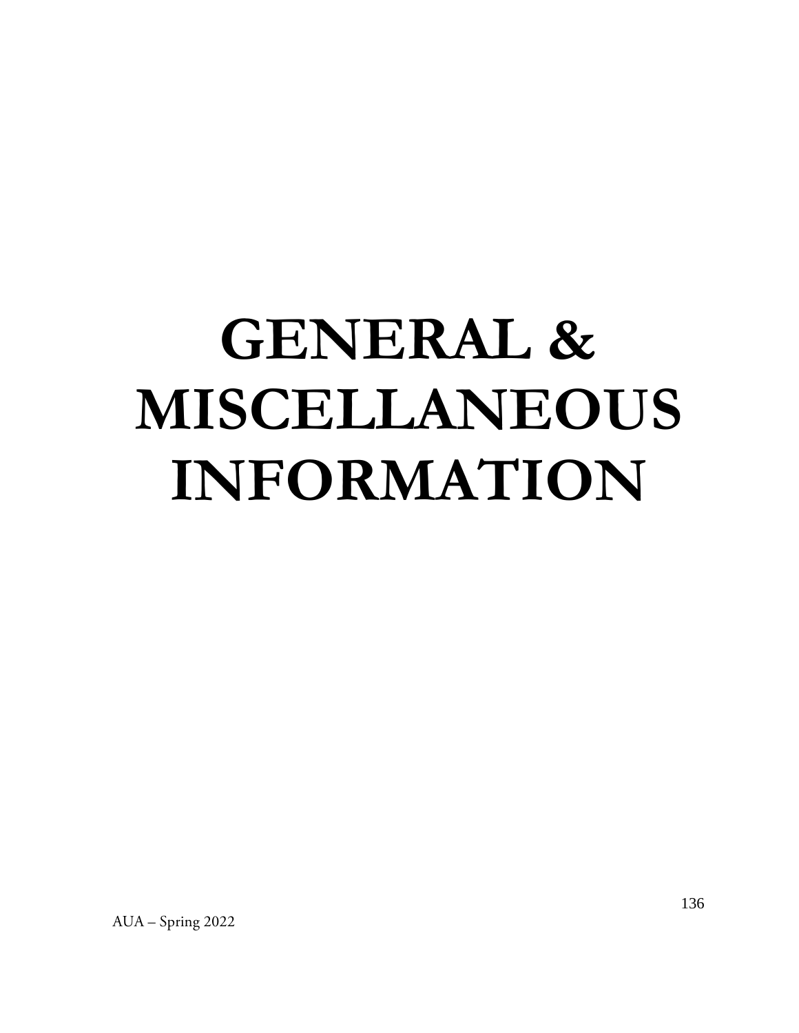# GENERAL & MISCELLANEOUS INFORMATION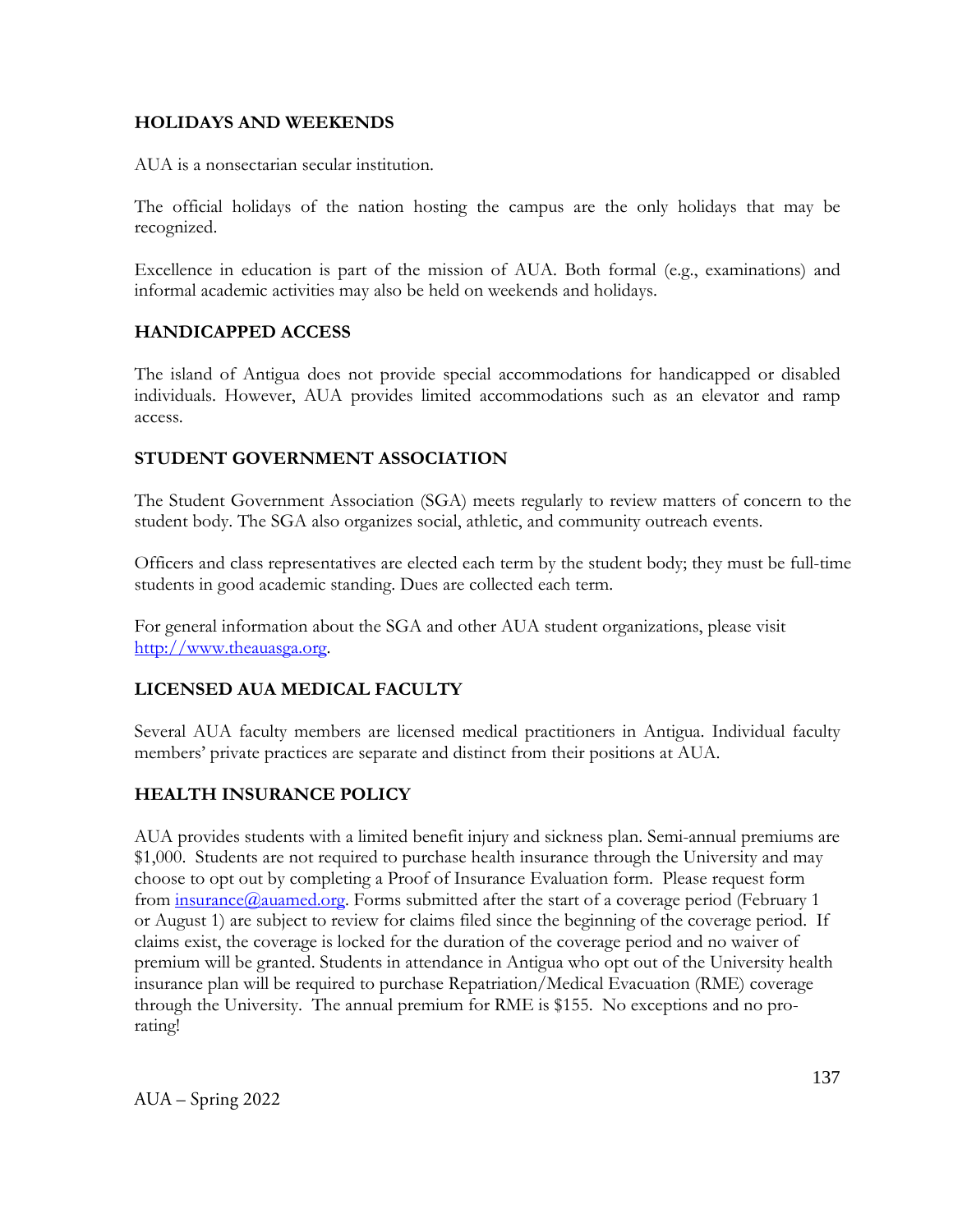## HOLIDAYS AND WEEKENDS

AUA is a nonsectarian secular institution.

The official holidays of the nation hosting the campus are the only holidays that may be recognized.

Excellence in education is part of the mission of AUA. Both formal (e.g., examinations) and informal academic activities may also be held on weekends and holidays.

## HANDICAPPED ACCESS

The island of Antigua does not provide special accommodations for handicapped or disabled individuals. However, AUA provides limited accommodations such as an elevator and ramp access.

## STUDENT GOVERNMENT ASSOCIATION

The Student Government Association (SGA) meets regularly to review matters of concern to the student body. The SGA also organizes social, athletic, and community outreach events.

Officers and class representatives are elected each term by the student body; they must be full-time students in good academic standing. Dues are collected each term.

For general information about the SGA and other AUA student organizations, please visit http://www.theauasga.org.

## LICENSED AUA MEDICAL FACULTY

Several AUA faculty members are licensed medical practitioners in Antigua. Individual faculty members' private practices are separate and distinct from their positions at AUA.

## HEALTH INSURANCE POLICY

AUA provides students with a limited benefit injury and sickness plan. Semi-annual premiums are $1,000. Students are not required to purchase health insurance through the University and may choose to opt out by completing a Proof of Insurance Evaluation form. Please request form from insurance@auamed.org. Forms submitted after the start of a coverage period (February 1 or August 1) are subject to review for claims filed since the beginning of the coverage period. If claims exist, the coverage is locked for the duration of the coverage period and no waiver of premium will be granted. Students in attendance in Antigua who opt out of the University health insurance plan will be required to purchase Repatriation/Medical Evacuation (RME) coverage through the University. The annual premium for RME is $155. No exceptions and no pro-rating!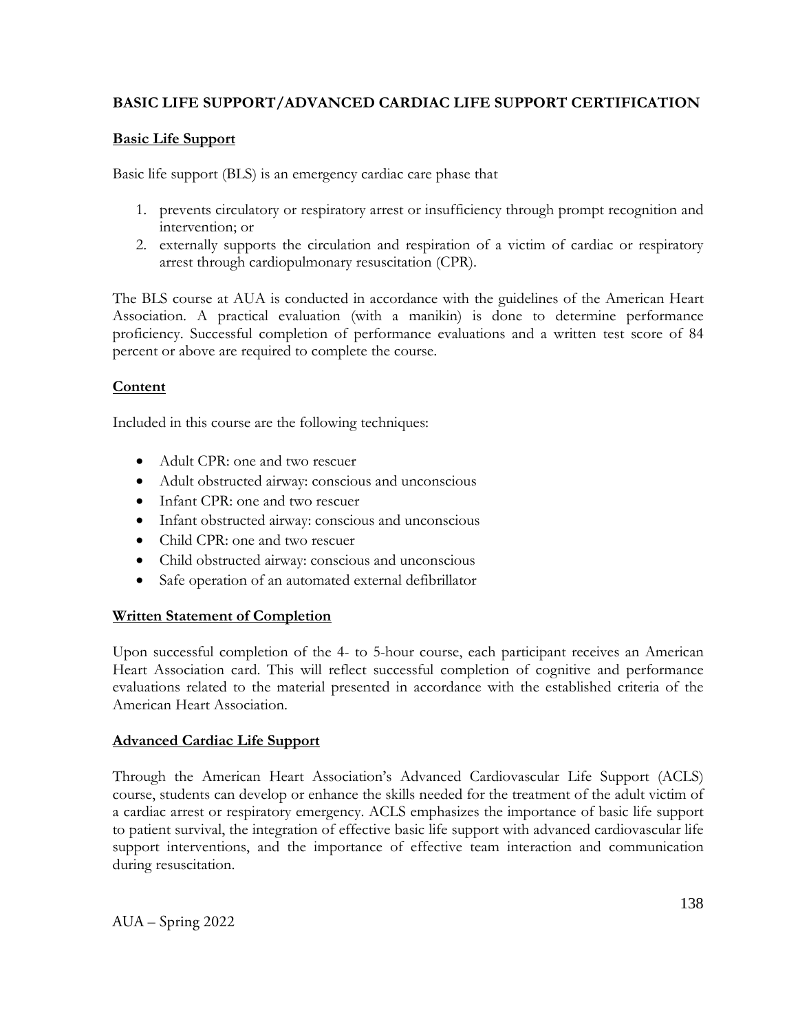## BASIC LIFE SUPPORT/ADVANCED CARDIAC LIFE SUPPORT CERTIFICATION

### Basic Life Support

Basic life support (BLS) is an emergency cardiac care phase that

1. prevents circulatory or respiratory arrest or insufficiency through prompt recognition and intervention; or
2. externally supports the circulation and respiration of a victim of cardiac or respiratory arrest through cardiopulmonary resuscitation (CPR).

The BLS course at AUA is conducted in accordance with the guidelines of the American Heart Association. A practical evaluation (with a manikin) is done to determine performance proficiency. Successful completion of performance evaluations and a written test score of 84 percent or above are required to complete the course.

### Content

Included in this course are the following techniques:

- Adult CPR: one and two rescuer
- Adult obstructed airway: conscious and unconscious
- Infant CPR: one and two rescuer
- Infant obstructed airway: conscious and unconscious
- Child CPR: one and two rescuer
- Child obstructed airway: conscious and unconscious
- Safe operation of an automated external defibrillator

### Written Statement of Completion

Upon successful completion of the 4- to 5-hour course, each participant receives an American Heart Association card. This will reflect successful completion of cognitive and performance evaluations related to the material presented in accordance with the established criteria of the American Heart Association.

### Advanced Cardiac Life Support

Through the American Heart Association's Advanced Cardiovascular Life Support (ACLS) course, students can develop or enhance the skills needed for the treatment of the adult victim of a cardiac arrest or respiratory emergency. ACLS emphasizes the importance of basic life support to patient survival, the integration of effective basic life support with advanced cardiovascular life support interventions, and the importance of effective team interaction and communication during resuscitation.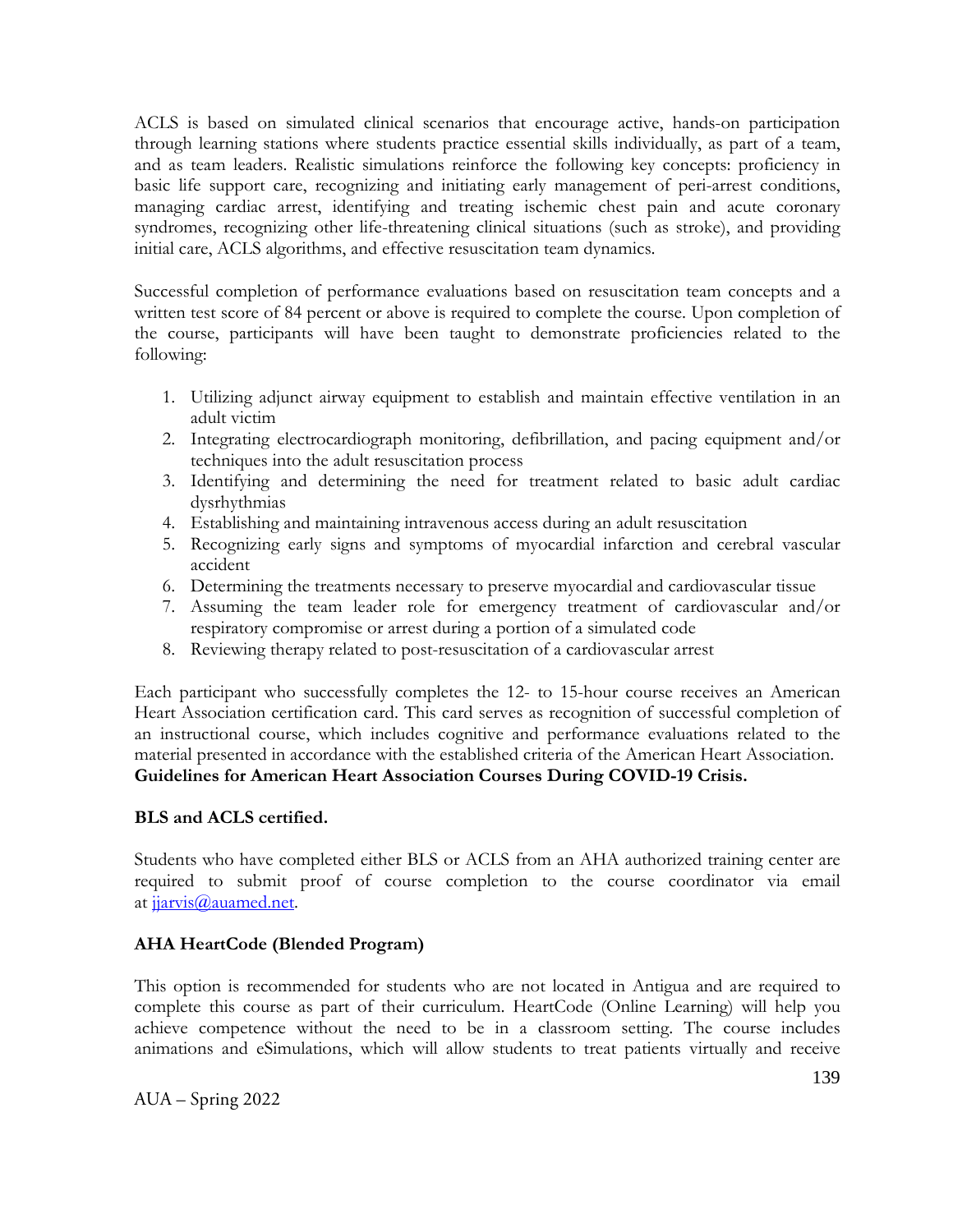ACLS is based on simulated clinical scenarios that encourage active, hands-on participation through learning stations where students practice essential skills individually, as part of a team, and as team leaders. Realistic simulations reinforce the following key concepts: proficiency in basic life support care, recognizing and initiating early management of peri-arrest conditions, managing cardiac arrest, identifying and treating ischemic chest pain and acute coronary syndromes, recognizing other life-threatening clinical situations (such as stroke), and providing initial care, ACLS algorithms, and effective resuscitation team dynamics.

Successful completion of performance evaluations based on resuscitation team concepts and a written test score of 84 percent or above is required to complete the course. Upon completion of the course, participants will have been taught to demonstrate proficiencies related to the following:

1. Utilizing adjunct airway equipment to establish and maintain effective ventilation in an adult victim
2. Integrating electrocardiograph monitoring, defibrillation, and pacing equipment and/or techniques into the adult resuscitation process
3. Identifying and determining the need for treatment related to basic adult cardiac dysrhythmias
4. Establishing and maintaining intravenous access during an adult resuscitation
5. Recognizing early signs and symptoms of myocardial infarction and cerebral vascular accident
6. Determining the treatments necessary to preserve myocardial and cardiovascular tissue
7. Assuming the team leader role for emergency treatment of cardiovascular and/or respiratory compromise or arrest during a portion of a simulated code
8. Reviewing therapy related to post-resuscitation of a cardiovascular arrest

Each participant who successfully completes the 12- to 15-hour course receives an American Heart Association certification card. This card serves as recognition of successful completion of an instructional course, which includes cognitive and performance evaluations related to the material presented in accordance with the established criteria of the American Heart Association.

**Guidelines for American Heart Association Courses During COVID-19 Crisis.**

**BLS and ACLS certified.**

Students who have completed either BLS or ACLS from an AHA authorized training center are required to submit proof of course completion to the course coordinator via email at jjarvis@auamed.net.

**AHA HeartCode (Blended Program)**

This option is recommended for students who are not located in Antigua and are required to complete this course as part of their curriculum. HeartCode (Online Learning) will help you achieve competence without the need to be in a classroom setting. The course includes animations and eSimulations, which will allow students to treat patients virtually and receive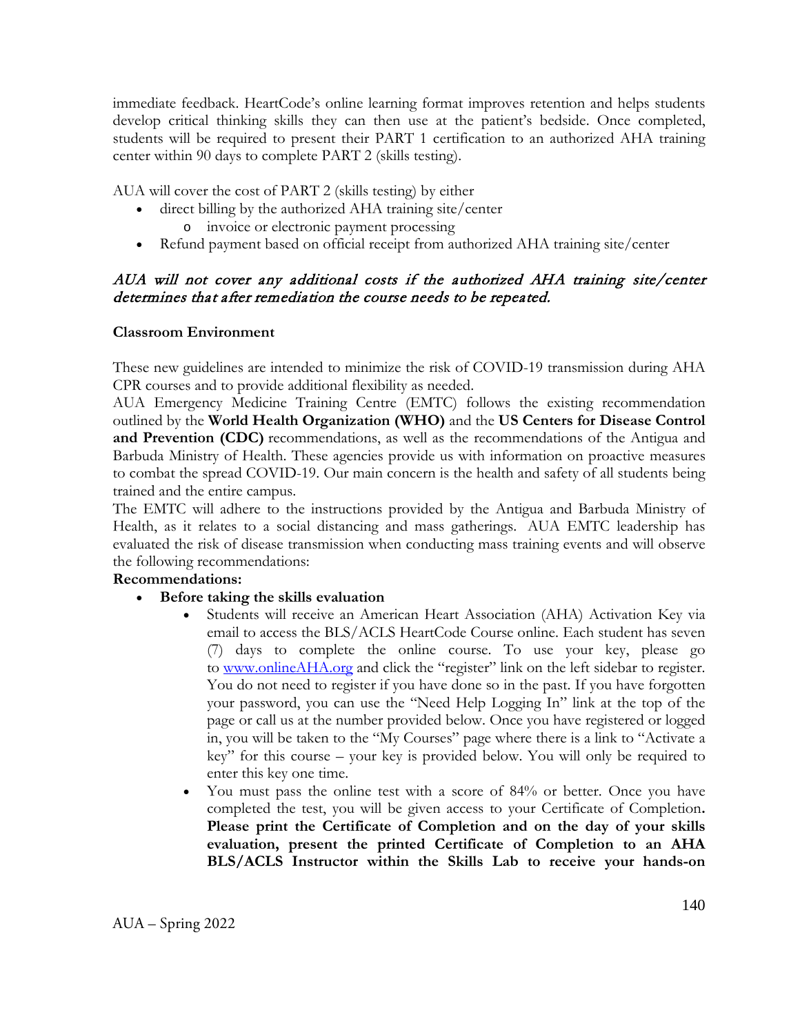immediate feedback. HeartCode's online learning format improves retention and helps students develop critical thinking skills they can then use at the patient's bedside. Once completed, students will be required to present their PART 1 certification to an authorized AHA training center within 90 days to complete PART 2 (skills testing).

AUA will cover the cost of PART 2 (skills testing) by either

- direct billing by the authorized AHA training site/center
  - invoice or electronic payment processing
- Refund payment based on official receipt from authorized AHA training site/center

*AUA will not cover any additional costs if the authorized AHA training site/center determines that after remediation the course needs to be repeated.*

**Classroom Environment**

These new guidelines are intended to minimize the risk of COVID-19 transmission during AHA CPR courses and to provide additional flexibility as needed.

AUA Emergency Medicine Training Centre (EMTC) follows the existing recommendation outlined by the **World Health Organization (WHO)** and the **US Centers for Disease Control and Prevention (CDC)** recommendations, as well as the recommendations of the Antigua and Barbuda Ministry of Health. These agencies provide us with information on proactive measures to combat the spread COVID-19. Our main concern is the health and safety of all students being trained and the entire campus.

The EMTC will adhere to the instructions provided by the Antigua and Barbuda Ministry of Health, as it relates to a social distancing and mass gatherings. AUA EMTC leadership has evaluated the risk of disease transmission when conducting mass training events and will observe the following recommendations:

**Recommendations:**

- **Before taking the skills evaluation**
  - Students will receive an American Heart Association (AHA) Activation Key via email to access the BLS/ACLS HeartCode Course online. Each student has seven (7) days to complete the online course. To use your key, please go to [www.onlineAHA.org](www.onlineAHA.org) and click the "register" link on the left sidebar to register. You do not need to register if you have done so in the past. If you have forgotten your password, you can use the "Need Help Logging In" link at the top of the page or call us at the number provided below. Once you have registered or logged in, you will be taken to the "My Courses" page where there is a link to "Activate a key" for this course – your key is provided below. You will only be required to enter this key one time.
  - You must pass the online test with a score of 84% or better. Once you have completed the test, you will be given access to your Certificate of Completion**. Please print the Certificate of Completion and on the day of your skills evaluation, present the printed Certificate of Completion to an AHA BLS/ACLS Instructor within the Skills Lab to receive your hands-on**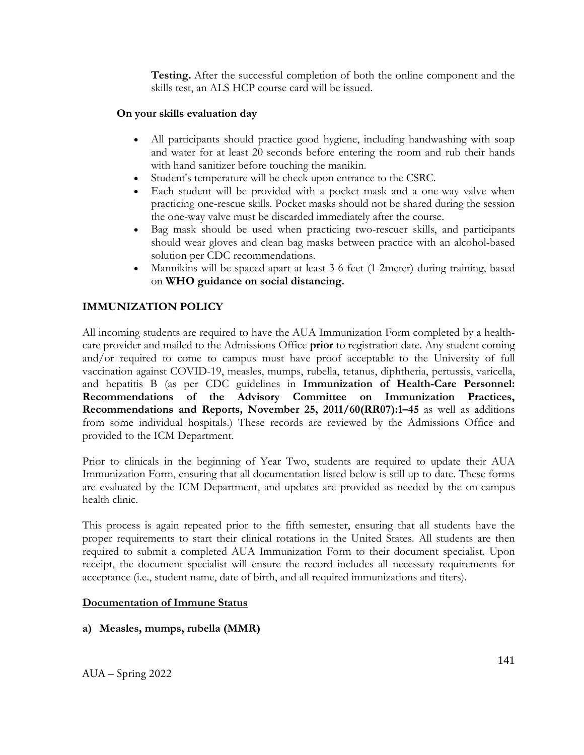**Testing.** After the successful completion of both the online component and the skills test, an ALS HCP course card will be issued.

**On your skills evaluation day**

- All participants should practice good hygiene, including handwashing with soap and water for at least 20 seconds before entering the room and rub their hands with hand sanitizer before touching the manikin.
- Student's temperature will be check upon entrance to the CSRC.
- Each student will be provided with a pocket mask and a one-way valve when practicing one-rescue skills. Pocket masks should not be shared during the session the one-way valve must be discarded immediately after the course.
- Bag mask should be used when practicing two-rescuer skills, and participants should wear gloves and clean bag masks between practice with an alcohol-based solution per CDC recommendations.
- Mannikins will be spaced apart at least 3-6 feet (1-2meter) during training, based on **WHO guidance on social distancing.**

## IMMUNIZATION POLICY

All incoming students are required to have the AUA Immunization Form completed by a health-care provider and mailed to the Admissions Office **prior** to registration date. Any student coming and/or required to come to campus must have proof acceptable to the University of full vaccination against COVID-19, measles, mumps, rubella, tetanus, diphtheria, pertussis, varicella, and hepatitis B (as per CDC guidelines in **Immunization of Health-Care Personnel: Recommendations of the Advisory Committee on Immunization Practices, Recommendations and Reports, November 25, 2011/60(RR07):1–45** as well as additions from some individual hospitals.) These records are reviewed by the Admissions Office and provided to the ICM Department.

Prior to clinicals in the beginning of Year Two, students are required to update their AUA Immunization Form, ensuring that all documentation listed below is still up to date. These forms are evaluated by the ICM Department, and updates are provided as needed by the on-campus health clinic.

This process is again repeated prior to the fifth semester, ensuring that all students have the proper requirements to start their clinical rotations in the United States. All students are then required to submit a completed AUA Immunization Form to their document specialist. Upon receipt, the document specialist will ensure the record includes all necessary requirements for acceptance (i.e., student name, date of birth, and all required immunizations and titers).

### <u>Documentation of Immune Status</u>

**a) Measles, mumps, rubella (MMR)**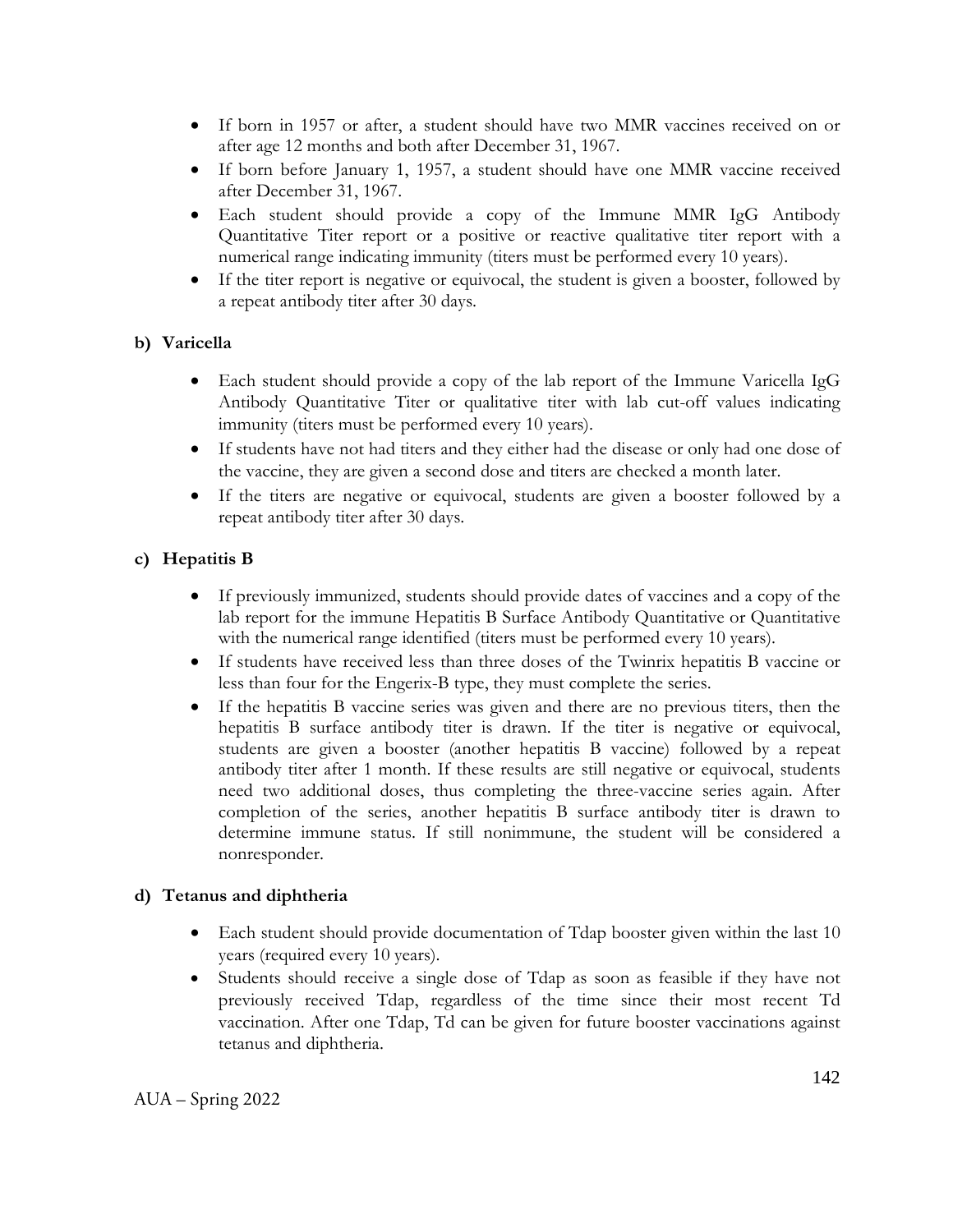- If born in 1957 or after, a student should have two MMR vaccines received on or after age 12 months and both after December 31, 1967.
- If born before January 1, 1957, a student should have one MMR vaccine received after December 31, 1967.
- Each student should provide a copy of the Immune MMR IgG Antibody Quantitative Titer report or a positive or reactive qualitative titer report with a numerical range indicating immunity (titers must be performed every 10 years).
- If the titer report is negative or equivocal, the student is given a booster, followed by a repeat antibody titer after 30 days.

**b) Varicella**

- Each student should provide a copy of the lab report of the Immune Varicella IgG Antibody Quantitative Titer or qualitative titer with lab cut-off values indicating immunity (titers must be performed every 10 years).
- If students have not had titers and they either had the disease or only had one dose of the vaccine, they are given a second dose and titers are checked a month later.
- If the titers are negative or equivocal, students are given a booster followed by a repeat antibody titer after 30 days.

**c) Hepatitis B**

- If previously immunized, students should provide dates of vaccines and a copy of the lab report for the immune Hepatitis B Surface Antibody Quantitative or Quantitative with the numerical range identified (titers must be performed every 10 years).
- If students have received less than three doses of the Twinrix hepatitis B vaccine or less than four for the Engerix-B type, they must complete the series.
- If the hepatitis B vaccine series was given and there are no previous titers, then the hepatitis B surface antibody titer is drawn. If the titer is negative or equivocal, students are given a booster (another hepatitis B vaccine) followed by a repeat antibody titer after 1 month. If these results are still negative or equivocal, students need two additional doses, thus completing the three-vaccine series again. After completion of the series, another hepatitis B surface antibody titer is drawn to determine immune status. If still nonimmune, the student will be considered a nonresponder.

**d) Tetanus and diphtheria**

- Each student should provide documentation of Tdap booster given within the last 10 years (required every 10 years).
- Students should receive a single dose of Tdap as soon as feasible if they have not previously received Tdap, regardless of the time since their most recent Td vaccination. After one Tdap, Td can be given for future booster vaccinations against tetanus and diphtheria.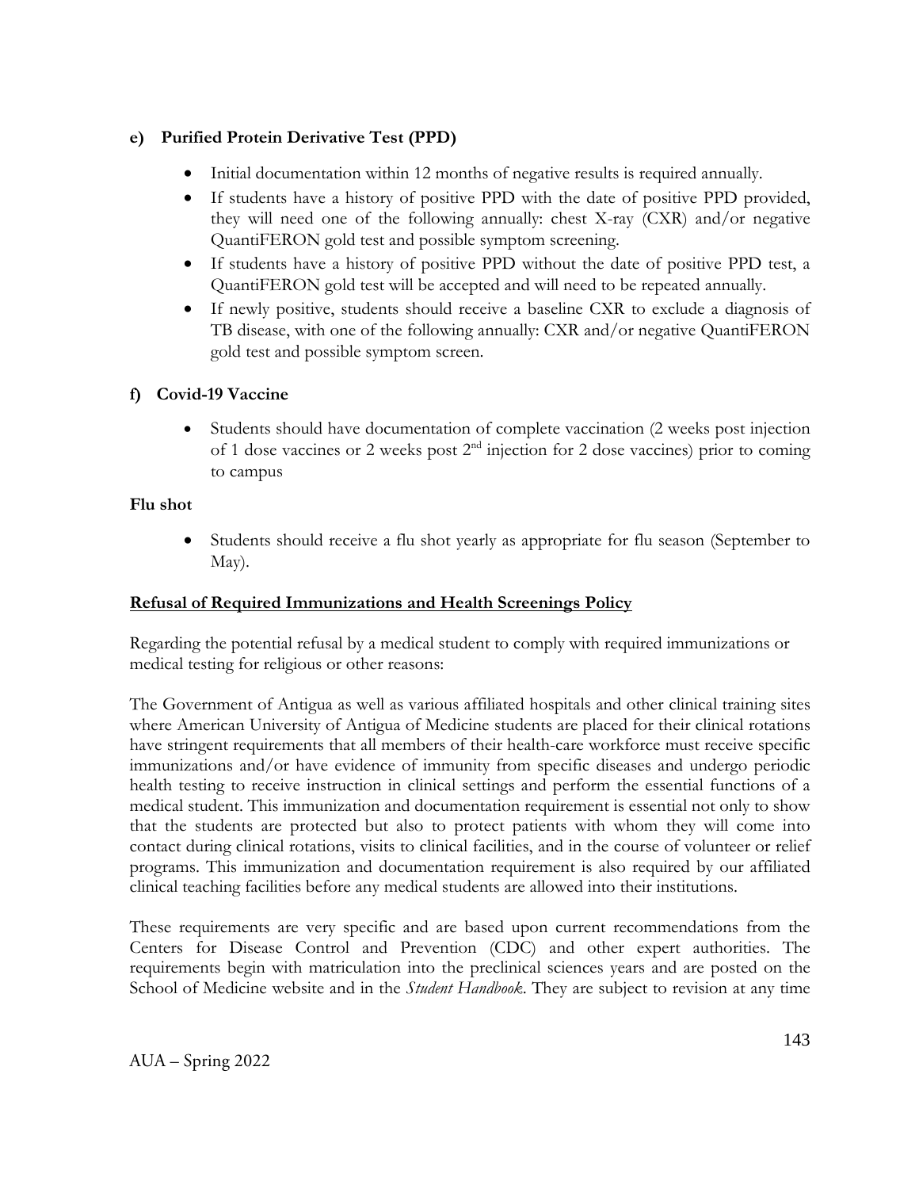**e) Purified Protein Derivative Test (PPD)**

- Initial documentation within 12 months of negative results is required annually.
- If students have a history of positive PPD with the date of positive PPD provided, they will need one of the following annually: chest X-ray (CXR) and/or negative QuantiFERON gold test and possible symptom screening.
- If students have a history of positive PPD without the date of positive PPD test, a QuantiFERON gold test will be accepted and will need to be repeated annually.
- If newly positive, students should receive a baseline CXR to exclude a diagnosis of TB disease, with one of the following annually: CXR and/or negative QuantiFERON gold test and possible symptom screen.

**f) Covid-19 Vaccine**

- Students should have documentation of complete vaccination (2 weeks post injection of 1 dose vaccines or 2 weeks post 2nd injection for 2 dose vaccines) prior to coming to campus

**Flu shot**

- Students should receive a flu shot yearly as appropriate for flu season (September to May).

**Refusal of Required Immunizations and Health Screenings Policy**

Regarding the potential refusal by a medical student to comply with required immunizations or medical testing for religious or other reasons:

The Government of Antigua as well as various affiliated hospitals and other clinical training sites where American University of Antigua of Medicine students are placed for their clinical rotations have stringent requirements that all members of their health-care workforce must receive specific immunizations and/or have evidence of immunity from specific diseases and undergo periodic health testing to receive instruction in clinical settings and perform the essential functions of a medical student. This immunization and documentation requirement is essential not only to show that the students are protected but also to protect patients with whom they will come into contact during clinical rotations, visits to clinical facilities, and in the course of volunteer or relief programs. This immunization and documentation requirement is also required by our affiliated clinical teaching facilities before any medical students are allowed into their institutions.

These requirements are very specific and are based upon current recommendations from the Centers for Disease Control and Prevention (CDC) and other expert authorities. The requirements begin with matriculation into the preclinical sciences years and are posted on the School of Medicine website and in the *Student Handbook*. They are subject to revision at any time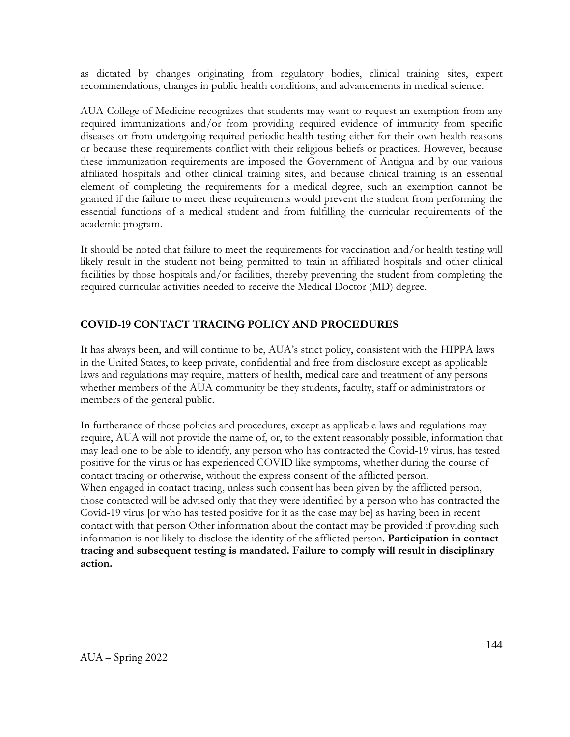as dictated by changes originating from regulatory bodies, clinical training sites, expert recommendations, changes in public health conditions, and advancements in medical science.

AUA College of Medicine recognizes that students may want to request an exemption from any required immunizations and/or from providing required evidence of immunity from specific diseases or from undergoing required periodic health testing either for their own health reasons or because these requirements conflict with their religious beliefs or practices. However, because these immunization requirements are imposed the Government of Antigua and by our various affiliated hospitals and other clinical training sites, and because clinical training is an essential element of completing the requirements for a medical degree, such an exemption cannot be granted if the failure to meet these requirements would prevent the student from performing the essential functions of a medical student and from fulfilling the curricular requirements of the academic program.

It should be noted that failure to meet the requirements for vaccination and/or health testing will likely result in the student not being permitted to train in affiliated hospitals and other clinical facilities by those hospitals and/or facilities, thereby preventing the student from completing the required curricular activities needed to receive the Medical Doctor (MD) degree.

## COVID-19 CONTACT TRACING POLICY AND PROCEDURES

It has always been, and will continue to be, AUA's strict policy, consistent with the HIPPA laws in the United States, to keep private, confidential and free from disclosure except as applicable laws and regulations may require, matters of health, medical care and treatment of any persons whether members of the AUA community be they students, faculty, staff or administrators or members of the general public.

In furtherance of those policies and procedures, except as applicable laws and regulations may require, AUA will not provide the name of, or, to the extent reasonably possible, information that may lead one to be able to identify, any person who has contracted the Covid-19 virus, has tested positive for the virus or has experienced COVID like symptoms, whether during the course of contact tracing or otherwise, without the express consent of the afflicted person.
When engaged in contact tracing, unless such consent has been given by the afflicted person, those contacted will be advised only that they were identified by a person who has contracted the Covid-19 virus [or who has tested positive for it as the case may be] as having been in recent contact with that person Other information about the contact may be provided if providing such information is not likely to disclose the identity of the afflicted person. **Participation in contact tracing and subsequent testing is mandated. Failure to comply will result in disciplinary action.**